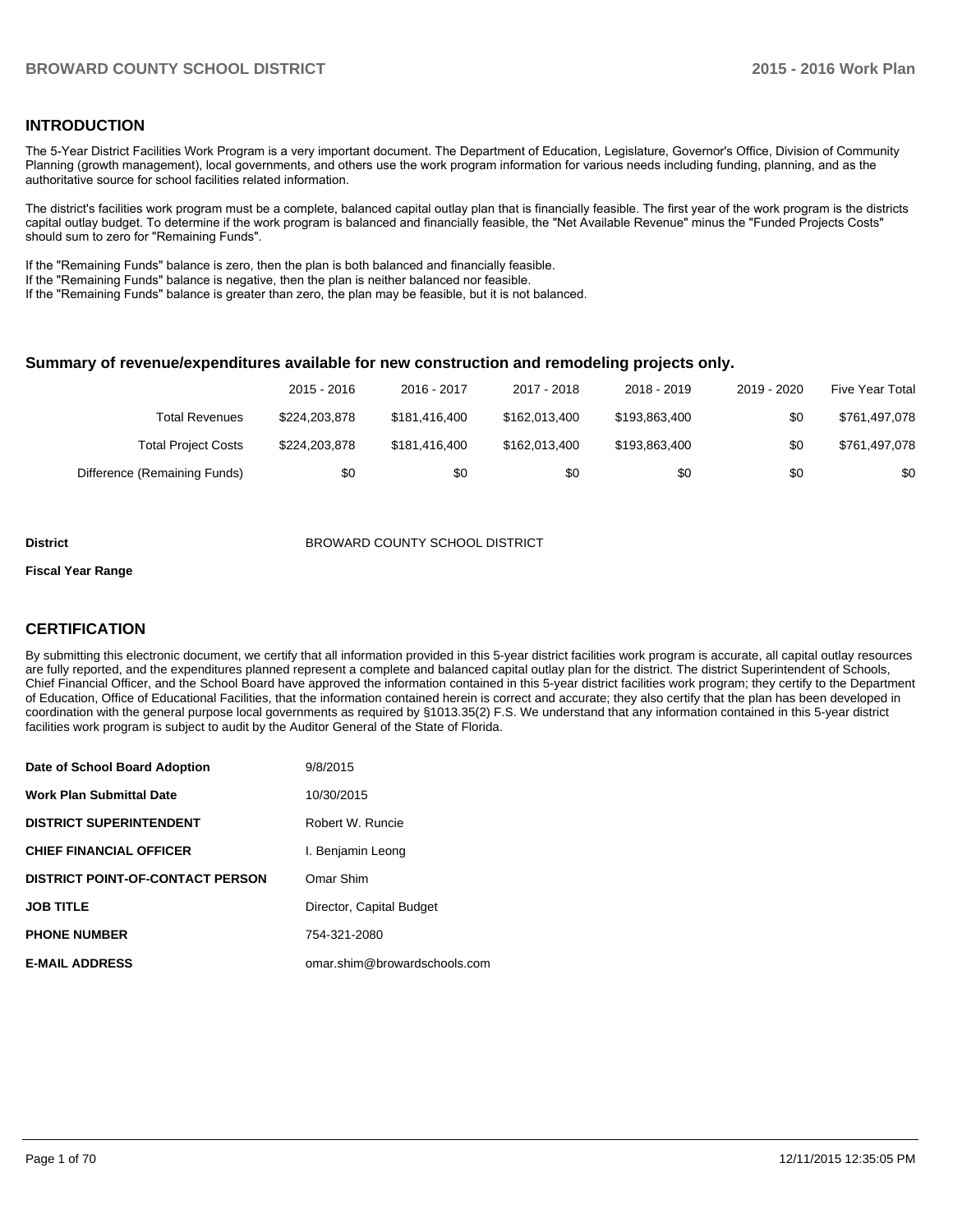## INTRODUCTION

The 5-Year District Facilities Work Program is a very important document. The Department of Education, Legislature, Governor's Office, Division of Community Planning (growth management), local governments, and others use the work program information for various needs including funding, planning, and as the authoritative source for school facilities related information.

The district's facilities work program must be a complete, balanced capital outlay plan that is financially feasible. The first year of the work program is the districts capital outlay budget. To determine if the work program is balanced and financially feasible, the "Net Available Revenue" minus the "Funded Projects Costs" should sum to zero for "Remaining Funds".

If the "Remaining Funds" balance is zero, then the plan is both balanced and financially feasible.
If the "Remaining Funds" balance is negative, then the plan is neither balanced nor feasible.
If the "Remaining Funds" balance is greater than zero, the plan may be feasible, but it is not balanced.

### Summary of revenue/expenditures available for new construction and remodeling projects only.

| | 2015 - 2016 | 2016 - 2017 | 2017 - 2018 | 2018 - 2019 | 2019 - 2020 | Five Year Total |
|---|---|---|---|---|---|---|
| Total Revenues | $224,203,878 | $181,416,400 | $162,013,400 | $193,863,400 | $0 | $761,497,078 |
| Total Project Costs | $224,203,878 | $181,416,400 | $162,013,400 | $193,863,400 | $0 | $761,497,078 |
| Difference (Remaining Funds) | $0 | $0 | $0 | $0 | $0 | $0 |

**District** BROWARD COUNTY SCHOOL DISTRICT

**Fiscal Year Range**

## CERTIFICATION

By submitting this electronic document, we certify that all information provided in this 5-year district facilities work program is accurate, all capital outlay resources are fully reported, and the expenditures planned represent a complete and balanced capital outlay plan for the district. The district Superintendent of Schools, Chief Financial Officer, and the School Board have approved the information contained in this 5-year district facilities work program; they certify to the Department of Education, Office of Educational Facilities, that the information contained herein is correct and accurate; they also certify that the plan has been developed in coordination with the general purpose local governments as required by §1013.35(2) F.S. We understand that any information contained in this 5-year district facilities work program is subject to audit by the Auditor General of the State of Florida.

| | |
|---|---|
| **Date of School Board Adoption** | 9/8/2015 |
| **Work Plan Submittal Date** | 10/30/2015 |
| **DISTRICT SUPERINTENDENT** | Robert W. Runcie |
| **CHIEF FINANCIAL OFFICER** | I. Benjamin Leong |
| **DISTRICT POINT-OF-CONTACT PERSON** | Omar Shim |
| **JOB TITLE** | Director, Capital Budget |
| **PHONE NUMBER** | 754-321-2080 |
| **E-MAIL ADDRESS** | omar.shim@browardschools.com |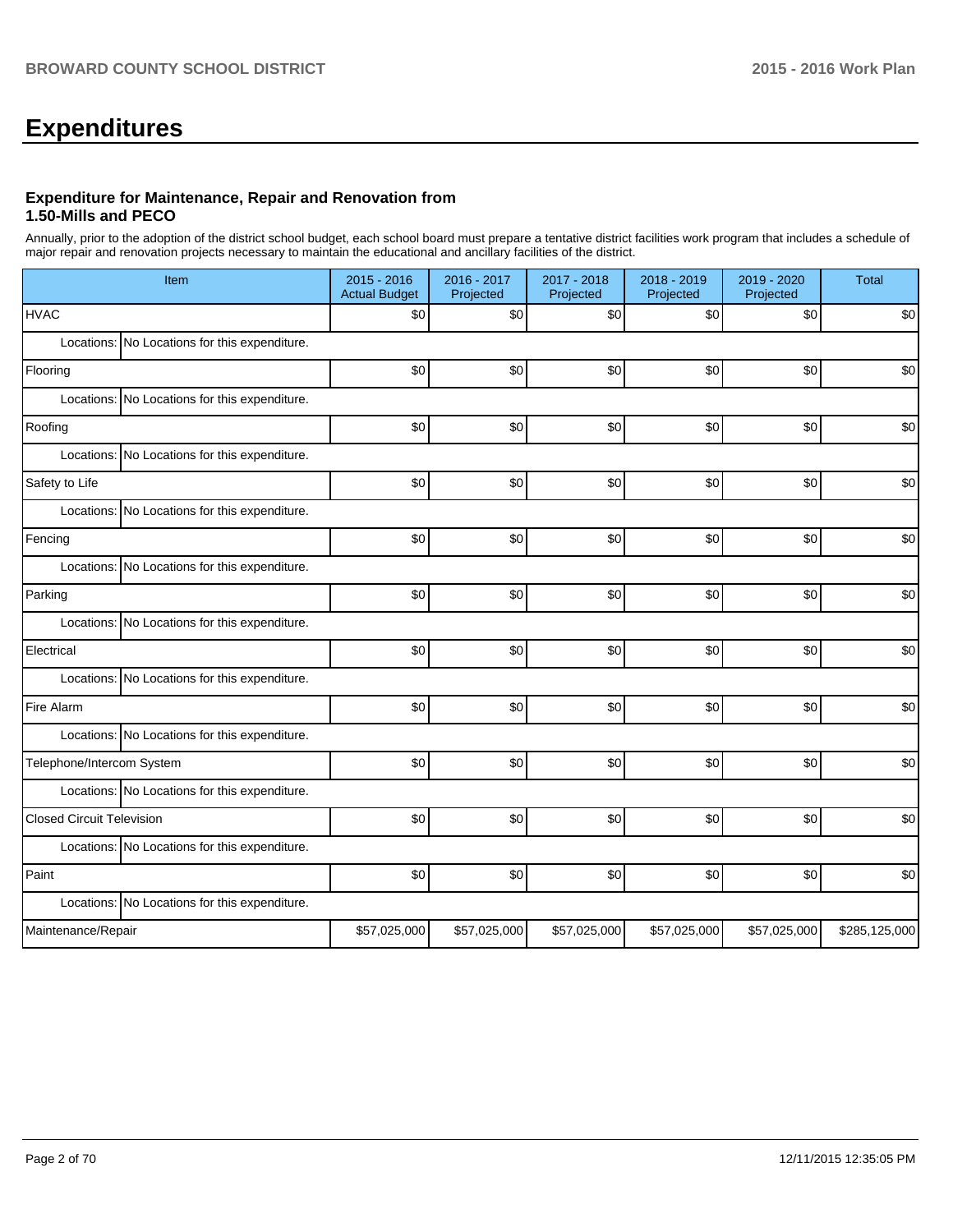# Expenditures

### Expenditure for Maintenance, Repair and Renovation from 1.50-Mills and PECO

Annually, prior to the adoption of the district school budget, each school board must prepare a tentative district facilities work program that includes a schedule of major repair and renovation projects necessary to maintain the educational and ancillary facilities of the district.

| Item | 2015 - 2016 Actual Budget | 2016 - 2017 Projected | 2017 - 2018 Projected | 2018 - 2019 Projected | 2019 - 2020 Projected | Total |
|---|---|---|---|---|---|---|
| HVAC | $0 | $0 | $0 | $0 | $0 | $0 |
| Locations: No Locations for this expenditure. | | | | | | |
| Flooring | $0 | $0 | $0 | $0 | $0 | $0 |
| Locations: No Locations for this expenditure. | | | | | | |
| Roofing | $0 | $0 | $0 | $0 | $0 | $0 |
| Locations: No Locations for this expenditure. | | | | | | |
| Safety to Life | $0 | $0 | $0 | $0 | $0 | $0 |
| Locations: No Locations for this expenditure. | | | | | | |
| Fencing | $0 | $0 | $0 | $0 | $0 | $0 |
| Locations: No Locations for this expenditure. | | | | | | |
| Parking | $0 | $0 | $0 | $0 | $0 | $0 |
| Locations: No Locations for this expenditure. | | | | | | |
| Electrical | $0 | $0 | $0 | $0 | $0 | $0 |
| Locations: No Locations for this expenditure. | | | | | | |
| Fire Alarm | $0 | $0 | $0 | $0 | $0 | $0 |
| Locations: No Locations for this expenditure. | | | | | | |
| Telephone/Intercom System | $0 | $0 | $0 | $0 | $0 | $0 |
| Locations: No Locations for this expenditure. | | | | | | |
| Closed Circuit Television | $0 | $0 | $0 | $0 | $0 | $0 |
| Locations: No Locations for this expenditure. | | | | | | |
| Paint | $0 | $0 | $0 | $0 | $0 | $0 |
| Locations: No Locations for this expenditure. | | | | | | |
| Maintenance/Repair | $57,025,000 | $57,025,000 | $57,025,000 | $57,025,000 | $57,025,000 | $285,125,000 |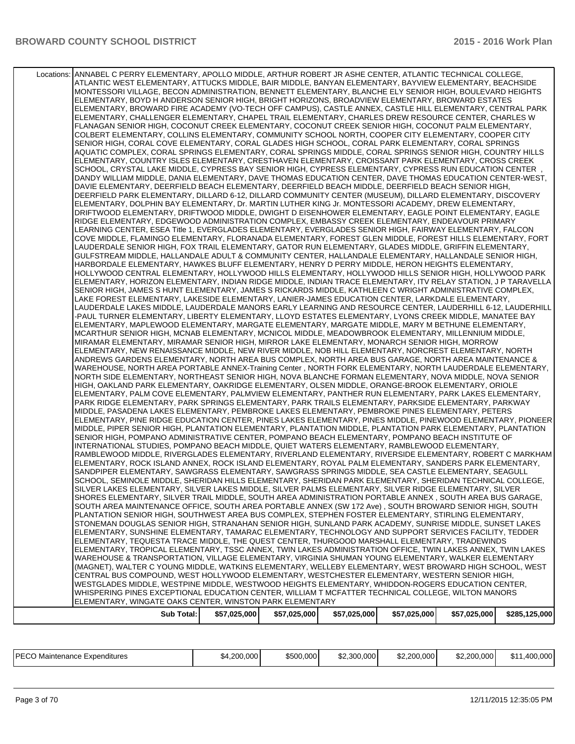| Locations: | ANNABEL C PERRY ELEMENTARY, APOLLO MIDDLE, ARTHUR ROBERT JR ASHE CENTER, ATLANTIC TECHNICAL COLLEGE, ATLANTIC WEST ELEMENTARY, ATTUCKS MIDDLE, BAIR MIDDLE, BANYAN ELEMENTARY, BAYVIEW ELEMENTARY, BEACHSIDE MONTESSORI VILLAGE, BECON ADMINISTRATION, BENNETT ELEMENTARY, BLANCHE ELY SENIOR HIGH, BOULEVARD HEIGHTS ELEMENTARY, BOYD H ANDERSON SENIOR HIGH, BRIGHT HORIZONS, BROADVIEW ELEMENTARY, BROWARD ESTATES ELEMENTARY, BROWARD FIRE ACADEMY (VO-TECH OFF CAMPUS), CASTLE ANNEX, CASTLE HILL ELEMENTARY, CENTRAL PARK ELEMENTARY, CHALLENGER ELEMENTARY, CHAPEL TRAIL ELEMENTARY, CHARLES DREW RESOURCE CENTER, CHARLES W FLANAGAN SENIOR HIGH, COCONUT CREEK ELEMENTARY, COCONUT CREEK SENIOR HIGH, COCONUT PALM ELEMENTARY, COLBERT ELEMENTARY, COLLINS ELEMENTARY, COMMUNITY SCHOOL NORTH, COOPER CITY ELEMENTARY, COOPER CITY SENIOR HIGH, CORAL COVE ELEMENTARY, CORAL GLADES HIGH SCHOOL, CORAL PARK ELEMENTARY, CORAL SPRINGS AQUATIC COMPLEX, CORAL SPRINGS ELEMENTARY, CORAL SPRINGS MIDDLE, CORAL SPRINGS SENIOR HIGH, COUNTRY HILLS ELEMENTARY, COUNTRY ISLES ELEMENTARY, CRESTHAVEN ELEMENTARY, CROISSANT PARK ELEMENTARY, CROSS CREEK SCHOOL, CRYSTAL LAKE MIDDLE, CYPRESS BAY SENIOR HIGH, CYPRESS ELEMENTARY, CYPRESS RUN EDUCATION CENTER , DANDY WILLIAM MIDDLE, DANIA ELEMENTARY, DAVE THOMAS EDUCATION CENTER, DAVE THOMAS EDUCATION CENTER-WEST, DAVIE ELEMENTARY, DEERFIELD BEACH ELEMENTARY, DEERFIELD BEACH MIDDLE, DEERFIELD BEACH SENIOR HIGH, DEERFIELD PARK ELEMENTARY, DILLARD 6-12, DILLARD COMMUNITY CENTER (MUSEUM), DILLARD ELEMENTARY, DISCOVERY ELEMENTARY, DOLPHIN BAY ELEMENTARY, Dr. MARTIN LUTHER KING Jr. MONTESSORI ACADEMY, DREW ELEMENTARY, DRIFTWOOD ELEMENTARY, DRIFTWOOD MIDDLE, DWIGHT D EISENHOWER ELEMENTARY, EAGLE POINT ELEMENTARY, EAGLE RIDGE ELEMENTARY, EDGEWOOD ADMINISTRATION COMPLEX, EMBASSY CREEK ELEMENTARY, ENDEAVOUR PRIMARY LEARNING CENTER, ESEA Title 1, EVERGLADES ELEMENTARY, EVERGLADES SENIOR HIGH, FAIRWAY ELEMENTARY, FALCON COVE MIDDLE, FLAMINGO ELEMENTARY, FLORANADA ELEMENTARY, FOREST GLEN MIDDLE, FOREST HILLS ELEMENTARY, FORT LAUDERDALE SENIOR HIGH, FOX TRAIL ELEMENTARY, GATOR RUN ELEMENTARY, GLADES MIDDLE, GRIFFIN ELEMENTARY, GULFSTREAM MIDDLE, HALLANDALE ADULT & COMMUNITY CENTER, HALLANDALE ELEMENTARY, HALLANDALE SENIOR HIGH, HARBORDALE ELEMENTARY, HAWKES BLUFF ELEMENTARY, HENRY D PERRY MIDDLE, HERON HEIGHTS ELEMENTARY, HOLLYWOOD CENTRAL ELEMENTARY, HOLLYWOOD HILLS ELEMENTARY, HOLLYWOOD HILLS SENIOR HIGH, HOLLYWOOD PARK ELEMENTARY, HORIZON ELEMENTARY, INDIAN RIDGE MIDDLE, INDIAN TRACE ELEMENTARY, ITV RELAY STATION, J P TARAVELLA SENIOR HIGH, JAMES S HUNT ELEMENTARY, JAMES S RICKARDS MIDDLE, KATHLEEN C WRIGHT ADMINISTRATIVE COMPLEX, LAKE FOREST ELEMENTARY, LAKESIDE ELEMENTARY, LANIER-JAMES EDUCATION CENTER, LARKDALE ELEMENTARY, LAUDERDALE LAKES MIDDLE, LAUDERDALE MANORS EARLY LEARNING AND RESOURCE CENTER, LAUDERHILL 6-12, LAUDERHILL -PAUL TURNER ELEMENTARY, LIBERTY ELEMENTARY, LLOYD ESTATES ELEMENTARY, LYONS CREEK MIDDLE, MANATEE BAY ELEMENTARY, MAPLEWOOD ELEMENTARY, MARGATE ELEMENTARY, MARGATE MIDDLE, MARY M BETHUNE ELEMENTARY, MCARTHUR SENIOR HIGH, MCNAB ELEMENTARY, MCNICOL MIDDLE, MEADOWBROOK ELEMENTARY, MILLENNIUM MIDDLE, MIRAMAR ELEMENTARY, MIRAMAR SENIOR HIGH, MIRROR LAKE ELEMENTARY, MONARCH SENIOR HIGH, MORROW ELEMENTARY, NEW RENAISSANCE MIDDLE, NEW RIVER MIDDLE, NOB HILL ELEMENTARY, NORCREST ELEMENTARY, NORTH ANDREWS GARDENS ELEMENTARY, NORTH AREA BUS COMPLEX, NORTH AREA BUS GARAGE, NORTH AREA MAINTENANCE & WAREHOUSE, NORTH AREA PORTABLE ANNEX-Training Center , NORTH FORK ELEMENTARY, NORTH LAUDERDALE ELEMENTARY, NORTH SIDE ELEMENTARY, NORTHEAST SENIOR HIGH, NOVA BLANCHE FORMAN ELEMENTARY, NOVA MIDDLE, NOVA SENIOR HIGH, OAKLAND PARK ELEMENTARY, OAKRIDGE ELEMENTARY, OLSEN MIDDLE, ORANGE-BROOK ELEMENTARY, ORIOLE ELEMENTARY, PALM COVE ELEMENTARY, PALMVIEW ELEMENTARY, PANTHER RUN ELEMENTARY, PARK LAKES ELEMENTARY, PARK RIDGE ELEMENTARY, PARK SPRINGS ELEMENTARY, PARK TRAILS ELEMENTARY, PARKSIDE ELEMENTARY, PARKWAY MIDDLE, PASADENA LAKES ELEMENTARY, PEMBROKE LAKES ELEMENTARY, PEMBROKE PINES ELEMENTARY, PETERS ELEMENTARY, PINE RIDGE EDUCATION CENTER, PINES LAKES ELEMENTARY, PINES MIDDLE, PINEWOOD ELEMENTARY, PIONEER MIDDLE, PIPER SENIOR HIGH, PLANTATION ELEMENTARY, PLANTATION MIDDLE, PLANTATION PARK ELEMENTARY, PLANTATION SENIOR HIGH, POMPANO ADMINISTRATIVE CENTER, POMPANO BEACH ELEMENTARY, POMPANO BEACH INSTITUTE OF INTERNATIONAL STUDIES, POMPANO BEACH MIDDLE, QUIET WATERS ELEMENTARY, RAMBLEWOOD ELEMENTARY, RAMBLEWOOD MIDDLE, RIVERGLADES ELEMENTARY, RIVERLAND ELEMENTARY, RIVERSIDE ELEMENTARY, ROBERT C MARKHAM ELEMENTARY, ROCK ISLAND ANNEX, ROCK ISLAND ELEMENTARY, ROYAL PALM ELEMENTARY, SANDERS PARK ELEMENTARY, SANDPIPER ELEMENTARY, SAWGRASS ELEMENTARY, SAWGRASS SPRINGS MIDDLE, SEA CASTLE ELEMENTARY, SEAGULL SCHOOL, SEMINOLE MIDDLE, SHERIDAN HILLS ELEMENTARY, SHERIDAN PARK ELEMENTARY, SHERIDAN TECHNICAL COLLEGE, SILVER LAKES ELEMENTARY, SILVER LAKES MIDDLE, SILVER PALMS ELEMENTARY, SILVER RIDGE ELEMENTARY, SILVER SHORES ELEMENTARY, SILVER TRAIL MIDDLE, SOUTH AREA ADMINISTRATION PORTABLE ANNEX , SOUTH AREA BUS GARAGE, SOUTH AREA MAINTENANCE OFFICE, SOUTH AREA PORTABLE ANNEX (SW 172 Ave) , SOUTH BROWARD SENIOR HIGH, SOUTH PLANTATION SENIOR HIGH, SOUTHWEST AREA BUS COMPLEX, STEPHEN FOSTER ELEMENTARY, STIRLING ELEMENTARY, STONEMAN DOUGLAS SENIOR HIGH, STRANAHAN SENIOR HIGH, SUNLAND PARK ACADEMY, SUNRISE MIDDLE, SUNSET LAKES ELEMENTARY, SUNSHINE ELEMENTARY, TAMARAC ELEMENTARY, TECHNOLOGY AND SUPPORT SERVICES FACILITY, TEDDER ELEMENTARY, TEQUESTA TRACE MIDDLE, THE QUEST CENTER, THURGOOD MARSHALL ELEMENTARY, TRADEWINDS ELEMENTARY, TROPICAL ELEMENTARY, TSSC ANNEX, TWIN LAKES ADMINISTRATION OFFICE, TWIN LAKES ANNEX, TWIN LAKES WAREHOUSE & TRANSPORTATION, VILLAGE ELEMENTARY, VIRGINIA SHUMAN YOUNG ELEMENTARY, WALKER ELEMENTARY (MAGNET), WALTER C YOUNG MIDDLE, WATKINS ELEMENTARY, WELLEBY ELEMENTARY, WEST BROWARD HIGH SCHOOL, WEST CENTRAL BUS COMPOUND, WEST HOLLYWOOD ELEMENTARY, WESTCHESTER ELEMENTARY, WESTERN SENIOR HIGH, WESTGLADES MIDDLE, WESTPINE MIDDLE, WESTWOOD HEIGHTS ELEMENTARY, WHIDDON-ROGERS EDUCATION CENTER, WHISPERING PINES EXCEPTIONAL EDUCATION CENTER, WILLIAM T MCFATTER TECHNICAL COLLEGE, WILTON MANORS ELEMENTARY, WINGATE OAKS CENTER, WINSTON PARK ELEMENTARY | | | | | |
|---|---|---|---|---|---|---|
| **Sub Total:** | $57,025,000 | $57,025,000 | $57,025,000 | $57,025,000 | $57,025,000 | $285,125,000 |

| PECO Maintenance Expenditures | $4,200,000 | $500,000 | $2,300,000 | $2,200,000 | $2,200,000 | $11,400,000 |
|---|---|---|---|---|---|---|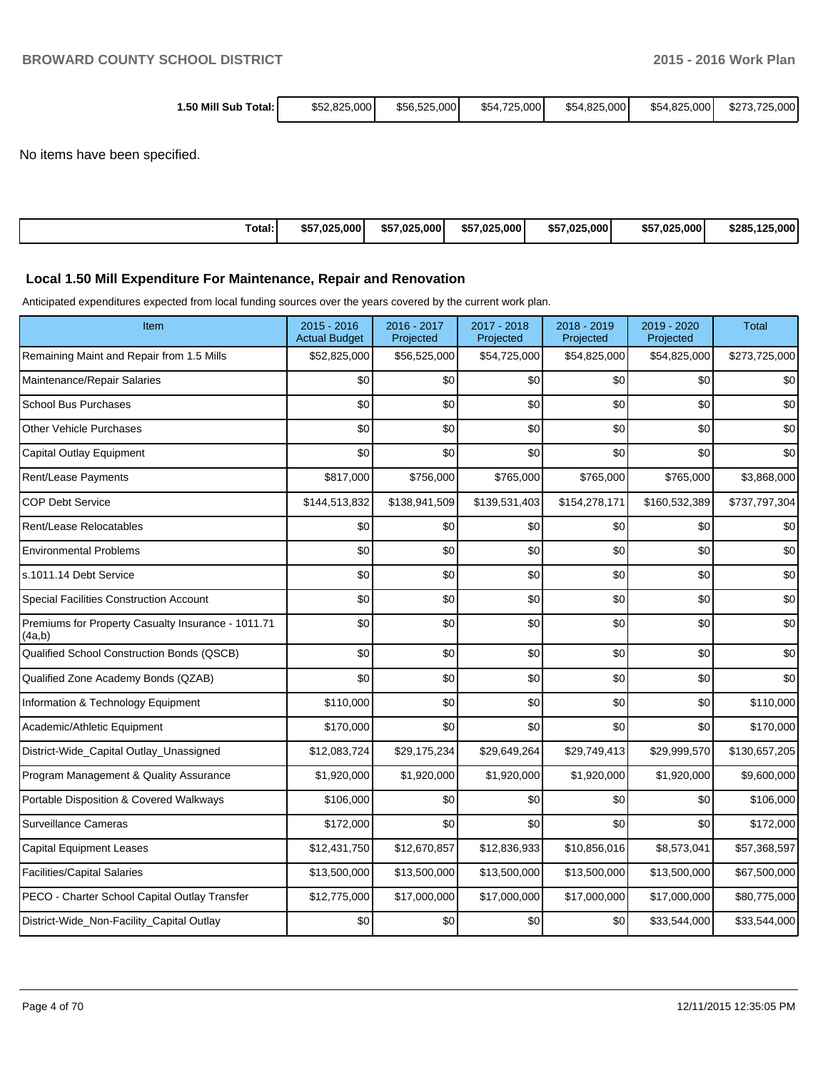| 1.50 Mill Sub Total: | $52,825,000 | $56,525,000 | $54,725,000 | $54,825,000 | $54,825,000 | $273,725,000 |
|---|---|---|---|---|---|---|

No items have been specified.

| Total: | $57,025,000 | $57,025,000 | $57,025,000 | $57,025,000 | $57,025,000 | $285,125,000 |
|---|---|---|---|---|---|---|

### Local 1.50 Mill Expenditure For Maintenance, Repair and Renovation

Anticipated expenditures expected from local funding sources over the years covered by the current work plan.

| Item | 2015 - 2016 Actual Budget | 2016 - 2017 Projected | 2017 - 2018 Projected | 2018 - 2019 Projected | 2019 - 2020 Projected | Total |
|---|---|---|---|---|---|---|
| Remaining Maint and Repair from 1.5 Mills | $52,825,000 | $56,525,000 | $54,725,000 | $54,825,000 | $54,825,000 | $273,725,000 |
| Maintenance/Repair Salaries | $0 | $0 | $0 | $0 | $0 | $0 |
| School Bus Purchases | $0 | $0 | $0 | $0 | $0 | $0 |
| Other Vehicle Purchases | $0 | $0 | $0 | $0 | $0 | $0 |
| Capital Outlay Equipment | $0 | $0 | $0 | $0 | $0 | $0 |
| Rent/Lease Payments | $817,000 | $756,000 | $765,000 | $765,000 | $765,000 | $3,868,000 |
| COP Debt Service | $144,513,832 | $138,941,509 | $139,531,403 | $154,278,171 | $160,532,389 | $737,797,304 |
| Rent/Lease Relocatables | $0 | $0 | $0 | $0 | $0 | $0 |
| Environmental Problems | $0 | $0 | $0 | $0 | $0 | $0 |
| s.1011.14 Debt Service | $0 | $0 | $0 | $0 | $0 | $0 |
| Special Facilities Construction Account | $0 | $0 | $0 | $0 | $0 | $0 |
| Premiums for Property Casualty Insurance - 1011.71 (4a,b) | $0 | $0 | $0 | $0 | $0 | $0 |
| Qualified School Construction Bonds (QSCB) | $0 | $0 | $0 | $0 | $0 | $0 |
| Qualified Zone Academy Bonds (QZAB) | $0 | $0 | $0 | $0 | $0 | $0 |
| Information & Technology Equipment | $110,000 | $0 | $0 | $0 | $0 | $110,000 |
| Academic/Athletic Equipment | $170,000 | $0 | $0 | $0 | $0 | $170,000 |
| District-Wide_Capital_Outlay_Unassigned | $12,083,724 | $29,175,234 | $29,649,264 | $29,749,413 | $29,999,570 | $130,657,205 |
| Program Management & Quality Assurance | $1,920,000 | $1,920,000 | $1,920,000 | $1,920,000 | $1,920,000 | $9,600,000 |
| Portable Disposition & Covered Walkways | $106,000 | $0 | $0 | $0 | $0 | $106,000 |
| Surveillance Cameras | $172,000 | $0 | $0 | $0 | $0 | $172,000 |
| Capital Equipment Leases | $12,431,750 | $12,670,857 | $12,836,933 | $10,856,016 | $8,573,041 | $57,368,597 |
| Facilities/Capital Salaries | $13,500,000 | $13,500,000 | $13,500,000 | $13,500,000 | $13,500,000 | $67,500,000 |
| PECO - Charter School Capital Outlay Transfer | $12,775,000 | $17,000,000 | $17,000,000 | $17,000,000 | $17,000,000 | $80,775,000 |
| District-Wide_Non-Facility_Capital Outlay | $0 | $0 | $0 | $0 | $33,544,000 | $33,544,000 |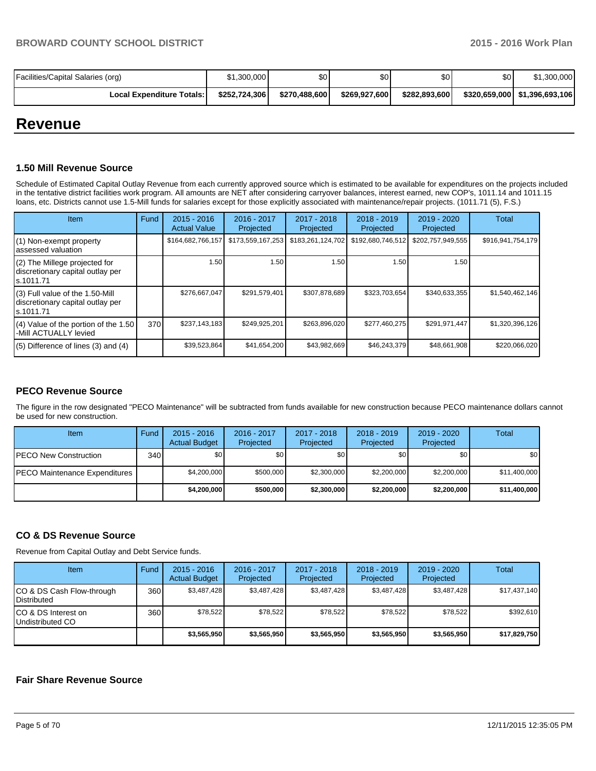| Facilities/Capital Salaries (org) | $1,300,000 | $0 | $0 | $0 | $0 | $1,300,000 |
|---|---|---|---|---|---|---|
| **Local Expenditure Totals:** | **$252,724,306** | **$270,488,600** | **$269,927,600** | **$282,893,600** | **$320,659,000** | **$1,396,693,106** |

# Revenue

### 1.50 Mill Revenue Source

Schedule of Estimated Capital Outlay Revenue from each currently approved source which is estimated to be available for expenditures on the projects included in the tentative district facilities work program. All amounts are NET after considering carryover balances, interest earned, new COP's, 1011.14 and 1011.15 loans, etc. Districts cannot use 1.5-Mill funds for salaries except for those explicitly associated with maintenance/repair projects. (1011.71 (5), F.S.)

| Item | Fund | 2015 - 2016 Actual Value | 2016 - 2017 Projected | 2017 - 2018 Projected | 2018 - 2019 Projected | 2019 - 2020 Projected | Total |
|---|---|---|---|---|---|---|---|
| (1) Non-exempt property assessed valuation | | $164,682,766,157 | $173,559,167,253 | $183,261,124,702 | $192,680,746,512 | $202,757,949,555 | $916,941,754,179 |
| (2) The Millege projected for discretionary capital outlay per s.1011.71 | | 1.50 | 1.50 | 1.50 | 1.50 | 1.50 | |
| (3) Full value of the 1.50-Mill discretionary capital outlay per s.1011.71 | | $276,667,047 | $291,579,401 | $307,878,689 | $323,703,654 | $340,633,355 | $1,540,462,146 |
| (4) Value of the portion of the 1.50 -Mill ACTUALLY levied | 370 | $237,143,183 | $249,925,201 | $263,896,020 | $277,460,275 | $291,971,447 | $1,320,396,126 |
| (5) Difference of lines (3) and (4) | | $39,523,864 | $41,654,200 | $43,982,669 | $46,243,379 | $48,661,908 | $220,066,020 |

### PECO Revenue Source

The figure in the row designated "PECO Maintenance" will be subtracted from funds available for new construction because PECO maintenance dollars cannot be used for new construction.

| Item | Fund | 2015 - 2016 Actual Budget | 2016 - 2017 Projected | 2017 - 2018 Projected | 2018 - 2019 Projected | 2019 - 2020 Projected | Total |
|---|---|---|---|---|---|---|---|
| PECO New Construction | 340 | $0 | $0 | $0 | $0 | $0 | $0 |
| PECO Maintenance Expenditures | | $4,200,000 | $500,000 | $2,300,000 | $2,200,000 | $2,200,000 | $11,400,000 |
| | | **$4,200,000** | **$500,000** | **$2,300,000** | **$2,200,000** | **$2,200,000** | **$11,400,000** |

### CO & DS Revenue Source

Revenue from Capital Outlay and Debt Service funds.

| Item | Fund | 2015 - 2016 Actual Budget | 2016 - 2017 Projected | 2017 - 2018 Projected | 2018 - 2019 Projected | 2019 - 2020 Projected | Total |
|---|---|---|---|---|---|---|---|
| CO & DS Cash Flow-through Distributed | 360 | $3,487,428 | $3,487,428 | $3,487,428 | $3,487,428 | $3,487,428 | $17,437,140 |
| CO & DS Interest on Undistributed CO | 360 | $78,522 | $78,522 | $78,522 | $78,522 | $78,522 | $392,610 |
| | | **$3,565,950** | **$3,565,950** | **$3,565,950** | **$3,565,950** | **$3,565,950** | **$17,829,750** |

### Fair Share Revenue Source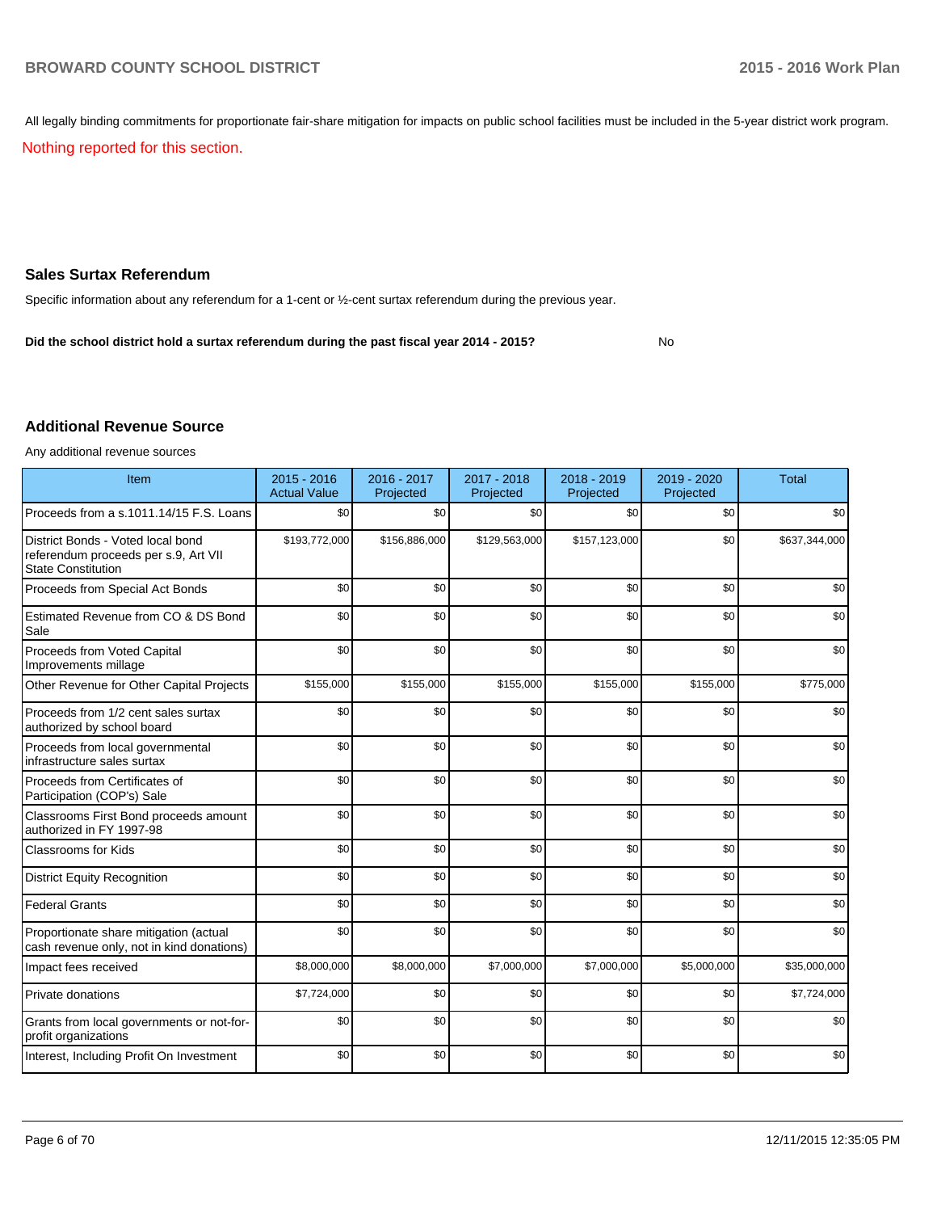All legally binding commitments for proportionate fair-share mitigation for impacts on public school facilities must be included in the 5-year district work program.

Nothing reported for this section.

### Sales Surtax Referendum

Specific information about any referendum for a 1-cent or ½-cent surtax referendum during the previous year.

**Did the school district hold a surtax referendum during the past fiscal year 2014 - 2015?** No

### Additional Revenue Source

Any additional revenue sources

| Item | 2015 - 2016 Actual Value | 2016 - 2017 Projected | 2017 - 2018 Projected | 2018 - 2019 Projected | 2019 - 2020 Projected | Total |
|---|---|---|---|---|---|---|
| Proceeds from a s.1011.14/15 F.S. Loans | $0 | $0 | $0 | $0 | $0 | $0 |
| District Bonds - Voted local bond referendum proceeds per s.9, Art VII State Constitution | $193,772,000 | $156,886,000 | $129,563,000 | $157,123,000 | $0 | $637,344,000 |
| Proceeds from Special Act Bonds | $0 | $0 | $0 | $0 | $0 | $0 |
| Estimated Revenue from CO & DS Bond Sale | $0 | $0 | $0 | $0 | $0 | $0 |
| Proceeds from Voted Capital Improvements millage | $0 | $0 | $0 | $0 | $0 | $0 |
| Other Revenue for Other Capital Projects | $155,000 | $155,000 | $155,000 | $155,000 | $155,000 | $775,000 |
| Proceeds from 1/2 cent sales surtax authorized by school board | $0 | $0 | $0 | $0 | $0 | $0 |
| Proceeds from local governmental infrastructure sales surtax | $0 | $0 | $0 | $0 | $0 | $0 |
| Proceeds from Certificates of Participation (COP's) Sale | $0 | $0 | $0 | $0 | $0 | $0 |
| Classrooms First Bond proceeds amount authorized in FY 1997-98 | $0 | $0 | $0 | $0 | $0 | $0 |
| Classrooms for Kids | $0 | $0 | $0 | $0 | $0 | $0 |
| District Equity Recognition | $0 | $0 | $0 | $0 | $0 | $0 |
| Federal Grants | $0 | $0 | $0 | $0 | $0 | $0 |
| Proportionate share mitigation (actual cash revenue only, not in kind donations) | $0 | $0 | $0 | $0 | $0 | $0 |
| Impact fees received | $8,000,000 | $8,000,000 | $7,000,000 | $7,000,000 | $5,000,000 | $35,000,000 |
| Private donations | $7,724,000 | $0 | $0 | $0 | $0 | $7,724,000 |
| Grants from local governments or not-for-profit organizations | $0 | $0 | $0 | $0 | $0 | $0 |
| Interest, Including Profit On Investment | $0 | $0 | $0 | $0 | $0 | $0 |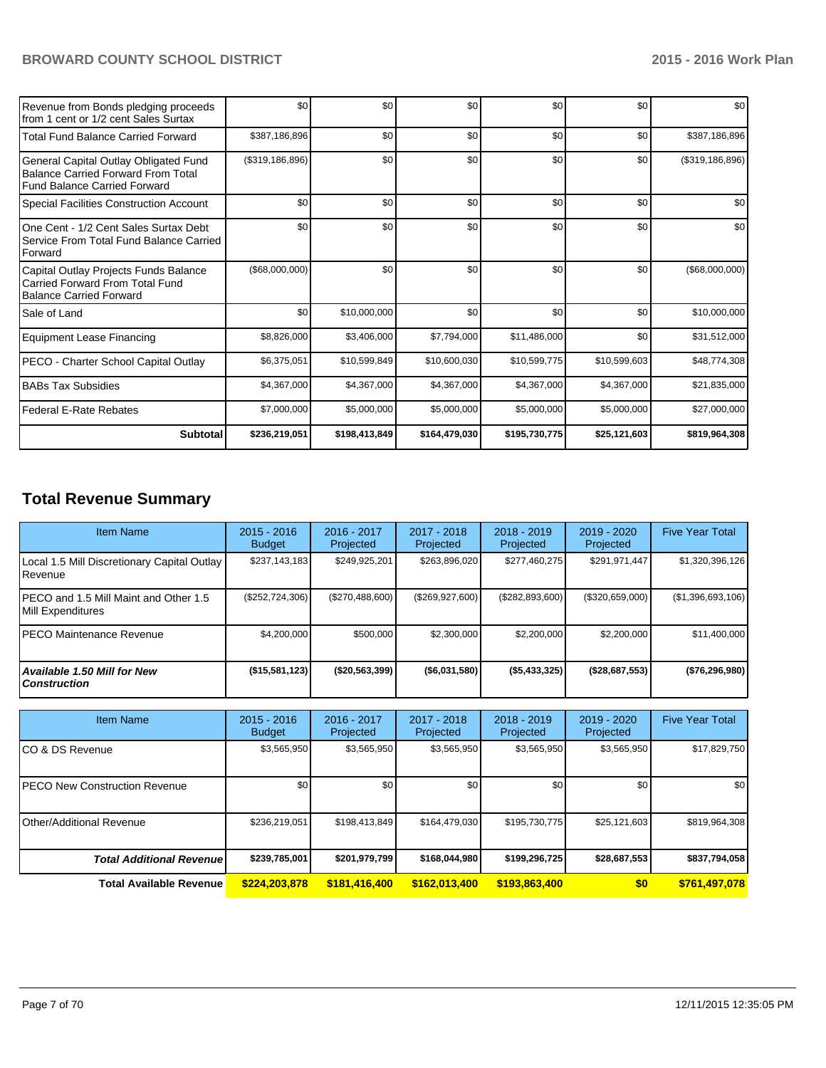| | | | | | | |
|---|---|---|---|---|---|---|
| Revenue from Bonds pledging proceeds from 1 cent or 1/2 cent Sales Surtax | $0 | $0 | $0 | $0 | $0 | $0 |
| Total Fund Balance Carried Forward | $387,186,896 | $0 | $0 | $0 | $0 | $387,186,896 |
| General Capital Outlay Obligated Fund Balance Carried Forward From Total Fund Balance Carried Forward | ($319,186,896) | $0 | $0 | $0 | $0 | ($319,186,896) |
| Special Facilities Construction Account | $0 | $0 | $0 | $0 | $0 | $0 |
| One Cent - 1/2 Cent Sales Surtax Debt Service From Total Fund Balance Carried Forward | $0 | $0 | $0 | $0 | $0 | $0 |
| Capital Outlay Projects Funds Balance Carried Forward From Total Fund Balance Carried Forward | ($68,000,000) | $0 | $0 | $0 | $0 | ($68,000,000) |
| Sale of Land | $0 | $10,000,000 | $0 | $0 | $0 | $10,000,000 |
| Equipment Lease Financing | $8,826,000 | $3,406,000 | $7,794,000 | $11,486,000 | $0 | $31,512,000 |
| PECO - Charter School Capital Outlay | $6,375,051 | $10,599,849 | $10,600,030 | $10,599,775 | $10,599,603 | $48,774,308 |
| BABs Tax Subsidies | $4,367,000 | $4,367,000 | $4,367,000 | $4,367,000 | $4,367,000 | $21,835,000 |
| Federal E-Rate Rebates | $7,000,000 | $5,000,000 | $5,000,000 | $5,000,000 | $5,000,000 | $27,000,000 |
| **Subtotal** | **$236,219,051** | **$198,413,849** | **$164,479,030** | **$195,730,775** | **$25,121,603** | **$819,964,308** |

## Total Revenue Summary

| Item Name | 2015 - 2016 Budget | 2016 - 2017 Projected | 2017 - 2018 Projected | 2018 - 2019 Projected | 2019 - 2020 Projected | Five Year Total |
|---|---|---|---|---|---|---|
| Local 1.5 Mill Discretionary Capital Outlay Revenue | $237,143,183 | $249,925,201 | $263,896,020 | $277,460,275 | $291,971,447 | $1,320,396,126 |
| PECO and 1.5 Mill Maint and Other 1.5 Mill Expenditures | ($252,724,306) | ($270,488,600) | ($269,927,600) | ($282,893,600) | ($320,659,000) | ($1,396,693,106) |
| PECO Maintenance Revenue | $4,200,000 | $500,000 | $2,300,000 | $2,200,000 | $2,200,000 | $11,400,000 |
| ***Available 1.50 Mill for New Construction*** | **($15,581,123)** | **($20,563,399)** | **($6,031,580)** | **($5,433,325)** | **($28,687,553)** | **($76,296,980)** |

| Item Name | 2015 - 2016 Budget | 2016 - 2017 Projected | 2017 - 2018 Projected | 2018 - 2019 Projected | 2019 - 2020 Projected | Five Year Total |
|---|---|---|---|---|---|---|
| CO & DS Revenue | $3,565,950 | $3,565,950 | $3,565,950 | $3,565,950 | $3,565,950 | $17,829,750 |
| PECO New Construction Revenue | $0 | $0 | $0 | $0 | $0 | $0 |
| Other/Additional Revenue | $236,219,051 | $198,413,849 | $164,479,030 | $195,730,775 | $25,121,603 | $819,964,308 |
| ***Total Additional Revenue*** | **$239,785,001** | **$201,979,799** | **$168,044,980** | **$199,296,725** | **$28,687,553** | **$837,794,058** |
| **Total Available Revenue** | **$224,203,878** | **$181,416,400** | **$162,013,400** | **$193,863,400** | **$0** | **$761,497,078** |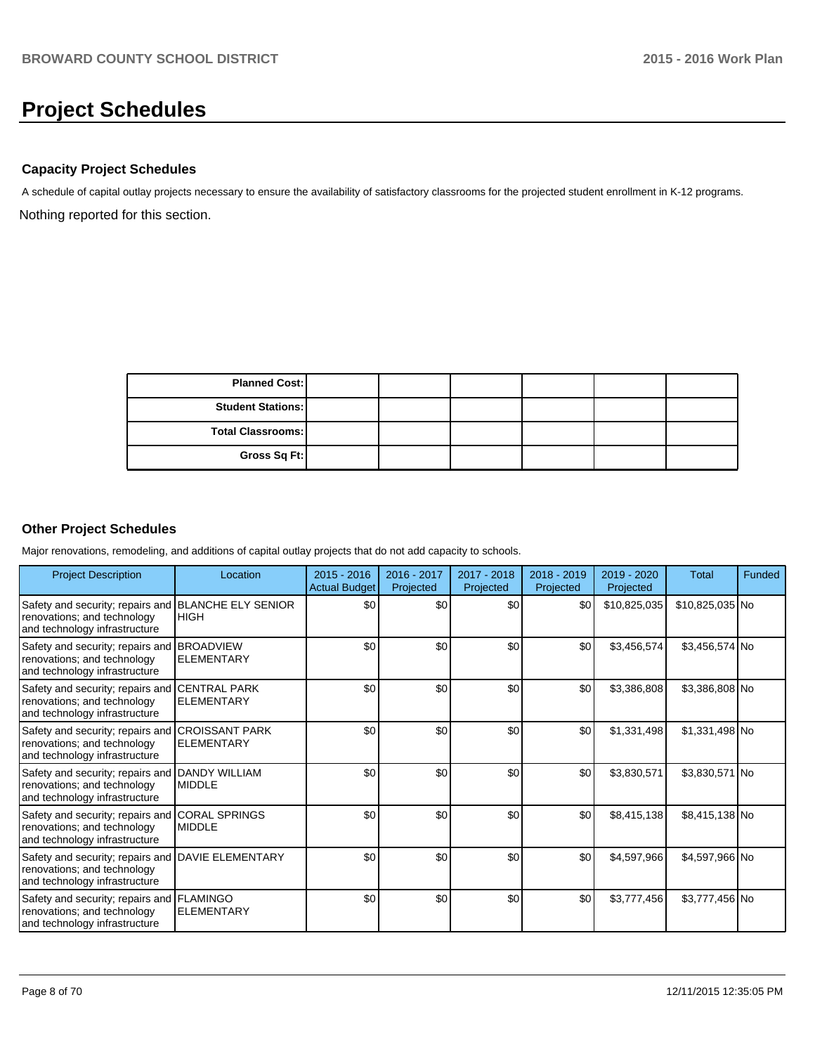# Project Schedules

### Capacity Project Schedules

A schedule of capital outlay projects necessary to ensure the availability of satisfactory classrooms for the projected student enrollment in K-12 programs.

Nothing reported for this section.

| | | | | | | |
|---|---|---|---|---|---|---|
| **Planned Cost:** | | | | | | |
| **Student Stations:** | | | | | | |
| **Total Classrooms:** | | | | | | |
| **Gross Sq Ft:** | | | | | | |

### Other Project Schedules

Major renovations, remodeling, and additions of capital outlay projects that do not add capacity to schools.

| Project Description | Location | 2015 - 2016 Actual Budget | 2016 - 2017 Projected | 2017 - 2018 Projected | 2018 - 2019 Projected | 2019 - 2020 Projected | Total | Funded |
|---|---|---|---|---|---|---|---|---|
| Safety and security; repairs and renovations; and technology and technology infrastructure | BLANCHE ELY SENIOR HIGH | $0 | $0 | $0 | $0 | $10,825,035 | $10,825,035 | No |
| Safety and security; repairs and renovations; and technology and technology infrastructure | BROADVIEW ELEMENTARY | $0 | $0 | $0 | $0 | $3,456,574 | $3,456,574 | No |
| Safety and security; repairs and renovations; and technology and technology infrastructure | CENTRAL PARK ELEMENTARY | $0 | $0 | $0 | $0 | $3,386,808 | $3,386,808 | No |
| Safety and security; repairs and renovations; and technology and technology infrastructure | CROISSANT PARK ELEMENTARY | $0 | $0 | $0 | $0 | $1,331,498 | $1,331,498 | No |
| Safety and security; repairs and renovations; and technology and technology infrastructure | DANDY WILLIAM MIDDLE | $0 | $0 | $0 | $0 | $3,830,571 | $3,830,571 | No |
| Safety and security; repairs and renovations; and technology and technology infrastructure | CORAL SPRINGS MIDDLE | $0 | $0 | $0 | $0 | $8,415,138 | $8,415,138 | No |
| Safety and security; repairs and renovations; and technology and technology infrastructure | DAVIE ELEMENTARY | $0 | $0 | $0 | $0 | $4,597,966 | $4,597,966 | No |
| Safety and security; repairs and renovations; and technology and technology infrastructure | FLAMINGO ELEMENTARY | $0 | $0 | $0 | $0 | $3,777,456 | $3,777,456 | No |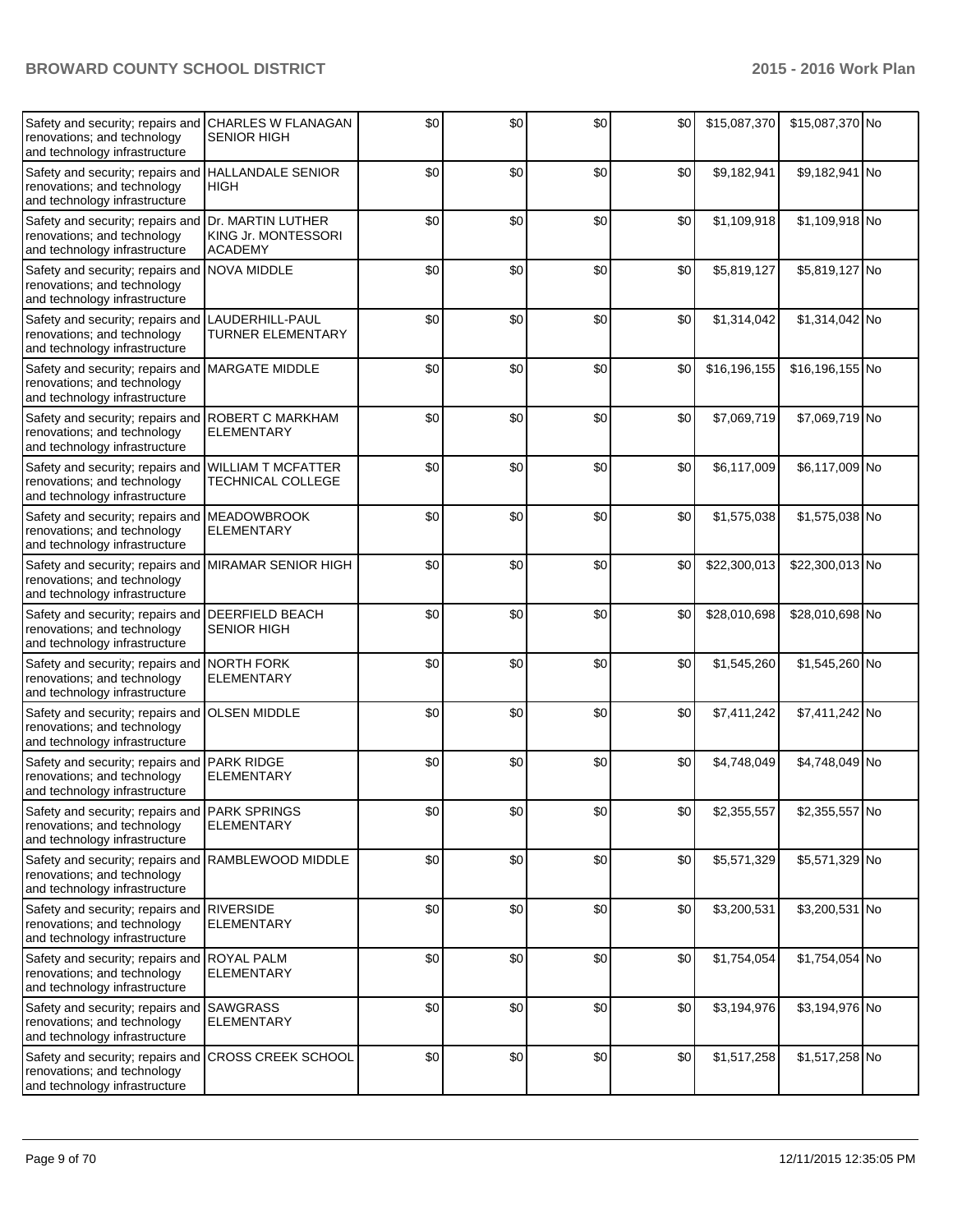| | | | | | | | | |
|---|---|---|---|---|---|---|---|---|
| Safety and security; repairs and renovations; and technology and technology infrastructure | CHARLES W FLANAGAN SENIOR HIGH | $0 | $0 | $0 | $0 | $15,087,370 | $15,087,370 | No |
| Safety and security; repairs and renovations; and technology and technology infrastructure | HALLANDALE SENIOR HIGH | $0 | $0 | $0 | $0 | $9,182,941 | $9,182,941 | No |
| Safety and security; repairs and renovations; and technology and technology infrastructure | Dr. MARTIN LUTHER KING Jr. MONTESSORI ACADEMY | $0 | $0 | $0 | $0 | $1,109,918 | $1,109,918 | No |
| Safety and security; repairs and renovations; and technology and technology infrastructure | NOVA MIDDLE | $0 | $0 | $0 | $0 | $5,819,127 | $5,819,127 | No |
| Safety and security; repairs and renovations; and technology and technology infrastructure | LAUDERHILL-PAUL TURNER ELEMENTARY | $0 | $0 | $0 | $0 | $1,314,042 | $1,314,042 | No |
| Safety and security; repairs and renovations; and technology and technology infrastructure | MARGATE MIDDLE | $0 | $0 | $0 | $0 | $16,196,155 | $16,196,155 | No |
| Safety and security; repairs and renovations; and technology and technology infrastructure | ROBERT C MARKHAM ELEMENTARY | $0 | $0 | $0 | $0 | $7,069,719 | $7,069,719 | No |
| Safety and security; repairs and renovations; and technology and technology infrastructure | WILLIAM T MCFATTER TECHNICAL COLLEGE | $0 | $0 | $0 | $0 | $6,117,009 | $6,117,009 | No |
| Safety and security; repairs and renovations; and technology and technology infrastructure | MEADOWBROOK ELEMENTARY | $0 | $0 | $0 | $0 | $1,575,038 | $1,575,038 | No |
| Safety and security; repairs and renovations; and technology and technology infrastructure | MIRAMAR SENIOR HIGH | $0 | $0 | $0 | $0 | $22,300,013 | $22,300,013 | No |
| Safety and security; repairs and renovations; and technology and technology infrastructure | DEERFIELD BEACH SENIOR HIGH | $0 | $0 | $0 | $0 | $28,010,698 | $28,010,698 | No |
| Safety and security; repairs and renovations; and technology and technology infrastructure | NORTH FORK ELEMENTARY | $0 | $0 | $0 | $0 | $1,545,260 | $1,545,260 | No |
| Safety and security; repairs and renovations; and technology and technology infrastructure | OLSEN MIDDLE | $0 | $0 | $0 | $0 | $7,411,242 | $7,411,242 | No |
| Safety and security; repairs and renovations; and technology and technology infrastructure | PARK RIDGE ELEMENTARY | $0 | $0 | $0 | $0 | $4,748,049 | $4,748,049 | No |
| Safety and security; repairs and renovations; and technology and technology infrastructure | PARK SPRINGS ELEMENTARY | $0 | $0 | $0 | $0 | $2,355,557 | $2,355,557 | No |
| Safety and security; repairs and renovations; and technology and technology infrastructure | RAMBLEWOOD MIDDLE | $0 | $0 | $0 | $0 | $5,571,329 | $5,571,329 | No |
| Safety and security; repairs and renovations; and technology and technology infrastructure | RIVERSIDE ELEMENTARY | $0 | $0 | $0 | $0 | $3,200,531 | $3,200,531 | No |
| Safety and security; repairs and renovations; and technology and technology infrastructure | ROYAL PALM ELEMENTARY | $0 | $0 | $0 | $0 | $1,754,054 | $1,754,054 | No |
| Safety and security; repairs and renovations; and technology and technology infrastructure | SAWGRASS ELEMENTARY | $0 | $0 | $0 | $0 | $3,194,976 | $3,194,976 | No |
| Safety and security; repairs and renovations; and technology and technology infrastructure | CROSS CREEK SCHOOL | $0 | $0 | $0 | $0 | $1,517,258 | $1,517,258 | No |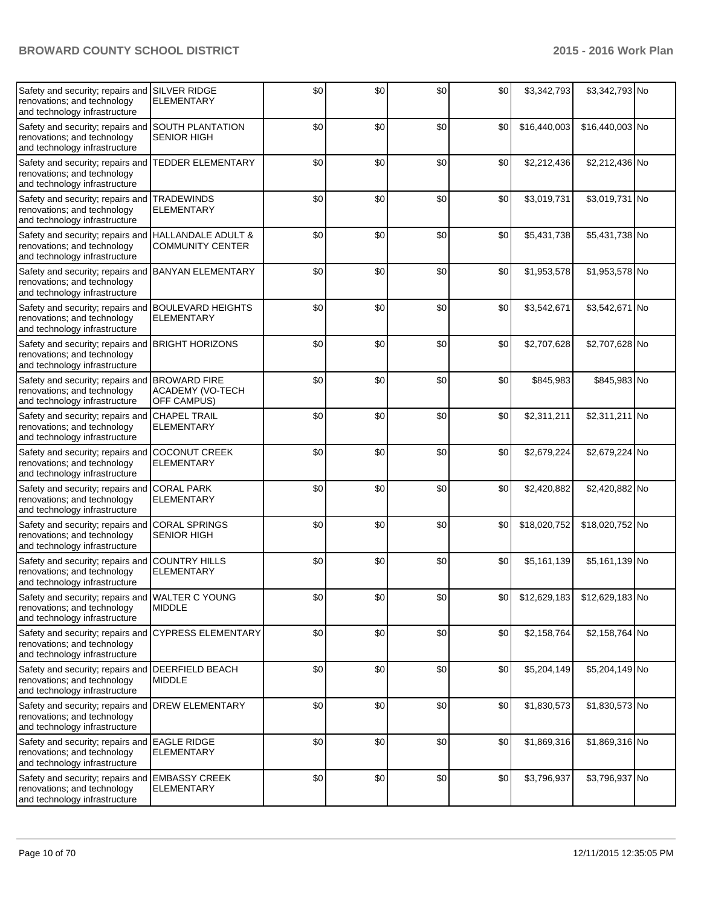| | | | | | | | | |
|---|---|---|---|---|---|---|---|---|
| Safety and security; repairs and renovations; and technology and technology infrastructure | SILVER RIDGE ELEMENTARY | $0 | $0 | $0 | $0 | $3,342,793 | $3,342,793 | No |
| Safety and security; repairs and renovations; and technology and technology infrastructure | SOUTH PLANTATION SENIOR HIGH | $0 | $0 | $0 | $0 | $16,440,003 | $16,440,003 | No |
| Safety and security; repairs and renovations; and technology and technology infrastructure | TEDDER ELEMENTARY | $0 | $0 | $0 | $0 | $2,212,436 | $2,212,436 | No |
| Safety and security; repairs and renovations; and technology and technology infrastructure | TRADEWINDS ELEMENTARY | $0 | $0 | $0 | $0 | $3,019,731 | $3,019,731 | No |
| Safety and security; repairs and renovations; and technology and technology infrastructure | HALLANDALE ADULT & COMMUNITY CENTER | $0 | $0 | $0 | $0 | $5,431,738 | $5,431,738 | No |
| Safety and security; repairs and renovations; and technology and technology infrastructure | BANYAN ELEMENTARY | $0 | $0 | $0 | $0 | $1,953,578 | $1,953,578 | No |
| Safety and security; repairs and renovations; and technology and technology infrastructure | BOULEVARD HEIGHTS ELEMENTARY | $0 | $0 | $0 | $0 | $3,542,671 | $3,542,671 | No |
| Safety and security; repairs and renovations; and technology and technology infrastructure | BRIGHT HORIZONS | $0 | $0 | $0 | $0 | $2,707,628 | $2,707,628 | No |
| Safety and security; repairs and renovations; and technology and technology infrastructure | BROWARD FIRE ACADEMY (VO-TECH OFF CAMPUS) | $0 | $0 | $0 | $0 | $845,983 | $845,983 | No |
| Safety and security; repairs and renovations; and technology and technology infrastructure | CHAPEL TRAIL ELEMENTARY | $0 | $0 | $0 | $0 | $2,311,211 | $2,311,211 | No |
| Safety and security; repairs and renovations; and technology and technology infrastructure | COCONUT CREEK ELEMENTARY | $0 | $0 | $0 | $0 | $2,679,224 | $2,679,224 | No |
| Safety and security; repairs and renovations; and technology and technology infrastructure | CORAL PARK ELEMENTARY | $0 | $0 | $0 | $0 | $2,420,882 | $2,420,882 | No |
| Safety and security; repairs and renovations; and technology and technology infrastructure | CORAL SPRINGS SENIOR HIGH | $0 | $0 | $0 | $0 | $18,020,752 | $18,020,752 | No |
| Safety and security; repairs and renovations; and technology and technology infrastructure | COUNTRY HILLS ELEMENTARY | $0 | $0 | $0 | $0 | $5,161,139 | $5,161,139 | No |
| Safety and security; repairs and renovations; and technology and technology infrastructure | WALTER C YOUNG MIDDLE | $0 | $0 | $0 | $0 | $12,629,183 | $12,629,183 | No |
| Safety and security; repairs and renovations; and technology and technology infrastructure | CYPRESS ELEMENTARY | $0 | $0 | $0 | $0 | $2,158,764 | $2,158,764 | No |
| Safety and security; repairs and renovations; and technology and technology infrastructure | DEERFIELD BEACH MIDDLE | $0 | $0 | $0 | $0 | $5,204,149 | $5,204,149 | No |
| Safety and security; repairs and renovations; and technology and technology infrastructure | DREW ELEMENTARY | $0 | $0 | $0 | $0 | $1,830,573 | $1,830,573 | No |
| Safety and security; repairs and renovations; and technology and technology infrastructure | EAGLE RIDGE ELEMENTARY | $0 | $0 | $0 | $0 | $1,869,316 | $1,869,316 | No |
| Safety and security; repairs and renovations; and technology and technology infrastructure | EMBASSY CREEK ELEMENTARY | $0 | $0 | $0 | $0 | $3,796,937 | $3,796,937 | No |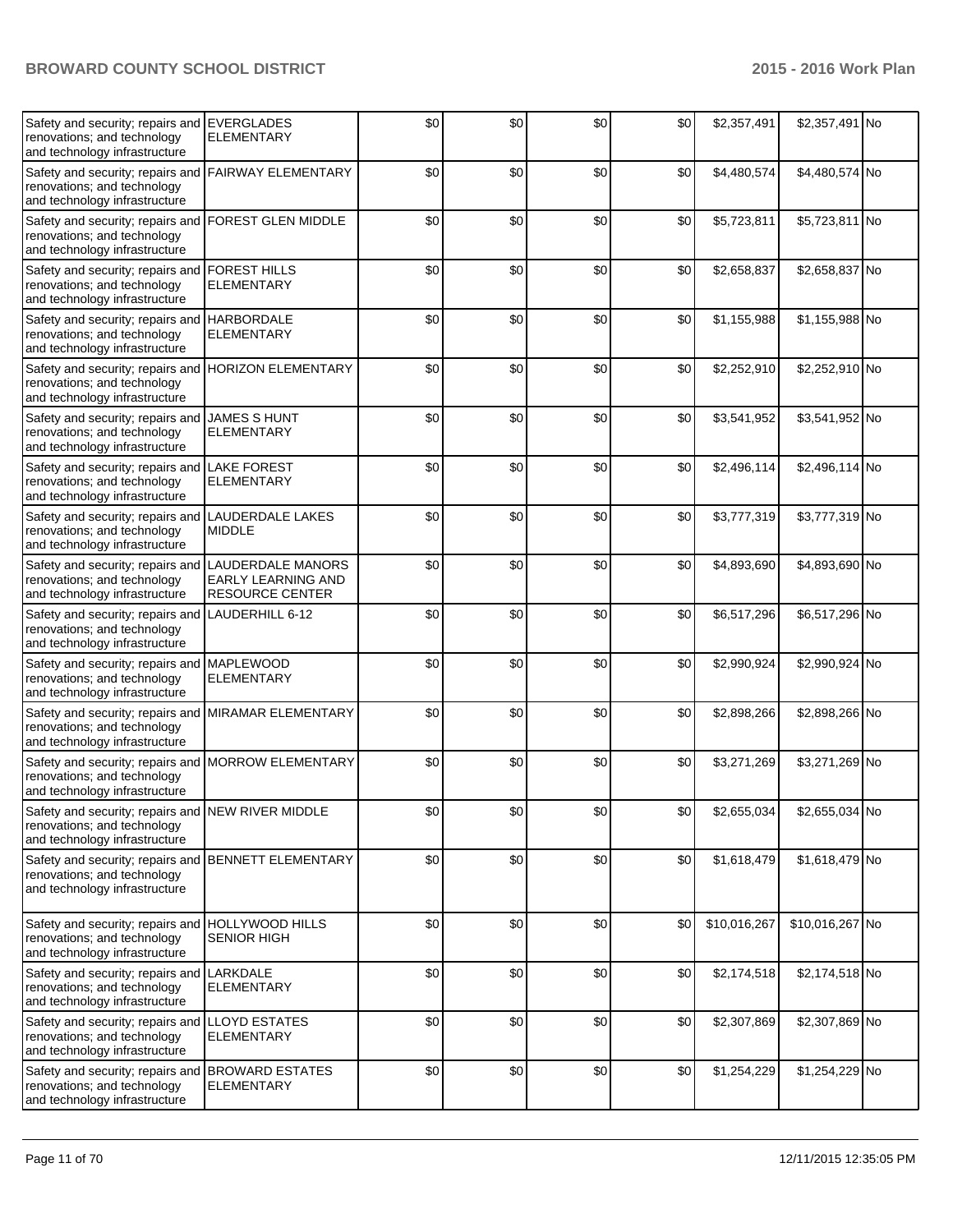| Safety and security; repairs and renovations; and technology and technology infrastructure | EVERGLADES ELEMENTARY | $0 | $0 | $0 | $0 | $2,357,491 | $2,357,491 | No |
|---|---|---|---|---|---|---|---|---|
| Safety and security; repairs and renovations; and technology and technology infrastructure | FAIRWAY ELEMENTARY | $0 | $0 | $0 | $0 | $4,480,574 | $4,480,574 | No |
| Safety and security; repairs and renovations; and technology and technology infrastructure | FOREST GLEN MIDDLE | $0 | $0 | $0 | $0 | $5,723,811 | $5,723,811 | No |
| Safety and security; repairs and renovations; and technology and technology infrastructure | FOREST HILLS ELEMENTARY | $0 | $0 | $0 | $0 | $2,658,837 | $2,658,837 | No |
| Safety and security; repairs and renovations; and technology and technology infrastructure | HARBORDALE ELEMENTARY | $0 | $0 | $0 | $0 | $1,155,988 | $1,155,988 | No |
| Safety and security; repairs and renovations; and technology and technology infrastructure | HORIZON ELEMENTARY | $0 | $0 | $0 | $0 | $2,252,910 | $2,252,910 | No |
| Safety and security; repairs and renovations; and technology and technology infrastructure | JAMES S HUNT ELEMENTARY | $0 | $0 | $0 | $0 | $3,541,952 | $3,541,952 | No |
| Safety and security; repairs and renovations; and technology and technology infrastructure | LAKE FOREST ELEMENTARY | $0 | $0 | $0 | $0 | $2,496,114 | $2,496,114 | No |
| Safety and security; repairs and renovations; and technology and technology infrastructure | LAUDERDALE LAKES MIDDLE | $0 | $0 | $0 | $0 | $3,777,319 | $3,777,319 | No |
| Safety and security; repairs and renovations; and technology and technology infrastructure | LAUDERDALE MANORS EARLY LEARNING AND RESOURCE CENTER | $0 | $0 | $0 | $0 | $4,893,690 | $4,893,690 | No |
| Safety and security; repairs and renovations; and technology and technology infrastructure | LAUDERHILL 6-12 | $0 | $0 | $0 | $0 | $6,517,296 | $6,517,296 | No |
| Safety and security; repairs and renovations; and technology and technology infrastructure | MAPLEWOOD ELEMENTARY | $0 | $0 | $0 | $0 | $2,990,924 | $2,990,924 | No |
| Safety and security; repairs and renovations; and technology and technology infrastructure | MIRAMAR ELEMENTARY | $0 | $0 | $0 | $0 | $2,898,266 | $2,898,266 | No |
| Safety and security; repairs and renovations; and technology and technology infrastructure | MORROW ELEMENTARY | $0 | $0 | $0 | $0 | $3,271,269 | $3,271,269 | No |
| Safety and security; repairs and renovations; and technology and technology infrastructure | NEW RIVER MIDDLE | $0 | $0 | $0 | $0 | $2,655,034 | $2,655,034 | No |
| Safety and security; repairs and renovations; and technology and technology infrastructure | BENNETT ELEMENTARY | $0 | $0 | $0 | $0 | $1,618,479 | $1,618,479 | No |
| Safety and security; repairs and renovations; and technology and technology infrastructure | HOLLYWOOD HILLS SENIOR HIGH | $0 | $0 | $0 | $0 | $10,016,267 | $10,016,267 | No |
| Safety and security; repairs and renovations; and technology and technology infrastructure | LARKDALE ELEMENTARY | $0 | $0 | $0 | $0 | $2,174,518 | $2,174,518 | No |
| Safety and security; repairs and renovations; and technology and technology infrastructure | LLOYD ESTATES ELEMENTARY | $0 | $0 | $0 | $0 | $2,307,869 | $2,307,869 | No |
| Safety and security; repairs and renovations; and technology and technology infrastructure | BROWARD ESTATES ELEMENTARY | $0 | $0 | $0 | $0 | $1,254,229 | $1,254,229 | No |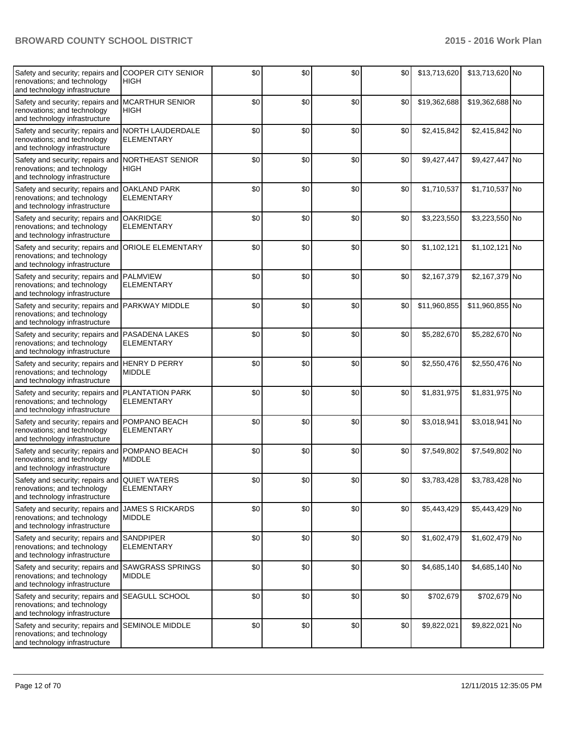| | | | | | | | | |
|---|---|---|---|---|---|---|---|---|
| Safety and security; repairs and renovations; and technology and technology infrastructure | COOPER CITY SENIOR HIGH | $0 | $0 | $0 | $0 | $13,713,620 | $13,713,620 | No |
| Safety and security; repairs and renovations; and technology and technology infrastructure | MCARTHUR SENIOR HIGH | $0 | $0 | $0 | $0 | $19,362,688 | $19,362,688 | No |
| Safety and security; repairs and renovations; and technology and technology infrastructure | NORTH LAUDERDALE ELEMENTARY | $0 | $0 | $0 | $0 | $2,415,842 | $2,415,842 | No |
| Safety and security; repairs and renovations; and technology and technology infrastructure | NORTHEAST SENIOR HIGH | $0 | $0 | $0 | $0 | $9,427,447 | $9,427,447 | No |
| Safety and security; repairs and renovations; and technology and technology infrastructure | OAKLAND PARK ELEMENTARY | $0 | $0 | $0 | $0 | $1,710,537 | $1,710,537 | No |
| Safety and security; repairs and renovations; and technology and technology infrastructure | OAKRIDGE ELEMENTARY | $0 | $0 | $0 | $0 | $3,223,550 | $3,223,550 | No |
| Safety and security; repairs and renovations; and technology and technology infrastructure | ORIOLE ELEMENTARY | $0 | $0 | $0 | $0 | $1,102,121 | $1,102,121 | No |
| Safety and security; repairs and renovations; and technology and technology infrastructure | PALMVIEW ELEMENTARY | $0 | $0 | $0 | $0 | $2,167,379 | $2,167,379 | No |
| Safety and security; repairs and renovations; and technology and technology infrastructure | PARKWAY MIDDLE | $0 | $0 | $0 | $0 | $11,960,855 | $11,960,855 | No |
| Safety and security; repairs and renovations; and technology and technology infrastructure | PASADENA LAKES ELEMENTARY | $0 | $0 | $0 | $0 | $5,282,670 | $5,282,670 | No |
| Safety and security; repairs and renovations; and technology and technology infrastructure | HENRY D PERRY MIDDLE | $0 | $0 | $0 | $0 | $2,550,476 | $2,550,476 | No |
| Safety and security; repairs and renovations; and technology and technology infrastructure | PLANTATION PARK ELEMENTARY | $0 | $0 | $0 | $0 | $1,831,975 | $1,831,975 | No |
| Safety and security; repairs and renovations; and technology and technology infrastructure | POMPANO BEACH ELEMENTARY | $0 | $0 | $0 | $0 | $3,018,941 | $3,018,941 | No |
| Safety and security; repairs and renovations; and technology and technology infrastructure | POMPANO BEACH MIDDLE | $0 | $0 | $0 | $0 | $7,549,802 | $7,549,802 | No |
| Safety and security; repairs and renovations; and technology and technology infrastructure | QUIET WATERS ELEMENTARY | $0 | $0 | $0 | $0 | $3,783,428 | $3,783,428 | No |
| Safety and security; repairs and renovations; and technology and technology infrastructure | JAMES S RICKARDS MIDDLE | $0 | $0 | $0 | $0 | $5,443,429 | $5,443,429 | No |
| Safety and security; repairs and renovations; and technology and technology infrastructure | SANDPIPER ELEMENTARY | $0 | $0 | $0 | $0 | $1,602,479 | $1,602,479 | No |
| Safety and security; repairs and renovations; and technology and technology infrastructure | SAWGRASS SPRINGS MIDDLE | $0 | $0 | $0 | $0 | $4,685,140 | $4,685,140 | No |
| Safety and security; repairs and renovations; and technology and technology infrastructure | SEAGULL SCHOOL | $0 | $0 | $0 | $0 | $702,679 | $702,679 | No |
| Safety and security; repairs and renovations; and technology and technology infrastructure | SEMINOLE MIDDLE | $0 | $0 | $0 | $0 | $9,822,021 | $9,822,021 | No |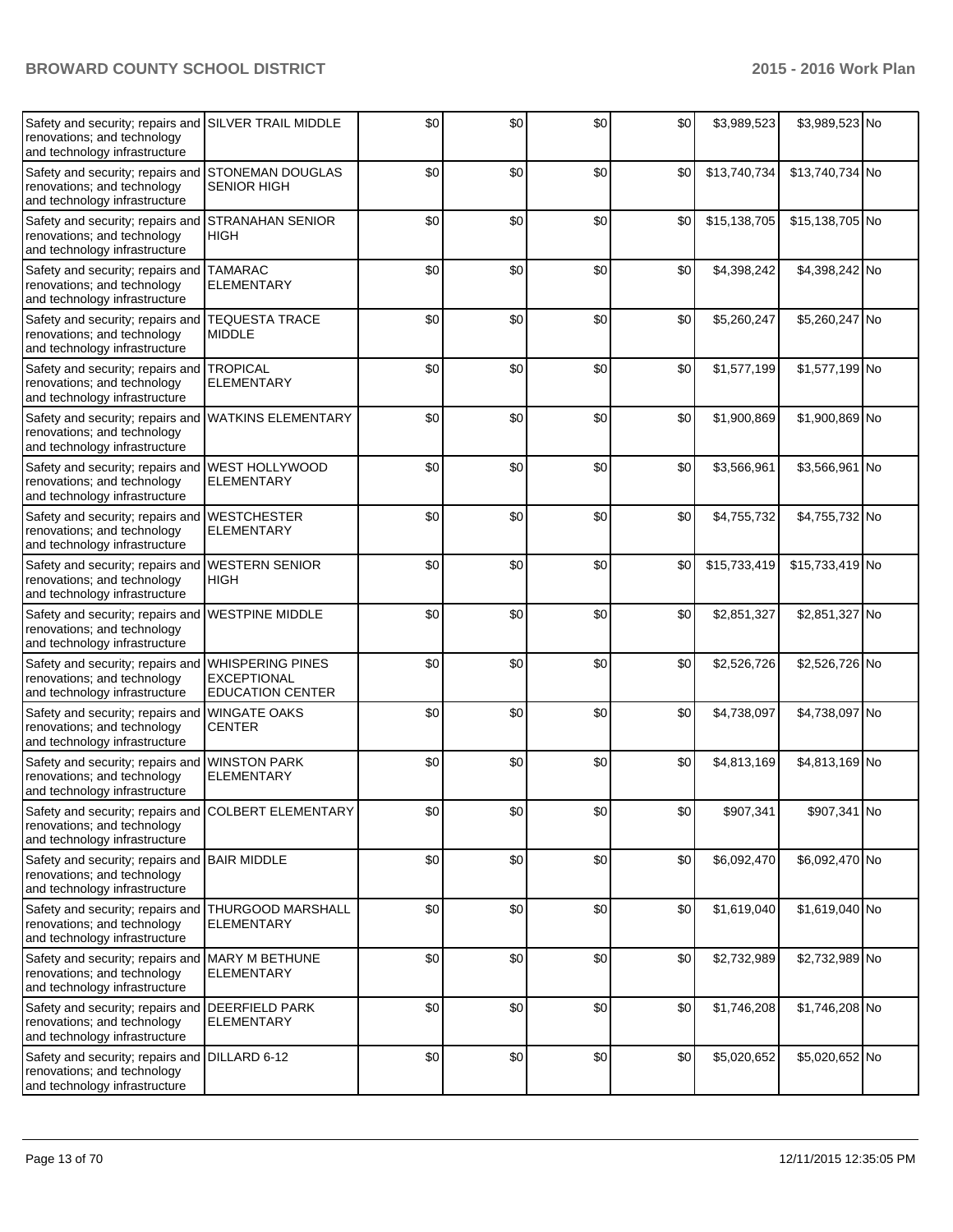| | | | | | | | | |
|---|---|---|---|---|---|---|---|---|
| Safety and security; repairs and renovations; and technology and technology infrastructure | SILVER TRAIL MIDDLE | $0 | $0 | $0 | $0 | $3,989,523 | $3,989,523 | No |
| Safety and security; repairs and renovations; and technology and technology infrastructure | STONEMAN DOUGLAS SENIOR HIGH | $0 | $0 | $0 | $0 | $13,740,734 | $13,740,734 | No |
| Safety and security; repairs and renovations; and technology and technology infrastructure | STRANAHAN SENIOR HIGH | $0 | $0 | $0 | $0 | $15,138,705 | $15,138,705 | No |
| Safety and security; repairs and renovations; and technology and technology infrastructure | TAMARAC ELEMENTARY | $0 | $0 | $0 | $0 | $4,398,242 | $4,398,242 | No |
| Safety and security; repairs and renovations; and technology and technology infrastructure | TEQUESTA TRACE MIDDLE | $0 | $0 | $0 | $0 | $5,260,247 | $5,260,247 | No |
| Safety and security; repairs and renovations; and technology and technology infrastructure | TROPICAL ELEMENTARY | $0 | $0 | $0 | $0 | $1,577,199 | $1,577,199 | No |
| Safety and security; repairs and renovations; and technology and technology infrastructure | WATKINS ELEMENTARY | $0 | $0 | $0 | $0 | $1,900,869 | $1,900,869 | No |
| Safety and security; repairs and renovations; and technology and technology infrastructure | WEST HOLLYWOOD ELEMENTARY | $0 | $0 | $0 | $0 | $3,566,961 | $3,566,961 | No |
| Safety and security; repairs and renovations; and technology and technology infrastructure | WESTCHESTER ELEMENTARY | $0 | $0 | $0 | $0 | $4,755,732 | $4,755,732 | No |
| Safety and security; repairs and renovations; and technology and technology infrastructure | WESTERN SENIOR HIGH | $0 | $0 | $0 | $0 | $15,733,419 | $15,733,419 | No |
| Safety and security; repairs and renovations; and technology and technology infrastructure | WESTPINE MIDDLE | $0 | $0 | $0 | $0 | $2,851,327 | $2,851,327 | No |
| Safety and security; repairs and renovations; and technology and technology infrastructure | WHISPERING PINES EXCEPTIONAL EDUCATION CENTER | $0 | $0 | $0 | $0 | $2,526,726 | $2,526,726 | No |
| Safety and security; repairs and renovations; and technology and technology infrastructure | WINGATE OAKS CENTER | $0 | $0 | $0 | $0 | $4,738,097 | $4,738,097 | No |
| Safety and security; repairs and renovations; and technology and technology infrastructure | WINSTON PARK ELEMENTARY | $0 | $0 | $0 | $0 | $4,813,169 | $4,813,169 | No |
| Safety and security; repairs and renovations; and technology and technology infrastructure | COLBERT ELEMENTARY | $0 | $0 | $0 | $0 | $907,341 | $907,341 | No |
| Safety and security; repairs and renovations; and technology and technology infrastructure | BAIR MIDDLE | $0 | $0 | $0 | $0 | $6,092,470 | $6,092,470 | No |
| Safety and security; repairs and renovations; and technology and technology infrastructure | THURGOOD MARSHALL ELEMENTARY | $0 | $0 | $0 | $0 | $1,619,040 | $1,619,040 | No |
| Safety and security; repairs and renovations; and technology and technology infrastructure | MARY M BETHUNE ELEMENTARY | $0 | $0 | $0 | $0 | $2,732,989 | $2,732,989 | No |
| Safety and security; repairs and renovations; and technology and technology infrastructure | DEERFIELD PARK ELEMENTARY | $0 | $0 | $0 | $0 | $1,746,208 | $1,746,208 | No |
| Safety and security; repairs and renovations; and technology and technology infrastructure | DILLARD 6-12 | $0 | $0 | $0 | $0 | $5,020,652 | $5,020,652 | No |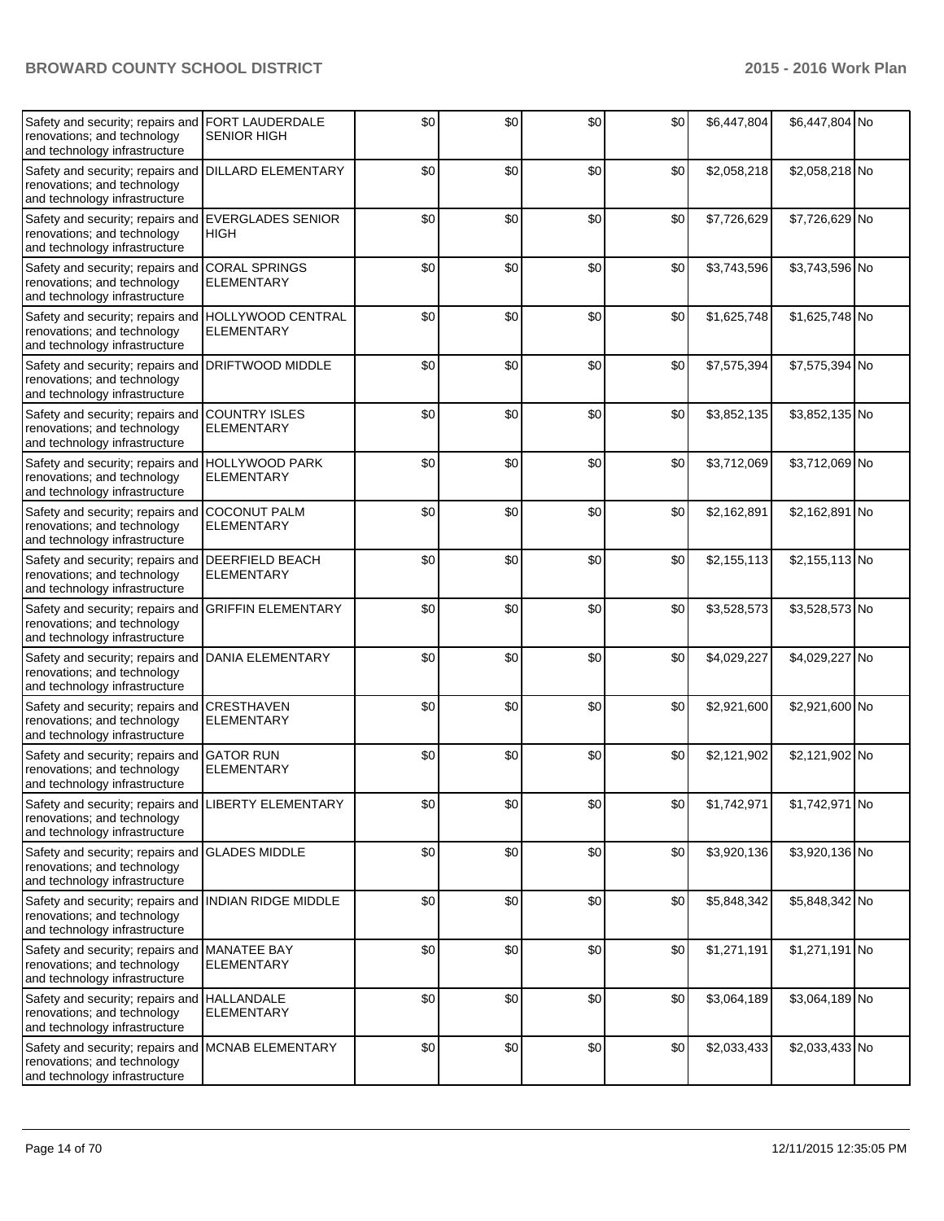| | | | | | | | | |
|---|---|---|---|---|---|---|---|---|
| Safety and security; repairs and renovations; and technology and technology infrastructure | FORT LAUDERDALE SENIOR HIGH | $0 | $0 | $0 | $0 | $6,447,804 | $6,447,804 | No |
| Safety and security; repairs and renovations; and technology and technology infrastructure | DILLARD ELEMENTARY | $0 | $0 | $0 | $0 | $2,058,218 | $2,058,218 | No |
| Safety and security; repairs and renovations; and technology and technology infrastructure | EVERGLADES SENIOR HIGH | $0 | $0 | $0 | $0 | $7,726,629 | $7,726,629 | No |
| Safety and security; repairs and renovations; and technology and technology infrastructure | CORAL SPRINGS ELEMENTARY | $0 | $0 | $0 | $0 | $3,743,596 | $3,743,596 | No |
| Safety and security; repairs and renovations; and technology and technology infrastructure | HOLLYWOOD CENTRAL ELEMENTARY | $0 | $0 | $0 | $0 | $1,625,748 | $1,625,748 | No |
| Safety and security; repairs and renovations; and technology and technology infrastructure | DRIFTWOOD MIDDLE | $0 | $0 | $0 | $0 | $7,575,394 | $7,575,394 | No |
| Safety and security; repairs and renovations; and technology and technology infrastructure | COUNTRY ISLES ELEMENTARY | $0 | $0 | $0 | $0 | $3,852,135 | $3,852,135 | No |
| Safety and security; repairs and renovations; and technology and technology infrastructure | HOLLYWOOD PARK ELEMENTARY | $0 | $0 | $0 | $0 | $3,712,069 | $3,712,069 | No |
| Safety and security; repairs and renovations; and technology and technology infrastructure | COCONUT PALM ELEMENTARY | $0 | $0 | $0 | $0 | $2,162,891 | $2,162,891 | No |
| Safety and security; repairs and renovations; and technology and technology infrastructure | DEERFIELD BEACH ELEMENTARY | $0 | $0 | $0 | $0 | $2,155,113 | $2,155,113 | No |
| Safety and security; repairs and renovations; and technology and technology infrastructure | GRIFFIN ELEMENTARY | $0 | $0 | $0 | $0 | $3,528,573 | $3,528,573 | No |
| Safety and security; repairs and renovations; and technology and technology infrastructure | DANIA ELEMENTARY | $0 | $0 | $0 | $0 | $4,029,227 | $4,029,227 | No |
| Safety and security; repairs and renovations; and technology and technology infrastructure | CRESTHAVEN ELEMENTARY | $0 | $0 | $0 | $0 | $2,921,600 | $2,921,600 | No |
| Safety and security; repairs and renovations; and technology and technology infrastructure | GATOR RUN ELEMENTARY | $0 | $0 | $0 | $0 | $2,121,902 | $2,121,902 | No |
| Safety and security; repairs and renovations; and technology and technology infrastructure | LIBERTY ELEMENTARY | $0 | $0 | $0 | $0 | $1,742,971 | $1,742,971 | No |
| Safety and security; repairs and renovations; and technology and technology infrastructure | GLADES MIDDLE | $0 | $0 | $0 | $0 | $3,920,136 | $3,920,136 | No |
| Safety and security; repairs and renovations; and technology and technology infrastructure | INDIAN RIDGE MIDDLE | $0 | $0 | $0 | $0 | $5,848,342 | $5,848,342 | No |
| Safety and security; repairs and renovations; and technology and technology infrastructure | MANATEE BAY ELEMENTARY | $0 | $0 | $0 | $0 | $1,271,191 | $1,271,191 | No |
| Safety and security; repairs and renovations; and technology and technology infrastructure | HALLANDALE ELEMENTARY | $0 | $0 | $0 | $0 | $3,064,189 | $3,064,189 | No |
| Safety and security; repairs and renovations; and technology and technology infrastructure | MCNAB ELEMENTARY | $0 | $0 | $0 | $0 | $2,033,433 | $2,033,433 | No |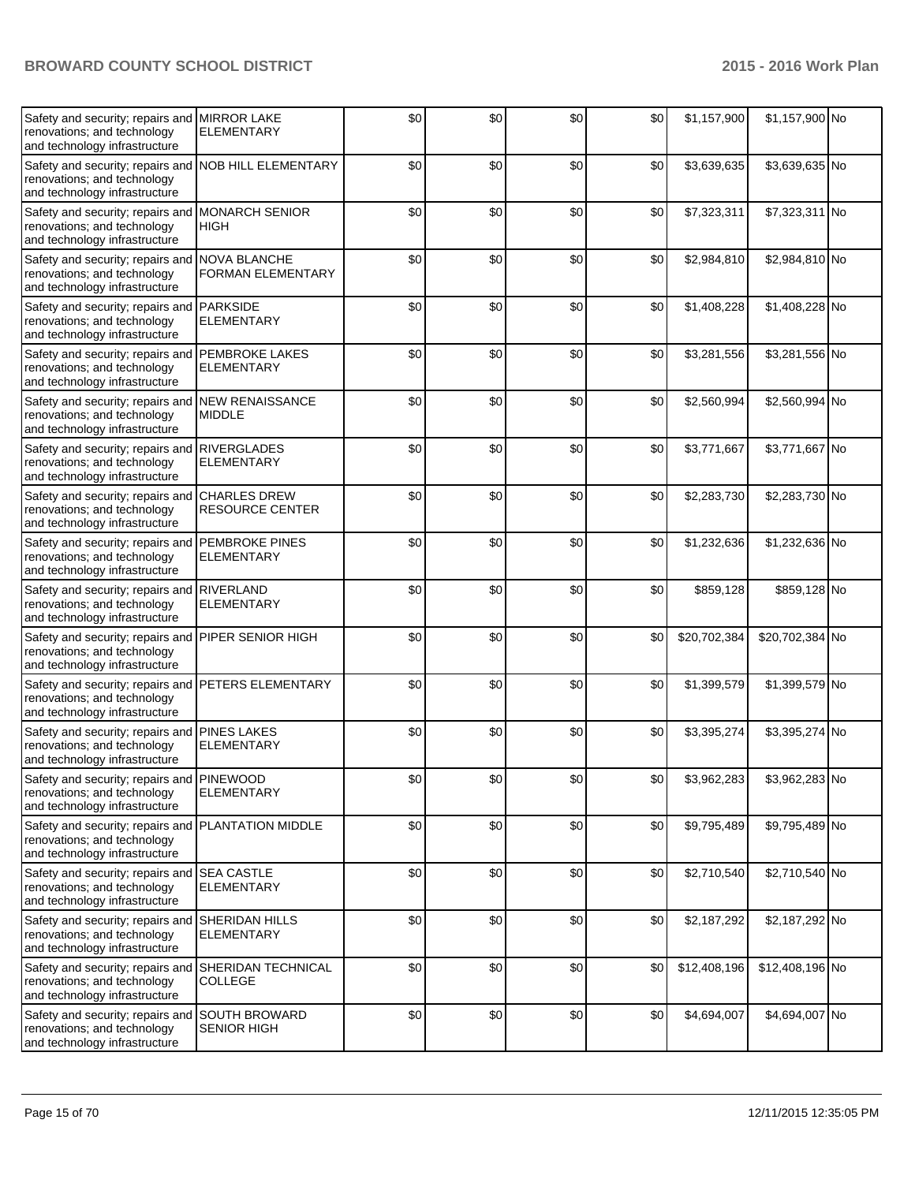| | | | | | | | | |
|---|---|---|---|---|---|---|---|---|
| Safety and security; repairs and renovations; and technology and technology infrastructure | MIRROR LAKE ELEMENTARY | $0 | $0 | $0 | $0 | $1,157,900 | $1,157,900 | No |
| Safety and security; repairs and renovations; and technology and technology infrastructure | NOB HILL ELEMENTARY | $0 | $0 | $0 | $0 | $3,639,635 | $3,639,635 | No |
| Safety and security; repairs and renovations; and technology and technology infrastructure | MONARCH SENIOR HIGH | $0 | $0 | $0 | $0 | $7,323,311 | $7,323,311 | No |
| Safety and security; repairs and renovations; and technology and technology infrastructure | NOVA BLANCHE FORMAN ELEMENTARY | $0 | $0 | $0 | $0 | $2,984,810 | $2,984,810 | No |
| Safety and security; repairs and renovations; and technology and technology infrastructure | PARKSIDE ELEMENTARY | $0 | $0 | $0 | $0 | $1,408,228 | $1,408,228 | No |
| Safety and security; repairs and renovations; and technology and technology infrastructure | PEMBROKE LAKES ELEMENTARY | $0 | $0 | $0 | $0 | $3,281,556 | $3,281,556 | No |
| Safety and security; repairs and renovations; and technology and technology infrastructure | NEW RENAISSANCE MIDDLE | $0 | $0 | $0 | $0 | $2,560,994 | $2,560,994 | No |
| Safety and security; repairs and renovations; and technology and technology infrastructure | RIVERGLADES ELEMENTARY | $0 | $0 | $0 | $0 | $3,771,667 | $3,771,667 | No |
| Safety and security; repairs and renovations; and technology and technology infrastructure | CHARLES DREW RESOURCE CENTER | $0 | $0 | $0 | $0 | $2,283,730 | $2,283,730 | No |
| Safety and security; repairs and renovations; and technology and technology infrastructure | PEMBROKE PINES ELEMENTARY | $0 | $0 | $0 | $0 | $1,232,636 | $1,232,636 | No |
| Safety and security; repairs and renovations; and technology and technology infrastructure | RIVERLAND ELEMENTARY | $0 | $0 | $0 | $0 | $859,128 | $859,128 | No |
| Safety and security; repairs and renovations; and technology and technology infrastructure | PIPER SENIOR HIGH | $0 | $0 | $0 | $0 | $20,702,384 | $20,702,384 | No |
| Safety and security; repairs and renovations; and technology and technology infrastructure | PETERS ELEMENTARY | $0 | $0 | $0 | $0 | $1,399,579 | $1,399,579 | No |
| Safety and security; repairs and renovations; and technology and technology infrastructure | PINES LAKES ELEMENTARY | $0 | $0 | $0 | $0 | $3,395,274 | $3,395,274 | No |
| Safety and security; repairs and renovations; and technology and technology infrastructure | PINEWOOD ELEMENTARY | $0 | $0 | $0 | $0 | $3,962,283 | $3,962,283 | No |
| Safety and security; repairs and renovations; and technology and technology infrastructure | PLANTATION MIDDLE | $0 | $0 | $0 | $0 | $9,795,489 | $9,795,489 | No |
| Safety and security; repairs and renovations; and technology and technology infrastructure | SEA CASTLE ELEMENTARY | $0 | $0 | $0 | $0 | $2,710,540 | $2,710,540 | No |
| Safety and security; repairs and renovations; and technology and technology infrastructure | SHERIDAN HILLS ELEMENTARY | $0 | $0 | $0 | $0 | $2,187,292 | $2,187,292 | No |
| Safety and security; repairs and renovations; and technology and technology infrastructure | SHERIDAN TECHNICAL COLLEGE | $0 | $0 | $0 | $0 | $12,408,196 | $12,408,196 | No |
| Safety and security; repairs and renovations; and technology and technology infrastructure | SOUTH BROWARD SENIOR HIGH | $0 | $0 | $0 | $0 | $4,694,007 | $4,694,007 | No |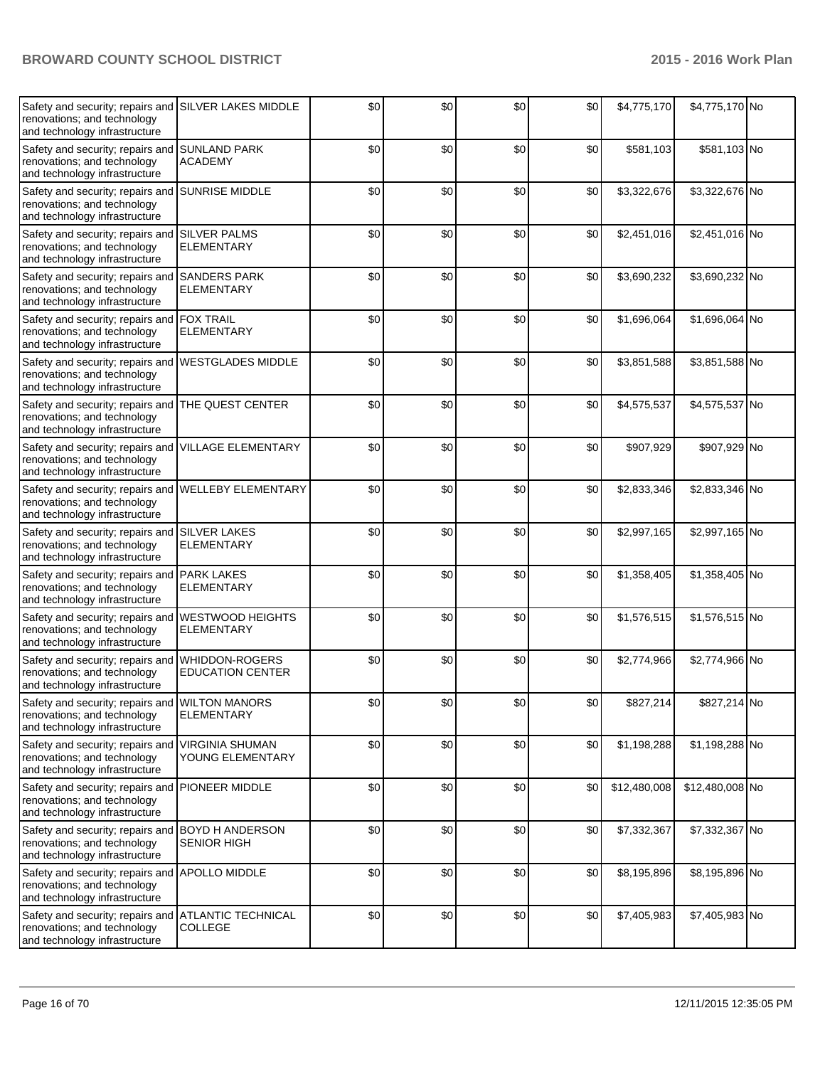| Safety and security; repairs and renovations; and technology and technology infrastructure | SILVER LAKES MIDDLE | $0 | $0 | $0 | $0 | $4,775,170 | $4,775,170 | No |
|---|---|---|---|---|---|---|---|---|
| Safety and security; repairs and renovations; and technology and technology infrastructure | SUNLAND PARK ACADEMY | $0 | $0 | $0 | $0 | $581,103 | $581,103 | No |
| Safety and security; repairs and renovations; and technology and technology infrastructure | SUNRISE MIDDLE | $0 | $0 | $0 | $0 | $3,322,676 | $3,322,676 | No |
| Safety and security; repairs and renovations; and technology and technology infrastructure | SILVER PALMS ELEMENTARY | $0 | $0 | $0 | $0 | $2,451,016 | $2,451,016 | No |
| Safety and security; repairs and renovations; and technology and technology infrastructure | SANDERS PARK ELEMENTARY | $0 | $0 | $0 | $0 | $3,690,232 | $3,690,232 | No |
| Safety and security; repairs and renovations; and technology and technology infrastructure | FOX TRAIL ELEMENTARY | $0 | $0 | $0 | $0 | $1,696,064 | $1,696,064 | No |
| Safety and security; repairs and renovations; and technology and technology infrastructure | WESTGLADES MIDDLE | $0 | $0 | $0 | $0 | $3,851,588 | $3,851,588 | No |
| Safety and security; repairs and renovations; and technology and technology infrastructure | THE QUEST CENTER | $0 | $0 | $0 | $0 | $4,575,537 | $4,575,537 | No |
| Safety and security; repairs and renovations; and technology and technology infrastructure | VILLAGE ELEMENTARY | $0 | $0 | $0 | $0 | $907,929 | $907,929 | No |
| Safety and security; repairs and renovations; and technology and technology infrastructure | WELLEBY ELEMENTARY | $0 | $0 | $0 | $0 | $2,833,346 | $2,833,346 | No |
| Safety and security; repairs and renovations; and technology and technology infrastructure | SILVER LAKES ELEMENTARY | $0 | $0 | $0 | $0 | $2,997,165 | $2,997,165 | No |
| Safety and security; repairs and renovations; and technology and technology infrastructure | PARK LAKES ELEMENTARY | $0 | $0 | $0 | $0 | $1,358,405 | $1,358,405 | No |
| Safety and security; repairs and renovations; and technology and technology infrastructure | WESTWOOD HEIGHTS ELEMENTARY | $0 | $0 | $0 | $0 | $1,576,515 | $1,576,515 | No |
| Safety and security; repairs and renovations; and technology and technology infrastructure | WHIDDON-ROGERS EDUCATION CENTER | $0 | $0 | $0 | $0 | $2,774,966 | $2,774,966 | No |
| Safety and security; repairs and renovations; and technology and technology infrastructure | WILTON MANORS ELEMENTARY | $0 | $0 | $0 | $0 | $827,214 | $827,214 | No |
| Safety and security; repairs and renovations; and technology and technology infrastructure | VIRGINIA SHUMAN YOUNG ELEMENTARY | $0 | $0 | $0 | $0 | $1,198,288 | $1,198,288 | No |
| Safety and security; repairs and renovations; and technology and technology infrastructure | PIONEER MIDDLE | $0 | $0 | $0 | $0 | $12,480,008 | $12,480,008 | No |
| Safety and security; repairs and renovations; and technology and technology infrastructure | BOYD H ANDERSON SENIOR HIGH | $0 | $0 | $0 | $0 | $7,332,367 | $7,332,367 | No |
| Safety and security; repairs and renovations; and technology and technology infrastructure | APOLLO MIDDLE | $0 | $0 | $0 | $0 | $8,195,896 | $8,195,896 | No |
| Safety and security; repairs and renovations; and technology and technology infrastructure | ATLANTIC TECHNICAL COLLEGE | $0 | $0 | $0 | $0 | $7,405,983 | $7,405,983 | No |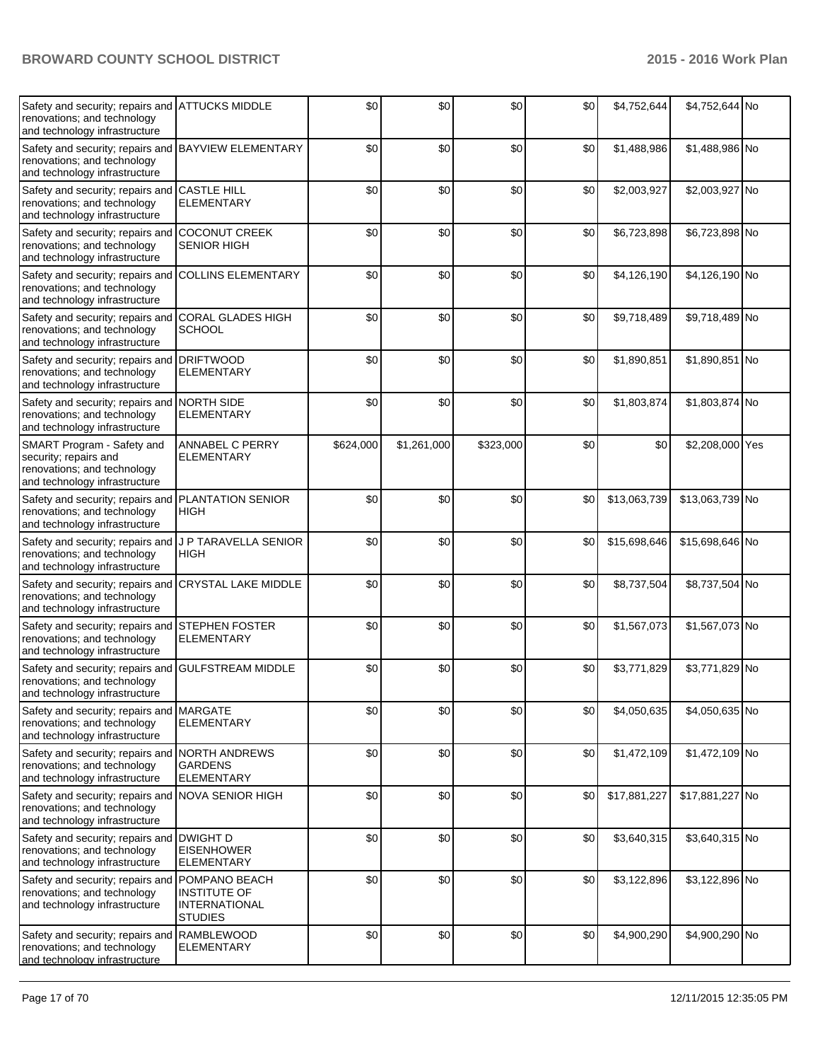| | | | | | | | | |
|---|---|---|---|---|---|---|---|---|
| Safety and security; repairs and renovations; and technology and technology infrastructure | ATTUCKS MIDDLE | $0 | $0 | $0 | $0 | $4,752,644 | $4,752,644 | No |
| Safety and security; repairs and renovations; and technology and technology infrastructure | BAYVIEW ELEMENTARY | $0 | $0 | $0 | $0 | $1,488,986 | $1,488,986 | No |
| Safety and security; repairs and renovations; and technology and technology infrastructure | CASTLE HILL ELEMENTARY | $0 | $0 | $0 | $0 | $2,003,927 | $2,003,927 | No |
| Safety and security; repairs and renovations; and technology and technology infrastructure | COCONUT CREEK SENIOR HIGH | $0 | $0 | $0 | $0 | $6,723,898 | $6,723,898 | No |
| Safety and security; repairs and renovations; and technology and technology infrastructure | COLLINS ELEMENTARY | $0 | $0 | $0 | $0 | $4,126,190 | $4,126,190 | No |
| Safety and security; repairs and renovations; and technology and technology infrastructure | CORAL GLADES HIGH SCHOOL | $0 | $0 | $0 | $0 | $9,718,489 | $9,718,489 | No |
| Safety and security; repairs and renovations; and technology and technology infrastructure | DRIFTWOOD ELEMENTARY | $0 | $0 | $0 | $0 | $1,890,851 | $1,890,851 | No |
| Safety and security; repairs and renovations; and technology and technology infrastructure | NORTH SIDE ELEMENTARY | $0 | $0 | $0 | $0 | $1,803,874 | $1,803,874 | No |
| SMART Program - Safety and security; repairs and renovations; and technology and technology infrastructure | ANNABEL C PERRY ELEMENTARY | $624,000 | $1,261,000 | $323,000 | $0 | $0 | $2,208,000 | Yes |
| Safety and security; repairs and renovations; and technology and technology infrastructure | PLANTATION SENIOR HIGH | $0 | $0 | $0 | $0 | $13,063,739 | $13,063,739 | No |
| Safety and security; repairs and renovations; and technology and technology infrastructure | J P TARAVELLA SENIOR HIGH | $0 | $0 | $0 | $0 | $15,698,646 | $15,698,646 | No |
| Safety and security; repairs and renovations; and technology and technology infrastructure | CRYSTAL LAKE MIDDLE | $0 | $0 | $0 | $0 | $8,737,504 | $8,737,504 | No |
| Safety and security; repairs and renovations; and technology and technology infrastructure | STEPHEN FOSTER ELEMENTARY | $0 | $0 | $0 | $0 | $1,567,073 | $1,567,073 | No |
| Safety and security; repairs and renovations; and technology and technology infrastructure | GULFSTREAM MIDDLE | $0 | $0 | $0 | $0 | $3,771,829 | $3,771,829 | No |
| Safety and security; repairs and renovations; and technology and technology infrastructure | MARGATE ELEMENTARY | $0 | $0 | $0 | $0 | $4,050,635 | $4,050,635 | No |
| Safety and security; repairs and renovations; and technology and technology infrastructure | NORTH ANDREWS GARDENS ELEMENTARY | $0 | $0 | $0 | $0 | $1,472,109 | $1,472,109 | No |
| Safety and security; repairs and renovations; and technology and technology infrastructure | NOVA SENIOR HIGH | $0 | $0 | $0 | $0 | $17,881,227 | $17,881,227 | No |
| Safety and security; repairs and renovations; and technology and technology infrastructure | DWIGHT D EISENHOWER ELEMENTARY | $0 | $0 | $0 | $0 | $3,640,315 | $3,640,315 | No |
| Safety and security; repairs and renovations; and technology and technology infrastructure | POMPANO BEACH INSTITUTE OF INTERNATIONAL STUDIES | $0 | $0 | $0 | $0 | $3,122,896 | $3,122,896 | No |
| Safety and security; repairs and renovations; and technology and technology infrastructure | RAMBLEWOOD ELEMENTARY | $0 | $0 | $0 | $0 | $4,900,290 | $4,900,290 | No |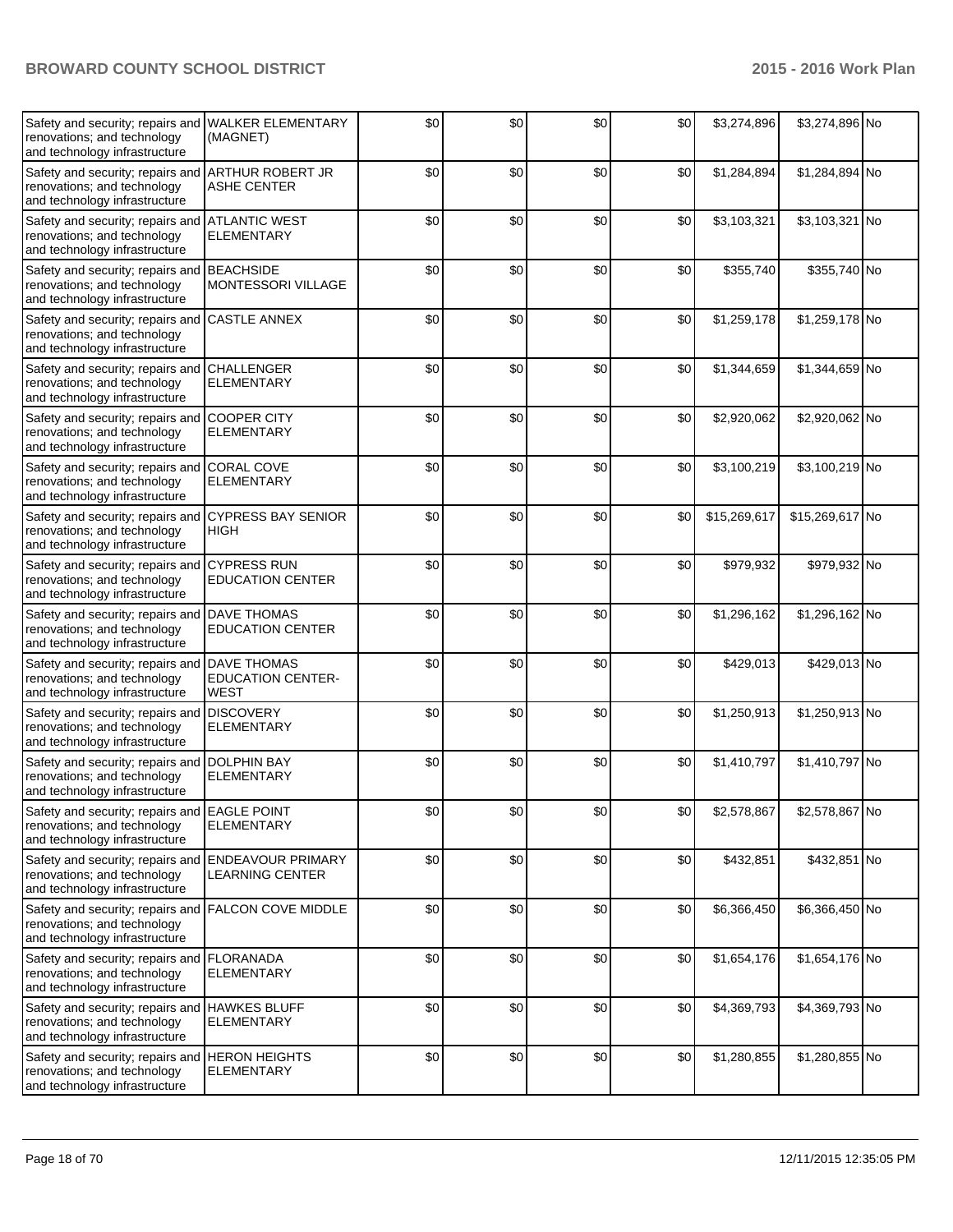| | | | | | | | | |
|---|---|---|---|---|---|---|---|---|
| Safety and security; repairs and renovations; and technology and technology infrastructure | WALKER ELEMENTARY (MAGNET) | $0 | $0 | $0 | $0 | $3,274,896 | $3,274,896 | No |
| Safety and security; repairs and renovations; and technology and technology infrastructure | ARTHUR ROBERT JR ASHE CENTER | $0 | $0 | $0 | $0 | $1,284,894 | $1,284,894 | No |
| Safety and security; repairs and renovations; and technology and technology infrastructure | ATLANTIC WEST ELEMENTARY | $0 | $0 | $0 | $0 | $3,103,321 | $3,103,321 | No |
| Safety and security; repairs and renovations; and technology and technology infrastructure | BEACHSIDE MONTESSORI VILLAGE | $0 | $0 | $0 | $0 | $355,740 | $355,740 | No |
| Safety and security; repairs and renovations; and technology and technology infrastructure | CASTLE ANNEX | $0 | $0 | $0 | $0 | $1,259,178 | $1,259,178 | No |
| Safety and security; repairs and renovations; and technology and technology infrastructure | CHALLENGER ELEMENTARY | $0 | $0 | $0 | $0 | $1,344,659 | $1,344,659 | No |
| Safety and security; repairs and renovations; and technology and technology infrastructure | COOPER CITY ELEMENTARY | $0 | $0 | $0 | $0 | $2,920,062 | $2,920,062 | No |
| Safety and security; repairs and renovations; and technology and technology infrastructure | CORAL COVE ELEMENTARY | $0 | $0 | $0 | $0 | $3,100,219 | $3,100,219 | No |
| Safety and security; repairs and renovations; and technology and technology infrastructure | CYPRESS BAY SENIOR HIGH | $0 | $0 | $0 | $0 | $15,269,617 | $15,269,617 | No |
| Safety and security; repairs and renovations; and technology and technology infrastructure | CYPRESS RUN EDUCATION CENTER | $0 | $0 | $0 | $0 | $979,932 | $979,932 | No |
| Safety and security; repairs and renovations; and technology and technology infrastructure | DAVE THOMAS EDUCATION CENTER | $0 | $0 | $0 | $0 | $1,296,162 | $1,296,162 | No |
| Safety and security; repairs and renovations; and technology and technology infrastructure | DAVE THOMAS EDUCATION CENTER-WEST | $0 | $0 | $0 | $0 | $429,013 | $429,013 | No |
| Safety and security; repairs and renovations; and technology and technology infrastructure | DISCOVERY ELEMENTARY | $0 | $0 | $0 | $0 | $1,250,913 | $1,250,913 | No |
| Safety and security; repairs and renovations; and technology and technology infrastructure | DOLPHIN BAY ELEMENTARY | $0 | $0 | $0 | $0 | $1,410,797 | $1,410,797 | No |
| Safety and security; repairs and renovations; and technology and technology infrastructure | EAGLE POINT ELEMENTARY | $0 | $0 | $0 | $0 | $2,578,867 | $2,578,867 | No |
| Safety and security; repairs and renovations; and technology and technology infrastructure | ENDEAVOUR PRIMARY LEARNING CENTER | $0 | $0 | $0 | $0 | $432,851 | $432,851 | No |
| Safety and security; repairs and renovations; and technology and technology infrastructure | FALCON COVE MIDDLE | $0 | $0 | $0 | $0 | $6,366,450 | $6,366,450 | No |
| Safety and security; repairs and renovations; and technology and technology infrastructure | FLORANADA ELEMENTARY | $0 | $0 | $0 | $0 | $1,654,176 | $1,654,176 | No |
| Safety and security; repairs and renovations; and technology and technology infrastructure | HAWKES BLUFF ELEMENTARY | $0 | $0 | $0 | $0 | $4,369,793 | $4,369,793 | No |
| Safety and security; repairs and renovations; and technology and technology infrastructure | HERON HEIGHTS ELEMENTARY | $0 | $0 | $0 | $0 | $1,280,855 | $1,280,855 | No |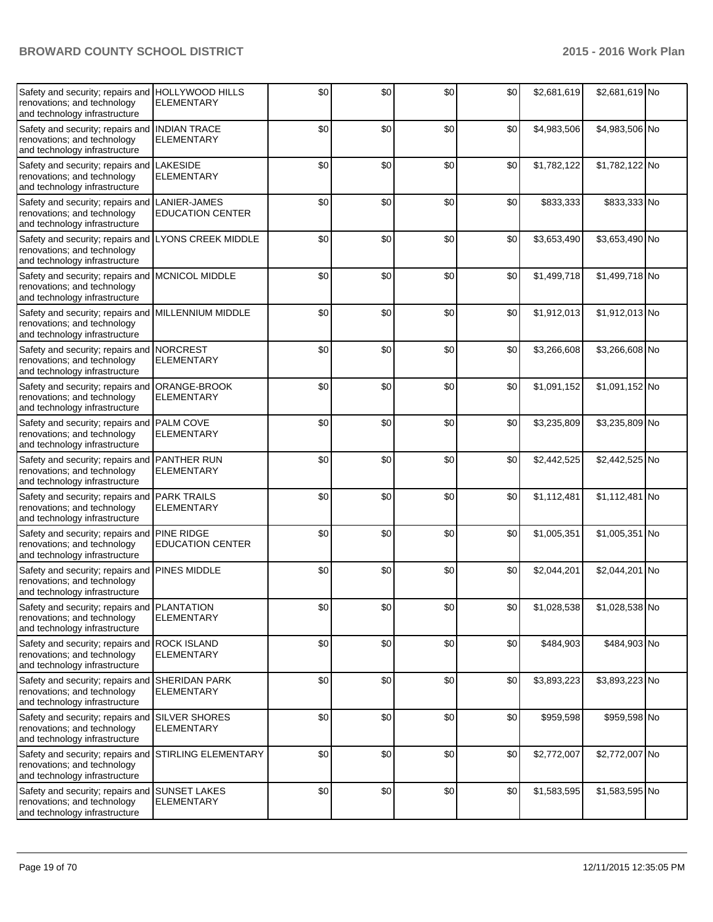| | | | | | | | | |
|---|---|---|---|---|---|---|---|---|
| Safety and security; repairs and renovations; and technology and technology infrastructure | HOLLYWOOD HILLS ELEMENTARY | $0 | $0 | $0 | $0 | $2,681,619 | $2,681,619 | No |
| Safety and security; repairs and renovations; and technology and technology infrastructure | INDIAN TRACE ELEMENTARY | $0 | $0 | $0 | $0 | $4,983,506 | $4,983,506 | No |
| Safety and security; repairs and renovations; and technology and technology infrastructure | LAKESIDE ELEMENTARY | $0 | $0 | $0 | $0 | $1,782,122 | $1,782,122 | No |
| Safety and security; repairs and renovations; and technology and technology infrastructure | LANIER-JAMES EDUCATION CENTER | $0 | $0 | $0 | $0 | $833,333 | $833,333 | No |
| Safety and security; repairs and renovations; and technology and technology infrastructure | LYONS CREEK MIDDLE | $0 | $0 | $0 | $0 | $3,653,490 | $3,653,490 | No |
| Safety and security; repairs and renovations; and technology and technology infrastructure | MCNICOL MIDDLE | $0 | $0 | $0 | $0 | $1,499,718 | $1,499,718 | No |
| Safety and security; repairs and renovations; and technology and technology infrastructure | MILLENNIUM MIDDLE | $0 | $0 | $0 | $0 | $1,912,013 | $1,912,013 | No |
| Safety and security; repairs and renovations; and technology and technology infrastructure | NORCREST ELEMENTARY | $0 | $0 | $0 | $0 | $3,266,608 | $3,266,608 | No |
| Safety and security; repairs and renovations; and technology and technology infrastructure | ORANGE-BROOK ELEMENTARY | $0 | $0 | $0 | $0 | $1,091,152 | $1,091,152 | No |
| Safety and security; repairs and renovations; and technology and technology infrastructure | PALM COVE ELEMENTARY | $0 | $0 | $0 | $0 | $3,235,809 | $3,235,809 | No |
| Safety and security; repairs and renovations; and technology and technology infrastructure | PANTHER RUN ELEMENTARY | $0 | $0 | $0 | $0 | $2,442,525 | $2,442,525 | No |
| Safety and security; repairs and renovations; and technology and technology infrastructure | PARK TRAILS ELEMENTARY | $0 | $0 | $0 | $0 | $1,112,481 | $1,112,481 | No |
| Safety and security; repairs and renovations; and technology and technology infrastructure | PINE RIDGE EDUCATION CENTER | $0 | $0 | $0 | $0 | $1,005,351 | $1,005,351 | No |
| Safety and security; repairs and renovations; and technology and technology infrastructure | PINES MIDDLE | $0 | $0 | $0 | $0 | $2,044,201 | $2,044,201 | No |
| Safety and security; repairs and renovations; and technology and technology infrastructure | PLANTATION ELEMENTARY | $0 | $0 | $0 | $0 | $1,028,538 | $1,028,538 | No |
| Safety and security; repairs and renovations; and technology and technology infrastructure | ROCK ISLAND ELEMENTARY | $0 | $0 | $0 | $0 | $484,903 | $484,903 | No |
| Safety and security; repairs and renovations; and technology and technology infrastructure | SHERIDAN PARK ELEMENTARY | $0 | $0 | $0 | $0 | $3,893,223 | $3,893,223 | No |
| Safety and security; repairs and renovations; and technology and technology infrastructure | SILVER SHORES ELEMENTARY | $0 | $0 | $0 | $0 | $959,598 | $959,598 | No |
| Safety and security; repairs and renovations; and technology and technology infrastructure | STIRLING ELEMENTARY | $0 | $0 | $0 | $0 | $2,772,007 | $2,772,007 | No |
| Safety and security; repairs and renovations; and technology and technology infrastructure | SUNSET LAKES ELEMENTARY | $0 | $0 | $0 | $0 | $1,583,595 | $1,583,595 | No |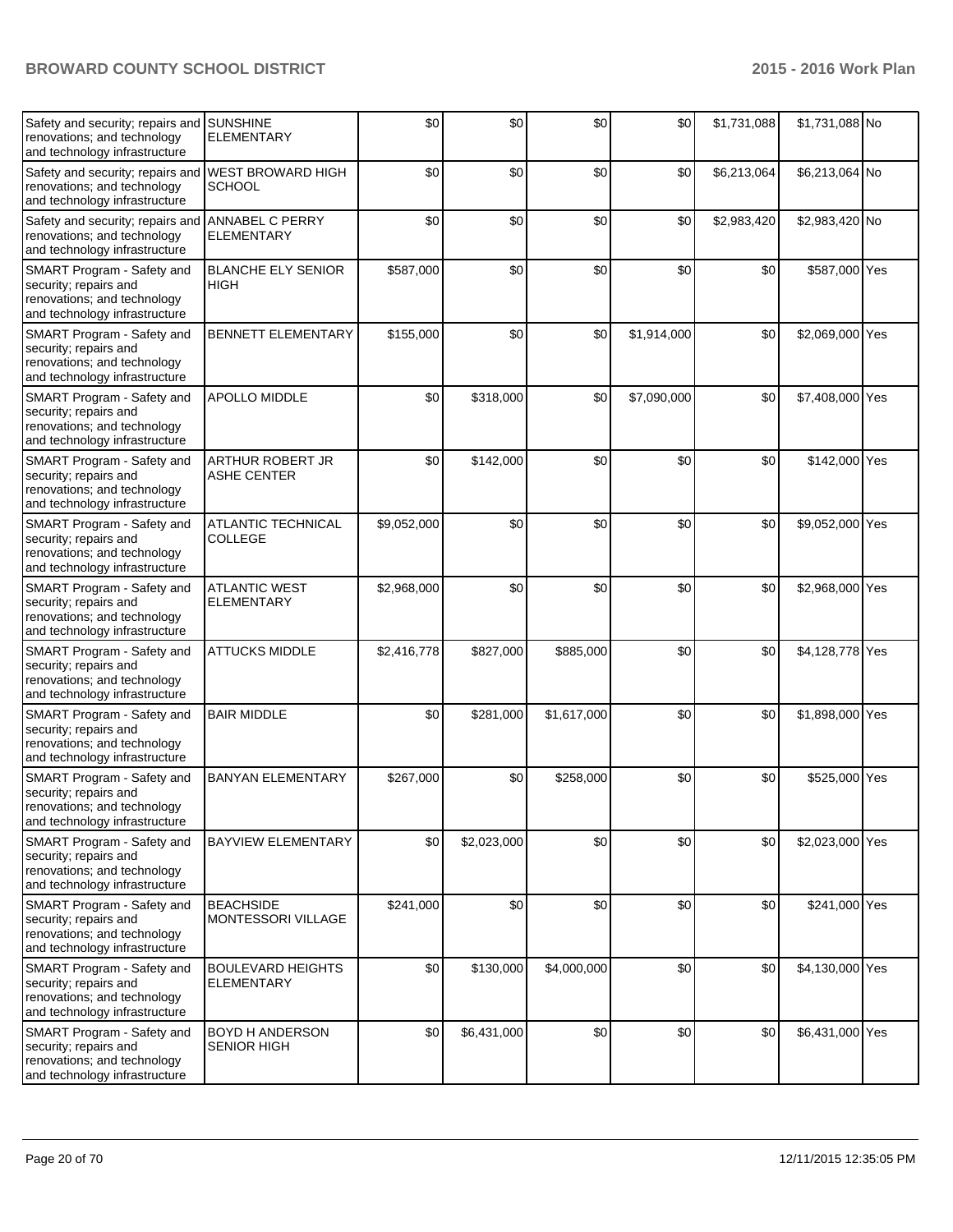| | | | | | | | | |
|---|---|---|---|---|---|---|---|---|
| Safety and security; repairs and renovations; and technology and technology infrastructure | SUNSHINE ELEMENTARY | $0 | $0 | $0 | $0 | $1,731,088 | $1,731,088 | No |
| Safety and security; repairs and renovations; and technology and technology infrastructure | WEST BROWARD HIGH SCHOOL | $0 | $0 | $0 | $0 | $6,213,064 | $6,213,064 | No |
| Safety and security; repairs and renovations; and technology and technology infrastructure | ANNABEL C PERRY ELEMENTARY | $0 | $0 | $0 | $0 | $2,983,420 | $2,983,420 | No |
| SMART Program - Safety and security; repairs and renovations; and technology and technology infrastructure | BLANCHE ELY SENIOR HIGH | $587,000 | $0 | $0 | $0 | $0 | $587,000 | Yes |
| SMART Program - Safety and security; repairs and renovations; and technology and technology infrastructure | BENNETT ELEMENTARY | $155,000 | $0 | $0 | $1,914,000 | $0 | $2,069,000 | Yes |
| SMART Program - Safety and security; repairs and renovations; and technology and technology infrastructure | APOLLO MIDDLE | $0 | $318,000 | $0 | $7,090,000 | $0 | $7,408,000 | Yes |
| SMART Program - Safety and security; repairs and renovations; and technology and technology infrastructure | ARTHUR ROBERT JR ASHE CENTER | $0 | $142,000 | $0 | $0 | $0 | $142,000 | Yes |
| SMART Program - Safety and security; repairs and renovations; and technology and technology infrastructure | ATLANTIC TECHNICAL COLLEGE | $9,052,000 | $0 | $0 | $0 | $0 | $9,052,000 | Yes |
| SMART Program - Safety and security; repairs and renovations; and technology and technology infrastructure | ATLANTIC WEST ELEMENTARY | $2,968,000 | $0 | $0 | $0 | $0 | $2,968,000 | Yes |
| SMART Program - Safety and security; repairs and renovations; and technology and technology infrastructure | ATTUCKS MIDDLE | $2,416,778 | $827,000 | $885,000 | $0 | $0 | $4,128,778 | Yes |
| SMART Program - Safety and security; repairs and renovations; and technology and technology infrastructure | BAIR MIDDLE | $0 | $281,000 | $1,617,000 | $0 | $0 | $1,898,000 | Yes |
| SMART Program - Safety and security; repairs and renovations; and technology and technology infrastructure | BANYAN ELEMENTARY | $267,000 | $0 | $258,000 | $0 | $0 | $525,000 | Yes |
| SMART Program - Safety and security; repairs and renovations; and technology and technology infrastructure | BAYVIEW ELEMENTARY | $0 | $2,023,000 | $0 | $0 | $0 | $2,023,000 | Yes |
| SMART Program - Safety and security; repairs and renovations; and technology and technology infrastructure | BEACHSIDE MONTESSORI VILLAGE | $241,000 | $0 | $0 | $0 | $0 | $241,000 | Yes |
| SMART Program - Safety and security; repairs and renovations; and technology and technology infrastructure | BOULEVARD HEIGHTS ELEMENTARY | $0 | $130,000 | $4,000,000 | $0 | $0 | $4,130,000 | Yes |
| SMART Program - Safety and security; repairs and renovations; and technology and technology infrastructure | BOYD H ANDERSON SENIOR HIGH | $0 | $6,431,000 | $0 | $0 | $0 | $6,431,000 | Yes |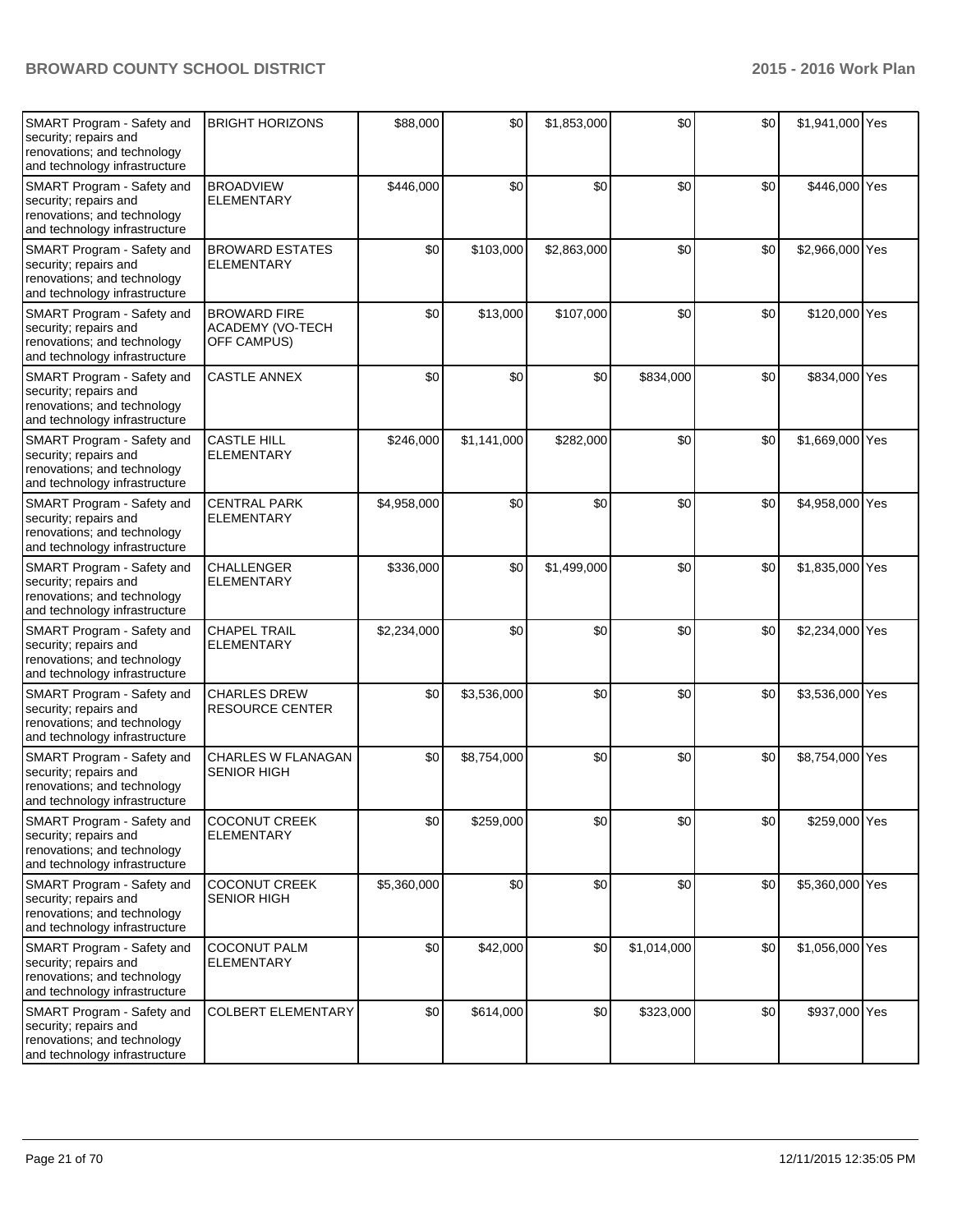| | | | | | | | | |
|---|---|---|---|---|---|---|---|---|
| SMART Program - Safety and security; repairs and renovations; and technology and technology infrastructure | BRIGHT HORIZONS | $88,000 | $0 | $1,853,000 | $0 | $0 | $1,941,000 | Yes |
| SMART Program - Safety and security; repairs and renovations; and technology and technology infrastructure | BROADVIEW ELEMENTARY | $446,000 | $0 | $0 | $0 | $0 | $446,000 | Yes |
| SMART Program - Safety and security; repairs and renovations; and technology and technology infrastructure | BROWARD ESTATES ELEMENTARY | $0 | $103,000 | $2,863,000 | $0 | $0 | $2,966,000 | Yes |
| SMART Program - Safety and security; repairs and renovations; and technology and technology infrastructure | BROWARD FIRE ACADEMY (VO-TECH OFF CAMPUS) | $0 | $13,000 | $107,000 | $0 | $0 | $120,000 | Yes |
| SMART Program - Safety and security; repairs and renovations; and technology and technology infrastructure | CASTLE ANNEX | $0 | $0 | $0 | $834,000 | $0 | $834,000 | Yes |
| SMART Program - Safety and security; repairs and renovations; and technology and technology infrastructure | CASTLE HILL ELEMENTARY | $246,000 | $1,141,000 | $282,000 | $0 | $0 | $1,669,000 | Yes |
| SMART Program - Safety and security; repairs and renovations; and technology and technology infrastructure | CENTRAL PARK ELEMENTARY | $4,958,000 | $0 | $0 | $0 | $0 | $4,958,000 | Yes |
| SMART Program - Safety and security; repairs and renovations; and technology and technology infrastructure | CHALLENGER ELEMENTARY | $336,000 | $0 | $1,499,000 | $0 | $0 | $1,835,000 | Yes |
| SMART Program - Safety and security; repairs and renovations; and technology and technology infrastructure | CHAPEL TRAIL ELEMENTARY | $2,234,000 | $0 | $0 | $0 | $0 | $2,234,000 | Yes |
| SMART Program - Safety and security; repairs and renovations; and technology and technology infrastructure | CHARLES DREW RESOURCE CENTER | $0 | $3,536,000 | $0 | $0 | $0 | $3,536,000 | Yes |
| SMART Program - Safety and security; repairs and renovations; and technology and technology infrastructure | CHARLES W FLANAGAN SENIOR HIGH | $0 | $8,754,000 | $0 | $0 | $0 | $8,754,000 | Yes |
| SMART Program - Safety and security; repairs and renovations; and technology and technology infrastructure | COCONUT CREEK ELEMENTARY | $0 | $259,000 | $0 | $0 | $0 | $259,000 | Yes |
| SMART Program - Safety and security; repairs and renovations; and technology and technology infrastructure | COCONUT CREEK SENIOR HIGH | $5,360,000 | $0 | $0 | $0 | $0 | $5,360,000 | Yes |
| SMART Program - Safety and security; repairs and renovations; and technology and technology infrastructure | COCONUT PALM ELEMENTARY | $0 | $42,000 | $0 | $1,014,000 | $0 | $1,056,000 | Yes |
| SMART Program - Safety and security; repairs and renovations; and technology and technology infrastructure | COLBERT ELEMENTARY | $0 | $614,000 | $0 | $323,000 | $0 | $937,000 | Yes |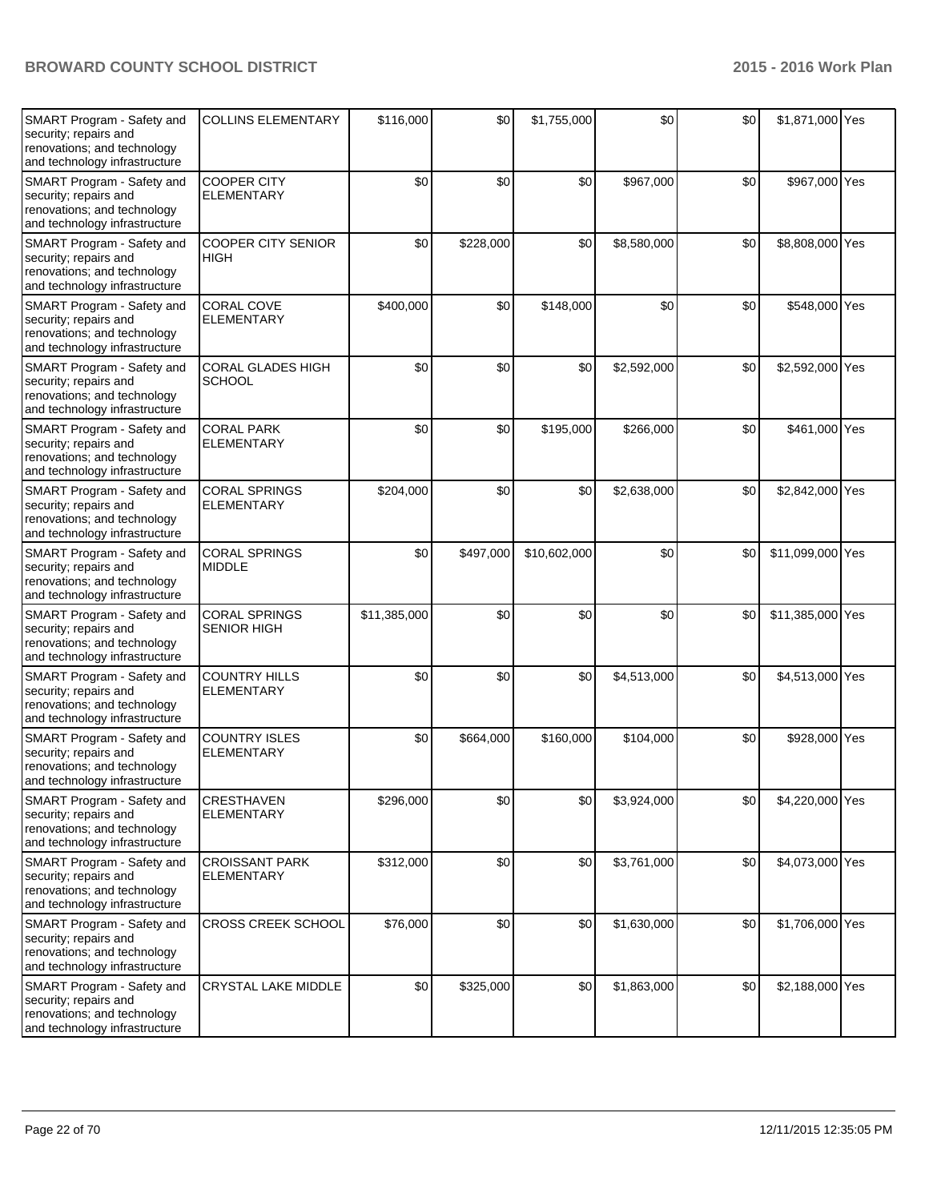| SMART Program - Safety and security; repairs and renovations; and technology and technology infrastructure | COLLINS ELEMENTARY | $116,000 | $0 | $1,755,000 | $0 | $0 | $1,871,000 | Yes |
|---|---|---|---|---|---|---|---|---|
| SMART Program - Safety and security; repairs and renovations; and technology and technology infrastructure | COOPER CITY ELEMENTARY | $0 | $0 | $0 | $967,000 | $0 | $967,000 | Yes |
| SMART Program - Safety and security; repairs and renovations; and technology and technology infrastructure | COOPER CITY SENIOR HIGH | $0 | $228,000 | $0 | $8,580,000 | $0 | $8,808,000 | Yes |
| SMART Program - Safety and security; repairs and renovations; and technology and technology infrastructure | CORAL COVE ELEMENTARY | $400,000 | $0 | $148,000 | $0 | $0 | $548,000 | Yes |
| SMART Program - Safety and security; repairs and renovations; and technology and technology infrastructure | CORAL GLADES HIGH SCHOOL | $0 | $0 | $0 | $2,592,000 | $0 | $2,592,000 | Yes |
| SMART Program - Safety and security; repairs and renovations; and technology and technology infrastructure | CORAL PARK ELEMENTARY | $0 | $0 | $195,000 | $266,000 | $0 | $461,000 | Yes |
| SMART Program - Safety and security; repairs and renovations; and technology and technology infrastructure | CORAL SPRINGS ELEMENTARY | $204,000 | $0 | $0 | $2,638,000 | $0 | $2,842,000 | Yes |
| SMART Program - Safety and security; repairs and renovations; and technology and technology infrastructure | CORAL SPRINGS MIDDLE | $0 | $497,000 | $10,602,000 | $0 | $0 | $11,099,000 | Yes |
| SMART Program - Safety and security; repairs and renovations; and technology and technology infrastructure | CORAL SPRINGS SENIOR HIGH | $11,385,000 | $0 | $0 | $0 | $0 | $11,385,000 | Yes |
| SMART Program - Safety and security; repairs and renovations; and technology and technology infrastructure | COUNTRY HILLS ELEMENTARY | $0 | $0 | $0 | $4,513,000 | $0 | $4,513,000 | Yes |
| SMART Program - Safety and security; repairs and renovations; and technology and technology infrastructure | COUNTRY ISLES ELEMENTARY | $0 | $664,000 | $160,000 | $104,000 | $0 | $928,000 | Yes |
| SMART Program - Safety and security; repairs and renovations; and technology and technology infrastructure | CRESTHAVEN ELEMENTARY | $296,000 | $0 | $0 | $3,924,000 | $0 | $4,220,000 | Yes |
| SMART Program - Safety and security; repairs and renovations; and technology and technology infrastructure | CROISSANT PARK ELEMENTARY | $312,000 | $0 | $0 | $3,761,000 | $0 | $4,073,000 | Yes |
| SMART Program - Safety and security; repairs and renovations; and technology and technology infrastructure | CROSS CREEK SCHOOL | $76,000 | $0 | $0 | $1,630,000 | $0 | $1,706,000 | Yes |
| SMART Program - Safety and security; repairs and renovations; and technology and technology infrastructure | CRYSTAL LAKE MIDDLE | $0 | $325,000 | $0 | $1,863,000 | $0 | $2,188,000 | Yes |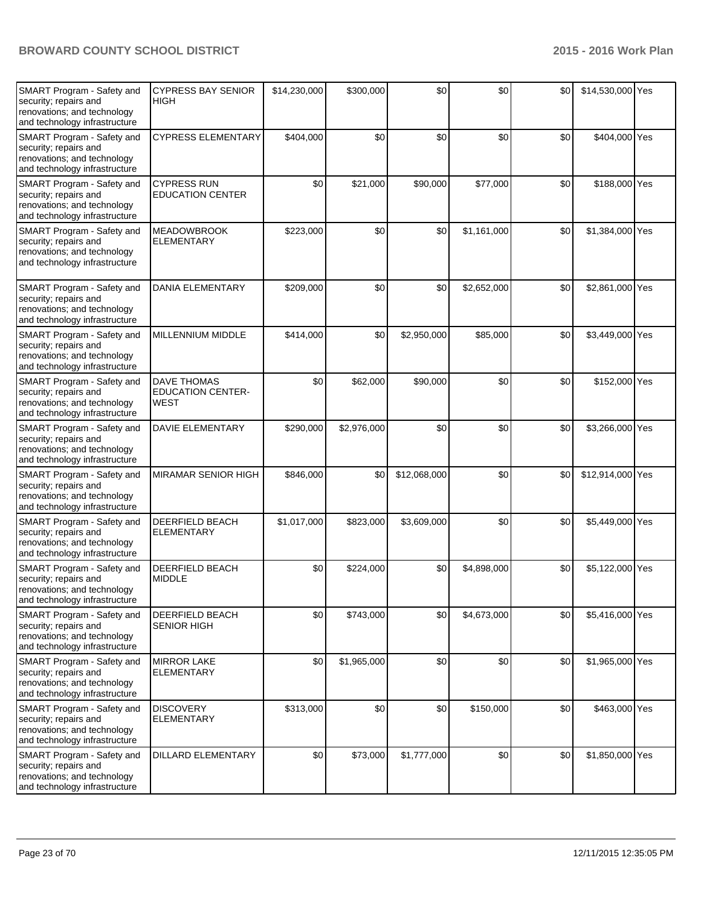| | | | | | | | | |
|---|---|---|---|---|---|---|---|---|
| SMART Program - Safety and security; repairs and renovations; and technology and technology infrastructure | CYPRESS BAY SENIOR HIGH | $14,230,000 | $300,000 | $0 | $0 | $0 | $14,530,000 | Yes |
| SMART Program - Safety and security; repairs and renovations; and technology and technology infrastructure | CYPRESS ELEMENTARY | $404,000 | $0 | $0 | $0 | $0 | $404,000 | Yes |
| SMART Program - Safety and security; repairs and renovations; and technology and technology infrastructure | CYPRESS RUN EDUCATION CENTER | $0 | $21,000 | $90,000 | $77,000 | $0 | $188,000 | Yes |
| SMART Program - Safety and security; repairs and renovations; and technology and technology infrastructure | MEADOWBROOK ELEMENTARY | $223,000 | $0 | $0 | $1,161,000 | $0 | $1,384,000 | Yes |
| SMART Program - Safety and security; repairs and renovations; and technology and technology infrastructure | DANIA ELEMENTARY | $209,000 | $0 | $0 | $2,652,000 | $0 | $2,861,000 | Yes |
| SMART Program - Safety and security; repairs and renovations; and technology and technology infrastructure | MILLENNIUM MIDDLE | $414,000 | $0 | $2,950,000 | $85,000 | $0 | $3,449,000 | Yes |
| SMART Program - Safety and security; repairs and renovations; and technology and technology infrastructure | DAVE THOMAS EDUCATION CENTER-WEST | $0 | $62,000 | $90,000 | $0 | $0 | $152,000 | Yes |
| SMART Program - Safety and security; repairs and renovations; and technology and technology infrastructure | DAVIE ELEMENTARY | $290,000 | $2,976,000 | $0 | $0 | $0 | $3,266,000 | Yes |
| SMART Program - Safety and security; repairs and renovations; and technology and technology infrastructure | MIRAMAR SENIOR HIGH | $846,000 | $0 | $12,068,000 | $0 | $0 | $12,914,000 | Yes |
| SMART Program - Safety and security; repairs and renovations; and technology and technology infrastructure | DEERFIELD BEACH ELEMENTARY | $1,017,000 | $823,000 | $3,609,000 | $0 | $0 | $5,449,000 | Yes |
| SMART Program - Safety and security; repairs and renovations; and technology and technology infrastructure | DEERFIELD BEACH MIDDLE | $0 | $224,000 | $0 | $4,898,000 | $0 | $5,122,000 | Yes |
| SMART Program - Safety and security; repairs and renovations; and technology and technology infrastructure | DEERFIELD BEACH SENIOR HIGH | $0 | $743,000 | $0 | $4,673,000 | $0 | $5,416,000 | Yes |
| SMART Program - Safety and security; repairs and renovations; and technology and technology infrastructure | MIRROR LAKE ELEMENTARY | $0 | $1,965,000 | $0 | $0 | $0 | $1,965,000 | Yes |
| SMART Program - Safety and security; repairs and renovations; and technology and technology infrastructure | DISCOVERY ELEMENTARY | $313,000 | $0 | $0 | $150,000 | $0 | $463,000 | Yes |
| SMART Program - Safety and security; repairs and renovations; and technology and technology infrastructure | DILLARD ELEMENTARY | $0 | $73,000 | $1,777,000 | $0 | $0 | $1,850,000 | Yes |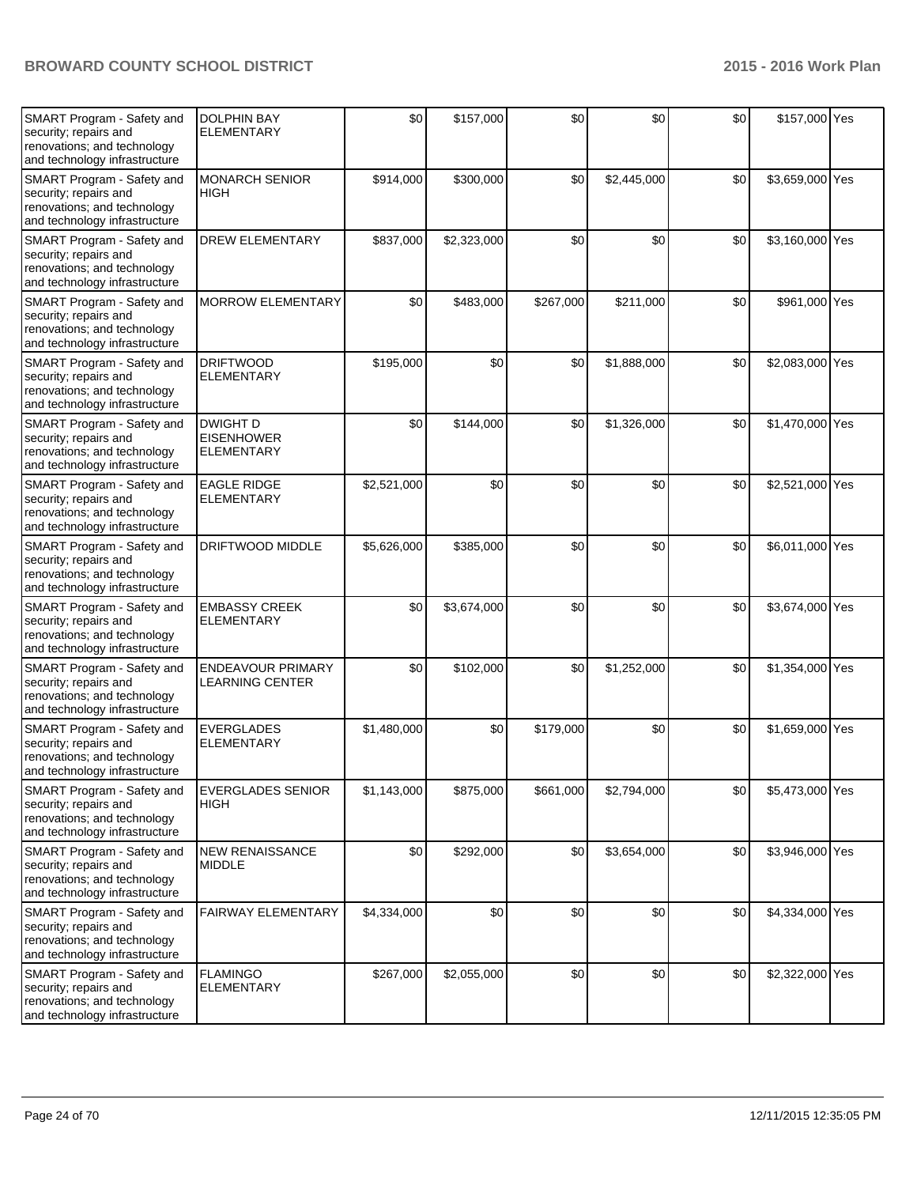| | | | | | | | | |
|---|---|---|---|---|---|---|---|---|
| SMART Program - Safety and security; repairs and renovations; and technology and technology infrastructure | DOLPHIN BAY ELEMENTARY | $0 | $157,000 | $0 | $0 | $0 | $157,000 | Yes |
| SMART Program - Safety and security; repairs and renovations; and technology and technology infrastructure | MONARCH SENIOR HIGH | $914,000 | $300,000 | $0 | $2,445,000 | $0 | $3,659,000 | Yes |
| SMART Program - Safety and security; repairs and renovations; and technology and technology infrastructure | DREW ELEMENTARY | $837,000 | $2,323,000 | $0 | $0 | $0 | $3,160,000 | Yes |
| SMART Program - Safety and security; repairs and renovations; and technology and technology infrastructure | MORROW ELEMENTARY | $0 | $483,000 | $267,000 | $211,000 | $0 | $961,000 | Yes |
| SMART Program - Safety and security; repairs and renovations; and technology and technology infrastructure | DRIFTWOOD ELEMENTARY | $195,000 | $0 | $0 | $1,888,000 | $0 | $2,083,000 | Yes |
| SMART Program - Safety and security; repairs and renovations; and technology and technology infrastructure | DWIGHT D EISENHOWER ELEMENTARY | $0 | $144,000 | $0 | $1,326,000 | $0 | $1,470,000 | Yes |
| SMART Program - Safety and security; repairs and renovations; and technology and technology infrastructure | EAGLE RIDGE ELEMENTARY | $2,521,000 | $0 | $0 | $0 | $0 | $2,521,000 | Yes |
| SMART Program - Safety and security; repairs and renovations; and technology and technology infrastructure | DRIFTWOOD MIDDLE | $5,626,000 | $385,000 | $0 | $0 | $0 | $6,011,000 | Yes |
| SMART Program - Safety and security; repairs and renovations; and technology and technology infrastructure | EMBASSY CREEK ELEMENTARY | $0 | $3,674,000 | $0 | $0 | $0 | $3,674,000 | Yes |
| SMART Program - Safety and security; repairs and renovations; and technology and technology infrastructure | ENDEAVOUR PRIMARY LEARNING CENTER | $0 | $102,000 | $0 | $1,252,000 | $0 | $1,354,000 | Yes |
| SMART Program - Safety and security; repairs and renovations; and technology and technology infrastructure | EVERGLADES ELEMENTARY | $1,480,000 | $0 | $179,000 | $0 | $0 | $1,659,000 | Yes |
| SMART Program - Safety and security; repairs and renovations; and technology and technology infrastructure | EVERGLADES SENIOR HIGH | $1,143,000 | $875,000 | $661,000 | $2,794,000 | $0 | $5,473,000 | Yes |
| SMART Program - Safety and security; repairs and renovations; and technology and technology infrastructure | NEW RENAISSANCE MIDDLE | $0 | $292,000 | $0 | $3,654,000 | $0 | $3,946,000 | Yes |
| SMART Program - Safety and security; repairs and renovations; and technology and technology infrastructure | FAIRWAY ELEMENTARY | $4,334,000 | $0 | $0 | $0 | $0 | $4,334,000 | Yes |
| SMART Program - Safety and security; repairs and renovations; and technology and technology infrastructure | FLAMINGO ELEMENTARY | $267,000 | $2,055,000 | $0 | $0 | $0 | $2,322,000 | Yes |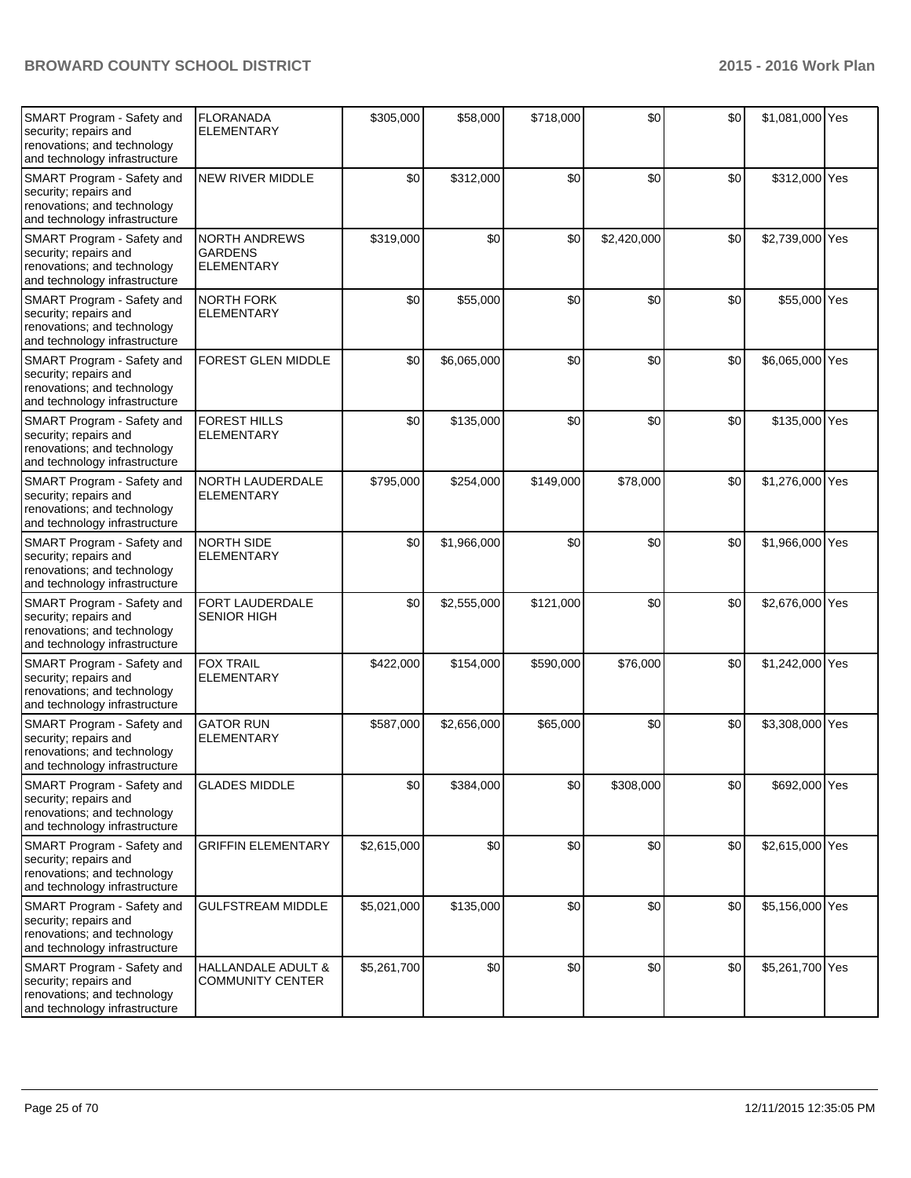| SMART Program - Safety and security; repairs and renovations; and technology and technology infrastructure | FLORANADA ELEMENTARY | $305,000 | $58,000 | $718,000 | $0 | $0 | $1,081,000 | Yes |
|---|---|---|---|---|---|---|---|---|
| SMART Program - Safety and security; repairs and renovations; and technology and technology infrastructure | NEW RIVER MIDDLE | $0 | $312,000 | $0 | $0 | $0 | $312,000 | Yes |
| SMART Program - Safety and security; repairs and renovations; and technology and technology infrastructure | NORTH ANDREWS GARDENS ELEMENTARY | $319,000 | $0 | $0 | $2,420,000 | $0 | $2,739,000 | Yes |
| SMART Program - Safety and security; repairs and renovations; and technology and technology infrastructure | NORTH FORK ELEMENTARY | $0 | $55,000 | $0 | $0 | $0 | $55,000 | Yes |
| SMART Program - Safety and security; repairs and renovations; and technology and technology infrastructure | FOREST GLEN MIDDLE | $0 | $6,065,000 | $0 | $0 | $0 | $6,065,000 | Yes |
| SMART Program - Safety and security; repairs and renovations; and technology and technology infrastructure | FOREST HILLS ELEMENTARY | $0 | $135,000 | $0 | $0 | $0 | $135,000 | Yes |
| SMART Program - Safety and security; repairs and renovations; and technology and technology infrastructure | NORTH LAUDERDALE ELEMENTARY | $795,000 | $254,000 | $149,000 | $78,000 | $0 | $1,276,000 | Yes |
| SMART Program - Safety and security; repairs and renovations; and technology and technology infrastructure | NORTH SIDE ELEMENTARY | $0 | $1,966,000 | $0 | $0 | $0 | $1,966,000 | Yes |
| SMART Program - Safety and security; repairs and renovations; and technology and technology infrastructure | FORT LAUDERDALE SENIOR HIGH | $0 | $2,555,000 | $121,000 | $0 | $0 | $2,676,000 | Yes |
| SMART Program - Safety and security; repairs and renovations; and technology and technology infrastructure | FOX TRAIL ELEMENTARY | $422,000 | $154,000 | $590,000 | $76,000 | $0 | $1,242,000 | Yes |
| SMART Program - Safety and security; repairs and renovations; and technology and technology infrastructure | GATOR RUN ELEMENTARY | $587,000 | $2,656,000 | $65,000 | $0 | $0 | $3,308,000 | Yes |
| SMART Program - Safety and security; repairs and renovations; and technology and technology infrastructure | GLADES MIDDLE | $0 | $384,000 | $0 | $308,000 | $0 | $692,000 | Yes |
| SMART Program - Safety and security; repairs and renovations; and technology and technology infrastructure | GRIFFIN ELEMENTARY | $2,615,000 | $0 | $0 | $0 | $0 | $2,615,000 | Yes |
| SMART Program - Safety and security; repairs and renovations; and technology and technology infrastructure | GULFSTREAM MIDDLE | $5,021,000 | $135,000 | $0 | $0 | $0 | $5,156,000 | Yes |
| SMART Program - Safety and security; repairs and renovations; and technology and technology infrastructure | HALLANDALE ADULT & COMMUNITY CENTER | $5,261,700 | $0 | $0 | $0 | $0 | $5,261,700 | Yes |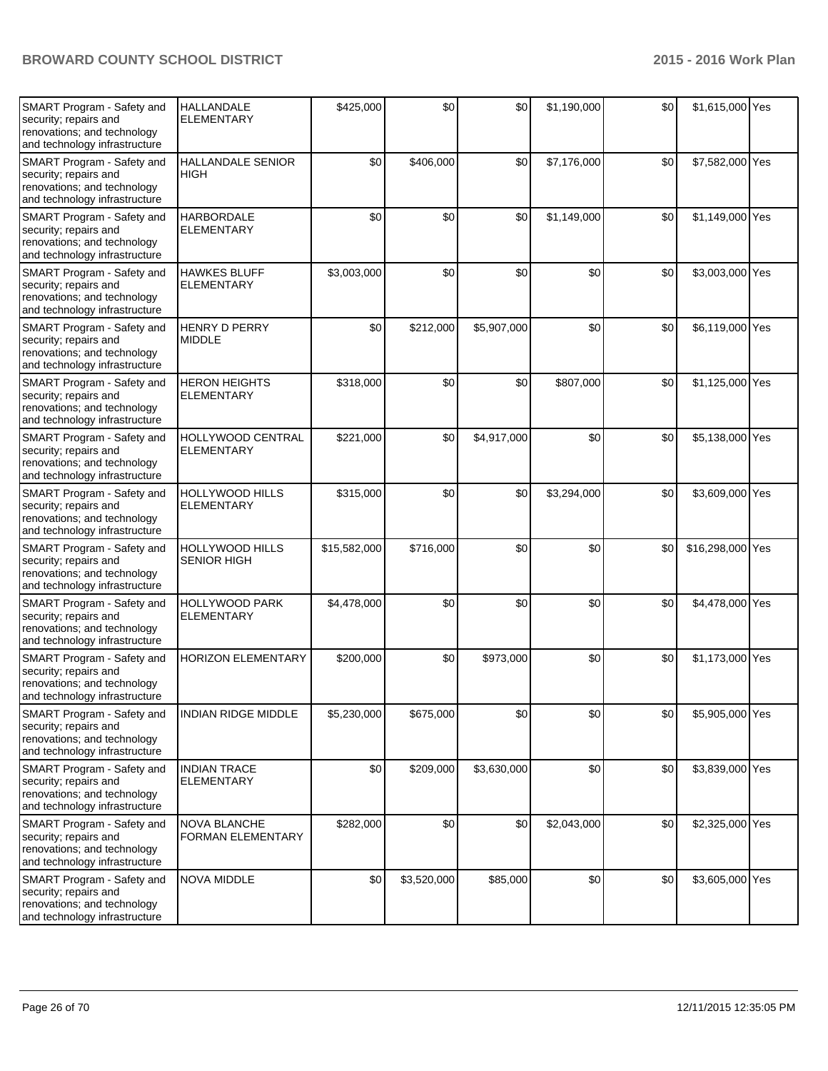| SMART Program - Safety and security; repairs and renovations; and technology and technology infrastructure | HALLANDALE ELEMENTARY | $425,000 | $0 | $0 | $1,190,000 | $0 | $1,615,000 | Yes |
|---|---|---|---|---|---|---|---|---|
| SMART Program - Safety and security; repairs and renovations; and technology and technology infrastructure | HALLANDALE SENIOR HIGH | $0 | $406,000 | $0 | $7,176,000 | $0 | $7,582,000 | Yes |
| SMART Program - Safety and security; repairs and renovations; and technology and technology infrastructure | HARBORDALE ELEMENTARY | $0 | $0 | $0 | $1,149,000 | $0 | $1,149,000 | Yes |
| SMART Program - Safety and security; repairs and renovations; and technology and technology infrastructure | HAWKES BLUFF ELEMENTARY | $3,003,000 | $0 | $0 | $0 | $0 | $3,003,000 | Yes |
| SMART Program - Safety and security; repairs and renovations; and technology and technology infrastructure | HENRY D PERRY MIDDLE | $0 | $212,000 | $5,907,000 | $0 | $0 | $6,119,000 | Yes |
| SMART Program - Safety and security; repairs and renovations; and technology and technology infrastructure | HERON HEIGHTS ELEMENTARY | $318,000 | $0 | $0 | $807,000 | $0 | $1,125,000 | Yes |
| SMART Program - Safety and security; repairs and renovations; and technology and technology infrastructure | HOLLYWOOD CENTRAL ELEMENTARY | $221,000 | $0 | $4,917,000 | $0 | $0 | $5,138,000 | Yes |
| SMART Program - Safety and security; repairs and renovations; and technology and technology infrastructure | HOLLYWOOD HILLS ELEMENTARY | $315,000 | $0 | $0 | $3,294,000 | $0 | $3,609,000 | Yes |
| SMART Program - Safety and security; repairs and renovations; and technology and technology infrastructure | HOLLYWOOD HILLS SENIOR HIGH | $15,582,000 | $716,000 | $0 | $0 | $0 | $16,298,000 | Yes |
| SMART Program - Safety and security; repairs and renovations; and technology and technology infrastructure | HOLLYWOOD PARK ELEMENTARY | $4,478,000 | $0 | $0 | $0 | $0 | $4,478,000 | Yes |
| SMART Program - Safety and security; repairs and renovations; and technology and technology infrastructure | HORIZON ELEMENTARY | $200,000 | $0 | $973,000 | $0 | $0 | $1,173,000 | Yes |
| SMART Program - Safety and security; repairs and renovations; and technology and technology infrastructure | INDIAN RIDGE MIDDLE | $5,230,000 | $675,000 | $0 | $0 | $0 | $5,905,000 | Yes |
| SMART Program - Safety and security; repairs and renovations; and technology and technology infrastructure | INDIAN TRACE ELEMENTARY | $0 | $209,000 | $3,630,000 | $0 | $0 | $3,839,000 | Yes |
| SMART Program - Safety and security; repairs and renovations; and technology and technology infrastructure | NOVA BLANCHE FORMAN ELEMENTARY | $282,000 | $0 | $0 | $2,043,000 | $0 | $2,325,000 | Yes |
| SMART Program - Safety and security; repairs and renovations; and technology and technology infrastructure | NOVA MIDDLE | $0 | $3,520,000 | $85,000 | $0 | $0 | $3,605,000 | Yes |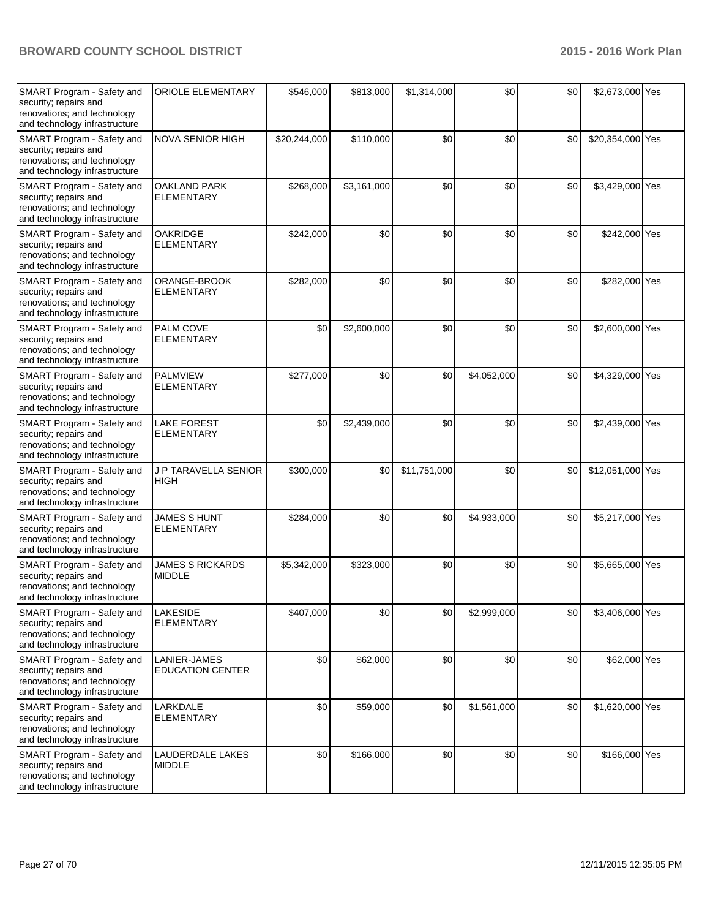| | | | | | | | | |
|---|---|---|---|---|---|---|---|---|
| SMART Program - Safety and security; repairs and renovations; and technology and technology infrastructure | ORIOLE ELEMENTARY | $546,000 | $813,000 | $1,314,000 | $0 | $0 | $2,673,000 | Yes |
| SMART Program - Safety and security; repairs and renovations; and technology and technology infrastructure | NOVA SENIOR HIGH | $20,244,000 | $110,000 | $0 | $0 | $0 | $20,354,000 | Yes |
| SMART Program - Safety and security; repairs and renovations; and technology and technology infrastructure | OAKLAND PARK ELEMENTARY | $268,000 | $3,161,000 | $0 | $0 | $0 | $3,429,000 | Yes |
| SMART Program - Safety and security; repairs and renovations; and technology and technology infrastructure | OAKRIDGE ELEMENTARY | $242,000 | $0 | $0 | $0 | $0 | $242,000 | Yes |
| SMART Program - Safety and security; repairs and renovations; and technology and technology infrastructure | ORANGE-BROOK ELEMENTARY | $282,000 | $0 | $0 | $0 | $0 | $282,000 | Yes |
| SMART Program - Safety and security; repairs and renovations; and technology and technology infrastructure | PALM COVE ELEMENTARY | $0 | $2,600,000 | $0 | $0 | $0 | $2,600,000 | Yes |
| SMART Program - Safety and security; repairs and renovations; and technology and technology infrastructure | PALMVIEW ELEMENTARY | $277,000 | $0 | $0 | $4,052,000 | $0 | $4,329,000 | Yes |
| SMART Program - Safety and security; repairs and renovations; and technology and technology infrastructure | LAKE FOREST ELEMENTARY | $0 | $2,439,000 | $0 | $0 | $0 | $2,439,000 | Yes |
| SMART Program - Safety and security; repairs and renovations; and technology and technology infrastructure | J P TARAVELLA SENIOR HIGH | $300,000 | $0 | $11,751,000 | $0 | $0 | $12,051,000 | Yes |
| SMART Program - Safety and security; repairs and renovations; and technology and technology infrastructure | JAMES S HUNT ELEMENTARY | $284,000 | $0 | $0 | $4,933,000 | $0 | $5,217,000 | Yes |
| SMART Program - Safety and security; repairs and renovations; and technology and technology infrastructure | JAMES S RICKARDS MIDDLE | $5,342,000 | $323,000 | $0 | $0 | $0 | $5,665,000 | Yes |
| SMART Program - Safety and security; repairs and renovations; and technology and technology infrastructure | LAKESIDE ELEMENTARY | $407,000 | $0 | $0 | $2,999,000 | $0 | $3,406,000 | Yes |
| SMART Program - Safety and security; repairs and renovations; and technology and technology infrastructure | LANIER-JAMES EDUCATION CENTER | $0 | $62,000 | $0 | $0 | $0 | $62,000 | Yes |
| SMART Program - Safety and security; repairs and renovations; and technology and technology infrastructure | LARKDALE ELEMENTARY | $0 | $59,000 | $0 | $1,561,000 | $0 | $1,620,000 | Yes |
| SMART Program - Safety and security; repairs and renovations; and technology and technology infrastructure | LAUDERDALE LAKES MIDDLE | $0 | $166,000 | $0 | $0 | $0 | $166,000 | Yes |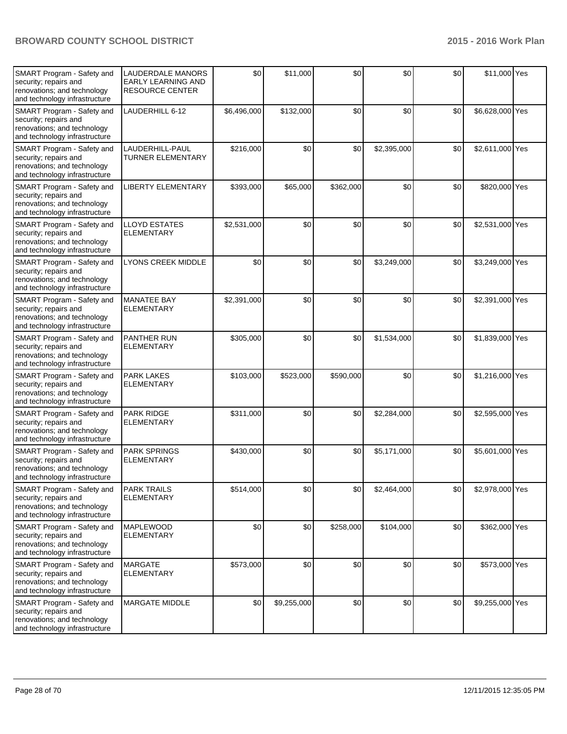| | | | | | | | | |
|---|---|---|---|---|---|---|---|---|
| SMART Program - Safety and security; repairs and renovations; and technology and technology infrastructure | LAUDERDALE MANORS EARLY LEARNING AND RESOURCE CENTER | $0 | $11,000 | $0 | $0 | $0 | $11,000 | Yes |
| SMART Program - Safety and security; repairs and renovations; and technology and technology infrastructure | LAUDERHILL 6-12 | $6,496,000 | $132,000 | $0 | $0 | $0 | $6,628,000 | Yes |
| SMART Program - Safety and security; repairs and renovations; and technology and technology infrastructure | LAUDERHILL-PAUL TURNER ELEMENTARY | $216,000 | $0 | $0 | $2,395,000 | $0 | $2,611,000 | Yes |
| SMART Program - Safety and security; repairs and renovations; and technology and technology infrastructure | LIBERTY ELEMENTARY | $393,000 | $65,000 | $362,000 | $0 | $0 | $820,000 | Yes |
| SMART Program - Safety and security; repairs and renovations; and technology and technology infrastructure | LLOYD ESTATES ELEMENTARY | $2,531,000 | $0 | $0 | $0 | $0 | $2,531,000 | Yes |
| SMART Program - Safety and security; repairs and renovations; and technology and technology infrastructure | LYONS CREEK MIDDLE | $0 | $0 | $0 | $3,249,000 | $0 | $3,249,000 | Yes |
| SMART Program - Safety and security; repairs and renovations; and technology and technology infrastructure | MANATEE BAY ELEMENTARY | $2,391,000 | $0 | $0 | $0 | $0 | $2,391,000 | Yes |
| SMART Program - Safety and security; repairs and renovations; and technology and technology infrastructure | PANTHER RUN ELEMENTARY | $305,000 | $0 | $0 | $1,534,000 | $0 | $1,839,000 | Yes |
| SMART Program - Safety and security; repairs and renovations; and technology and technology infrastructure | PARK LAKES ELEMENTARY | $103,000 | $523,000 | $590,000 | $0 | $0 | $1,216,000 | Yes |
| SMART Program - Safety and security; repairs and renovations; and technology and technology infrastructure | PARK RIDGE ELEMENTARY | $311,000 | $0 | $0 | $2,284,000 | $0 | $2,595,000 | Yes |
| SMART Program - Safety and security; repairs and renovations; and technology and technology infrastructure | PARK SPRINGS ELEMENTARY | $430,000 | $0 | $0 | $5,171,000 | $0 | $5,601,000 | Yes |
| SMART Program - Safety and security; repairs and renovations; and technology and technology infrastructure | PARK TRAILS ELEMENTARY | $514,000 | $0 | $0 | $2,464,000 | $0 | $2,978,000 | Yes |
| SMART Program - Safety and security; repairs and renovations; and technology and technology infrastructure | MAPLEWOOD ELEMENTARY | $0 | $0 | $258,000 | $104,000 | $0 | $362,000 | Yes |
| SMART Program - Safety and security; repairs and renovations; and technology and technology infrastructure | MARGATE ELEMENTARY | $573,000 | $0 | $0 | $0 | $0 | $573,000 | Yes |
| SMART Program - Safety and security; repairs and renovations; and technology and technology infrastructure | MARGATE MIDDLE | $0 | $9,255,000 | $0 | $0 | $0 | $9,255,000 | Yes |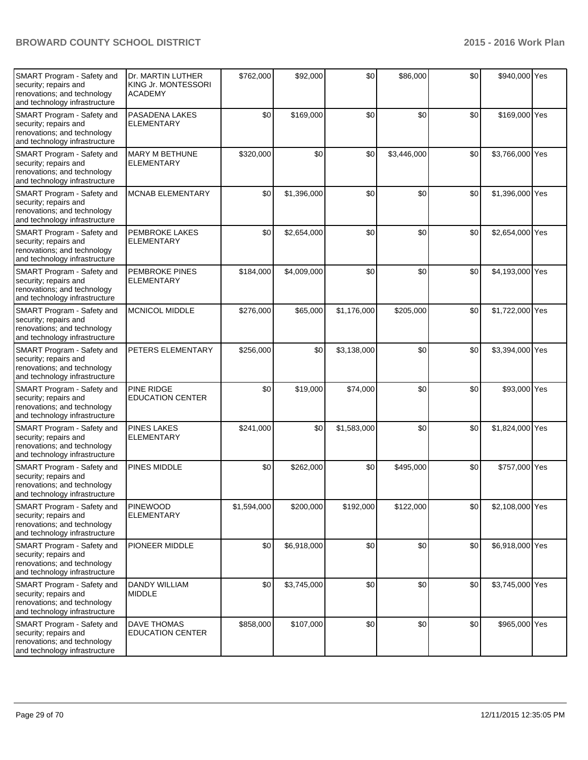| | | | | | | | | |
|---|---|---|---|---|---|---|---|---|
| SMART Program - Safety and security; repairs and renovations; and technology and technology infrastructure | Dr. MARTIN LUTHER KING Jr. MONTESSORI ACADEMY | $762,000 | $92,000 | $0 | $86,000 | $0 | $940,000 | Yes |
| SMART Program - Safety and security; repairs and renovations; and technology and technology infrastructure | PASADENA LAKES ELEMENTARY | $0 | $169,000 | $0 | $0 | $0 | $169,000 | Yes |
| SMART Program - Safety and security; repairs and renovations; and technology and technology infrastructure | MARY M BETHUNE ELEMENTARY | $320,000 | $0 | $0 | $3,446,000 | $0 | $3,766,000 | Yes |
| SMART Program - Safety and security; repairs and renovations; and technology and technology infrastructure | MCNAB ELEMENTARY | $0 | $1,396,000 | $0 | $0 | $0 | $1,396,000 | Yes |
| SMART Program - Safety and security; repairs and renovations; and technology and technology infrastructure | PEMBROKE LAKES ELEMENTARY | $0 | $2,654,000 | $0 | $0 | $0 | $2,654,000 | Yes |
| SMART Program - Safety and security; repairs and renovations; and technology and technology infrastructure | PEMBROKE PINES ELEMENTARY | $184,000 | $4,009,000 | $0 | $0 | $0 | $4,193,000 | Yes |
| SMART Program - Safety and security; repairs and renovations; and technology and technology infrastructure | MCNICOL MIDDLE | $276,000 | $65,000 | $1,176,000 | $205,000 | $0 | $1,722,000 | Yes |
| SMART Program - Safety and security; repairs and renovations; and technology and technology infrastructure | PETERS ELEMENTARY | $256,000 | $0 | $3,138,000 | $0 | $0 | $3,394,000 | Yes |
| SMART Program - Safety and security; repairs and renovations; and technology and technology infrastructure | PINE RIDGE EDUCATION CENTER | $0 | $19,000 | $74,000 | $0 | $0 | $93,000 | Yes |
| SMART Program - Safety and security; repairs and renovations; and technology and technology infrastructure | PINES LAKES ELEMENTARY | $241,000 | $0 | $1,583,000 | $0 | $0 | $1,824,000 | Yes |
| SMART Program - Safety and security; repairs and renovations; and technology and technology infrastructure | PINES MIDDLE | $0 | $262,000 | $0 | $495,000 | $0 | $757,000 | Yes |
| SMART Program - Safety and security; repairs and renovations; and technology and technology infrastructure | PINEWOOD ELEMENTARY | $1,594,000 | $200,000 | $192,000 | $122,000 | $0 | $2,108,000 | Yes |
| SMART Program - Safety and security; repairs and renovations; and technology and technology infrastructure | PIONEER MIDDLE | $0 | $6,918,000 | $0 | $0 | $0 | $6,918,000 | Yes |
| SMART Program - Safety and security; repairs and renovations; and technology and technology infrastructure | DANDY WILLIAM MIDDLE | $0 | $3,745,000 | $0 | $0 | $0 | $3,745,000 | Yes |
| SMART Program - Safety and security; repairs and renovations; and technology and technology infrastructure | DAVE THOMAS EDUCATION CENTER | $858,000 | $107,000 | $0 | $0 | $0 | $965,000 | Yes |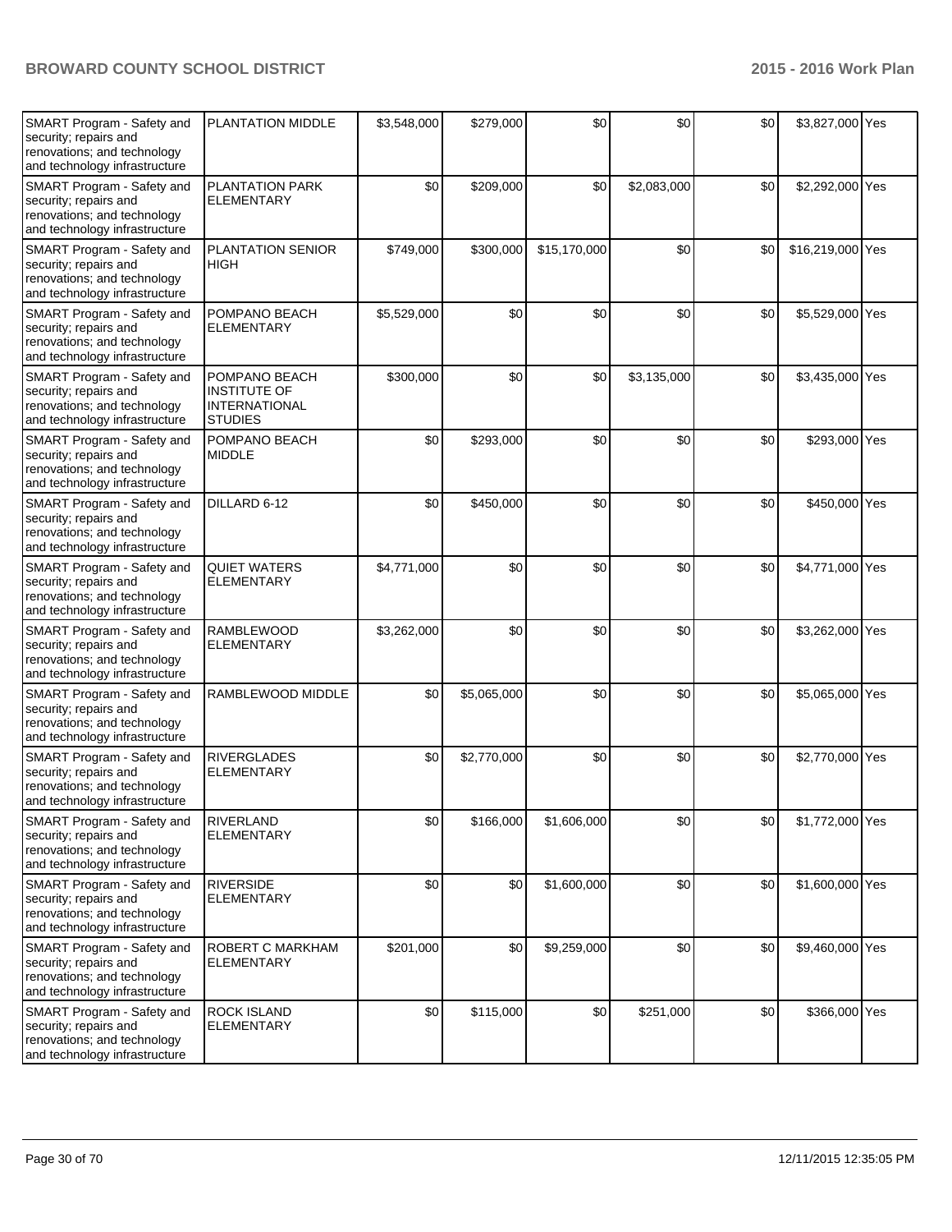| | | | | | | | | |
|---|---|---|---|---|---|---|---|---|
| SMART Program - Safety and security; repairs and renovations; and technology and technology infrastructure | PLANTATION MIDDLE | $3,548,000 | $279,000 | $0 | $0 | $0 | $3,827,000 | Yes |
| SMART Program - Safety and security; repairs and renovations; and technology and technology infrastructure | PLANTATION PARK ELEMENTARY | $0 | $209,000 | $0 | $2,083,000 | $0 | $2,292,000 | Yes |
| SMART Program - Safety and security; repairs and renovations; and technology and technology infrastructure | PLANTATION SENIOR HIGH | $749,000 | $300,000 | $15,170,000 | $0 | $0 | $16,219,000 | Yes |
| SMART Program - Safety and security; repairs and renovations; and technology and technology infrastructure | POMPANO BEACH ELEMENTARY | $5,529,000 | $0 | $0 | $0 | $0 | $5,529,000 | Yes |
| SMART Program - Safety and security; repairs and renovations; and technology and technology infrastructure | POMPANO BEACH INSTITUTE OF INTERNATIONAL STUDIES | $300,000 | $0 | $0 | $3,135,000 | $0 | $3,435,000 | Yes |
| SMART Program - Safety and security; repairs and renovations; and technology and technology infrastructure | POMPANO BEACH MIDDLE | $0 | $293,000 | $0 | $0 | $0 | $293,000 | Yes |
| SMART Program - Safety and security; repairs and renovations; and technology and technology infrastructure | DILLARD 6-12 | $0 | $450,000 | $0 | $0 | $0 | $450,000 | Yes |
| SMART Program - Safety and security; repairs and renovations; and technology and technology infrastructure | QUIET WATERS ELEMENTARY | $4,771,000 | $0 | $0 | $0 | $0 | $4,771,000 | Yes |
| SMART Program - Safety and security; repairs and renovations; and technology and technology infrastructure | RAMBLEWOOD ELEMENTARY | $3,262,000 | $0 | $0 | $0 | $0 | $3,262,000 | Yes |
| SMART Program - Safety and security; repairs and renovations; and technology and technology infrastructure | RAMBLEWOOD MIDDLE | $0 | $5,065,000 | $0 | $0 | $0 | $5,065,000 | Yes |
| SMART Program - Safety and security; repairs and renovations; and technology and technology infrastructure | RIVERGLADES ELEMENTARY | $0 | $2,770,000 | $0 | $0 | $0 | $2,770,000 | Yes |
| SMART Program - Safety and security; repairs and renovations; and technology and technology infrastructure | RIVERLAND ELEMENTARY | $0 | $166,000 | $1,606,000 | $0 | $0 | $1,772,000 | Yes |
| SMART Program - Safety and security; repairs and renovations; and technology and technology infrastructure | RIVERSIDE ELEMENTARY | $0 | $0 | $1,600,000 | $0 | $0 | $1,600,000 | Yes |
| SMART Program - Safety and security; repairs and renovations; and technology and technology infrastructure | ROBERT C MARKHAM ELEMENTARY | $201,000 | $0 | $9,259,000 | $0 | $0 | $9,460,000 | Yes |
| SMART Program - Safety and security; repairs and renovations; and technology and technology infrastructure | ROCK ISLAND ELEMENTARY | $0 | $115,000 | $0 | $251,000 | $0 | $366,000 | Yes |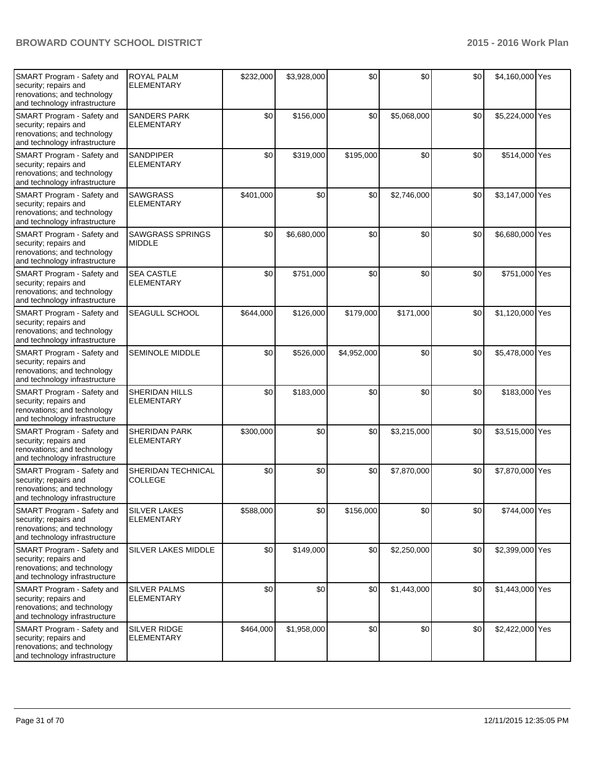| | | | | | | | | |
|---|---|---|---|---|---|---|---|---|
| SMART Program - Safety and security; repairs and renovations; and technology and technology infrastructure | ROYAL PALM ELEMENTARY | $232,000 | $3,928,000 | $0 | $0 | $0 | $4,160,000 | Yes |
| SMART Program - Safety and security; repairs and renovations; and technology and technology infrastructure | SANDERS PARK ELEMENTARY | $0 | $156,000 | $0 | $5,068,000 | $0 | $5,224,000 | Yes |
| SMART Program - Safety and security; repairs and renovations; and technology and technology infrastructure | SANDPIPER ELEMENTARY | $0 | $319,000 | $195,000 | $0 | $0 | $514,000 | Yes |
| SMART Program - Safety and security; repairs and renovations; and technology and technology infrastructure | SAWGRASS ELEMENTARY | $401,000 | $0 | $0 | $2,746,000 | $0 | $3,147,000 | Yes |
| SMART Program - Safety and security; repairs and renovations; and technology and technology infrastructure | SAWGRASS SPRINGS MIDDLE | $0 | $6,680,000 | $0 | $0 | $0 | $6,680,000 | Yes |
| SMART Program - Safety and security; repairs and renovations; and technology and technology infrastructure | SEA CASTLE ELEMENTARY | $0 | $751,000 | $0 | $0 | $0 | $751,000 | Yes |
| SMART Program - Safety and security; repairs and renovations; and technology and technology infrastructure | SEAGULL SCHOOL | $644,000 | $126,000 | $179,000 | $171,000 | $0 | $1,120,000 | Yes |
| SMART Program - Safety and security; repairs and renovations; and technology and technology infrastructure | SEMINOLE MIDDLE | $0 | $526,000 | $4,952,000 | $0 | $0 | $5,478,000 | Yes |
| SMART Program - Safety and security; repairs and renovations; and technology and technology infrastructure | SHERIDAN HILLS ELEMENTARY | $0 | $183,000 | $0 | $0 | $0 | $183,000 | Yes |
| SMART Program - Safety and security; repairs and renovations; and technology and technology infrastructure | SHERIDAN PARK ELEMENTARY | $300,000 | $0 | $0 | $3,215,000 | $0 | $3,515,000 | Yes |
| SMART Program - Safety and security; repairs and renovations; and technology and technology infrastructure | SHERIDAN TECHNICAL COLLEGE | $0 | $0 | $0 | $7,870,000 | $0 | $7,870,000 | Yes |
| SMART Program - Safety and security; repairs and renovations; and technology and technology infrastructure | SILVER LAKES ELEMENTARY | $588,000 | $0 | $156,000 | $0 | $0 | $744,000 | Yes |
| SMART Program - Safety and security; repairs and renovations; and technology and technology infrastructure | SILVER LAKES MIDDLE | $0 | $149,000 | $0 | $2,250,000 | $0 | $2,399,000 | Yes |
| SMART Program - Safety and security; repairs and renovations; and technology and technology infrastructure | SILVER PALMS ELEMENTARY | $0 | $0 | $0 | $1,443,000 | $0 | $1,443,000 | Yes |
| SMART Program - Safety and security; repairs and renovations; and technology and technology infrastructure | SILVER RIDGE ELEMENTARY | $464,000 | $1,958,000 | $0 | $0 | $0 | $2,422,000 | Yes |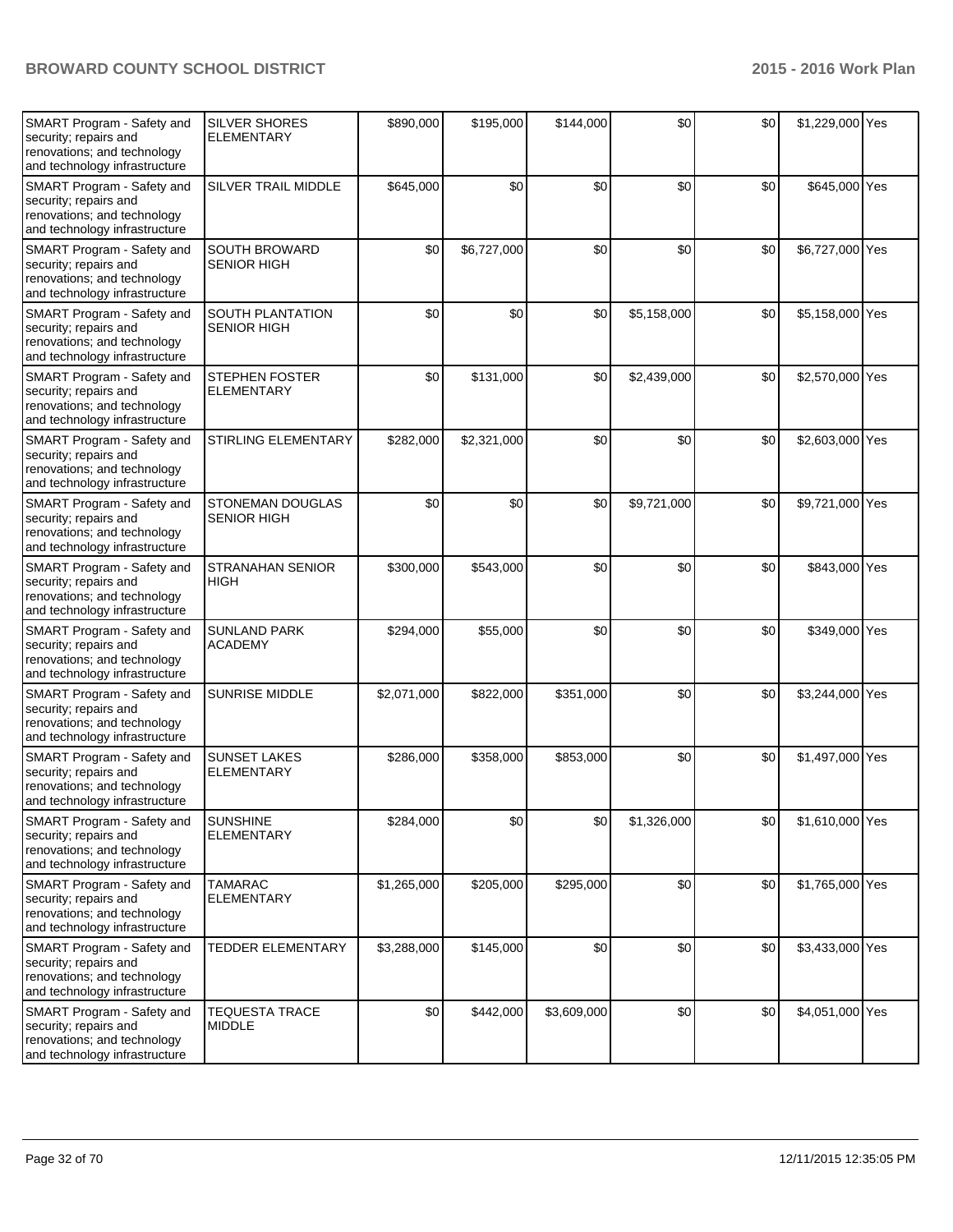| SMART Program - Safety and security; repairs and renovations; and technology and technology infrastructure | SILVER SHORES ELEMENTARY | $890,000 | $195,000 | $144,000 | $0 | $0 | $1,229,000 | Yes |
|---|---|---|---|---|---|---|---|---|
| SMART Program - Safety and security; repairs and renovations; and technology and technology infrastructure | SILVER TRAIL MIDDLE | $645,000 | $0 | $0 | $0 | $0 | $645,000 | Yes |
| SMART Program - Safety and security; repairs and renovations; and technology and technology infrastructure | SOUTH BROWARD SENIOR HIGH | $0 | $6,727,000 | $0 | $0 | $0 | $6,727,000 | Yes |
| SMART Program - Safety and security; repairs and renovations; and technology and technology infrastructure | SOUTH PLANTATION SENIOR HIGH | $0 | $0 | $0 | $5,158,000 | $0 | $5,158,000 | Yes |
| SMART Program - Safety and security; repairs and renovations; and technology and technology infrastructure | STEPHEN FOSTER ELEMENTARY | $0 | $131,000 | $0 | $2,439,000 | $0 | $2,570,000 | Yes |
| SMART Program - Safety and security; repairs and renovations; and technology and technology infrastructure | STIRLING ELEMENTARY | $282,000 | $2,321,000 | $0 | $0 | $0 | $2,603,000 | Yes |
| SMART Program - Safety and security; repairs and renovations; and technology and technology infrastructure | STONEMAN DOUGLAS SENIOR HIGH | $0 | $0 | $0 | $9,721,000 | $0 | $9,721,000 | Yes |
| SMART Program - Safety and security; repairs and renovations; and technology and technology infrastructure | STRANAHAN SENIOR HIGH | $300,000 | $543,000 | $0 | $0 | $0 | $843,000 | Yes |
| SMART Program - Safety and security; repairs and renovations; and technology and technology infrastructure | SUNLAND PARK ACADEMY | $294,000 | $55,000 | $0 | $0 | $0 | $349,000 | Yes |
| SMART Program - Safety and security; repairs and renovations; and technology and technology infrastructure | SUNRISE MIDDLE | $2,071,000 | $822,000 | $351,000 | $0 | $0 | $3,244,000 | Yes |
| SMART Program - Safety and security; repairs and renovations; and technology and technology infrastructure | SUNSET LAKES ELEMENTARY | $286,000 | $358,000 | $853,000 | $0 | $0 | $1,497,000 | Yes |
| SMART Program - Safety and security; repairs and renovations; and technology and technology infrastructure | SUNSHINE ELEMENTARY | $284,000 | $0 | $0 | $1,326,000 | $0 | $1,610,000 | Yes |
| SMART Program - Safety and security; repairs and renovations; and technology and technology infrastructure | TAMARAC ELEMENTARY | $1,265,000 | $205,000 | $295,000 | $0 | $0 | $1,765,000 | Yes |
| SMART Program - Safety and security; repairs and renovations; and technology and technology infrastructure | TEDDER ELEMENTARY | $3,288,000 | $145,000 | $0 | $0 | $0 | $3,433,000 | Yes |
| SMART Program - Safety and security; repairs and renovations; and technology and technology infrastructure | TEQUESTA TRACE MIDDLE | $0 | $442,000 | $3,609,000 | $0 | $0 | $4,051,000 | Yes |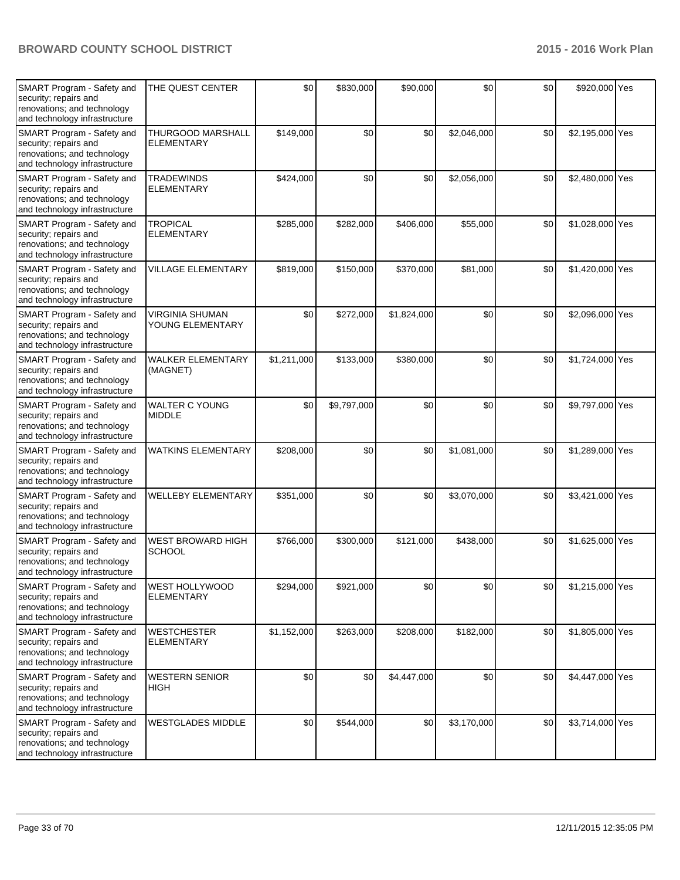| | | | | | | | | |
|---|---|---|---|---|---|---|---|---|
| SMART Program - Safety and security; repairs and renovations; and technology and technology infrastructure | THE QUEST CENTER | $0 | $830,000 | $90,000 | $0 | $0 | $920,000 | Yes |
| SMART Program - Safety and security; repairs and renovations; and technology and technology infrastructure | THURGOOD MARSHALL ELEMENTARY | $149,000 | $0 | $0 | $2,046,000 | $0 | $2,195,000 | Yes |
| SMART Program - Safety and security; repairs and renovations; and technology and technology infrastructure | TRADEWINDS ELEMENTARY | $424,000 | $0 | $0 | $2,056,000 | $0 | $2,480,000 | Yes |
| SMART Program - Safety and security; repairs and renovations; and technology and technology infrastructure | TROPICAL ELEMENTARY | $285,000 | $282,000 | $406,000 | $55,000 | $0 | $1,028,000 | Yes |
| SMART Program - Safety and security; repairs and renovations; and technology and technology infrastructure | VILLAGE ELEMENTARY | $819,000 | $150,000 | $370,000 | $81,000 | $0 | $1,420,000 | Yes |
| SMART Program - Safety and security; repairs and renovations; and technology and technology infrastructure | VIRGINIA SHUMAN YOUNG ELEMENTARY | $0 | $272,000 | $1,824,000 | $0 | $0 | $2,096,000 | Yes |
| SMART Program - Safety and security; repairs and renovations; and technology and technology infrastructure | WALKER ELEMENTARY (MAGNET) | $1,211,000 | $133,000 | $380,000 | $0 | $0 | $1,724,000 | Yes |
| SMART Program - Safety and security; repairs and renovations; and technology and technology infrastructure | WALTER C YOUNG MIDDLE | $0 | $9,797,000 | $0 | $0 | $0 | $9,797,000 | Yes |
| SMART Program - Safety and security; repairs and renovations; and technology and technology infrastructure | WATKINS ELEMENTARY | $208,000 | $0 | $0 | $1,081,000 | $0 | $1,289,000 | Yes |
| SMART Program - Safety and security; repairs and renovations; and technology and technology infrastructure | WELLEBY ELEMENTARY | $351,000 | $0 | $0 | $3,070,000 | $0 | $3,421,000 | Yes |
| SMART Program - Safety and security; repairs and renovations; and technology and technology infrastructure | WEST BROWARD HIGH SCHOOL | $766,000 | $300,000 | $121,000 | $438,000 | $0 | $1,625,000 | Yes |
| SMART Program - Safety and security; repairs and renovations; and technology and technology infrastructure | WEST HOLLYWOOD ELEMENTARY | $294,000 | $921,000 | $0 | $0 | $0 | $1,215,000 | Yes |
| SMART Program - Safety and security; repairs and renovations; and technology and technology infrastructure | WESTCHESTER ELEMENTARY | $1,152,000 | $263,000 | $208,000 | $182,000 | $0 | $1,805,000 | Yes |
| SMART Program - Safety and security; repairs and renovations; and technology and technology infrastructure | WESTERN SENIOR HIGH | $0 | $0 | $4,447,000 | $0 | $0 | $4,447,000 | Yes |
| SMART Program - Safety and security; repairs and renovations; and technology and technology infrastructure | WESTGLADES MIDDLE | $0 | $544,000 | $0 | $3,170,000 | $0 | $3,714,000 | Yes |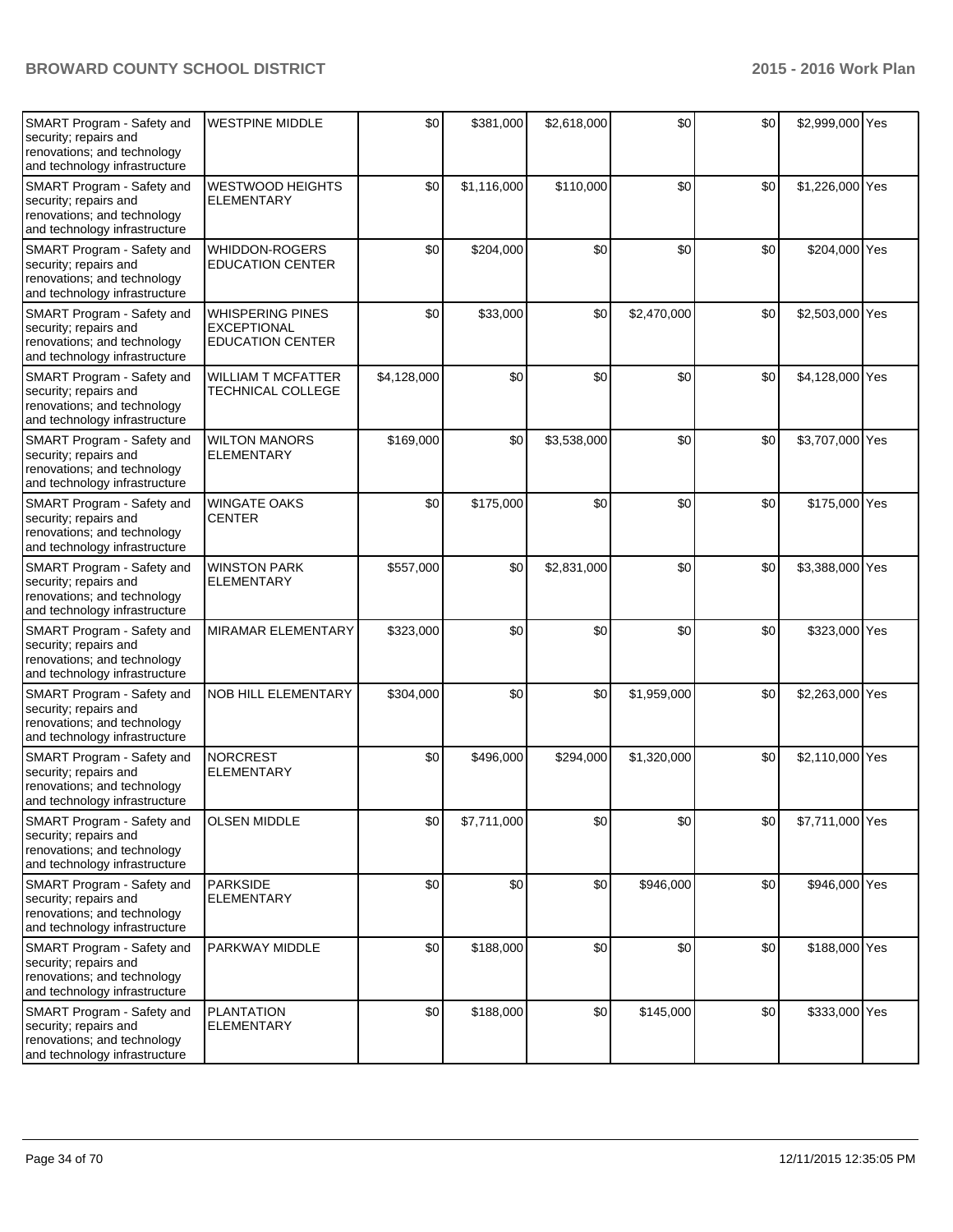| | | | | | | | | |
|---|---|---|---|---|---|---|---|---|
| SMART Program - Safety and security; repairs and renovations; and technology and technology infrastructure | WESTPINE MIDDLE | $0 | $381,000 | $2,618,000 | $0 | $0 | $2,999,000 | Yes |
| SMART Program - Safety and security; repairs and renovations; and technology and technology infrastructure | WESTWOOD HEIGHTS ELEMENTARY | $0 | $1,116,000 | $110,000 | $0 | $0 | $1,226,000 | Yes |
| SMART Program - Safety and security; repairs and renovations; and technology and technology infrastructure | WHIDDON-ROGERS EDUCATION CENTER | $0 | $204,000 | $0 | $0 | $0 | $204,000 | Yes |
| SMART Program - Safety and security; repairs and renovations; and technology and technology infrastructure | WHISPERING PINES EXCEPTIONAL EDUCATION CENTER | $0 | $33,000 | $0 | $2,470,000 | $0 | $2,503,000 | Yes |
| SMART Program - Safety and security; repairs and renovations; and technology and technology infrastructure | WILLIAM T MCFATTER TECHNICAL COLLEGE | $4,128,000 | $0 | $0 | $0 | $0 | $4,128,000 | Yes |
| SMART Program - Safety and security; repairs and renovations; and technology and technology infrastructure | WILTON MANORS ELEMENTARY | $169,000 | $0 | $3,538,000 | $0 | $0 | $3,707,000 | Yes |
| SMART Program - Safety and security; repairs and renovations; and technology and technology infrastructure | WINGATE OAKS CENTER | $0 | $175,000 | $0 | $0 | $0 | $175,000 | Yes |
| SMART Program - Safety and security; repairs and renovations; and technology and technology infrastructure | WINSTON PARK ELEMENTARY | $557,000 | $0 | $2,831,000 | $0 | $0 | $3,388,000 | Yes |
| SMART Program - Safety and security; repairs and renovations; and technology and technology infrastructure | MIRAMAR ELEMENTARY | $323,000 | $0 | $0 | $0 | $0 | $323,000 | Yes |
| SMART Program - Safety and security; repairs and renovations; and technology and technology infrastructure | NOB HILL ELEMENTARY | $304,000 | $0 | $0 | $1,959,000 | $0 | $2,263,000 | Yes |
| SMART Program - Safety and security; repairs and renovations; and technology and technology infrastructure | NORCREST ELEMENTARY | $0 | $496,000 | $294,000 | $1,320,000 | $0 | $2,110,000 | Yes |
| SMART Program - Safety and security; repairs and renovations; and technology and technology infrastructure | OLSEN MIDDLE | $0 | $7,711,000 | $0 | $0 | $0 | $7,711,000 | Yes |
| SMART Program - Safety and security; repairs and renovations; and technology and technology infrastructure | PARKSIDE ELEMENTARY | $0 | $0 | $0 | $946,000 | $0 | $946,000 | Yes |
| SMART Program - Safety and security; repairs and renovations; and technology and technology infrastructure | PARKWAY MIDDLE | $0 | $188,000 | $0 | $0 | $0 | $188,000 | Yes |
| SMART Program - Safety and security; repairs and renovations; and technology and technology infrastructure | PLANTATION ELEMENTARY | $0 | $188,000 | $0 | $145,000 | $0 | $333,000 | Yes |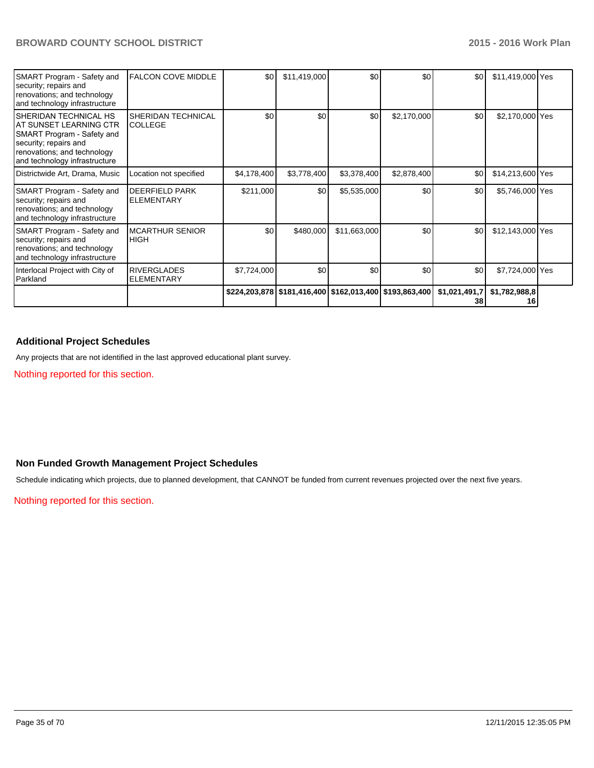| | | | | | | | | |
|---|---|---|---|---|---|---|---|---|
| SMART Program - Safety and security; repairs and renovations; and technology and technology infrastructure | FALCON COVE MIDDLE | $0 | $11,419,000 | $0 | $0 | $0 | $11,419,000 | Yes |
| SHERIDAN TECHNICAL HS AT SUNSET LEARNING CTR SMART Program - Safety and security; repairs and renovations; and technology and technology infrastructure | SHERIDAN TECHNICAL COLLEGE | $0 | $0 | $0 | $2,170,000 | $0 | $2,170,000 | Yes |
| Districtwide Art, Drama, Music | Location not specified | $4,178,400 | $3,778,400 | $3,378,400 | $2,878,400 | $0 | $14,213,600 | Yes |
| SMART Program - Safety and security; repairs and renovations; and technology and technology infrastructure | DEERFIELD PARK ELEMENTARY | $211,000 | $0 | $5,535,000 | $0 | $0 | $5,746,000 | Yes |
| SMART Program - Safety and security; repairs and renovations; and technology and technology infrastructure | MCARTHUR SENIOR HIGH | $0 | $480,000 | $11,663,000 | $0 | $0 | $12,143,000 | Yes |
| Interlocal Project with City of Parkland | RIVERGLADES ELEMENTARY | $7,724,000 | $0 | $0 | $0 | $0 | $7,724,000 | Yes |
| | | $224,203,878 | $181,416,400 | $162,013,400 | $193,863,400 | $1,021,491,738 | $1,782,988,816 | |

### Additional Project Schedules

Any projects that are not identified in the last approved educational plant survey.

Nothing reported for this section.

### Non Funded Growth Management Project Schedules

Schedule indicating which projects, due to planned development, that CANNOT be funded from current revenues projected over the next five years.

Nothing reported for this section.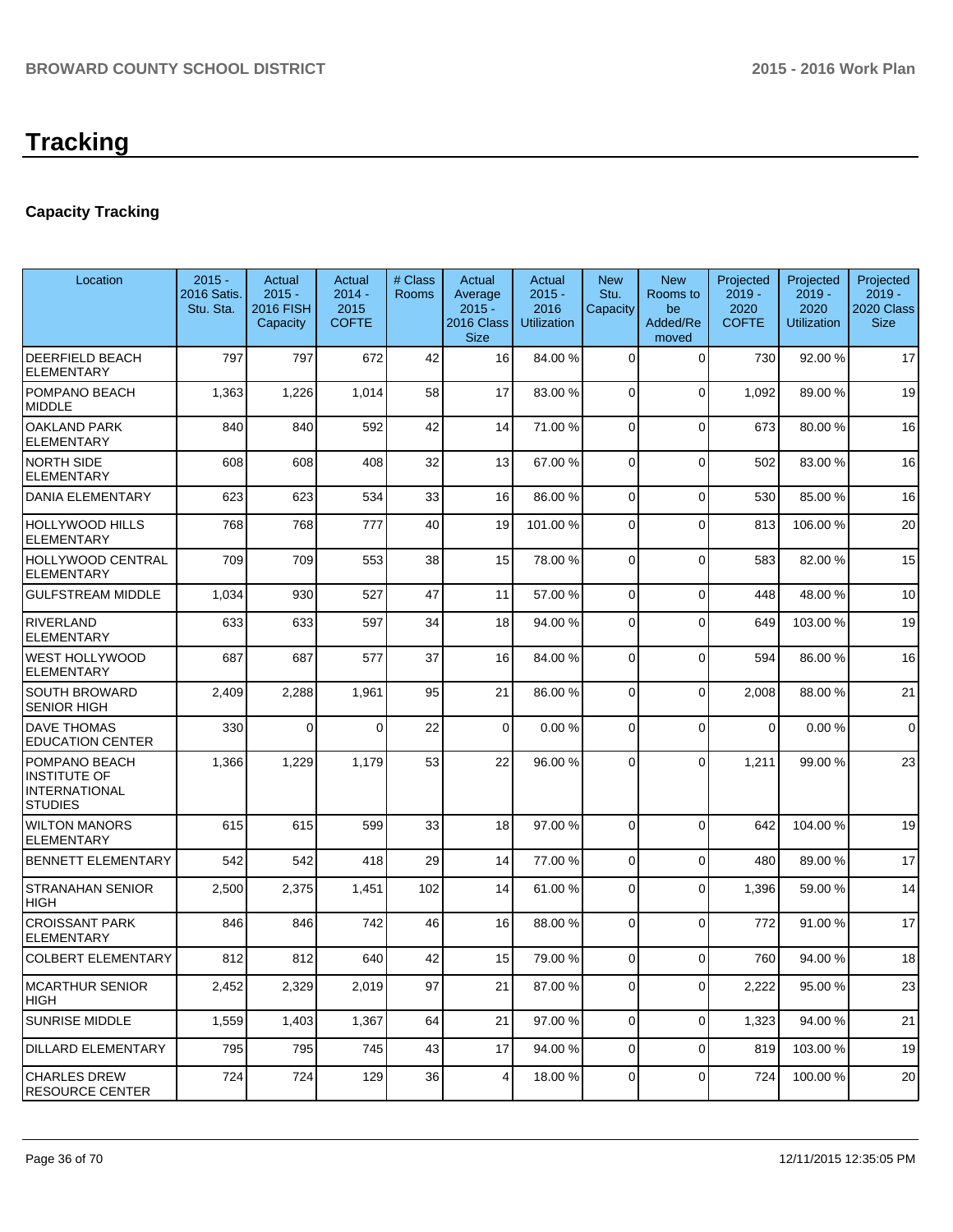# Tracking

## Capacity Tracking

| Location | 2015 - 2016 Satis. Stu. Sta. | Actual 2015 - 2016 FISH Capacity | Actual 2014 - 2015 COFTE | # Class Rooms | Actual Average 2015 - 2016 Class Size | Actual 2015 - 2016 Utilization | New Stu. Capacity | New Rooms to be Added/Removed | Projected 2019 - 2020 COFTE | Projected 2019 - 2020 Utilization | Projected 2019 - 2020 Class Size |
|---|---|---|---|---|---|---|---|---|---|---|---|
| DEERFIELD BEACH ELEMENTARY | 797 | 797 | 672 | 42 | 16 | 84.00 % | 0 | 0 | 730 | 92.00 % | 17 |
| POMPANO BEACH MIDDLE | 1,363 | 1,226 | 1,014 | 58 | 17 | 83.00 % | 0 | 0 | 1,092 | 89.00 % | 19 |
| OAKLAND PARK ELEMENTARY | 840 | 840 | 592 | 42 | 14 | 71.00 % | 0 | 0 | 673 | 80.00 % | 16 |
| NORTH SIDE ELEMENTARY | 608 | 608 | 408 | 32 | 13 | 67.00 % | 0 | 0 | 502 | 83.00 % | 16 |
| DANIA ELEMENTARY | 623 | 623 | 534 | 33 | 16 | 86.00 % | 0 | 0 | 530 | 85.00 % | 16 |
| HOLLYWOOD HILLS ELEMENTARY | 768 | 768 | 777 | 40 | 19 | 101.00 % | 0 | 0 | 813 | 106.00 % | 20 |
| HOLLYWOOD CENTRAL ELEMENTARY | 709 | 709 | 553 | 38 | 15 | 78.00 % | 0 | 0 | 583 | 82.00 % | 15 |
| GULFSTREAM MIDDLE | 1,034 | 930 | 527 | 47 | 11 | 57.00 % | 0 | 0 | 448 | 48.00 % | 10 |
| RIVERLAND ELEMENTARY | 633 | 633 | 597 | 34 | 18 | 94.00 % | 0 | 0 | 649 | 103.00 % | 19 |
| WEST HOLLYWOOD ELEMENTARY | 687 | 687 | 577 | 37 | 16 | 84.00 % | 0 | 0 | 594 | 86.00 % | 16 |
| SOUTH BROWARD SENIOR HIGH | 2,409 | 2,288 | 1,961 | 95 | 21 | 86.00 % | 0 | 0 | 2,008 | 88.00 % | 21 |
| DAVE THOMAS EDUCATION CENTER | 330 | 0 | 0 | 22 | 0 | 0.00 % | 0 | 0 | 0 | 0.00 % | 0 |
| POMPANO BEACH INSTITUTE OF INTERNATIONAL STUDIES | 1,366 | 1,229 | 1,179 | 53 | 22 | 96.00 % | 0 | 0 | 1,211 | 99.00 % | 23 |
| WILTON MANORS ELEMENTARY | 615 | 615 | 599 | 33 | 18 | 97.00 % | 0 | 0 | 642 | 104.00 % | 19 |
| BENNETT ELEMENTARY | 542 | 542 | 418 | 29 | 14 | 77.00 % | 0 | 0 | 480 | 89.00 % | 17 |
| STRANAHAN SENIOR HIGH | 2,500 | 2,375 | 1,451 | 102 | 14 | 61.00 % | 0 | 0 | 1,396 | 59.00 % | 14 |
| CROISSANT PARK ELEMENTARY | 846 | 846 | 742 | 46 | 16 | 88.00 % | 0 | 0 | 772 | 91.00 % | 17 |
| COLBERT ELEMENTARY | 812 | 812 | 640 | 42 | 15 | 79.00 % | 0 | 0 | 760 | 94.00 % | 18 |
| MCARTHUR SENIOR HIGH | 2,452 | 2,329 | 2,019 | 97 | 21 | 87.00 % | 0 | 0 | 2,222 | 95.00 % | 23 |
| SUNRISE MIDDLE | 1,559 | 1,403 | 1,367 | 64 | 21 | 97.00 % | 0 | 0 | 1,323 | 94.00 % | 21 |
| DILLARD ELEMENTARY | 795 | 795 | 745 | 43 | 17 | 94.00 % | 0 | 0 | 819 | 103.00 % | 19 |
| CHARLES DREW RESOURCE CENTER | 724 | 724 | 129 | 36 | 4 | 18.00 % | 0 | 0 | 724 | 100.00 % | 20 |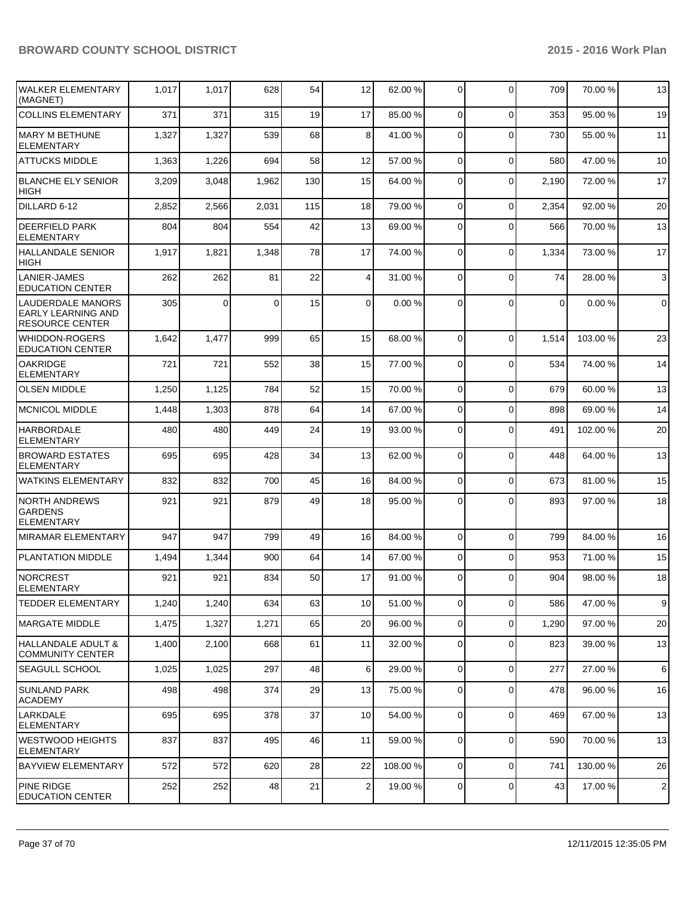| WALKER ELEMENTARY (MAGNET) | 1,017 | 1,017 | 628 | 54 | 12 | 62.00 % | 0 | 0 | 709 | 70.00 % | 13 |
|---|---|---|---|---|---|---|---|---|---|---|---|
| COLLINS ELEMENTARY | 371 | 371 | 315 | 19 | 17 | 85.00 % | 0 | 0 | 353 | 95.00 % | 19 |
| MARY M BETHUNE ELEMENTARY | 1,327 | 1,327 | 539 | 68 | 8 | 41.00 % | 0 | 0 | 730 | 55.00 % | 11 |
| ATTUCKS MIDDLE | 1,363 | 1,226 | 694 | 58 | 12 | 57.00 % | 0 | 0 | 580 | 47.00 % | 10 |
| BLANCHE ELY SENIOR HIGH | 3,209 | 3,048 | 1,962 | 130 | 15 | 64.00 % | 0 | 0 | 2,190 | 72.00 % | 17 |
| DILLARD 6-12 | 2,852 | 2,566 | 2,031 | 115 | 18 | 79.00 % | 0 | 0 | 2,354 | 92.00 % | 20 |
| DEERFIELD PARK ELEMENTARY | 804 | 804 | 554 | 42 | 13 | 69.00 % | 0 | 0 | 566 | 70.00 % | 13 |
| HALLANDALE SENIOR HIGH | 1,917 | 1,821 | 1,348 | 78 | 17 | 74.00 % | 0 | 0 | 1,334 | 73.00 % | 17 |
| LANIER-JAMES EDUCATION CENTER | 262 | 262 | 81 | 22 | 4 | 31.00 % | 0 | 0 | 74 | 28.00 % | 3 |
| LAUDERDALE MANORS EARLY LEARNING AND RESOURCE CENTER | 305 | 0 | 0 | 15 | 0 | 0.00 % | 0 | 0 | 0 | 0.00 % | 0 |
| WHIDDON-ROGERS EDUCATION CENTER | 1,642 | 1,477 | 999 | 65 | 15 | 68.00 % | 0 | 0 | 1,514 | 103.00 % | 23 |
| OAKRIDGE ELEMENTARY | 721 | 721 | 552 | 38 | 15 | 77.00 % | 0 | 0 | 534 | 74.00 % | 14 |
| OLSEN MIDDLE | 1,250 | 1,125 | 784 | 52 | 15 | 70.00 % | 0 | 0 | 679 | 60.00 % | 13 |
| MCNICOL MIDDLE | 1,448 | 1,303 | 878 | 64 | 14 | 67.00 % | 0 | 0 | 898 | 69.00 % | 14 |
| HARBORDALE ELEMENTARY | 480 | 480 | 449 | 24 | 19 | 93.00 % | 0 | 0 | 491 | 102.00 % | 20 |
| BROWARD ESTATES ELEMENTARY | 695 | 695 | 428 | 34 | 13 | 62.00 % | 0 | 0 | 448 | 64.00 % | 13 |
| WATKINS ELEMENTARY | 832 | 832 | 700 | 45 | 16 | 84.00 % | 0 | 0 | 673 | 81.00 % | 15 |
| NORTH ANDREWS GARDENS ELEMENTARY | 921 | 921 | 879 | 49 | 18 | 95.00 % | 0 | 0 | 893 | 97.00 % | 18 |
| MIRAMAR ELEMENTARY | 947 | 947 | 799 | 49 | 16 | 84.00 % | 0 | 0 | 799 | 84.00 % | 16 |
| PLANTATION MIDDLE | 1,494 | 1,344 | 900 | 64 | 14 | 67.00 % | 0 | 0 | 953 | 71.00 % | 15 |
| NORCREST ELEMENTARY | 921 | 921 | 834 | 50 | 17 | 91.00 % | 0 | 0 | 904 | 98.00 % | 18 |
| TEDDER ELEMENTARY | 1,240 | 1,240 | 634 | 63 | 10 | 51.00 % | 0 | 0 | 586 | 47.00 % | 9 |
| MARGATE MIDDLE | 1,475 | 1,327 | 1,271 | 65 | 20 | 96.00 % | 0 | 0 | 1,290 | 97.00 % | 20 |
| HALLANDALE ADULT & COMMUNITY CENTER | 1,400 | 2,100 | 668 | 61 | 11 | 32.00 % | 0 | 0 | 823 | 39.00 % | 13 |
| SEAGULL SCHOOL | 1,025 | 1,025 | 297 | 48 | 6 | 29.00 % | 0 | 0 | 277 | 27.00 % | 6 |
| SUNLAND PARK ACADEMY | 498 | 498 | 374 | 29 | 13 | 75.00 % | 0 | 0 | 478 | 96.00 % | 16 |
| LARKDALE ELEMENTARY | 695 | 695 | 378 | 37 | 10 | 54.00 % | 0 | 0 | 469 | 67.00 % | 13 |
| WESTWOOD HEIGHTS ELEMENTARY | 837 | 837 | 495 | 46 | 11 | 59.00 % | 0 | 0 | 590 | 70.00 % | 13 |
| BAYVIEW ELEMENTARY | 572 | 572 | 620 | 28 | 22 | 108.00 % | 0 | 0 | 741 | 130.00 % | 26 |
| PINE RIDGE EDUCATION CENTER | 252 | 252 | 48 | 21 | 2 | 19.00 % | 0 | 0 | 43 | 17.00 % | 2 |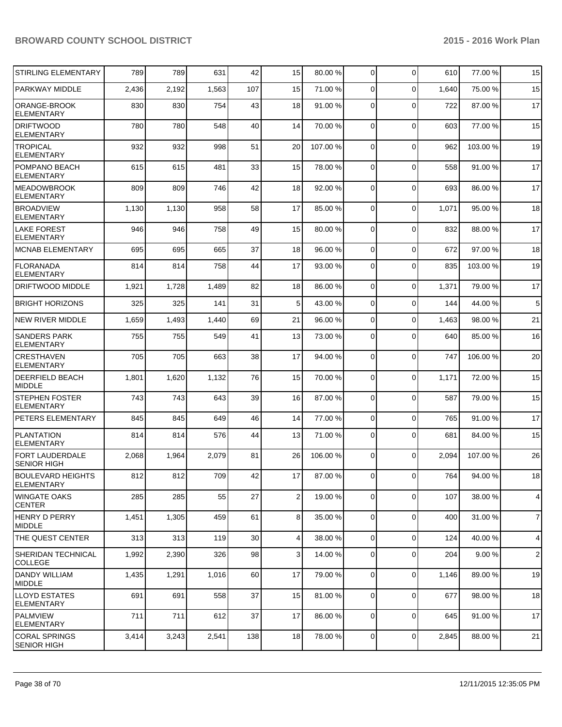| | | | | | | | | | | | |
|---|---|---|---|---|---|---|---|---|---|---|---|
| STIRLING ELEMENTARY | 789 | 789 | 631 | 42 | 15 | 80.00 % | 0 | 0 | 610 | 77.00 % | 15 |
| PARKWAY MIDDLE | 2,436 | 2,192 | 1,563 | 107 | 15 | 71.00 % | 0 | 0 | 1,640 | 75.00 % | 15 |
| ORANGE-BROOK ELEMENTARY | 830 | 830 | 754 | 43 | 18 | 91.00 % | 0 | 0 | 722 | 87.00 % | 17 |
| DRIFTWOOD ELEMENTARY | 780 | 780 | 548 | 40 | 14 | 70.00 % | 0 | 0 | 603 | 77.00 % | 15 |
| TROPICAL ELEMENTARY | 932 | 932 | 998 | 51 | 20 | 107.00 % | 0 | 0 | 962 | 103.00 % | 19 |
| POMPANO BEACH ELEMENTARY | 615 | 615 | 481 | 33 | 15 | 78.00 % | 0 | 0 | 558 | 91.00 % | 17 |
| MEADOWBROOK ELEMENTARY | 809 | 809 | 746 | 42 | 18 | 92.00 % | 0 | 0 | 693 | 86.00 % | 17 |
| BROADVIEW ELEMENTARY | 1,130 | 1,130 | 958 | 58 | 17 | 85.00 % | 0 | 0 | 1,071 | 95.00 % | 18 |
| LAKE FOREST ELEMENTARY | 946 | 946 | 758 | 49 | 15 | 80.00 % | 0 | 0 | 832 | 88.00 % | 17 |
| MCNAB ELEMENTARY | 695 | 695 | 665 | 37 | 18 | 96.00 % | 0 | 0 | 672 | 97.00 % | 18 |
| FLORANADA ELEMENTARY | 814 | 814 | 758 | 44 | 17 | 93.00 % | 0 | 0 | 835 | 103.00 % | 19 |
| DRIFTWOOD MIDDLE | 1,921 | 1,728 | 1,489 | 82 | 18 | 86.00 % | 0 | 0 | 1,371 | 79.00 % | 17 |
| BRIGHT HORIZONS | 325 | 325 | 141 | 31 | 5 | 43.00 % | 0 | 0 | 144 | 44.00 % | 5 |
| NEW RIVER MIDDLE | 1,659 | 1,493 | 1,440 | 69 | 21 | 96.00 % | 0 | 0 | 1,463 | 98.00 % | 21 |
| SANDERS PARK ELEMENTARY | 755 | 755 | 549 | 41 | 13 | 73.00 % | 0 | 0 | 640 | 85.00 % | 16 |
| CRESTHAVEN ELEMENTARY | 705 | 705 | 663 | 38 | 17 | 94.00 % | 0 | 0 | 747 | 106.00 % | 20 |
| DEERFIELD BEACH MIDDLE | 1,801 | 1,620 | 1,132 | 76 | 15 | 70.00 % | 0 | 0 | 1,171 | 72.00 % | 15 |
| STEPHEN FOSTER ELEMENTARY | 743 | 743 | 643 | 39 | 16 | 87.00 % | 0 | 0 | 587 | 79.00 % | 15 |
| PETERS ELEMENTARY | 845 | 845 | 649 | 46 | 14 | 77.00 % | 0 | 0 | 765 | 91.00 % | 17 |
| PLANTATION ELEMENTARY | 814 | 814 | 576 | 44 | 13 | 71.00 % | 0 | 0 | 681 | 84.00 % | 15 |
| FORT LAUDERDALE SENIOR HIGH | 2,068 | 1,964 | 2,079 | 81 | 26 | 106.00 % | 0 | 0 | 2,094 | 107.00 % | 26 |
| BOULEVARD HEIGHTS ELEMENTARY | 812 | 812 | 709 | 42 | 17 | 87.00 % | 0 | 0 | 764 | 94.00 % | 18 |
| WINGATE OAKS CENTER | 285 | 285 | 55 | 27 | 2 | 19.00 % | 0 | 0 | 107 | 38.00 % | 4 |
| HENRY D PERRY MIDDLE | 1,451 | 1,305 | 459 | 61 | 8 | 35.00 % | 0 | 0 | 400 | 31.00 % | 7 |
| THE QUEST CENTER | 313 | 313 | 119 | 30 | 4 | 38.00 % | 0 | 0 | 124 | 40.00 % | 4 |
| SHERIDAN TECHNICAL COLLEGE | 1,992 | 2,390 | 326 | 98 | 3 | 14.00 % | 0 | 0 | 204 | 9.00 % | 2 |
| DANDY WILLIAM MIDDLE | 1,435 | 1,291 | 1,016 | 60 | 17 | 79.00 % | 0 | 0 | 1,146 | 89.00 % | 19 |
| LLOYD ESTATES ELEMENTARY | 691 | 691 | 558 | 37 | 15 | 81.00 % | 0 | 0 | 677 | 98.00 % | 18 |
| PALMVIEW ELEMENTARY | 711 | 711 | 612 | 37 | 17 | 86.00 % | 0 | 0 | 645 | 91.00 % | 17 |
| CORAL SPRINGS SENIOR HIGH | 3,414 | 3,243 | 2,541 | 138 | 18 | 78.00 % | 0 | 0 | 2,845 | 88.00 % | 21 |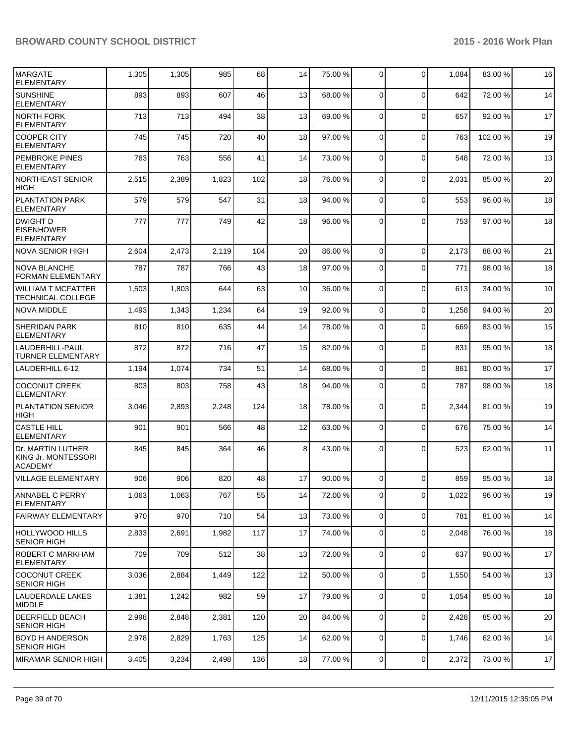| | | | | | | | | | | |
|---|---|---|---|---|---|---|---|---|---|---|
| MARGATE ELEMENTARY | 1,305 | 1,305 | 985 | 68 | 14 | 75.00 % | 0 | 0 | 1,084 | 83.00 % | 16 |
| SUNSHINE ELEMENTARY | 893 | 893 | 607 | 46 | 13 | 68.00 % | 0 | 0 | 642 | 72.00 % | 14 |
| NORTH FORK ELEMENTARY | 713 | 713 | 494 | 38 | 13 | 69.00 % | 0 | 0 | 657 | 92.00 % | 17 |
| COOPER CITY ELEMENTARY | 745 | 745 | 720 | 40 | 18 | 97.00 % | 0 | 0 | 763 | 102.00 % | 19 |
| PEMBROKE PINES ELEMENTARY | 763 | 763 | 556 | 41 | 14 | 73.00 % | 0 | 0 | 548 | 72.00 % | 13 |
| NORTHEAST SENIOR HIGH | 2,515 | 2,389 | 1,823 | 102 | 18 | 76.00 % | 0 | 0 | 2,031 | 85.00 % | 20 |
| PLANTATION PARK ELEMENTARY | 579 | 579 | 547 | 31 | 18 | 94.00 % | 0 | 0 | 553 | 96.00 % | 18 |
| DWIGHT D EISENHOWER ELEMENTARY | 777 | 777 | 749 | 42 | 18 | 96.00 % | 0 | 0 | 753 | 97.00 % | 18 |
| NOVA SENIOR HIGH | 2,604 | 2,473 | 2,119 | 104 | 20 | 86.00 % | 0 | 0 | 2,173 | 88.00 % | 21 |
| NOVA BLANCHE FORMAN ELEMENTARY | 787 | 787 | 766 | 43 | 18 | 97.00 % | 0 | 0 | 771 | 98.00 % | 18 |
| WILLIAM T MCFATTER TECHNICAL COLLEGE | 1,503 | 1,803 | 644 | 63 | 10 | 36.00 % | 0 | 0 | 613 | 34.00 % | 10 |
| NOVA MIDDLE | 1,493 | 1,343 | 1,234 | 64 | 19 | 92.00 % | 0 | 0 | 1,258 | 94.00 % | 20 |
| SHERIDAN PARK ELEMENTARY | 810 | 810 | 635 | 44 | 14 | 78.00 % | 0 | 0 | 669 | 83.00 % | 15 |
| LAUDERHILL-PAUL TURNER ELEMENTARY | 872 | 872 | 716 | 47 | 15 | 82.00 % | 0 | 0 | 831 | 95.00 % | 18 |
| LAUDERHILL 6-12 | 1,194 | 1,074 | 734 | 51 | 14 | 68.00 % | 0 | 0 | 861 | 80.00 % | 17 |
| COCONUT CREEK ELEMENTARY | 803 | 803 | 758 | 43 | 18 | 94.00 % | 0 | 0 | 787 | 98.00 % | 18 |
| PLANTATION SENIOR HIGH | 3,046 | 2,893 | 2,248 | 124 | 18 | 78.00 % | 0 | 0 | 2,344 | 81.00 % | 19 |
| CASTLE HILL ELEMENTARY | 901 | 901 | 566 | 48 | 12 | 63.00 % | 0 | 0 | 676 | 75.00 % | 14 |
| Dr. MARTIN LUTHER KING Jr. MONTESSORI ACADEMY | 845 | 845 | 364 | 46 | 8 | 43.00 % | 0 | 0 | 523 | 62.00 % | 11 |
| VILLAGE ELEMENTARY | 906 | 906 | 820 | 48 | 17 | 90.00 % | 0 | 0 | 859 | 95.00 % | 18 |
| ANNABEL C PERRY ELEMENTARY | 1,063 | 1,063 | 767 | 55 | 14 | 72.00 % | 0 | 0 | 1,022 | 96.00 % | 19 |
| FAIRWAY ELEMENTARY | 970 | 970 | 710 | 54 | 13 | 73.00 % | 0 | 0 | 781 | 81.00 % | 14 |
| HOLLYWOOD HILLS SENIOR HIGH | 2,833 | 2,691 | 1,982 | 117 | 17 | 74.00 % | 0 | 0 | 2,048 | 76.00 % | 18 |
| ROBERT C MARKHAM ELEMENTARY | 709 | 709 | 512 | 38 | 13 | 72.00 % | 0 | 0 | 637 | 90.00 % | 17 |
| COCONUT CREEK SENIOR HIGH | 3,036 | 2,884 | 1,449 | 122 | 12 | 50.00 % | 0 | 0 | 1,550 | 54.00 % | 13 |
| LAUDERDALE LAKES MIDDLE | 1,381 | 1,242 | 982 | 59 | 17 | 79.00 % | 0 | 0 | 1,054 | 85.00 % | 18 |
| DEERFIELD BEACH SENIOR HIGH | 2,998 | 2,848 | 2,381 | 120 | 20 | 84.00 % | 0 | 0 | 2,428 | 85.00 % | 20 |
| BOYD H ANDERSON SENIOR HIGH | 2,978 | 2,829 | 1,763 | 125 | 14 | 62.00 % | 0 | 0 | 1,746 | 62.00 % | 14 |
| MIRAMAR SENIOR HIGH | 3,405 | 3,234 | 2,498 | 136 | 18 | 77.00 % | 0 | 0 | 2,372 | 73.00 % | 17 |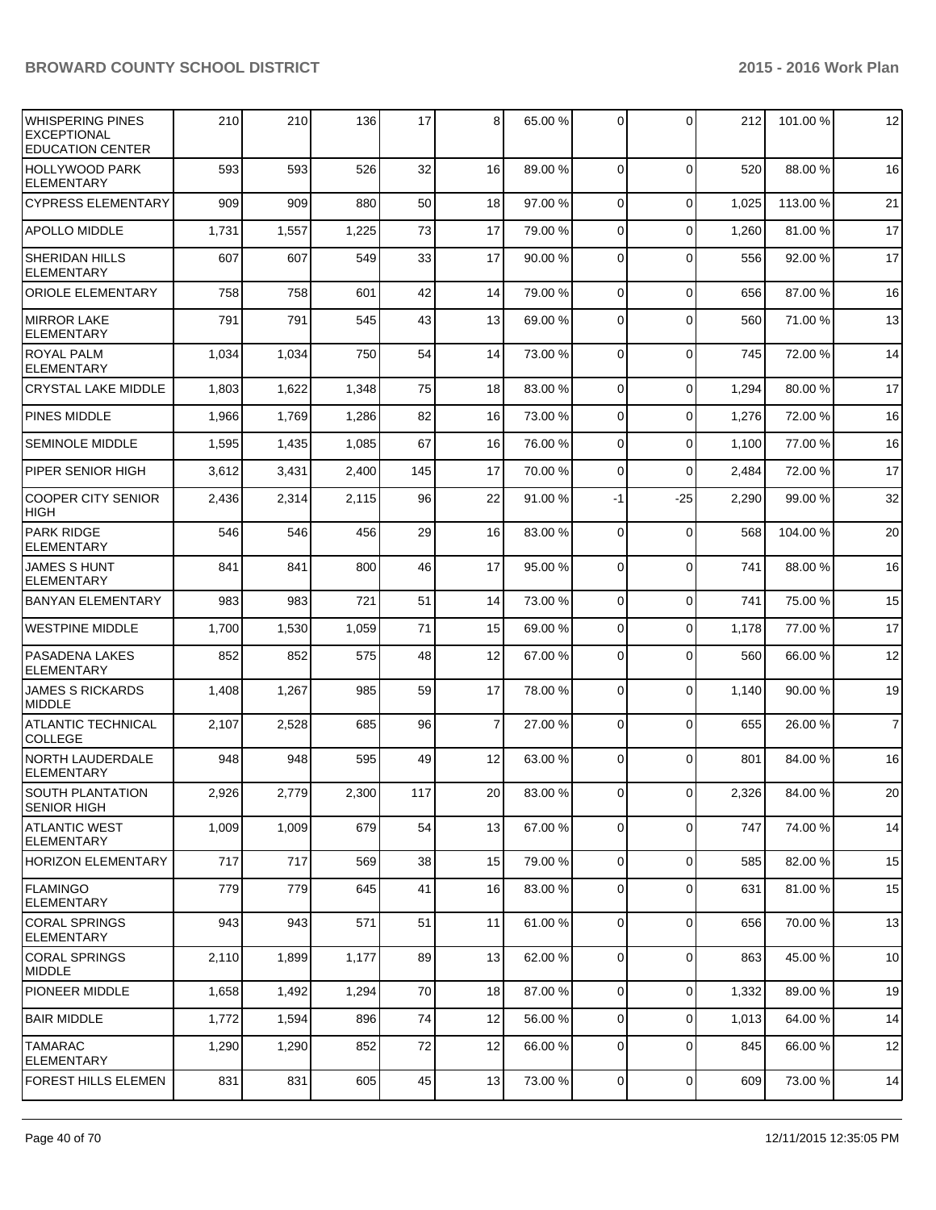| | | | | | | | | | | | |
|---|---|---|---|---|---|---|---|---|---|---|---|
| WHISPERING PINES EXCEPTIONAL EDUCATION CENTER | 210 | 210 | 136 | 17 | 8 | 65.00 % | 0 | 0 | 212 | 101.00 % | 12 |
| HOLLYWOOD PARK ELEMENTARY | 593 | 593 | 526 | 32 | 16 | 89.00 % | 0 | 0 | 520 | 88.00 % | 16 |
| CYPRESS ELEMENTARY | 909 | 909 | 880 | 50 | 18 | 97.00 % | 0 | 0 | 1,025 | 113.00 % | 21 |
| APOLLO MIDDLE | 1,731 | 1,557 | 1,225 | 73 | 17 | 79.00 % | 0 | 0 | 1,260 | 81.00 % | 17 |
| SHERIDAN HILLS ELEMENTARY | 607 | 607 | 549 | 33 | 17 | 90.00 % | 0 | 0 | 556 | 92.00 % | 17 |
| ORIOLE ELEMENTARY | 758 | 758 | 601 | 42 | 14 | 79.00 % | 0 | 0 | 656 | 87.00 % | 16 |
| MIRROR LAKE ELEMENTARY | 791 | 791 | 545 | 43 | 13 | 69.00 % | 0 | 0 | 560 | 71.00 % | 13 |
| ROYAL PALM ELEMENTARY | 1,034 | 1,034 | 750 | 54 | 14 | 73.00 % | 0 | 0 | 745 | 72.00 % | 14 |
| CRYSTAL LAKE MIDDLE | 1,803 | 1,622 | 1,348 | 75 | 18 | 83.00 % | 0 | 0 | 1,294 | 80.00 % | 17 |
| PINES MIDDLE | 1,966 | 1,769 | 1,286 | 82 | 16 | 73.00 % | 0 | 0 | 1,276 | 72.00 % | 16 |
| SEMINOLE MIDDLE | 1,595 | 1,435 | 1,085 | 67 | 16 | 76.00 % | 0 | 0 | 1,100 | 77.00 % | 16 |
| PIPER SENIOR HIGH | 3,612 | 3,431 | 2,400 | 145 | 17 | 70.00 % | 0 | 0 | 2,484 | 72.00 % | 17 |
| COOPER CITY SENIOR HIGH | 2,436 | 2,314 | 2,115 | 96 | 22 | 91.00 % | -1 | -25 | 2,290 | 99.00 % | 32 |
| PARK RIDGE ELEMENTARY | 546 | 546 | 456 | 29 | 16 | 83.00 % | 0 | 0 | 568 | 104.00 % | 20 |
| JAMES S HUNT ELEMENTARY | 841 | 841 | 800 | 46 | 17 | 95.00 % | 0 | 0 | 741 | 88.00 % | 16 |
| BANYAN ELEMENTARY | 983 | 983 | 721 | 51 | 14 | 73.00 % | 0 | 0 | 741 | 75.00 % | 15 |
| WESTPINE MIDDLE | 1,700 | 1,530 | 1,059 | 71 | 15 | 69.00 % | 0 | 0 | 1,178 | 77.00 % | 17 |
| PASADENA LAKES ELEMENTARY | 852 | 852 | 575 | 48 | 12 | 67.00 % | 0 | 0 | 560 | 66.00 % | 12 |
| JAMES S RICKARDS MIDDLE | 1,408 | 1,267 | 985 | 59 | 17 | 78.00 % | 0 | 0 | 1,140 | 90.00 % | 19 |
| ATLANTIC TECHNICAL COLLEGE | 2,107 | 2,528 | 685 | 96 | 7 | 27.00 % | 0 | 0 | 655 | 26.00 % | 7 |
| NORTH LAUDERDALE ELEMENTARY | 948 | 948 | 595 | 49 | 12 | 63.00 % | 0 | 0 | 801 | 84.00 % | 16 |
| SOUTH PLANTATION SENIOR HIGH | 2,926 | 2,779 | 2,300 | 117 | 20 | 83.00 % | 0 | 0 | 2,326 | 84.00 % | 20 |
| ATLANTIC WEST ELEMENTARY | 1,009 | 1,009 | 679 | 54 | 13 | 67.00 % | 0 | 0 | 747 | 74.00 % | 14 |
| HORIZON ELEMENTARY | 717 | 717 | 569 | 38 | 15 | 79.00 % | 0 | 0 | 585 | 82.00 % | 15 |
| FLAMINGO ELEMENTARY | 779 | 779 | 645 | 41 | 16 | 83.00 % | 0 | 0 | 631 | 81.00 % | 15 |
| CORAL SPRINGS ELEMENTARY | 943 | 943 | 571 | 51 | 11 | 61.00 % | 0 | 0 | 656 | 70.00 % | 13 |
| CORAL SPRINGS MIDDLE | 2,110 | 1,899 | 1,177 | 89 | 13 | 62.00 % | 0 | 0 | 863 | 45.00 % | 10 |
| PIONEER MIDDLE | 1,658 | 1,492 | 1,294 | 70 | 18 | 87.00 % | 0 | 0 | 1,332 | 89.00 % | 19 |
| BAIR MIDDLE | 1,772 | 1,594 | 896 | 74 | 12 | 56.00 % | 0 | 0 | 1,013 | 64.00 % | 14 |
| TAMARAC ELEMENTARY | 1,290 | 1,290 | 852 | 72 | 12 | 66.00 % | 0 | 0 | 845 | 66.00 % | 12 |
| FOREST HILLS ELEMEN | 831 | 831 | 605 | 45 | 13 | 73.00 % | 0 | 0 | 609 | 73.00 % | 14 |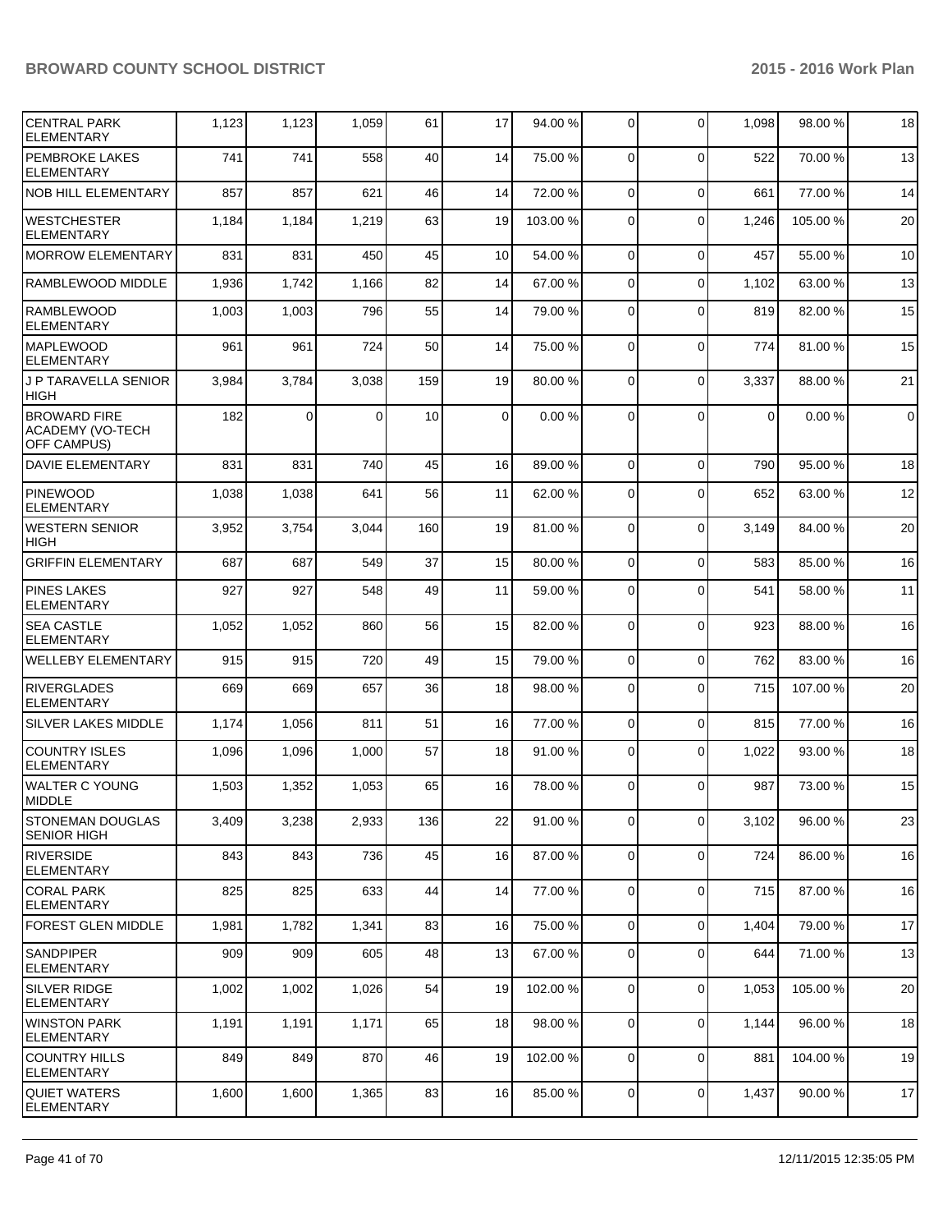| | | | | | | | | | | |
|---|---|---|---|---|---|---|---|---|---|---|
| CENTRAL PARK ELEMENTARY | 1,123 | 1,123 | 1,059 | 61 | 17 | 94.00 % | 0 | 0 | 1,098 | 98.00 % | 18 |
| PEMBROKE LAKES ELEMENTARY | 741 | 741 | 558 | 40 | 14 | 75.00 % | 0 | 0 | 522 | 70.00 % | 13 |
| NOB HILL ELEMENTARY | 857 | 857 | 621 | 46 | 14 | 72.00 % | 0 | 0 | 661 | 77.00 % | 14 |
| WESTCHESTER ELEMENTARY | 1,184 | 1,184 | 1,219 | 63 | 19 | 103.00 % | 0 | 0 | 1,246 | 105.00 % | 20 |
| MORROW ELEMENTARY | 831 | 831 | 450 | 45 | 10 | 54.00 % | 0 | 0 | 457 | 55.00 % | 10 |
| RAMBLEWOOD MIDDLE | 1,936 | 1,742 | 1,166 | 82 | 14 | 67.00 % | 0 | 0 | 1,102 | 63.00 % | 13 |
| RAMBLEWOOD ELEMENTARY | 1,003 | 1,003 | 796 | 55 | 14 | 79.00 % | 0 | 0 | 819 | 82.00 % | 15 |
| MAPLEWOOD ELEMENTARY | 961 | 961 | 724 | 50 | 14 | 75.00 % | 0 | 0 | 774 | 81.00 % | 15 |
| J P TARAVELLA SENIOR HIGH | 3,984 | 3,784 | 3,038 | 159 | 19 | 80.00 % | 0 | 0 | 3,337 | 88.00 % | 21 |
| BROWARD FIRE ACADEMY (VO-TECH OFF CAMPUS) | 182 | 0 | 0 | 10 | 0 | 0.00 % | 0 | 0 | 0 | 0.00 % | 0 |
| DAVIE ELEMENTARY | 831 | 831 | 740 | 45 | 16 | 89.00 % | 0 | 0 | 790 | 95.00 % | 18 |
| PINEWOOD ELEMENTARY | 1,038 | 1,038 | 641 | 56 | 11 | 62.00 % | 0 | 0 | 652 | 63.00 % | 12 |
| WESTERN SENIOR HIGH | 3,952 | 3,754 | 3,044 | 160 | 19 | 81.00 % | 0 | 0 | 3,149 | 84.00 % | 20 |
| GRIFFIN ELEMENTARY | 687 | 687 | 549 | 37 | 15 | 80.00 % | 0 | 0 | 583 | 85.00 % | 16 |
| PINES LAKES ELEMENTARY | 927 | 927 | 548 | 49 | 11 | 59.00 % | 0 | 0 | 541 | 58.00 % | 11 |
| SEA CASTLE ELEMENTARY | 1,052 | 1,052 | 860 | 56 | 15 | 82.00 % | 0 | 0 | 923 | 88.00 % | 16 |
| WELLEBY ELEMENTARY | 915 | 915 | 720 | 49 | 15 | 79.00 % | 0 | 0 | 762 | 83.00 % | 16 |
| RIVERGLADES ELEMENTARY | 669 | 669 | 657 | 36 | 18 | 98.00 % | 0 | 0 | 715 | 107.00 % | 20 |
| SILVER LAKES MIDDLE | 1,174 | 1,056 | 811 | 51 | 16 | 77.00 % | 0 | 0 | 815 | 77.00 % | 16 |
| COUNTRY ISLES ELEMENTARY | 1,096 | 1,096 | 1,000 | 57 | 18 | 91.00 % | 0 | 0 | 1,022 | 93.00 % | 18 |
| WALTER C YOUNG MIDDLE | 1,503 | 1,352 | 1,053 | 65 | 16 | 78.00 % | 0 | 0 | 987 | 73.00 % | 15 |
| STONEMAN DOUGLAS SENIOR HIGH | 3,409 | 3,238 | 2,933 | 136 | 22 | 91.00 % | 0 | 0 | 3,102 | 96.00 % | 23 |
| RIVERSIDE ELEMENTARY | 843 | 843 | 736 | 45 | 16 | 87.00 % | 0 | 0 | 724 | 86.00 % | 16 |
| CORAL PARK ELEMENTARY | 825 | 825 | 633 | 44 | 14 | 77.00 % | 0 | 0 | 715 | 87.00 % | 16 |
| FOREST GLEN MIDDLE | 1,981 | 1,782 | 1,341 | 83 | 16 | 75.00 % | 0 | 0 | 1,404 | 79.00 % | 17 |
| SANDPIPER ELEMENTARY | 909 | 909 | 605 | 48 | 13 | 67.00 % | 0 | 0 | 644 | 71.00 % | 13 |
| SILVER RIDGE ELEMENTARY | 1,002 | 1,002 | 1,026 | 54 | 19 | 102.00 % | 0 | 0 | 1,053 | 105.00 % | 20 |
| WINSTON PARK ELEMENTARY | 1,191 | 1,191 | 1,171 | 65 | 18 | 98.00 % | 0 | 0 | 1,144 | 96.00 % | 18 |
| COUNTRY HILLS ELEMENTARY | 849 | 849 | 870 | 46 | 19 | 102.00 % | 0 | 0 | 881 | 104.00 % | 19 |
| QUIET WATERS ELEMENTARY | 1,600 | 1,600 | 1,365 | 83 | 16 | 85.00 % | 0 | 0 | 1,437 | 90.00 % | 17 |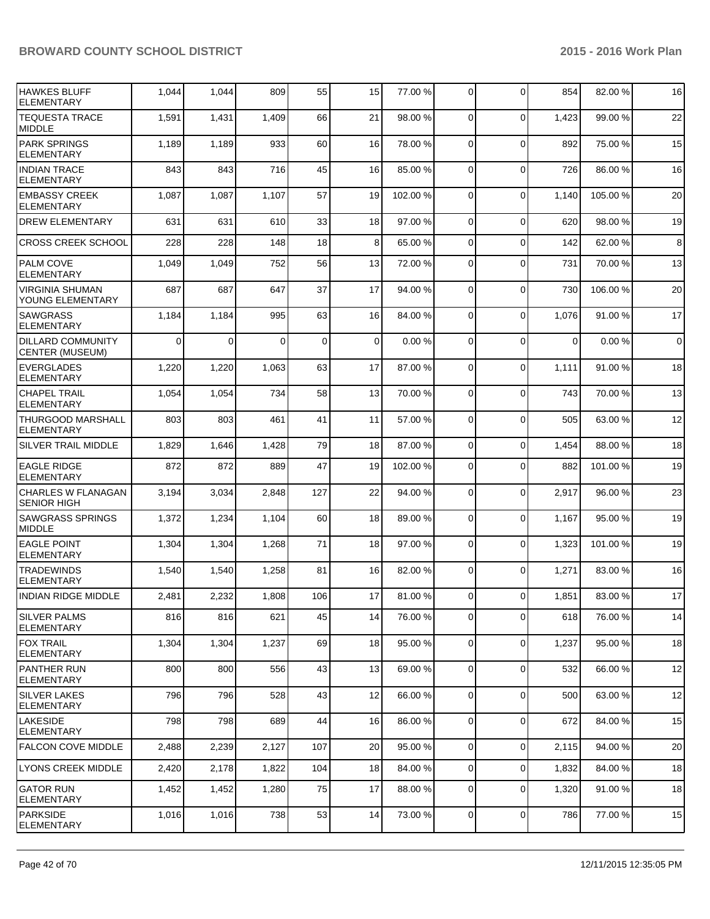| | | | | | | | | | | |
|---|---|---|---|---|---|---|---|---|---|---|
| HAWKES BLUFF ELEMENTARY | 1,044 | 1,044 | 809 | 55 | 15 | 77.00 % | 0 | 0 | 854 | 82.00 % | 16 |
| TEQUESTA TRACE MIDDLE | 1,591 | 1,431 | 1,409 | 66 | 21 | 98.00 % | 0 | 0 | 1,423 | 99.00 % | 22 |
| PARK SPRINGS ELEMENTARY | 1,189 | 1,189 | 933 | 60 | 16 | 78.00 % | 0 | 0 | 892 | 75.00 % | 15 |
| INDIAN TRACE ELEMENTARY | 843 | 843 | 716 | 45 | 16 | 85.00 % | 0 | 0 | 726 | 86.00 % | 16 |
| EMBASSY CREEK ELEMENTARY | 1,087 | 1,087 | 1,107 | 57 | 19 | 102.00 % | 0 | 0 | 1,140 | 105.00 % | 20 |
| DREW ELEMENTARY | 631 | 631 | 610 | 33 | 18 | 97.00 % | 0 | 0 | 620 | 98.00 % | 19 |
| CROSS CREEK SCHOOL | 228 | 228 | 148 | 18 | 8 | 65.00 % | 0 | 0 | 142 | 62.00 % | 8 |
| PALM COVE ELEMENTARY | 1,049 | 1,049 | 752 | 56 | 13 | 72.00 % | 0 | 0 | 731 | 70.00 % | 13 |
| VIRGINIA SHUMAN YOUNG ELEMENTARY | 687 | 687 | 647 | 37 | 17 | 94.00 % | 0 | 0 | 730 | 106.00 % | 20 |
| SAWGRASS ELEMENTARY | 1,184 | 1,184 | 995 | 63 | 16 | 84.00 % | 0 | 0 | 1,076 | 91.00 % | 17 |
| DILLARD COMMUNITY CENTER (MUSEUM) | 0 | 0 | 0 | 0 | 0 | 0.00 % | 0 | 0 | 0 | 0.00 % | 0 |
| EVERGLADES ELEMENTARY | 1,220 | 1,220 | 1,063 | 63 | 17 | 87.00 % | 0 | 0 | 1,111 | 91.00 % | 18 |
| CHAPEL TRAIL ELEMENTARY | 1,054 | 1,054 | 734 | 58 | 13 | 70.00 % | 0 | 0 | 743 | 70.00 % | 13 |
| THURGOOD MARSHALL ELEMENTARY | 803 | 803 | 461 | 41 | 11 | 57.00 % | 0 | 0 | 505 | 63.00 % | 12 |
| SILVER TRAIL MIDDLE | 1,829 | 1,646 | 1,428 | 79 | 18 | 87.00 % | 0 | 0 | 1,454 | 88.00 % | 18 |
| EAGLE RIDGE ELEMENTARY | 872 | 872 | 889 | 47 | 19 | 102.00 % | 0 | 0 | 882 | 101.00 % | 19 |
| CHARLES W FLANAGAN SENIOR HIGH | 3,194 | 3,034 | 2,848 | 127 | 22 | 94.00 % | 0 | 0 | 2,917 | 96.00 % | 23 |
| SAWGRASS SPRINGS MIDDLE | 1,372 | 1,234 | 1,104 | 60 | 18 | 89.00 % | 0 | 0 | 1,167 | 95.00 % | 19 |
| EAGLE POINT ELEMENTARY | 1,304 | 1,304 | 1,268 | 71 | 18 | 97.00 % | 0 | 0 | 1,323 | 101.00 % | 19 |
| TRADEWINDS ELEMENTARY | 1,540 | 1,540 | 1,258 | 81 | 16 | 82.00 % | 0 | 0 | 1,271 | 83.00 % | 16 |
| INDIAN RIDGE MIDDLE | 2,481 | 2,232 | 1,808 | 106 | 17 | 81.00 % | 0 | 0 | 1,851 | 83.00 % | 17 |
| SILVER PALMS ELEMENTARY | 816 | 816 | 621 | 45 | 14 | 76.00 % | 0 | 0 | 618 | 76.00 % | 14 |
| FOX TRAIL ELEMENTARY | 1,304 | 1,304 | 1,237 | 69 | 18 | 95.00 % | 0 | 0 | 1,237 | 95.00 % | 18 |
| PANTHER RUN ELEMENTARY | 800 | 800 | 556 | 43 | 13 | 69.00 % | 0 | 0 | 532 | 66.00 % | 12 |
| SILVER LAKES ELEMENTARY | 796 | 796 | 528 | 43 | 12 | 66.00 % | 0 | 0 | 500 | 63.00 % | 12 |
| LAKESIDE ELEMENTARY | 798 | 798 | 689 | 44 | 16 | 86.00 % | 0 | 0 | 672 | 84.00 % | 15 |
| FALCON COVE MIDDLE | 2,488 | 2,239 | 2,127 | 107 | 20 | 95.00 % | 0 | 0 | 2,115 | 94.00 % | 20 |
| LYONS CREEK MIDDLE | 2,420 | 2,178 | 1,822 | 104 | 18 | 84.00 % | 0 | 0 | 1,832 | 84.00 % | 18 |
| GATOR RUN ELEMENTARY | 1,452 | 1,452 | 1,280 | 75 | 17 | 88.00 % | 0 | 0 | 1,320 | 91.00 % | 18 |
| PARKSIDE ELEMENTARY | 1,016 | 1,016 | 738 | 53 | 14 | 73.00 % | 0 | 0 | 786 | 77.00 % | 15 |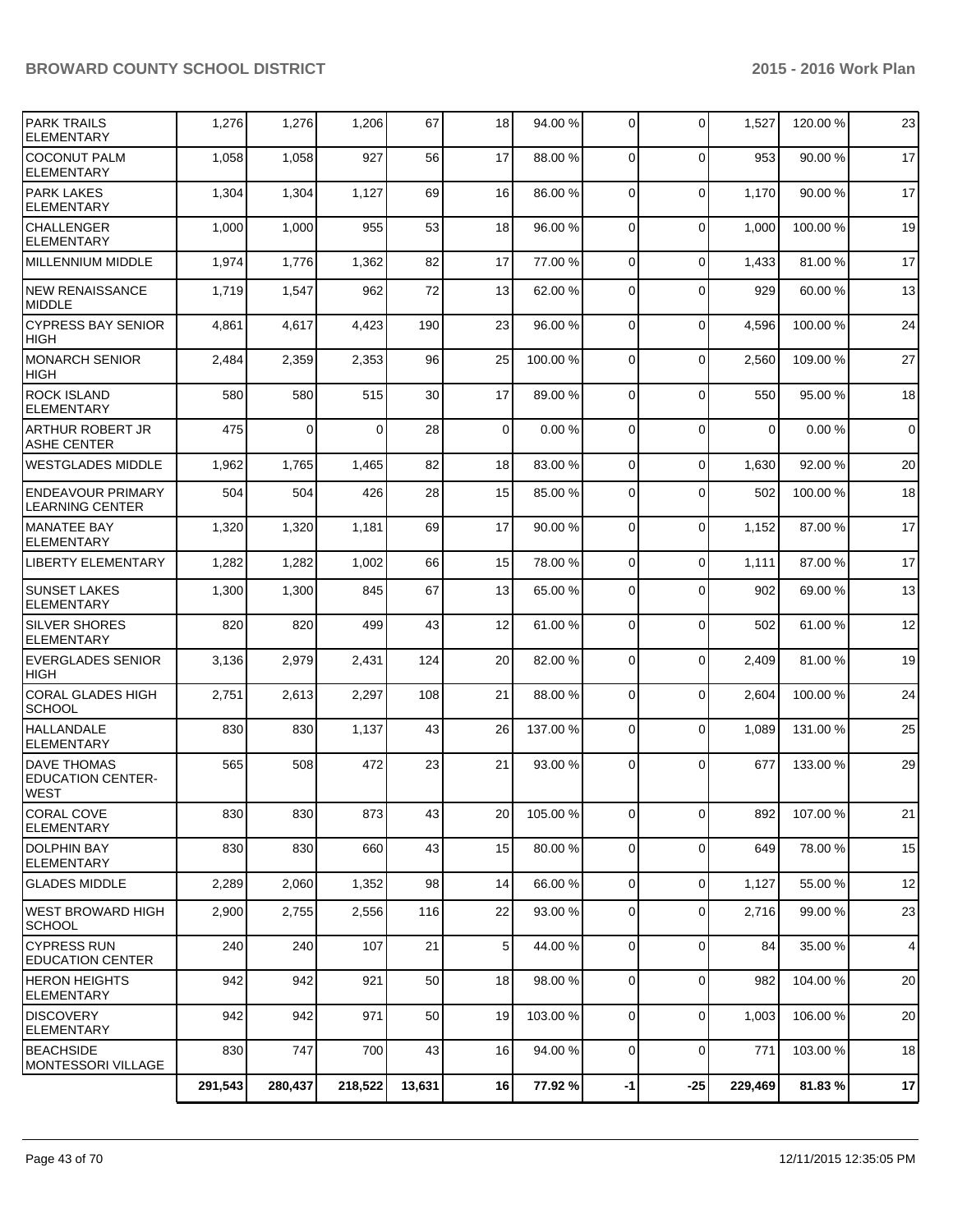| | | | | | | | | | | |
|---|---|---|---|---|---|---|---|---|---|---|
| PARK TRAILS ELEMENTARY | 1,276 | 1,276 | 1,206 | 67 | 18 | 94.00 % | 0 | 0 | 1,527 | 120.00 % | 23 |
| COCONUT PALM ELEMENTARY | 1,058 | 1,058 | 927 | 56 | 17 | 88.00 % | 0 | 0 | 953 | 90.00 % | 17 |
| PARK LAKES ELEMENTARY | 1,304 | 1,304 | 1,127 | 69 | 16 | 86.00 % | 0 | 0 | 1,170 | 90.00 % | 17 |
| CHALLENGER ELEMENTARY | 1,000 | 1,000 | 955 | 53 | 18 | 96.00 % | 0 | 0 | 1,000 | 100.00 % | 19 |
| MILLENNIUM MIDDLE | 1,974 | 1,776 | 1,362 | 82 | 17 | 77.00 % | 0 | 0 | 1,433 | 81.00 % | 17 |
| NEW RENAISSANCE MIDDLE | 1,719 | 1,547 | 962 | 72 | 13 | 62.00 % | 0 | 0 | 929 | 60.00 % | 13 |
| CYPRESS BAY SENIOR HIGH | 4,861 | 4,617 | 4,423 | 190 | 23 | 96.00 % | 0 | 0 | 4,596 | 100.00 % | 24 |
| MONARCH SENIOR HIGH | 2,484 | 2,359 | 2,353 | 96 | 25 | 100.00 % | 0 | 0 | 2,560 | 109.00 % | 27 |
| ROCK ISLAND ELEMENTARY | 580 | 580 | 515 | 30 | 17 | 89.00 % | 0 | 0 | 550 | 95.00 % | 18 |
| ARTHUR ROBERT JR ASHE CENTER | 475 | 0 | 0 | 28 | 0 | 0.00 % | 0 | 0 | 0 | 0.00 % | 0 |
| WESTGLADES MIDDLE | 1,962 | 1,765 | 1,465 | 82 | 18 | 83.00 % | 0 | 0 | 1,630 | 92.00 % | 20 |
| ENDEAVOUR PRIMARY LEARNING CENTER | 504 | 504 | 426 | 28 | 15 | 85.00 % | 0 | 0 | 502 | 100.00 % | 18 |
| MANATEE BAY ELEMENTARY | 1,320 | 1,320 | 1,181 | 69 | 17 | 90.00 % | 0 | 0 | 1,152 | 87.00 % | 17 |
| LIBERTY ELEMENTARY | 1,282 | 1,282 | 1,002 | 66 | 15 | 78.00 % | 0 | 0 | 1,111 | 87.00 % | 17 |
| SUNSET LAKES ELEMENTARY | 1,300 | 1,300 | 845 | 67 | 13 | 65.00 % | 0 | 0 | 902 | 69.00 % | 13 |
| SILVER SHORES ELEMENTARY | 820 | 820 | 499 | 43 | 12 | 61.00 % | 0 | 0 | 502 | 61.00 % | 12 |
| EVERGLADES SENIOR HIGH | 3,136 | 2,979 | 2,431 | 124 | 20 | 82.00 % | 0 | 0 | 2,409 | 81.00 % | 19 |
| CORAL GLADES HIGH SCHOOL | 2,751 | 2,613 | 2,297 | 108 | 21 | 88.00 % | 0 | 0 | 2,604 | 100.00 % | 24 |
| HALLANDALE ELEMENTARY | 830 | 830 | 1,137 | 43 | 26 | 137.00 % | 0 | 0 | 1,089 | 131.00 % | 25 |
| DAVE THOMAS EDUCATION CENTER-WEST | 565 | 508 | 472 | 23 | 21 | 93.00 % | 0 | 0 | 677 | 133.00 % | 29 |
| CORAL COVE ELEMENTARY | 830 | 830 | 873 | 43 | 20 | 105.00 % | 0 | 0 | 892 | 107.00 % | 21 |
| DOLPHIN BAY ELEMENTARY | 830 | 830 | 660 | 43 | 15 | 80.00 % | 0 | 0 | 649 | 78.00 % | 15 |
| GLADES MIDDLE | 2,289 | 2,060 | 1,352 | 98 | 14 | 66.00 % | 0 | 0 | 1,127 | 55.00 % | 12 |
| WEST BROWARD HIGH SCHOOL | 2,900 | 2,755 | 2,556 | 116 | 22 | 93.00 % | 0 | 0 | 2,716 | 99.00 % | 23 |
| CYPRESS RUN EDUCATION CENTER | 240 | 240 | 107 | 21 | 5 | 44.00 % | 0 | 0 | 84 | 35.00 % | 4 |
| HERON HEIGHTS ELEMENTARY | 942 | 942 | 921 | 50 | 18 | 98.00 % | 0 | 0 | 982 | 104.00 % | 20 |
| DISCOVERY ELEMENTARY | 942 | 942 | 971 | 50 | 19 | 103.00 % | 0 | 0 | 1,003 | 106.00 % | 20 |
| BEACHSIDE MONTESSORI VILLAGE | 830 | 747 | 700 | 43 | 16 | 94.00 % | 0 | 0 | 771 | 103.00 % | 18 |
| | **291,543** | **280,437** | **218,522** | **13,631** | **16** | **77.92 %** | **-1** | **-25** | **229,469** | **81.83 %** | **17** |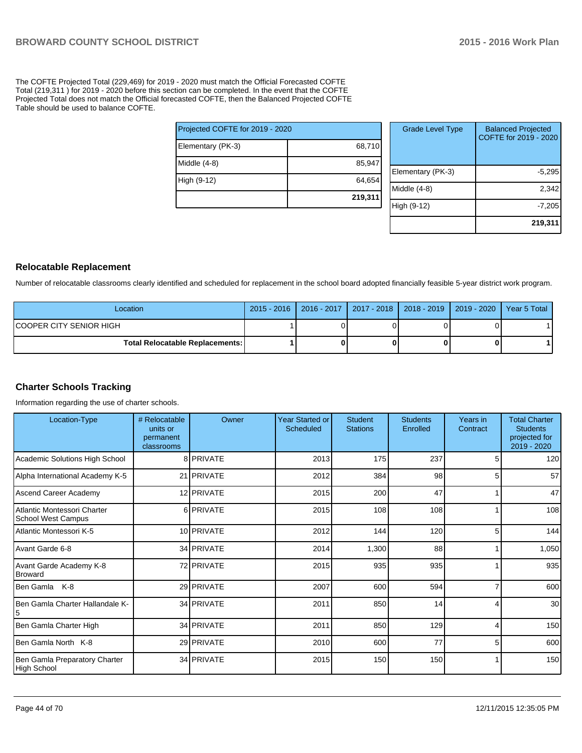The COFTE Projected Total (229,469) for 2019 - 2020 must match the Official Forecasted COFTE Total (219,311 ) for 2019 - 2020 before this section can be completed. In the event that the COFTE Projected Total does not match the Official forecasted COFTE, then the Balanced Projected COFTE Table should be used to balance COFTE.

| Projected COFTE for 2019 - 2020 | |
|---|---|
| Elementary (PK-3) | 68,710 |
| Middle (4-8) | 85,947 |
| High (9-12) | 64,654 |
| | **219,311** |

| Grade Level Type | Balanced Projected COFTE for 2019 - 2020 |
|---|---|
| Elementary (PK-3) | -5,295 |
| Middle (4-8) | 2,342 |
| High (9-12) | -7,205 |
| | **219,311** |

## Relocatable Replacement

Number of relocatable classrooms clearly identified and scheduled for replacement in the school board adopted financially feasible 5-year district work program.

| Location | 2015 - 2016 | 2016 - 2017 | 2017 - 2018 | 2018 - 2019 | 2019 - 2020 | Year 5 Total |
|---|---|---|---|---|---|---|
| COOPER CITY SENIOR HIGH | 1 | 0 | 0 | 0 | 0 | 1 |
| **Total Relocatable Replacements:** | **1** | **0** | **0** | **0** | **0** | **1** |

## Charter Schools Tracking

Information regarding the use of charter schools.

| Location-Type | # Relocatable units or permanent classrooms | Owner | Year Started or Scheduled | Student Stations | Students Enrolled | Years in Contract | Total Charter Students projected for 2019 - 2020 |
|---|---|---|---|---|---|---|---|
| Academic Solutions High School | 8 | PRIVATE | 2013 | 175 | 237 | 5 | 120 |
| Alpha International Academy K-5 | 21 | PRIVATE | 2012 | 384 | 98 | 5 | 57 |
| Ascend Career Academy | 12 | PRIVATE | 2015 | 200 | 47 | 1 | 47 |
| Atlantic Montessori Charter School West Campus | 6 | PRIVATE | 2015 | 108 | 108 | 1 | 108 |
| Atlantic Montessori K-5 | 10 | PRIVATE | 2012 | 144 | 120 | 5 | 144 |
| Avant Garde 6-8 | 34 | PRIVATE | 2014 | 1,300 | 88 | 1 | 1,050 |
| Avant Garde Academy K-8 Broward | 72 | PRIVATE | 2015 | 935 | 935 | 1 | 935 |
| Ben Gamla K-8 | 29 | PRIVATE | 2007 | 600 | 594 | 7 | 600 |
| Ben Gamla Charter Hallandale K-5 | 34 | PRIVATE | 2011 | 850 | 14 | 4 | 30 |
| Ben Gamla Charter High | 34 | PRIVATE | 2011 | 850 | 129 | 4 | 150 |
| Ben Gamla North K-8 | 29 | PRIVATE | 2010 | 600 | 77 | 5 | 600 |
| Ben Gamla Preparatory Charter High School | 34 | PRIVATE | 2015 | 150 | 150 | 1 | 150 |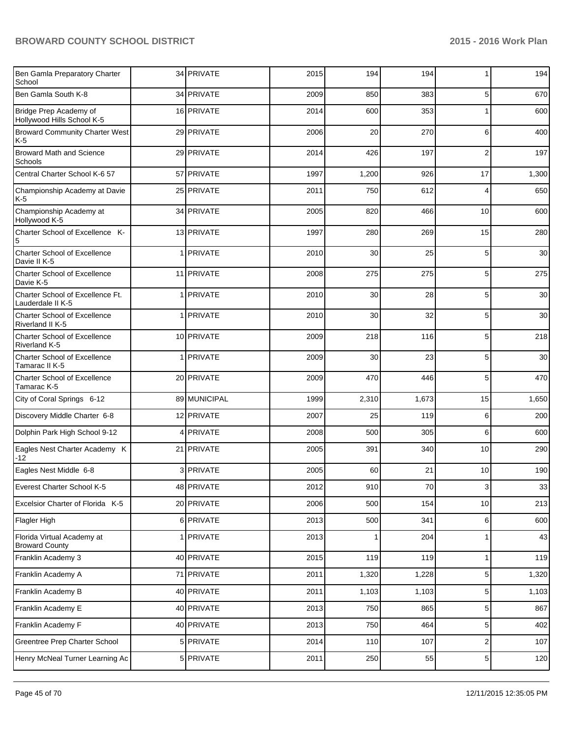| | | | | | | | |
|---|---|---|---|---|---|---|---|
| Ben Gamla Preparatory Charter School | 34 | PRIVATE | 2015 | 194 | 194 | 1 | 194 |
| Ben Gamla South K-8 | 34 | PRIVATE | 2009 | 850 | 383 | 5 | 670 |
| Bridge Prep Academy of Hollywood Hills School K-5 | 16 | PRIVATE | 2014 | 600 | 353 | 1 | 600 |
| Broward Community Charter West K-5 | 29 | PRIVATE | 2006 | 20 | 270 | 6 | 400 |
| Broward Math and Science Schools | 29 | PRIVATE | 2014 | 426 | 197 | 2 | 197 |
| Central Charter School K-6 57 | 57 | PRIVATE | 1997 | 1,200 | 926 | 17 | 1,300 |
| Championship Academy at Davie K-5 | 25 | PRIVATE | 2011 | 750 | 612 | 4 | 650 |
| Championship Academy at Hollywood K-5 | 34 | PRIVATE | 2005 | 820 | 466 | 10 | 600 |
| Charter School of Excellence K-5 | 13 | PRIVATE | 1997 | 280 | 269 | 15 | 280 |
| Charter School of Excellence Davie II K-5 | 1 | PRIVATE | 2010 | 30 | 25 | 5 | 30 |
| Charter School of Excellence Davie K-5 | 11 | PRIVATE | 2008 | 275 | 275 | 5 | 275 |
| Charter School of Excellence Ft. Lauderdale II K-5 | 1 | PRIVATE | 2010 | 30 | 28 | 5 | 30 |
| Charter School of Excellence Riverland II K-5 | 1 | PRIVATE | 2010 | 30 | 32 | 5 | 30 |
| Charter School of Excellence Riverland K-5 | 10 | PRIVATE | 2009 | 218 | 116 | 5 | 218 |
| Charter School of Excellence Tamarac II K-5 | 1 | PRIVATE | 2009 | 30 | 23 | 5 | 30 |
| Charter School of Excellence Tamarac K-5 | 20 | PRIVATE | 2009 | 470 | 446 | 5 | 470 |
| City of Coral Springs 6-12 | 89 | MUNICIPAL | 1999 | 2,310 | 1,673 | 15 | 1,650 |
| Discovery Middle Charter 6-8 | 12 | PRIVATE | 2007 | 25 | 119 | 6 | 200 |
| Dolphin Park High School 9-12 | 4 | PRIVATE | 2008 | 500 | 305 | 6 | 600 |
| Eagles Nest Charter Academy K -12 | 21 | PRIVATE | 2005 | 391 | 340 | 10 | 290 |
| Eagles Nest Middle 6-8 | 3 | PRIVATE | 2005 | 60 | 21 | 10 | 190 |
| Everest Charter School K-5 | 48 | PRIVATE | 2012 | 910 | 70 | 3 | 33 |
| Excelsior Charter of Florida K-5 | 20 | PRIVATE | 2006 | 500 | 154 | 10 | 213 |
| Flagler High | 6 | PRIVATE | 2013 | 500 | 341 | 6 | 600 |
| Florida Virtual Academy at Broward County | 1 | PRIVATE | 2013 | 1 | 204 | 1 | 43 |
| Franklin Academy 3 | 40 | PRIVATE | 2015 | 119 | 119 | 1 | 119 |
| Franklin Academy A | 71 | PRIVATE | 2011 | 1,320 | 1,228 | 5 | 1,320 |
| Franklin Academy B | 40 | PRIVATE | 2011 | 1,103 | 1,103 | 5 | 1,103 |
| Franklin Academy E | 40 | PRIVATE | 2013 | 750 | 865 | 5 | 867 |
| Franklin Academy F | 40 | PRIVATE | 2013 | 750 | 464 | 5 | 402 |
| Greentree Prep Charter School | 5 | PRIVATE | 2014 | 110 | 107 | 2 | 107 |
| Henry McNeal Turner Learning Ac | 5 | PRIVATE | 2011 | 250 | 55 | 5 | 120 |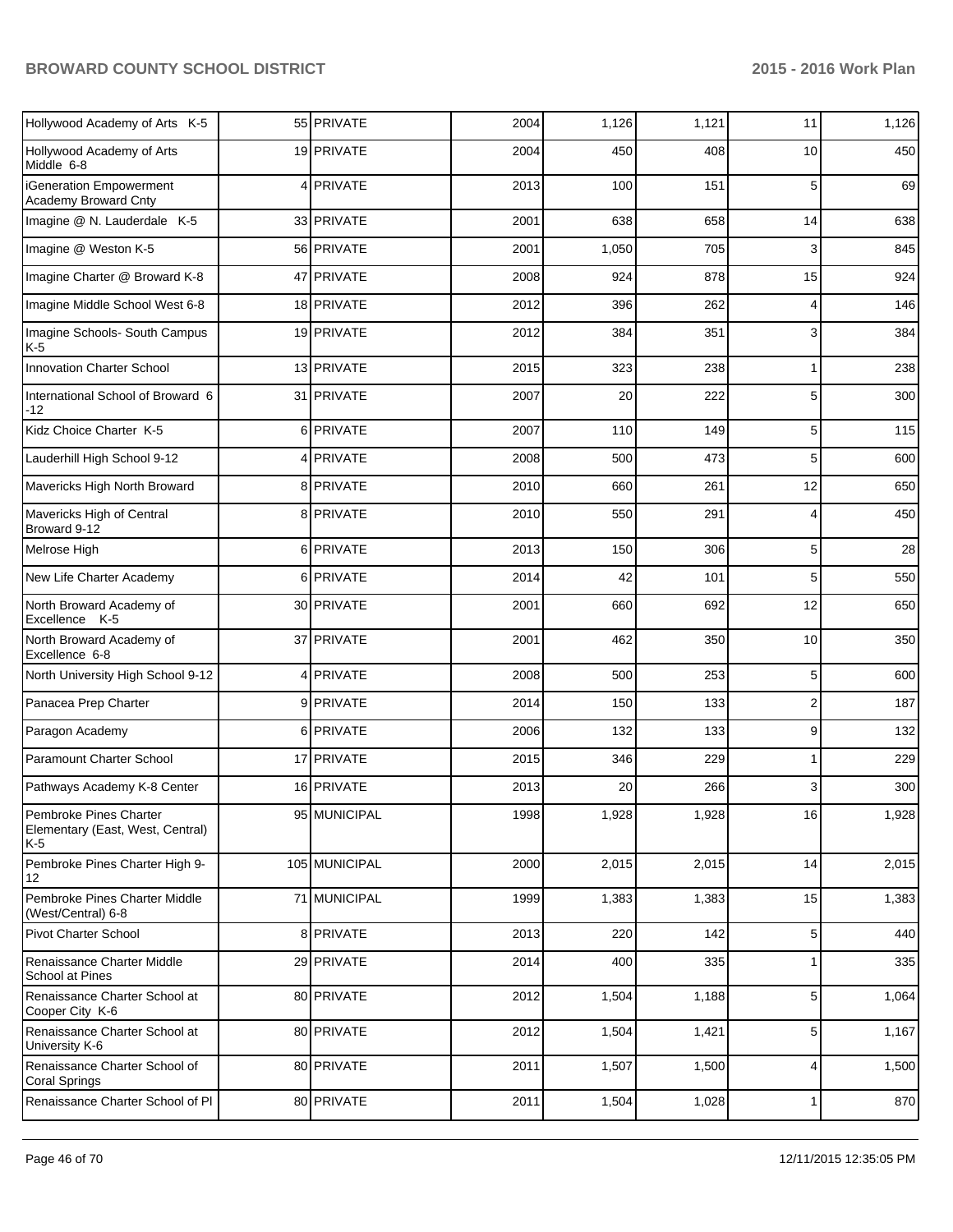| Hollywood Academy of Arts K-5 | 55 | PRIVATE | 2004 | 1,126 | 1,121 | 11 | 1,126 |
|---|---|---|---|---|---|---|---|
| Hollywood Academy of Arts Middle 6-8 | 19 | PRIVATE | 2004 | 450 | 408 | 10 | 450 |
| iGeneration Empowerment Academy Broward Cnty | 4 | PRIVATE | 2013 | 100 | 151 | 5 | 69 |
| Imagine @ N. Lauderdale K-5 | 33 | PRIVATE | 2001 | 638 | 658 | 14 | 638 |
| Imagine @ Weston K-5 | 56 | PRIVATE | 2001 | 1,050 | 705 | 3 | 845 |
| Imagine Charter @ Broward K-8 | 47 | PRIVATE | 2008 | 924 | 878 | 15 | 924 |
| Imagine Middle School West 6-8 | 18 | PRIVATE | 2012 | 396 | 262 | 4 | 146 |
| Imagine Schools- South Campus K-5 | 19 | PRIVATE | 2012 | 384 | 351 | 3 | 384 |
| Innovation Charter School | 13 | PRIVATE | 2015 | 323 | 238 | 1 | 238 |
| International School of Broward 6-12 | 31 | PRIVATE | 2007 | 20 | 222 | 5 | 300 |
| Kidz Choice Charter K-5 | 6 | PRIVATE | 2007 | 110 | 149 | 5 | 115 |
| Lauderhill High School 9-12 | 4 | PRIVATE | 2008 | 500 | 473 | 5 | 600 |
| Mavericks High North Broward | 8 | PRIVATE | 2010 | 660 | 261 | 12 | 650 |
| Mavericks High of Central Broward 9-12 | 8 | PRIVATE | 2010 | 550 | 291 | 4 | 450 |
| Melrose High | 6 | PRIVATE | 2013 | 150 | 306 | 5 | 28 |
| New Life Charter Academy | 6 | PRIVATE | 2014 | 42 | 101 | 5 | 550 |
| North Broward Academy of Excellence K-5 | 30 | PRIVATE | 2001 | 660 | 692 | 12 | 650 |
| North Broward Academy of Excellence 6-8 | 37 | PRIVATE | 2001 | 462 | 350 | 10 | 350 |
| North University High School 9-12 | 4 | PRIVATE | 2008 | 500 | 253 | 5 | 600 |
| Panacea Prep Charter | 9 | PRIVATE | 2014 | 150 | 133 | 2 | 187 |
| Paragon Academy | 6 | PRIVATE | 2006 | 132 | 133 | 9 | 132 |
| Paramount Charter School | 17 | PRIVATE | 2015 | 346 | 229 | 1 | 229 |
| Pathways Academy K-8 Center | 16 | PRIVATE | 2013 | 20 | 266 | 3 | 300 |
| Pembroke Pines Charter Elementary (East, West, Central) K-5 | 95 | MUNICIPAL | 1998 | 1,928 | 1,928 | 16 | 1,928 |
| Pembroke Pines Charter High 9-12 | 105 | MUNICIPAL | 2000 | 2,015 | 2,015 | 14 | 2,015 |
| Pembroke Pines Charter Middle (West/Central) 6-8 | 71 | MUNICIPAL | 1999 | 1,383 | 1,383 | 15 | 1,383 |
| Pivot Charter School | 8 | PRIVATE | 2013 | 220 | 142 | 5 | 440 |
| Renaissance Charter Middle School at Pines | 29 | PRIVATE | 2014 | 400 | 335 | 1 | 335 |
| Renaissance Charter School at Cooper City K-6 | 80 | PRIVATE | 2012 | 1,504 | 1,188 | 5 | 1,064 |
| Renaissance Charter School at University K-6 | 80 | PRIVATE | 2012 | 1,504 | 1,421 | 5 | 1,167 |
| Renaissance Charter School of Coral Springs | 80 | PRIVATE | 2011 | 1,507 | 1,500 | 4 | 1,500 |
| Renaissance Charter School of Pl | 80 | PRIVATE | 2011 | 1,504 | 1,028 | 1 | 870 |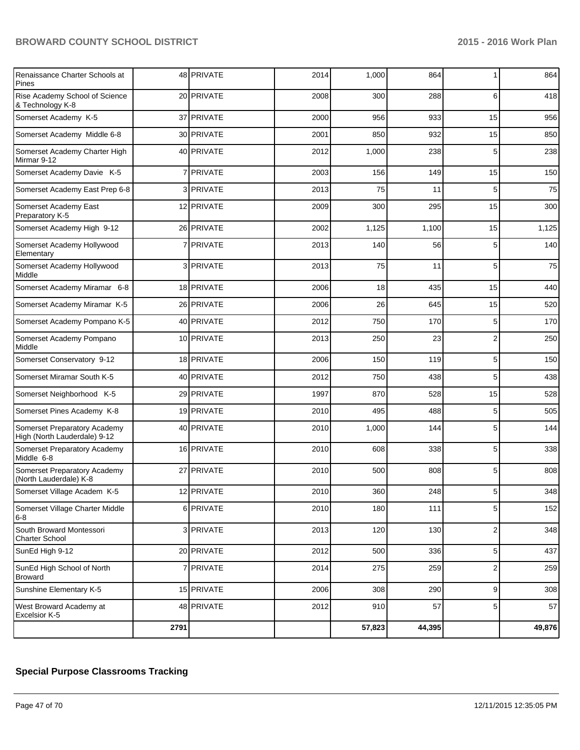| | | | | | | | |
|---|---|---|---|---|---|---|---|
| Renaissance Charter Schools at Pines | 48 | PRIVATE | 2014 | 1,000 | 864 | 1 | 864 |
| Rise Academy School of Science & Technology K-8 | 20 | PRIVATE | 2008 | 300 | 288 | 6 | 418 |
| Somerset Academy K-5 | 37 | PRIVATE | 2000 | 956 | 933 | 15 | 956 |
| Somerset Academy Middle 6-8 | 30 | PRIVATE | 2001 | 850 | 932 | 15 | 850 |
| Somerset Academy Charter High Mirmar 9-12 | 40 | PRIVATE | 2012 | 1,000 | 238 | 5 | 238 |
| Somerset Academy Davie K-5 | 7 | PRIVATE | 2003 | 156 | 149 | 15 | 150 |
| Somerset Academy East Prep 6-8 | 3 | PRIVATE | 2013 | 75 | 11 | 5 | 75 |
| Somerset Academy East Preparatory K-5 | 12 | PRIVATE | 2009 | 300 | 295 | 15 | 300 |
| Somerset Academy High 9-12 | 26 | PRIVATE | 2002 | 1,125 | 1,100 | 15 | 1,125 |
| Somerset Academy Hollywood Elementary | 7 | PRIVATE | 2013 | 140 | 56 | 5 | 140 |
| Somerset Academy Hollywood Middle | 3 | PRIVATE | 2013 | 75 | 11 | 5 | 75 |
| Somerset Academy Miramar 6-8 | 18 | PRIVATE | 2006 | 18 | 435 | 15 | 440 |
| Somerset Academy Miramar K-5 | 26 | PRIVATE | 2006 | 26 | 645 | 15 | 520 |
| Somerset Academy Pompano K-5 | 40 | PRIVATE | 2012 | 750 | 170 | 5 | 170 |
| Somerset Academy Pompano Middle | 10 | PRIVATE | 2013 | 250 | 23 | 2 | 250 |
| Somerset Conservatory 9-12 | 18 | PRIVATE | 2006 | 150 | 119 | 5 | 150 |
| Somerset Miramar South K-5 | 40 | PRIVATE | 2012 | 750 | 438 | 5 | 438 |
| Somerset Neighborhood K-5 | 29 | PRIVATE | 1997 | 870 | 528 | 15 | 528 |
| Somerset Pines Academy K-8 | 19 | PRIVATE | 2010 | 495 | 488 | 5 | 505 |
| Somerset Preparatory Academy High (North Lauderdale) 9-12 | 40 | PRIVATE | 2010 | 1,000 | 144 | 5 | 144 |
| Somerset Preparatory Academy Middle 6-8 | 16 | PRIVATE | 2010 | 608 | 338 | 5 | 338 |
| Somerset Preparatory Academy (North Lauderdale) K-8 | 27 | PRIVATE | 2010 | 500 | 808 | 5 | 808 |
| Somerset Village Academ K-5 | 12 | PRIVATE | 2010 | 360 | 248 | 5 | 348 |
| Somerset Village Charter Middle 6-8 | 6 | PRIVATE | 2010 | 180 | 111 | 5 | 152 |
| South Broward Montessori Charter School | 3 | PRIVATE | 2013 | 120 | 130 | 2 | 348 |
| SunEd High 9-12 | 20 | PRIVATE | 2012 | 500 | 336 | 5 | 437 |
| SunEd High School of North Broward | 7 | PRIVATE | 2014 | 275 | 259 | 2 | 259 |
| Sunshine Elementary K-5 | 15 | PRIVATE | 2006 | 308 | 290 | 9 | 308 |
| West Broward Academy at Excelsior K-5 | 48 | PRIVATE | 2012 | 910 | 57 | 5 | 57 |
| | **2791** | | | **57,823** | **44,395** | | **49,876** |

## Special Purpose Classrooms Tracking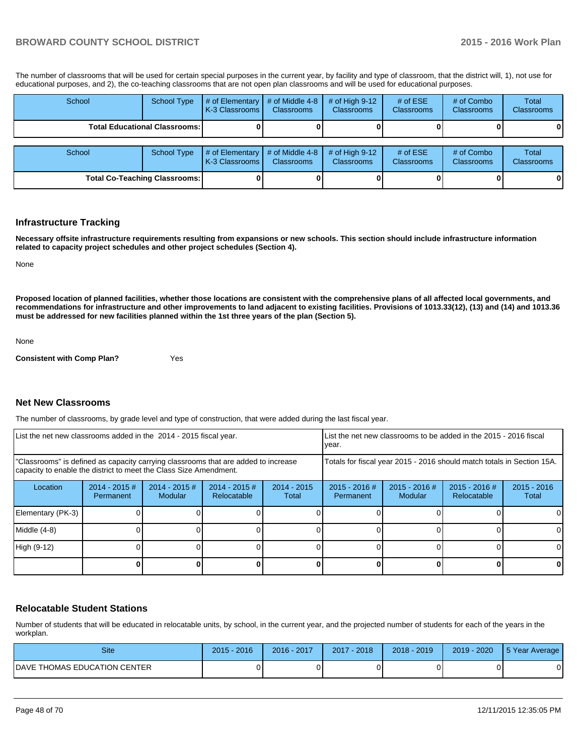The number of classrooms that will be used for certain special purposes in the current year, by facility and type of classroom, that the district will, 1), not use for educational purposes, and 2), the co-teaching classrooms that are not open plan classrooms and will be used for educational purposes.

| School | School Type | # of Elementary K-3 Classrooms | # of Middle 4-8 Classrooms | # of High 9-12 Classrooms | # of ESE Classrooms | # of Combo Classrooms | Total Classrooms |
|---|---|---|---|---|---|---|---|
| **Total Educational Classrooms:** | | **0** | **0** | **0** | **0** | **0** | **0** |

| School | School Type | # of Elementary K-3 Classrooms | # of Middle 4-8 Classrooms | # of High 9-12 Classrooms | # of ESE Classrooms | # of Combo Classrooms | Total Classrooms |
|---|---|---|---|---|---|---|---|
| **Total Co-Teaching Classrooms:** | | **0** | **0** | **0** | **0** | **0** | **0** |

## Infrastructure Tracking

**Necessary offsite infrastructure requirements resulting from expansions or new schools. This section should include infrastructure information related to capacity project schedules and other project schedules (Section 4).**

None

**Proposed location of planned facilities, whether those locations are consistent with the comprehensive plans of all affected local governments, and recommendations for infrastructure and other improvements to land adjacent to existing facilities. Provisions of 1013.33(12), (13) and (14) and 1013.36 must be addressed for new facilities planned within the 1st three years of the plan (Section 5).**

None

**Consistent with Comp Plan?** Yes

## Net New Classrooms

The number of classrooms, by grade level and type of construction, that were added during the last fiscal year.

| List the net new classrooms added in the 2014 - 2015 fiscal year. | | | | | List the net new classrooms to be added in the 2015 - 2016 fiscal year. | | | |
|---|---|---|---|---|---|---|---|---|
| "Classrooms" is defined as capacity carrying classrooms that are added to increase capacity to enable the district to meet the Class Size Amendment. | | | | | Totals for fiscal year 2015 - 2016 should match totals in Section 15A. | | | |
| Location | 2014 - 2015 # Permanent | 2014 - 2015 # Modular | 2014 - 2015 # Relocatable | 2014 - 2015 Total | 2015 - 2016 # Permanent | 2015 - 2016 # Modular | 2015 - 2016 # Relocatable | 2015 - 2016 Total |
| Elementary (PK-3) | 0 | 0 | 0 | 0 | 0 | 0 | 0 | 0 |
| Middle (4-8) | 0 | 0 | 0 | 0 | 0 | 0 | 0 | 0 |
| High (9-12) | 0 | 0 | 0 | 0 | 0 | 0 | 0 | 0 |
| | **0** | **0** | **0** | **0** | **0** | **0** | **0** | **0** |

## Relocatable Student Stations

Number of students that will be educated in relocatable units, by school, in the current year, and the projected number of students for each of the years in the workplan.

| Site | 2015 - 2016 | 2016 - 2017 | 2017 - 2018 | 2018 - 2019 | 2019 - 2020 | 5 Year Average |
|---|---|---|---|---|---|---|
| DAVE THOMAS EDUCATION CENTER | 0 | 0 | 0 | 0 | 0 | 0 |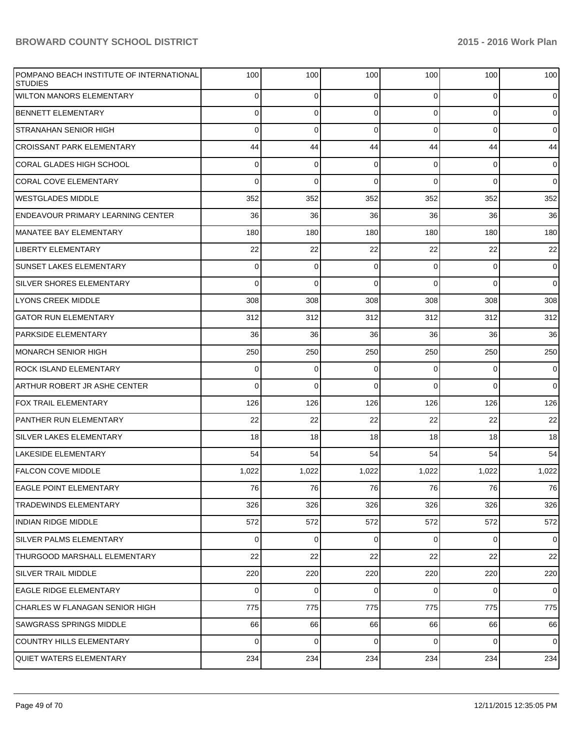| | | | | | | |
|---|---|---|---|---|---|---|
| POMPANO BEACH INSTITUTE OF INTERNATIONAL STUDIES | 100 | 100 | 100 | 100 | 100 | 100 |
| WILTON MANORS ELEMENTARY | 0 | 0 | 0 | 0 | 0 | 0 |
| BENNETT ELEMENTARY | 0 | 0 | 0 | 0 | 0 | 0 |
| STRANAHAN SENIOR HIGH | 0 | 0 | 0 | 0 | 0 | 0 |
| CROISSANT PARK ELEMENTARY | 44 | 44 | 44 | 44 | 44 | 44 |
| CORAL GLADES HIGH SCHOOL | 0 | 0 | 0 | 0 | 0 | 0 |
| CORAL COVE ELEMENTARY | 0 | 0 | 0 | 0 | 0 | 0 |
| WESTGLADES MIDDLE | 352 | 352 | 352 | 352 | 352 | 352 |
| ENDEAVOUR PRIMARY LEARNING CENTER | 36 | 36 | 36 | 36 | 36 | 36 |
| MANATEE BAY ELEMENTARY | 180 | 180 | 180 | 180 | 180 | 180 |
| LIBERTY ELEMENTARY | 22 | 22 | 22 | 22 | 22 | 22 |
| SUNSET LAKES ELEMENTARY | 0 | 0 | 0 | 0 | 0 | 0 |
| SILVER SHORES ELEMENTARY | 0 | 0 | 0 | 0 | 0 | 0 |
| LYONS CREEK MIDDLE | 308 | 308 | 308 | 308 | 308 | 308 |
| GATOR RUN ELEMENTARY | 312 | 312 | 312 | 312 | 312 | 312 |
| PARKSIDE ELEMENTARY | 36 | 36 | 36 | 36 | 36 | 36 |
| MONARCH SENIOR HIGH | 250 | 250 | 250 | 250 | 250 | 250 |
| ROCK ISLAND ELEMENTARY | 0 | 0 | 0 | 0 | 0 | 0 |
| ARTHUR ROBERT JR ASHE CENTER | 0 | 0 | 0 | 0 | 0 | 0 |
| FOX TRAIL ELEMENTARY | 126 | 126 | 126 | 126 | 126 | 126 |
| PANTHER RUN ELEMENTARY | 22 | 22 | 22 | 22 | 22 | 22 |
| SILVER LAKES ELEMENTARY | 18 | 18 | 18 | 18 | 18 | 18 |
| LAKESIDE ELEMENTARY | 54 | 54 | 54 | 54 | 54 | 54 |
| FALCON COVE MIDDLE | 1,022 | 1,022 | 1,022 | 1,022 | 1,022 | 1,022 |
| EAGLE POINT ELEMENTARY | 76 | 76 | 76 | 76 | 76 | 76 |
| TRADEWINDS ELEMENTARY | 326 | 326 | 326 | 326 | 326 | 326 |
| INDIAN RIDGE MIDDLE | 572 | 572 | 572 | 572 | 572 | 572 |
| SILVER PALMS ELEMENTARY | 0 | 0 | 0 | 0 | 0 | 0 |
| THURGOOD MARSHALL ELEMENTARY | 22 | 22 | 22 | 22 | 22 | 22 |
| SILVER TRAIL MIDDLE | 220 | 220 | 220 | 220 | 220 | 220 |
| EAGLE RIDGE ELEMENTARY | 0 | 0 | 0 | 0 | 0 | 0 |
| CHARLES W FLANAGAN SENIOR HIGH | 775 | 775 | 775 | 775 | 775 | 775 |
| SAWGRASS SPRINGS MIDDLE | 66 | 66 | 66 | 66 | 66 | 66 |
| COUNTRY HILLS ELEMENTARY | 0 | 0 | 0 | 0 | 0 | 0 |
| QUIET WATERS ELEMENTARY | 234 | 234 | 234 | 234 | 234 | 234 |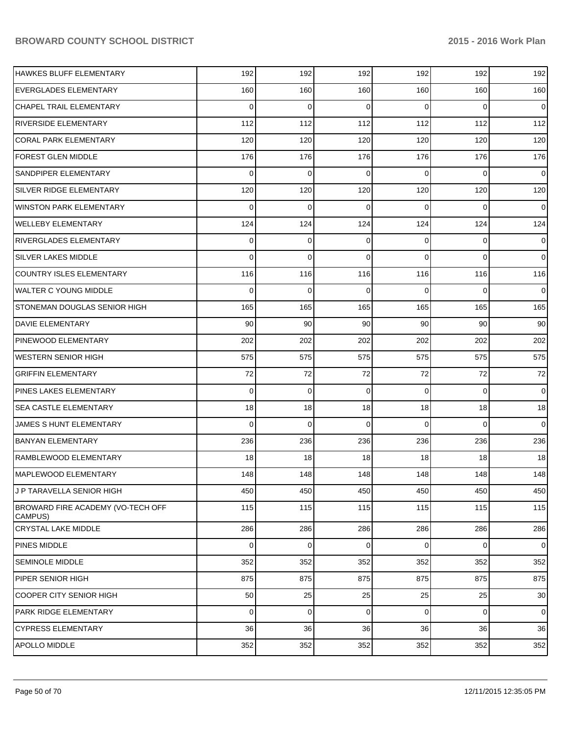| | | | | | | |
|---|---|---|---|---|---|---|
| HAWKES BLUFF ELEMENTARY | 192 | 192 | 192 | 192 | 192 | 192 |
| EVERGLADES ELEMENTARY | 160 | 160 | 160 | 160 | 160 | 160 |
| CHAPEL TRAIL ELEMENTARY | 0 | 0 | 0 | 0 | 0 | 0 |
| RIVERSIDE ELEMENTARY | 112 | 112 | 112 | 112 | 112 | 112 |
| CORAL PARK ELEMENTARY | 120 | 120 | 120 | 120 | 120 | 120 |
| FOREST GLEN MIDDLE | 176 | 176 | 176 | 176 | 176 | 176 |
| SANDPIPER ELEMENTARY | 0 | 0 | 0 | 0 | 0 | 0 |
| SILVER RIDGE ELEMENTARY | 120 | 120 | 120 | 120 | 120 | 120 |
| WINSTON PARK ELEMENTARY | 0 | 0 | 0 | 0 | 0 | 0 |
| WELLEBY ELEMENTARY | 124 | 124 | 124 | 124 | 124 | 124 |
| RIVERGLADES ELEMENTARY | 0 | 0 | 0 | 0 | 0 | 0 |
| SILVER LAKES MIDDLE | 0 | 0 | 0 | 0 | 0 | 0 |
| COUNTRY ISLES ELEMENTARY | 116 | 116 | 116 | 116 | 116 | 116 |
| WALTER C YOUNG MIDDLE | 0 | 0 | 0 | 0 | 0 | 0 |
| STONEMAN DOUGLAS SENIOR HIGH | 165 | 165 | 165 | 165 | 165 | 165 |
| DAVIE ELEMENTARY | 90 | 90 | 90 | 90 | 90 | 90 |
| PINEWOOD ELEMENTARY | 202 | 202 | 202 | 202 | 202 | 202 |
| WESTERN SENIOR HIGH | 575 | 575 | 575 | 575 | 575 | 575 |
| GRIFFIN ELEMENTARY | 72 | 72 | 72 | 72 | 72 | 72 |
| PINES LAKES ELEMENTARY | 0 | 0 | 0 | 0 | 0 | 0 |
| SEA CASTLE ELEMENTARY | 18 | 18 | 18 | 18 | 18 | 18 |
| JAMES S HUNT ELEMENTARY | 0 | 0 | 0 | 0 | 0 | 0 |
| BANYAN ELEMENTARY | 236 | 236 | 236 | 236 | 236 | 236 |
| RAMBLEWOOD ELEMENTARY | 18 | 18 | 18 | 18 | 18 | 18 |
| MAPLEWOOD ELEMENTARY | 148 | 148 | 148 | 148 | 148 | 148 |
| J P TARAVELLA SENIOR HIGH | 450 | 450 | 450 | 450 | 450 | 450 |
| BROWARD FIRE ACADEMY (VO-TECH OFF CAMPUS) | 115 | 115 | 115 | 115 | 115 | 115 |
| CRYSTAL LAKE MIDDLE | 286 | 286 | 286 | 286 | 286 | 286 |
| PINES MIDDLE | 0 | 0 | 0 | 0 | 0 | 0 |
| SEMINOLE MIDDLE | 352 | 352 | 352 | 352 | 352 | 352 |
| PIPER SENIOR HIGH | 875 | 875 | 875 | 875 | 875 | 875 |
| COOPER CITY SENIOR HIGH | 50 | 25 | 25 | 25 | 25 | 30 |
| PARK RIDGE ELEMENTARY | 0 | 0 | 0 | 0 | 0 | 0 |
| CYPRESS ELEMENTARY | 36 | 36 | 36 | 36 | 36 | 36 |
| APOLLO MIDDLE | 352 | 352 | 352 | 352 | 352 | 352 |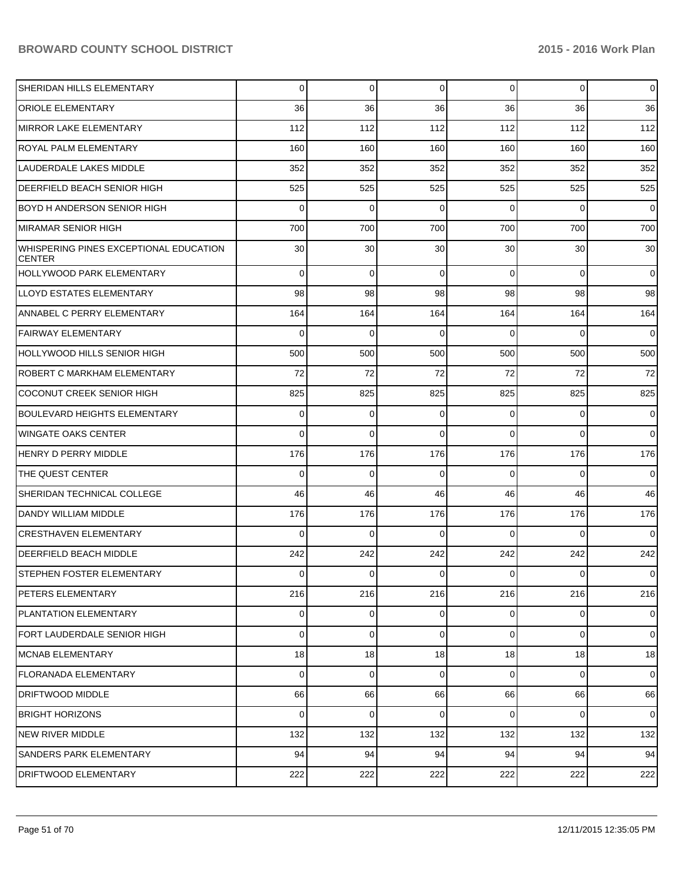| | | | | | | |
|---|---|---|---|---|---|---|
| SHERIDAN HILLS ELEMENTARY | 0 | 0 | 0 | 0 | 0 | 0 |
| ORIOLE ELEMENTARY | 36 | 36 | 36 | 36 | 36 | 36 |
| MIRROR LAKE ELEMENTARY | 112 | 112 | 112 | 112 | 112 | 112 |
| ROYAL PALM ELEMENTARY | 160 | 160 | 160 | 160 | 160 | 160 |
| LAUDERDALE LAKES MIDDLE | 352 | 352 | 352 | 352 | 352 | 352 |
| DEERFIELD BEACH SENIOR HIGH | 525 | 525 | 525 | 525 | 525 | 525 |
| BOYD H ANDERSON SENIOR HIGH | 0 | 0 | 0 | 0 | 0 | 0 |
| MIRAMAR SENIOR HIGH | 700 | 700 | 700 | 700 | 700 | 700 |
| WHISPERING PINES EXCEPTIONAL EDUCATION CENTER | 30 | 30 | 30 | 30 | 30 | 30 |
| HOLLYWOOD PARK ELEMENTARY | 0 | 0 | 0 | 0 | 0 | 0 |
| LLOYD ESTATES ELEMENTARY | 98 | 98 | 98 | 98 | 98 | 98 |
| ANNABEL C PERRY ELEMENTARY | 164 | 164 | 164 | 164 | 164 | 164 |
| FAIRWAY ELEMENTARY | 0 | 0 | 0 | 0 | 0 | 0 |
| HOLLYWOOD HILLS SENIOR HIGH | 500 | 500 | 500 | 500 | 500 | 500 |
| ROBERT C MARKHAM ELEMENTARY | 72 | 72 | 72 | 72 | 72 | 72 |
| COCONUT CREEK SENIOR HIGH | 825 | 825 | 825 | 825 | 825 | 825 |
| BOULEVARD HEIGHTS ELEMENTARY | 0 | 0 | 0 | 0 | 0 | 0 |
| WINGATE OAKS CENTER | 0 | 0 | 0 | 0 | 0 | 0 |
| HENRY D PERRY MIDDLE | 176 | 176 | 176 | 176 | 176 | 176 |
| THE QUEST CENTER | 0 | 0 | 0 | 0 | 0 | 0 |
| SHERIDAN TECHNICAL COLLEGE | 46 | 46 | 46 | 46 | 46 | 46 |
| DANDY WILLIAM MIDDLE | 176 | 176 | 176 | 176 | 176 | 176 |
| CRESTHAVEN ELEMENTARY | 0 | 0 | 0 | 0 | 0 | 0 |
| DEERFIELD BEACH MIDDLE | 242 | 242 | 242 | 242 | 242 | 242 |
| STEPHEN FOSTER ELEMENTARY | 0 | 0 | 0 | 0 | 0 | 0 |
| PETERS ELEMENTARY | 216 | 216 | 216 | 216 | 216 | 216 |
| PLANTATION ELEMENTARY | 0 | 0 | 0 | 0 | 0 | 0 |
| FORT LAUDERDALE SENIOR HIGH | 0 | 0 | 0 | 0 | 0 | 0 |
| MCNAB ELEMENTARY | 18 | 18 | 18 | 18 | 18 | 18 |
| FLORANADA ELEMENTARY | 0 | 0 | 0 | 0 | 0 | 0 |
| DRIFTWOOD MIDDLE | 66 | 66 | 66 | 66 | 66 | 66 |
| BRIGHT HORIZONS | 0 | 0 | 0 | 0 | 0 | 0 |
| NEW RIVER MIDDLE | 132 | 132 | 132 | 132 | 132 | 132 |
| SANDERS PARK ELEMENTARY | 94 | 94 | 94 | 94 | 94 | 94 |
| DRIFTWOOD ELEMENTARY | 222 | 222 | 222 | 222 | 222 | 222 |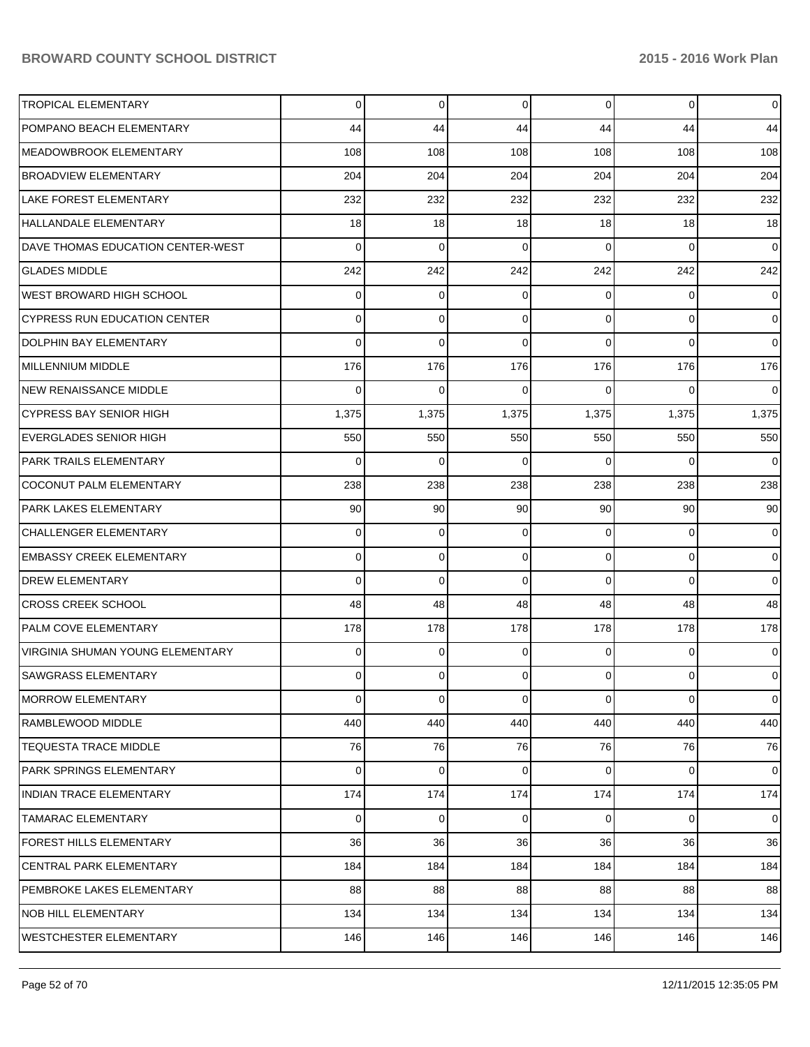| | | | | | | |
|---|---|---|---|---|---|---|
| TROPICAL ELEMENTARY | 0 | 0 | 0 | 0 | 0 | 0 |
| POMPANO BEACH ELEMENTARY | 44 | 44 | 44 | 44 | 44 | 44 |
| MEADOWBROOK ELEMENTARY | 108 | 108 | 108 | 108 | 108 | 108 |
| BROADVIEW ELEMENTARY | 204 | 204 | 204 | 204 | 204 | 204 |
| LAKE FOREST ELEMENTARY | 232 | 232 | 232 | 232 | 232 | 232 |
| HALLANDALE ELEMENTARY | 18 | 18 | 18 | 18 | 18 | 18 |
| DAVE THOMAS EDUCATION CENTER-WEST | 0 | 0 | 0 | 0 | 0 | 0 |
| GLADES MIDDLE | 242 | 242 | 242 | 242 | 242 | 242 |
| WEST BROWARD HIGH SCHOOL | 0 | 0 | 0 | 0 | 0 | 0 |
| CYPRESS RUN EDUCATION CENTER | 0 | 0 | 0 | 0 | 0 | 0 |
| DOLPHIN BAY ELEMENTARY | 0 | 0 | 0 | 0 | 0 | 0 |
| MILLENNIUM MIDDLE | 176 | 176 | 176 | 176 | 176 | 176 |
| NEW RENAISSANCE MIDDLE | 0 | 0 | 0 | 0 | 0 | 0 |
| CYPRESS BAY SENIOR HIGH | 1,375 | 1,375 | 1,375 | 1,375 | 1,375 | 1,375 |
| EVERGLADES SENIOR HIGH | 550 | 550 | 550 | 550 | 550 | 550 |
| PARK TRAILS ELEMENTARY | 0 | 0 | 0 | 0 | 0 | 0 |
| COCONUT PALM ELEMENTARY | 238 | 238 | 238 | 238 | 238 | 238 |
| PARK LAKES ELEMENTARY | 90 | 90 | 90 | 90 | 90 | 90 |
| CHALLENGER ELEMENTARY | 0 | 0 | 0 | 0 | 0 | 0 |
| EMBASSY CREEK ELEMENTARY | 0 | 0 | 0 | 0 | 0 | 0 |
| DREW ELEMENTARY | 0 | 0 | 0 | 0 | 0 | 0 |
| CROSS CREEK SCHOOL | 48 | 48 | 48 | 48 | 48 | 48 |
| PALM COVE ELEMENTARY | 178 | 178 | 178 | 178 | 178 | 178 |
| VIRGINIA SHUMAN YOUNG ELEMENTARY | 0 | 0 | 0 | 0 | 0 | 0 |
| SAWGRASS ELEMENTARY | 0 | 0 | 0 | 0 | 0 | 0 |
| MORROW ELEMENTARY | 0 | 0 | 0 | 0 | 0 | 0 |
| RAMBLEWOOD MIDDLE | 440 | 440 | 440 | 440 | 440 | 440 |
| TEQUESTA TRACE MIDDLE | 76 | 76 | 76 | 76 | 76 | 76 |
| PARK SPRINGS ELEMENTARY | 0 | 0 | 0 | 0 | 0 | 0 |
| INDIAN TRACE ELEMENTARY | 174 | 174 | 174 | 174 | 174 | 174 |
| TAMARAC ELEMENTARY | 0 | 0 | 0 | 0 | 0 | 0 |
| FOREST HILLS ELEMENTARY | 36 | 36 | 36 | 36 | 36 | 36 |
| CENTRAL PARK ELEMENTARY | 184 | 184 | 184 | 184 | 184 | 184 |
| PEMBROKE LAKES ELEMENTARY | 88 | 88 | 88 | 88 | 88 | 88 |
| NOB HILL ELEMENTARY | 134 | 134 | 134 | 134 | 134 | 134 |
| WESTCHESTER ELEMENTARY | 146 | 146 | 146 | 146 | 146 | 146 |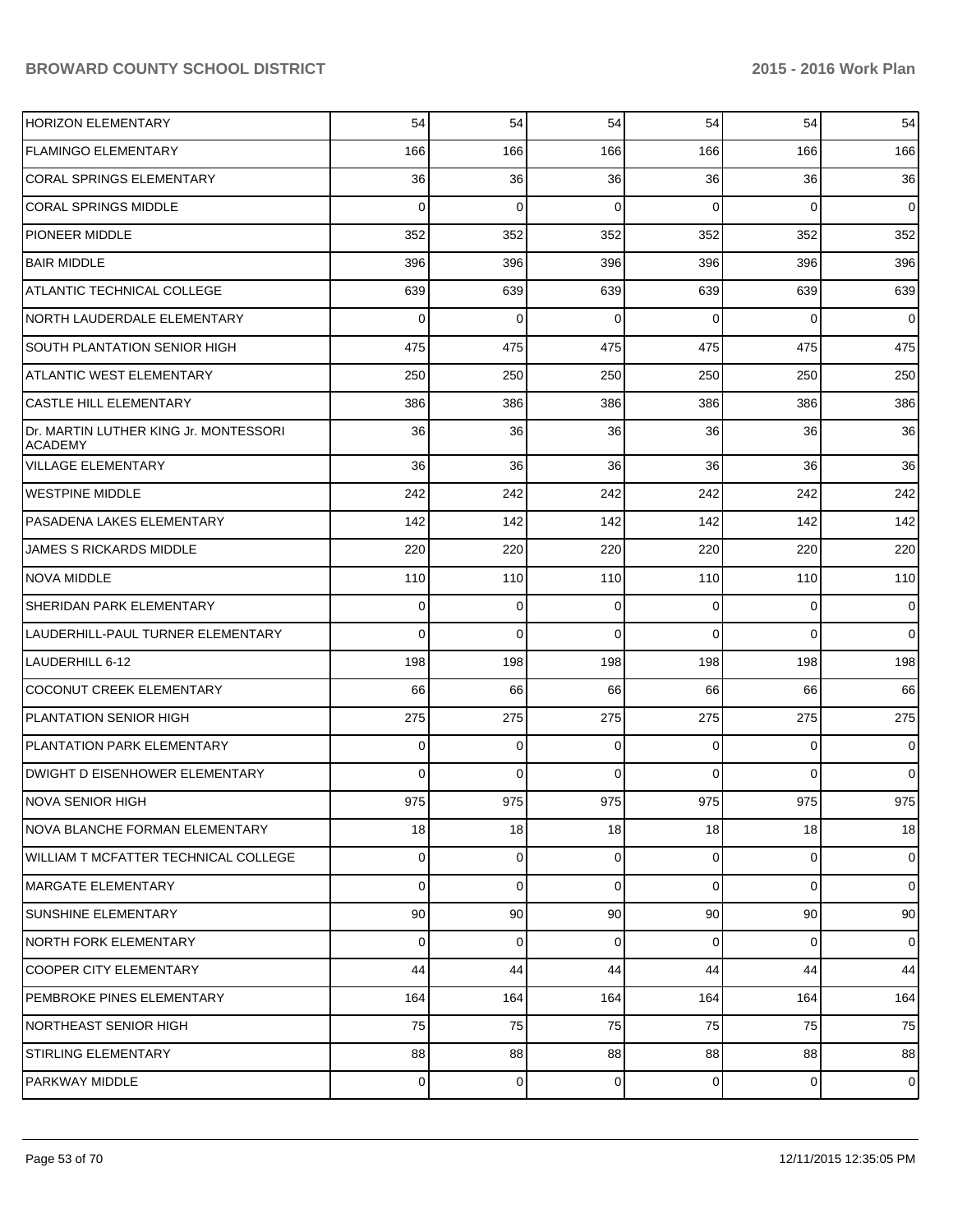| | | | | | | |
|---|---|---|---|---|---|---|
| HORIZON ELEMENTARY | 54 | 54 | 54 | 54 | 54 | 54 |
| FLAMINGO ELEMENTARY | 166 | 166 | 166 | 166 | 166 | 166 |
| CORAL SPRINGS ELEMENTARY | 36 | 36 | 36 | 36 | 36 | 36 |
| CORAL SPRINGS MIDDLE | 0 | 0 | 0 | 0 | 0 | 0 |
| PIONEER MIDDLE | 352 | 352 | 352 | 352 | 352 | 352 |
| BAIR MIDDLE | 396 | 396 | 396 | 396 | 396 | 396 |
| ATLANTIC TECHNICAL COLLEGE | 639 | 639 | 639 | 639 | 639 | 639 |
| NORTH LAUDERDALE ELEMENTARY | 0 | 0 | 0 | 0 | 0 | 0 |
| SOUTH PLANTATION SENIOR HIGH | 475 | 475 | 475 | 475 | 475 | 475 |
| ATLANTIC WEST ELEMENTARY | 250 | 250 | 250 | 250 | 250 | 250 |
| CASTLE HILL ELEMENTARY | 386 | 386 | 386 | 386 | 386 | 386 |
| Dr. MARTIN LUTHER KING Jr. MONTESSORI ACADEMY | 36 | 36 | 36 | 36 | 36 | 36 |
| VILLAGE ELEMENTARY | 36 | 36 | 36 | 36 | 36 | 36 |
| WESTPINE MIDDLE | 242 | 242 | 242 | 242 | 242 | 242 |
| PASADENA LAKES ELEMENTARY | 142 | 142 | 142 | 142 | 142 | 142 |
| JAMES S RICKARDS MIDDLE | 220 | 220 | 220 | 220 | 220 | 220 |
| NOVA MIDDLE | 110 | 110 | 110 | 110 | 110 | 110 |
| SHERIDAN PARK ELEMENTARY | 0 | 0 | 0 | 0 | 0 | 0 |
| LAUDERHILL-PAUL TURNER ELEMENTARY | 0 | 0 | 0 | 0 | 0 | 0 |
| LAUDERHILL 6-12 | 198 | 198 | 198 | 198 | 198 | 198 |
| COCONUT CREEK ELEMENTARY | 66 | 66 | 66 | 66 | 66 | 66 |
| PLANTATION SENIOR HIGH | 275 | 275 | 275 | 275 | 275 | 275 |
| PLANTATION PARK ELEMENTARY | 0 | 0 | 0 | 0 | 0 | 0 |
| DWIGHT D EISENHOWER ELEMENTARY | 0 | 0 | 0 | 0 | 0 | 0 |
| NOVA SENIOR HIGH | 975 | 975 | 975 | 975 | 975 | 975 |
| NOVA BLANCHE FORMAN ELEMENTARY | 18 | 18 | 18 | 18 | 18 | 18 |
| WILLIAM T MCFATTER TECHNICAL COLLEGE | 0 | 0 | 0 | 0 | 0 | 0 |
| MARGATE ELEMENTARY | 0 | 0 | 0 | 0 | 0 | 0 |
| SUNSHINE ELEMENTARY | 90 | 90 | 90 | 90 | 90 | 90 |
| NORTH FORK ELEMENTARY | 0 | 0 | 0 | 0 | 0 | 0 |
| COOPER CITY ELEMENTARY | 44 | 44 | 44 | 44 | 44 | 44 |
| PEMBROKE PINES ELEMENTARY | 164 | 164 | 164 | 164 | 164 | 164 |
| NORTHEAST SENIOR HIGH | 75 | 75 | 75 | 75 | 75 | 75 |
| STIRLING ELEMENTARY | 88 | 88 | 88 | 88 | 88 | 88 |
| PARKWAY MIDDLE | 0 | 0 | 0 | 0 | 0 | 0 |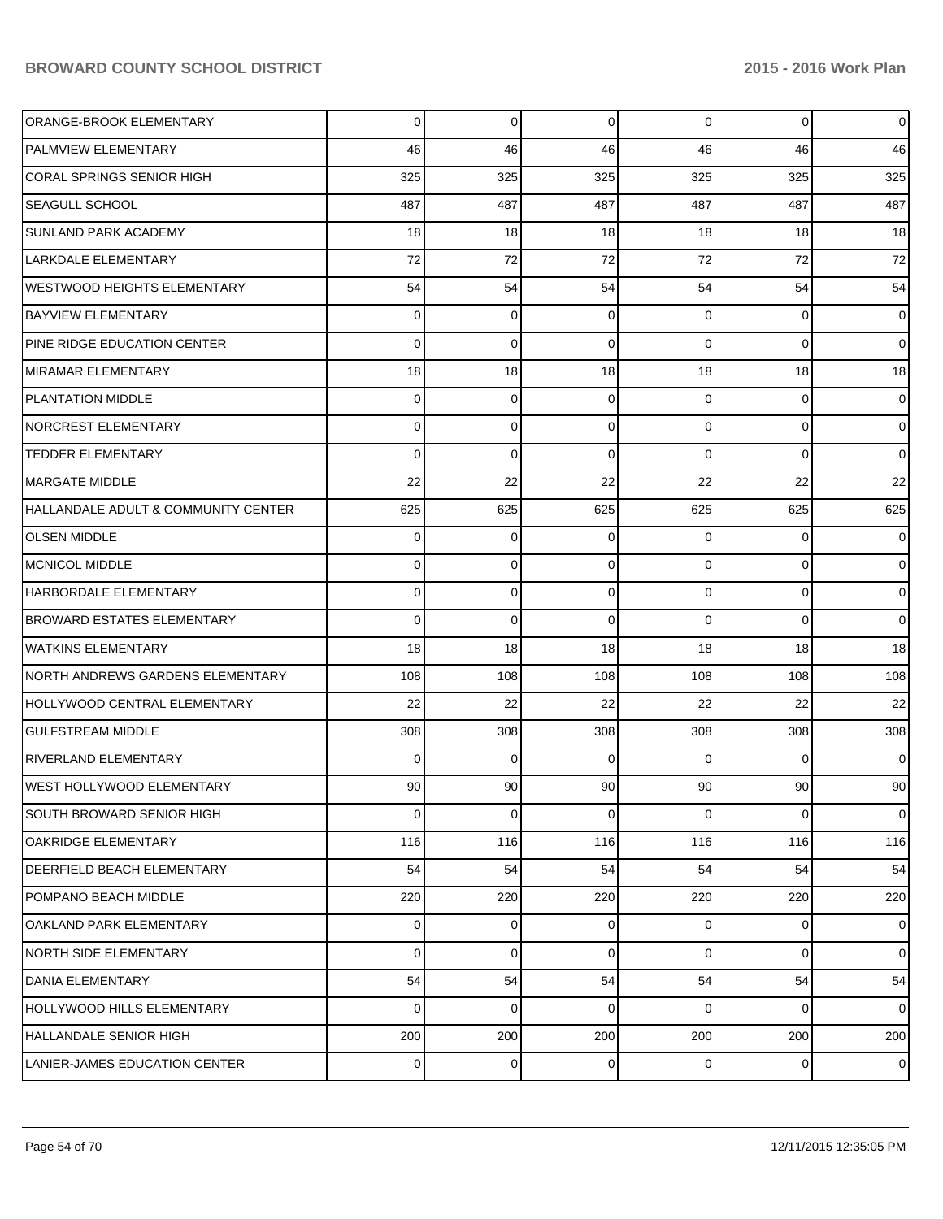| | | | | | | |
|---|---|---|---|---|---|---|
| ORANGE-BROOK ELEMENTARY | 0 | 0 | 0 | 0 | 0 | 0 |
| PALMVIEW ELEMENTARY | 46 | 46 | 46 | 46 | 46 | 46 |
| CORAL SPRINGS SENIOR HIGH | 325 | 325 | 325 | 325 | 325 | 325 |
| SEAGULL SCHOOL | 487 | 487 | 487 | 487 | 487 | 487 |
| SUNLAND PARK ACADEMY | 18 | 18 | 18 | 18 | 18 | 18 |
| LARKDALE ELEMENTARY | 72 | 72 | 72 | 72 | 72 | 72 |
| WESTWOOD HEIGHTS ELEMENTARY | 54 | 54 | 54 | 54 | 54 | 54 |
| BAYVIEW ELEMENTARY | 0 | 0 | 0 | 0 | 0 | 0 |
| PINE RIDGE EDUCATION CENTER | 0 | 0 | 0 | 0 | 0 | 0 |
| MIRAMAR ELEMENTARY | 18 | 18 | 18 | 18 | 18 | 18 |
| PLANTATION MIDDLE | 0 | 0 | 0 | 0 | 0 | 0 |
| NORCREST ELEMENTARY | 0 | 0 | 0 | 0 | 0 | 0 |
| TEDDER ELEMENTARY | 0 | 0 | 0 | 0 | 0 | 0 |
| MARGATE MIDDLE | 22 | 22 | 22 | 22 | 22 | 22 |
| HALLANDALE ADULT & COMMUNITY CENTER | 625 | 625 | 625 | 625 | 625 | 625 |
| OLSEN MIDDLE | 0 | 0 | 0 | 0 | 0 | 0 |
| MCNICOL MIDDLE | 0 | 0 | 0 | 0 | 0 | 0 |
| HARBORDALE ELEMENTARY | 0 | 0 | 0 | 0 | 0 | 0 |
| BROWARD ESTATES ELEMENTARY | 0 | 0 | 0 | 0 | 0 | 0 |
| WATKINS ELEMENTARY | 18 | 18 | 18 | 18 | 18 | 18 |
| NORTH ANDREWS GARDENS ELEMENTARY | 108 | 108 | 108 | 108 | 108 | 108 |
| HOLLYWOOD CENTRAL ELEMENTARY | 22 | 22 | 22 | 22 | 22 | 22 |
| GULFSTREAM MIDDLE | 308 | 308 | 308 | 308 | 308 | 308 |
| RIVERLAND ELEMENTARY | 0 | 0 | 0 | 0 | 0 | 0 |
| WEST HOLLYWOOD ELEMENTARY | 90 | 90 | 90 | 90 | 90 | 90 |
| SOUTH BROWARD SENIOR HIGH | 0 | 0 | 0 | 0 | 0 | 0 |
| OAKRIDGE ELEMENTARY | 116 | 116 | 116 | 116 | 116 | 116 |
| DEERFIELD BEACH ELEMENTARY | 54 | 54 | 54 | 54 | 54 | 54 |
| POMPANO BEACH MIDDLE | 220 | 220 | 220 | 220 | 220 | 220 |
| OAKLAND PARK ELEMENTARY | 0 | 0 | 0 | 0 | 0 | 0 |
| NORTH SIDE ELEMENTARY | 0 | 0 | 0 | 0 | 0 | 0 |
| DANIA ELEMENTARY | 54 | 54 | 54 | 54 | 54 | 54 |
| HOLLYWOOD HILLS ELEMENTARY | 0 | 0 | 0 | 0 | 0 | 0 |
| HALLANDALE SENIOR HIGH | 200 | 200 | 200 | 200 | 200 | 200 |
| LANIER-JAMES EDUCATION CENTER | 0 | 0 | 0 | 0 | 0 | 0 |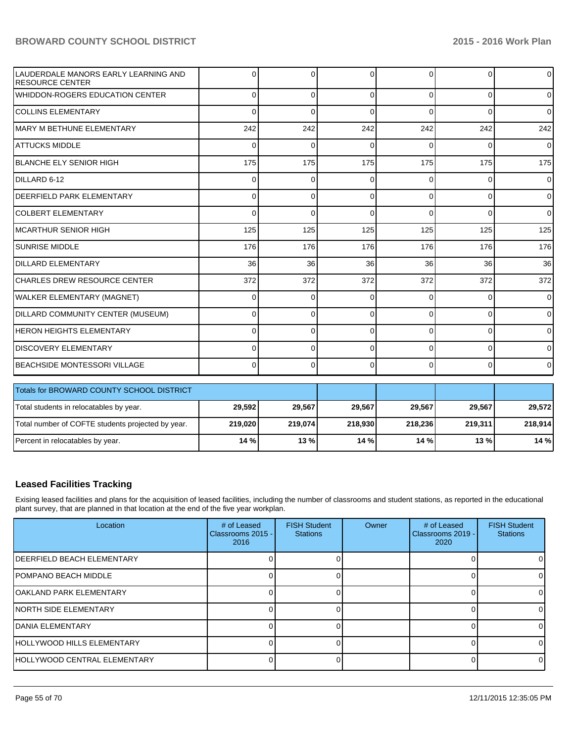| | | | | | | |
|---|---|---|---|---|---|---|
| LAUDERDALE MANORS EARLY LEARNING AND RESOURCE CENTER | 0 | 0 | 0 | 0 | 0 | 0 |
| WHIDDON-ROGERS EDUCATION CENTER | 0 | 0 | 0 | 0 | 0 | 0 |
| COLLINS ELEMENTARY | 0 | 0 | 0 | 0 | 0 | 0 |
| MARY M BETHUNE ELEMENTARY | 242 | 242 | 242 | 242 | 242 | 242 |
| ATTUCKS MIDDLE | 0 | 0 | 0 | 0 | 0 | 0 |
| BLANCHE ELY SENIOR HIGH | 175 | 175 | 175 | 175 | 175 | 175 |
| DILLARD 6-12 | 0 | 0 | 0 | 0 | 0 | 0 |
| DEERFIELD PARK ELEMENTARY | 0 | 0 | 0 | 0 | 0 | 0 |
| COLBERT ELEMENTARY | 0 | 0 | 0 | 0 | 0 | 0 |
| MCARTHUR SENIOR HIGH | 125 | 125 | 125 | 125 | 125 | 125 |
| SUNRISE MIDDLE | 176 | 176 | 176 | 176 | 176 | 176 |
| DILLARD ELEMENTARY | 36 | 36 | 36 | 36 | 36 | 36 |
| CHARLES DREW RESOURCE CENTER | 372 | 372 | 372 | 372 | 372 | 372 |
| WALKER ELEMENTARY (MAGNET) | 0 | 0 | 0 | 0 | 0 | 0 |
| DILLARD COMMUNITY CENTER (MUSEUM) | 0 | 0 | 0 | 0 | 0 | 0 |
| HERON HEIGHTS ELEMENTARY | 0 | 0 | 0 | 0 | 0 | 0 |
| DISCOVERY ELEMENTARY | 0 | 0 | 0 | 0 | 0 | 0 |
| BEACHSIDE MONTESSORI VILLAGE | 0 | 0 | 0 | 0 | 0 | 0 |

| Totals for BROWARD COUNTY SCHOOL DISTRICT | | | | | | |
|---|---|---|---|---|---|---|
| Total students in relocatables by year. | **29,592** | **29,567** | **29,567** | **29,567** | **29,567** | **29,572** |
| Total number of COFTE students projected by year. | **219,020** | **219,074** | **218,930** | **218,236** | **219,311** | **218,914** |
| Percent in relocatables by year. | **14 %** | **13 %** | **14 %** | **14 %** | **13 %** | **14 %** |

## Leased Facilities Tracking

Exising leased facilities and plans for the acquisition of leased facilities, including the number of classrooms and student stations, as reported in the educational plant survey, that are planned in that location at the end of the five year workplan.

| Location | # of Leased Classrooms 2015 - 2016 | FISH Student Stations | Owner | # of Leased Classrooms 2019 - 2020 | FISH Student Stations |
|---|---|---|---|---|---|
| DEERFIELD BEACH ELEMENTARY | 0 | 0 | | 0 | 0 |
| POMPANO BEACH MIDDLE | 0 | 0 | | 0 | 0 |
| OAKLAND PARK ELEMENTARY | 0 | 0 | | 0 | 0 |
| NORTH SIDE ELEMENTARY | 0 | 0 | | 0 | 0 |
| DANIA ELEMENTARY | 0 | 0 | | 0 | 0 |
| HOLLYWOOD HILLS ELEMENTARY | 0 | 0 | | 0 | 0 |
| HOLLYWOOD CENTRAL ELEMENTARY | 0 | 0 | | 0 | 0 |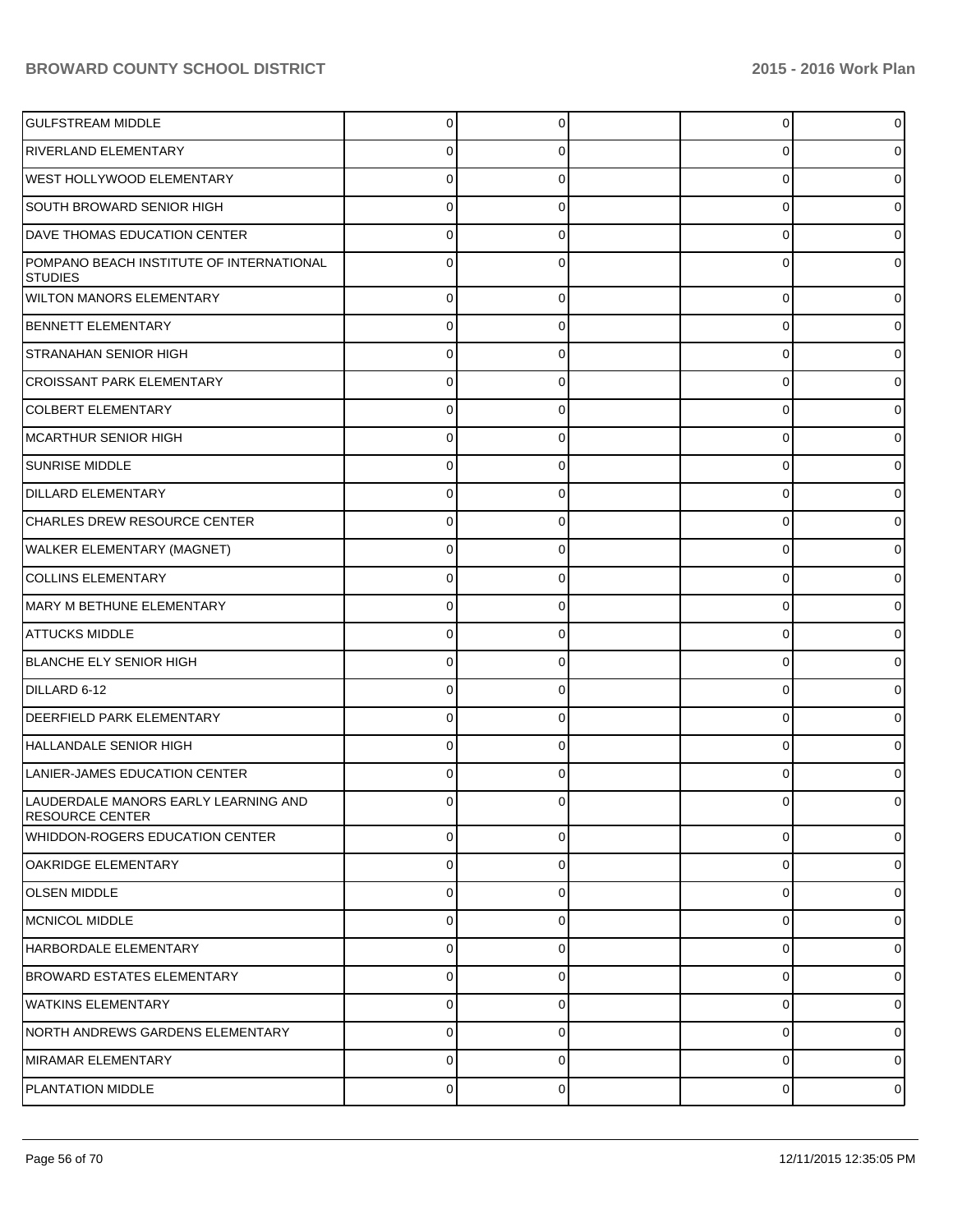| | | | | | |
|---|---|---|---|---|---|
| GULFSTREAM MIDDLE | 0 | 0 | | 0 | 0 |
| RIVERLAND ELEMENTARY | 0 | 0 | | 0 | 0 |
| WEST HOLLYWOOD ELEMENTARY | 0 | 0 | | 0 | 0 |
| SOUTH BROWARD SENIOR HIGH | 0 | 0 | | 0 | 0 |
| DAVE THOMAS EDUCATION CENTER | 0 | 0 | | 0 | 0 |
| POMPANO BEACH INSTITUTE OF INTERNATIONAL STUDIES | 0 | 0 | | 0 | 0 |
| WILTON MANORS ELEMENTARY | 0 | 0 | | 0 | 0 |
| BENNETT ELEMENTARY | 0 | 0 | | 0 | 0 |
| STRANAHAN SENIOR HIGH | 0 | 0 | | 0 | 0 |
| CROISSANT PARK ELEMENTARY | 0 | 0 | | 0 | 0 |
| COLBERT ELEMENTARY | 0 | 0 | | 0 | 0 |
| MCARTHUR SENIOR HIGH | 0 | 0 | | 0 | 0 |
| SUNRISE MIDDLE | 0 | 0 | | 0 | 0 |
| DILLARD ELEMENTARY | 0 | 0 | | 0 | 0 |
| CHARLES DREW RESOURCE CENTER | 0 | 0 | | 0 | 0 |
| WALKER ELEMENTARY (MAGNET) | 0 | 0 | | 0 | 0 |
| COLLINS ELEMENTARY | 0 | 0 | | 0 | 0 |
| MARY M BETHUNE ELEMENTARY | 0 | 0 | | 0 | 0 |
| ATTUCKS MIDDLE | 0 | 0 | | 0 | 0 |
| BLANCHE ELY SENIOR HIGH | 0 | 0 | | 0 | 0 |
| DILLARD 6-12 | 0 | 0 | | 0 | 0 |
| DEERFIELD PARK ELEMENTARY | 0 | 0 | | 0 | 0 |
| HALLANDALE SENIOR HIGH | 0 | 0 | | 0 | 0 |
| LANIER-JAMES EDUCATION CENTER | 0 | 0 | | 0 | 0 |
| LAUDERDALE MANORS EARLY LEARNING AND RESOURCE CENTER | 0 | 0 | | 0 | 0 |
| WHIDDON-ROGERS EDUCATION CENTER | 0 | 0 | | 0 | 0 |
| OAKRIDGE ELEMENTARY | 0 | 0 | | 0 | 0 |
| OLSEN MIDDLE | 0 | 0 | | 0 | 0 |
| MCNICOL MIDDLE | 0 | 0 | | 0 | 0 |
| HARBORDALE ELEMENTARY | 0 | 0 | | 0 | 0 |
| BROWARD ESTATES ELEMENTARY | 0 | 0 | | 0 | 0 |
| WATKINS ELEMENTARY | 0 | 0 | | 0 | 0 |
| NORTH ANDREWS GARDENS ELEMENTARY | 0 | 0 | | 0 | 0 |
| MIRAMAR ELEMENTARY | 0 | 0 | | 0 | 0 |
| PLANTATION MIDDLE | 0 | 0 | | 0 | 0 |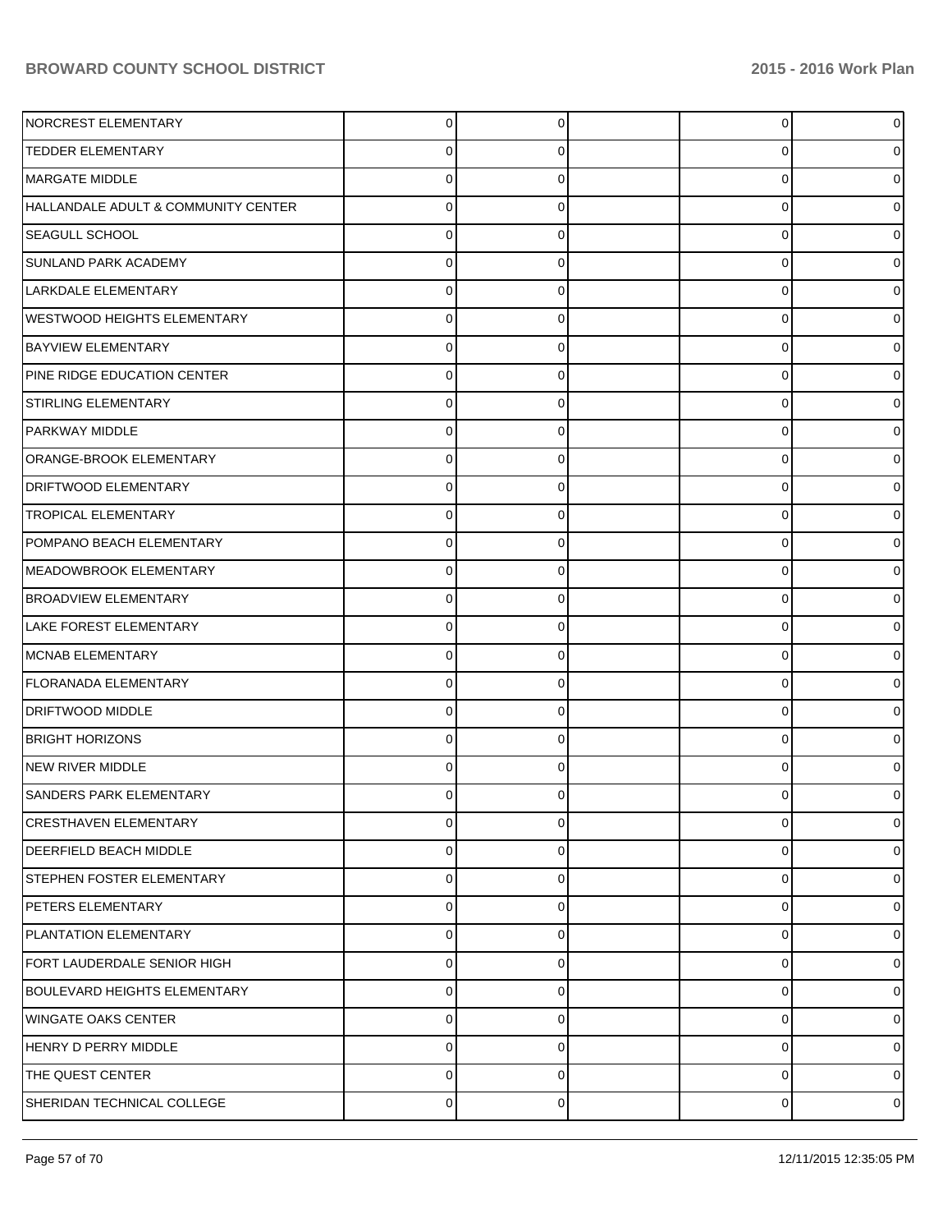| | | | | | |
|---|---|---|---|---|---|
| NORCREST ELEMENTARY | 0 | 0 | | 0 | 0 |
| TEDDER ELEMENTARY | 0 | 0 | | 0 | 0 |
| MARGATE MIDDLE | 0 | 0 | | 0 | 0 |
| HALLANDALE ADULT & COMMUNITY CENTER | 0 | 0 | | 0 | 0 |
| SEAGULL SCHOOL | 0 | 0 | | 0 | 0 |
| SUNLAND PARK ACADEMY | 0 | 0 | | 0 | 0 |
| LARKDALE ELEMENTARY | 0 | 0 | | 0 | 0 |
| WESTWOOD HEIGHTS ELEMENTARY | 0 | 0 | | 0 | 0 |
| BAYVIEW ELEMENTARY | 0 | 0 | | 0 | 0 |
| PINE RIDGE EDUCATION CENTER | 0 | 0 | | 0 | 0 |
| STIRLING ELEMENTARY | 0 | 0 | | 0 | 0 |
| PARKWAY MIDDLE | 0 | 0 | | 0 | 0 |
| ORANGE-BROOK ELEMENTARY | 0 | 0 | | 0 | 0 |
| DRIFTWOOD ELEMENTARY | 0 | 0 | | 0 | 0 |
| TROPICAL ELEMENTARY | 0 | 0 | | 0 | 0 |
| POMPANO BEACH ELEMENTARY | 0 | 0 | | 0 | 0 |
| MEADOWBROOK ELEMENTARY | 0 | 0 | | 0 | 0 |
| BROADVIEW ELEMENTARY | 0 | 0 | | 0 | 0 |
| LAKE FOREST ELEMENTARY | 0 | 0 | | 0 | 0 |
| MCNAB ELEMENTARY | 0 | 0 | | 0 | 0 |
| FLORANADA ELEMENTARY | 0 | 0 | | 0 | 0 |
| DRIFTWOOD MIDDLE | 0 | 0 | | 0 | 0 |
| BRIGHT HORIZONS | 0 | 0 | | 0 | 0 |
| NEW RIVER MIDDLE | 0 | 0 | | 0 | 0 |
| SANDERS PARK ELEMENTARY | 0 | 0 | | 0 | 0 |
| CRESTHAVEN ELEMENTARY | 0 | 0 | | 0 | 0 |
| DEERFIELD BEACH MIDDLE | 0 | 0 | | 0 | 0 |
| STEPHEN FOSTER ELEMENTARY | 0 | 0 | | 0 | 0 |
| PETERS ELEMENTARY | 0 | 0 | | 0 | 0 |
| PLANTATION ELEMENTARY | 0 | 0 | | 0 | 0 |
| FORT LAUDERDALE SENIOR HIGH | 0 | 0 | | 0 | 0 |
| BOULEVARD HEIGHTS ELEMENTARY | 0 | 0 | | 0 | 0 |
| WINGATE OAKS CENTER | 0 | 0 | | 0 | 0 |
| HENRY D PERRY MIDDLE | 0 | 0 | | 0 | 0 |
| THE QUEST CENTER | 0 | 0 | | 0 | 0 |
| SHERIDAN TECHNICAL COLLEGE | 0 | 0 | | 0 | 0 |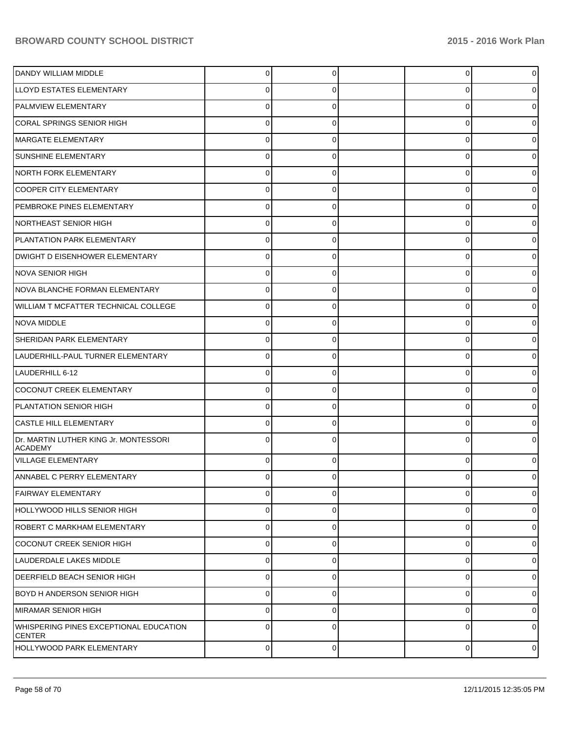| | | | | | |
|---|---|---|---|---|---|
| DANDY WILLIAM MIDDLE | 0 | 0 | | 0 | 0 |
| LLOYD ESTATES ELEMENTARY | 0 | 0 | | 0 | 0 |
| PALMVIEW ELEMENTARY | 0 | 0 | | 0 | 0 |
| CORAL SPRINGS SENIOR HIGH | 0 | 0 | | 0 | 0 |
| MARGATE ELEMENTARY | 0 | 0 | | 0 | 0 |
| SUNSHINE ELEMENTARY | 0 | 0 | | 0 | 0 |
| NORTH FORK ELEMENTARY | 0 | 0 | | 0 | 0 |
| COOPER CITY ELEMENTARY | 0 | 0 | | 0 | 0 |
| PEMBROKE PINES ELEMENTARY | 0 | 0 | | 0 | 0 |
| NORTHEAST SENIOR HIGH | 0 | 0 | | 0 | 0 |
| PLANTATION PARK ELEMENTARY | 0 | 0 | | 0 | 0 |
| DWIGHT D EISENHOWER ELEMENTARY | 0 | 0 | | 0 | 0 |
| NOVA SENIOR HIGH | 0 | 0 | | 0 | 0 |
| NOVA BLANCHE FORMAN ELEMENTARY | 0 | 0 | | 0 | 0 |
| WILLIAM T MCFATTER TECHNICAL COLLEGE | 0 | 0 | | 0 | 0 |
| NOVA MIDDLE | 0 | 0 | | 0 | 0 |
| SHERIDAN PARK ELEMENTARY | 0 | 0 | | 0 | 0 |
| LAUDERHILL-PAUL TURNER ELEMENTARY | 0 | 0 | | 0 | 0 |
| LAUDERHILL 6-12 | 0 | 0 | | 0 | 0 |
| COCONUT CREEK ELEMENTARY | 0 | 0 | | 0 | 0 |
| PLANTATION SENIOR HIGH | 0 | 0 | | 0 | 0 |
| CASTLE HILL ELEMENTARY | 0 | 0 | | 0 | 0 |
| Dr. MARTIN LUTHER KING Jr. MONTESSORI ACADEMY | 0 | 0 | | 0 | 0 |
| VILLAGE ELEMENTARY | 0 | 0 | | 0 | 0 |
| ANNABEL C PERRY ELEMENTARY | 0 | 0 | | 0 | 0 |
| FAIRWAY ELEMENTARY | 0 | 0 | | 0 | 0 |
| HOLLYWOOD HILLS SENIOR HIGH | 0 | 0 | | 0 | 0 |
| ROBERT C MARKHAM ELEMENTARY | 0 | 0 | | 0 | 0 |
| COCONUT CREEK SENIOR HIGH | 0 | 0 | | 0 | 0 |
| LAUDERDALE LAKES MIDDLE | 0 | 0 | | 0 | 0 |
| DEERFIELD BEACH SENIOR HIGH | 0 | 0 | | 0 | 0 |
| BOYD H ANDERSON SENIOR HIGH | 0 | 0 | | 0 | 0 |
| MIRAMAR SENIOR HIGH | 0 | 0 | | 0 | 0 |
| WHISPERING PINES EXCEPTIONAL EDUCATION CENTER | 0 | 0 | | 0 | 0 |
| HOLLYWOOD PARK ELEMENTARY | 0 | 0 | | 0 | 0 |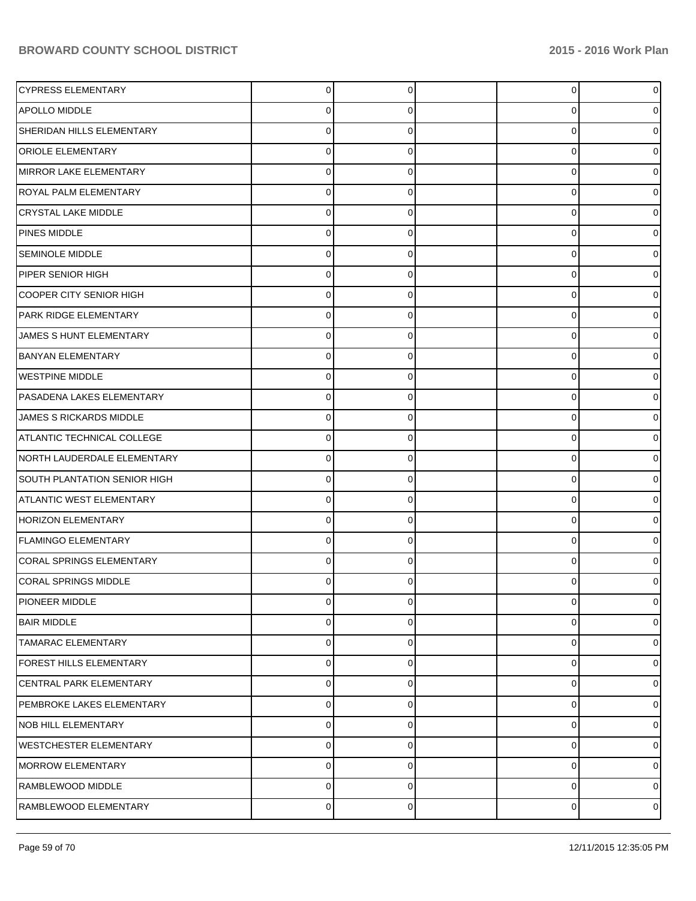| | | | | | |
|---|---|---|---|---|---|
| CYPRESS ELEMENTARY | 0 | 0 | | 0 | 0 |
| APOLLO MIDDLE | 0 | 0 | | 0 | 0 |
| SHERIDAN HILLS ELEMENTARY | 0 | 0 | | 0 | 0 |
| ORIOLE ELEMENTARY | 0 | 0 | | 0 | 0 |
| MIRROR LAKE ELEMENTARY | 0 | 0 | | 0 | 0 |
| ROYAL PALM ELEMENTARY | 0 | 0 | | 0 | 0 |
| CRYSTAL LAKE MIDDLE | 0 | 0 | | 0 | 0 |
| PINES MIDDLE | 0 | 0 | | 0 | 0 |
| SEMINOLE MIDDLE | 0 | 0 | | 0 | 0 |
| PIPER SENIOR HIGH | 0 | 0 | | 0 | 0 |
| COOPER CITY SENIOR HIGH | 0 | 0 | | 0 | 0 |
| PARK RIDGE ELEMENTARY | 0 | 0 | | 0 | 0 |
| JAMES S HUNT ELEMENTARY | 0 | 0 | | 0 | 0 |
| BANYAN ELEMENTARY | 0 | 0 | | 0 | 0 |
| WESTPINE MIDDLE | 0 | 0 | | 0 | 0 |
| PASADENA LAKES ELEMENTARY | 0 | 0 | | 0 | 0 |
| JAMES S RICKARDS MIDDLE | 0 | 0 | | 0 | 0 |
| ATLANTIC TECHNICAL COLLEGE | 0 | 0 | | 0 | 0 |
| NORTH LAUDERDALE ELEMENTARY | 0 | 0 | | 0 | 0 |
| SOUTH PLANTATION SENIOR HIGH | 0 | 0 | | 0 | 0 |
| ATLANTIC WEST ELEMENTARY | 0 | 0 | | 0 | 0 |
| HORIZON ELEMENTARY | 0 | 0 | | 0 | 0 |
| FLAMINGO ELEMENTARY | 0 | 0 | | 0 | 0 |
| CORAL SPRINGS ELEMENTARY | 0 | 0 | | 0 | 0 |
| CORAL SPRINGS MIDDLE | 0 | 0 | | 0 | 0 |
| PIONEER MIDDLE | 0 | 0 | | 0 | 0 |
| BAIR MIDDLE | 0 | 0 | | 0 | 0 |
| TAMARAC ELEMENTARY | 0 | 0 | | 0 | 0 |
| FOREST HILLS ELEMENTARY | 0 | 0 | | 0 | 0 |
| CENTRAL PARK ELEMENTARY | 0 | 0 | | 0 | 0 |
| PEMBROKE LAKES ELEMENTARY | 0 | 0 | | 0 | 0 |
| NOB HILL ELEMENTARY | 0 | 0 | | 0 | 0 |
| WESTCHESTER ELEMENTARY | 0 | 0 | | 0 | 0 |
| MORROW ELEMENTARY | 0 | 0 | | 0 | 0 |
| RAMBLEWOOD MIDDLE | 0 | 0 | | 0 | 0 |
| RAMBLEWOOD ELEMENTARY | 0 | 0 | | 0 | 0 |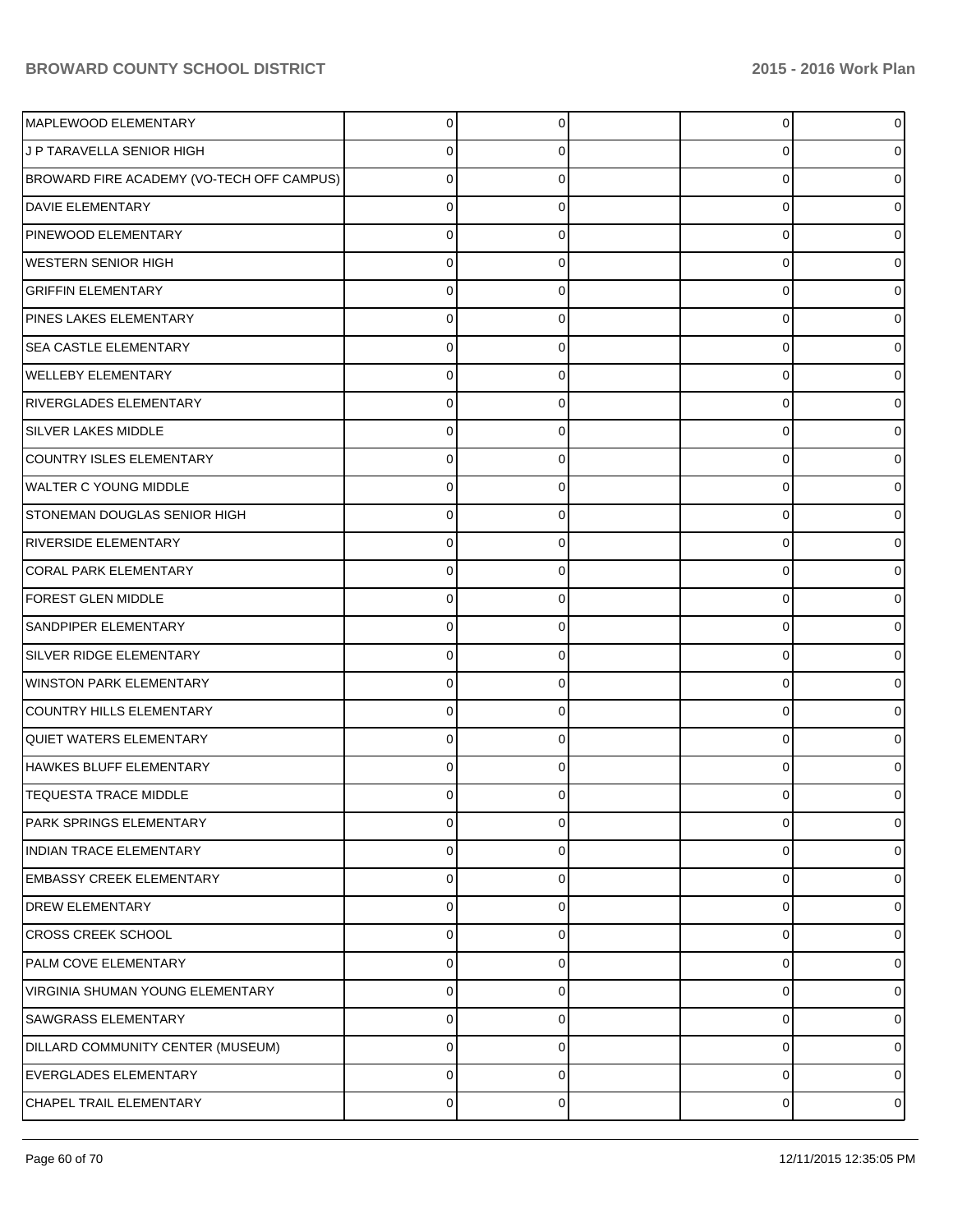| | | | | | |
|---|---|---|---|---|---|
| MAPLEWOOD ELEMENTARY | 0 | 0 | | 0 | 0 |
| J P TARAVELLA SENIOR HIGH | 0 | 0 | | 0 | 0 |
| BROWARD FIRE ACADEMY (VO-TECH OFF CAMPUS) | 0 | 0 | | 0 | 0 |
| DAVIE ELEMENTARY | 0 | 0 | | 0 | 0 |
| PINEWOOD ELEMENTARY | 0 | 0 | | 0 | 0 |
| WESTERN SENIOR HIGH | 0 | 0 | | 0 | 0 |
| GRIFFIN ELEMENTARY | 0 | 0 | | 0 | 0 |
| PINES LAKES ELEMENTARY | 0 | 0 | | 0 | 0 |
| SEA CASTLE ELEMENTARY | 0 | 0 | | 0 | 0 |
| WELLEBY ELEMENTARY | 0 | 0 | | 0 | 0 |
| RIVERGLADES ELEMENTARY | 0 | 0 | | 0 | 0 |
| SILVER LAKES MIDDLE | 0 | 0 | | 0 | 0 |
| COUNTRY ISLES ELEMENTARY | 0 | 0 | | 0 | 0 |
| WALTER C YOUNG MIDDLE | 0 | 0 | | 0 | 0 |
| STONEMAN DOUGLAS SENIOR HIGH | 0 | 0 | | 0 | 0 |
| RIVERSIDE ELEMENTARY | 0 | 0 | | 0 | 0 |
| CORAL PARK ELEMENTARY | 0 | 0 | | 0 | 0 |
| FOREST GLEN MIDDLE | 0 | 0 | | 0 | 0 |
| SANDPIPER ELEMENTARY | 0 | 0 | | 0 | 0 |
| SILVER RIDGE ELEMENTARY | 0 | 0 | | 0 | 0 |
| WINSTON PARK ELEMENTARY | 0 | 0 | | 0 | 0 |
| COUNTRY HILLS ELEMENTARY | 0 | 0 | | 0 | 0 |
| QUIET WATERS ELEMENTARY | 0 | 0 | | 0 | 0 |
| HAWKES BLUFF ELEMENTARY | 0 | 0 | | 0 | 0 |
| TEQUESTA TRACE MIDDLE | 0 | 0 | | 0 | 0 |
| PARK SPRINGS ELEMENTARY | 0 | 0 | | 0 | 0 |
| INDIAN TRACE ELEMENTARY | 0 | 0 | | 0 | 0 |
| EMBASSY CREEK ELEMENTARY | 0 | 0 | | 0 | 0 |
| DREW ELEMENTARY | 0 | 0 | | 0 | 0 |
| CROSS CREEK SCHOOL | 0 | 0 | | 0 | 0 |
| PALM COVE ELEMENTARY | 0 | 0 | | 0 | 0 |
| VIRGINIA SHUMAN YOUNG ELEMENTARY | 0 | 0 | | 0 | 0 |
| SAWGRASS ELEMENTARY | 0 | 0 | | 0 | 0 |
| DILLARD COMMUNITY CENTER (MUSEUM) | 0 | 0 | | 0 | 0 |
| EVERGLADES ELEMENTARY | 0 | 0 | | 0 | 0 |
| CHAPEL TRAIL ELEMENTARY | 0 | 0 | | 0 | 0 |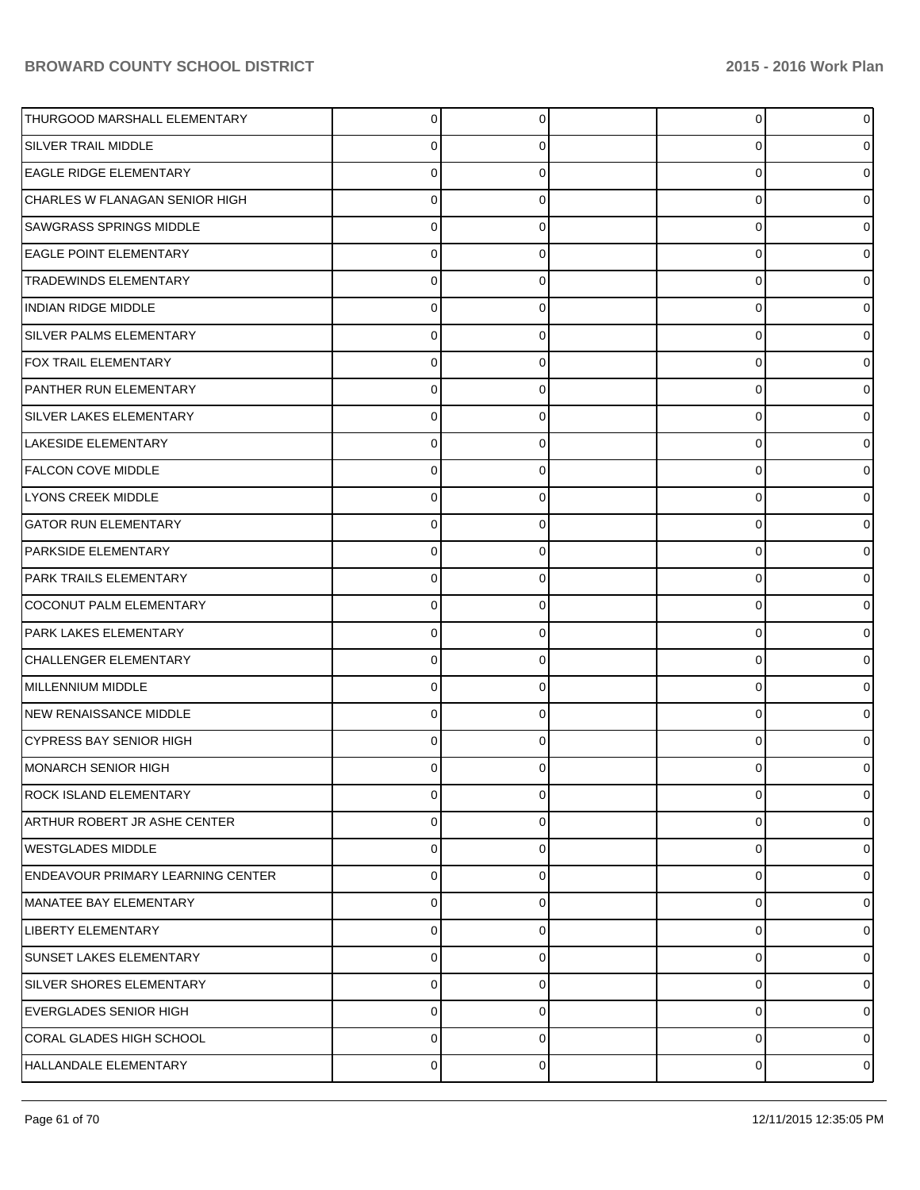| | | | | | |
|---|---|---|---|---|---|
| THURGOOD MARSHALL ELEMENTARY | 0 | 0 | | 0 | 0 |
| SILVER TRAIL MIDDLE | 0 | 0 | | 0 | 0 |
| EAGLE RIDGE ELEMENTARY | 0 | 0 | | 0 | 0 |
| CHARLES W FLANAGAN SENIOR HIGH | 0 | 0 | | 0 | 0 |
| SAWGRASS SPRINGS MIDDLE | 0 | 0 | | 0 | 0 |
| EAGLE POINT ELEMENTARY | 0 | 0 | | 0 | 0 |
| TRADEWINDS ELEMENTARY | 0 | 0 | | 0 | 0 |
| INDIAN RIDGE MIDDLE | 0 | 0 | | 0 | 0 |
| SILVER PALMS ELEMENTARY | 0 | 0 | | 0 | 0 |
| FOX TRAIL ELEMENTARY | 0 | 0 | | 0 | 0 |
| PANTHER RUN ELEMENTARY | 0 | 0 | | 0 | 0 |
| SILVER LAKES ELEMENTARY | 0 | 0 | | 0 | 0 |
| LAKESIDE ELEMENTARY | 0 | 0 | | 0 | 0 |
| FALCON COVE MIDDLE | 0 | 0 | | 0 | 0 |
| LYONS CREEK MIDDLE | 0 | 0 | | 0 | 0 |
| GATOR RUN ELEMENTARY | 0 | 0 | | 0 | 0 |
| PARKSIDE ELEMENTARY | 0 | 0 | | 0 | 0 |
| PARK TRAILS ELEMENTARY | 0 | 0 | | 0 | 0 |
| COCONUT PALM ELEMENTARY | 0 | 0 | | 0 | 0 |
| PARK LAKES ELEMENTARY | 0 | 0 | | 0 | 0 |
| CHALLENGER ELEMENTARY | 0 | 0 | | 0 | 0 |
| MILLENNIUM MIDDLE | 0 | 0 | | 0 | 0 |
| NEW RENAISSANCE MIDDLE | 0 | 0 | | 0 | 0 |
| CYPRESS BAY SENIOR HIGH | 0 | 0 | | 0 | 0 |
| MONARCH SENIOR HIGH | 0 | 0 | | 0 | 0 |
| ROCK ISLAND ELEMENTARY | 0 | 0 | | 0 | 0 |
| ARTHUR ROBERT JR ASHE CENTER | 0 | 0 | | 0 | 0 |
| WESTGLADES MIDDLE | 0 | 0 | | 0 | 0 |
| ENDEAVOUR PRIMARY LEARNING CENTER | 0 | 0 | | 0 | 0 |
| MANATEE BAY ELEMENTARY | 0 | 0 | | 0 | 0 |
| LIBERTY ELEMENTARY | 0 | 0 | | 0 | 0 |
| SUNSET LAKES ELEMENTARY | 0 | 0 | | 0 | 0 |
| SILVER SHORES ELEMENTARY | 0 | 0 | | 0 | 0 |
| EVERGLADES SENIOR HIGH | 0 | 0 | | 0 | 0 |
| CORAL GLADES HIGH SCHOOL | 0 | 0 | | 0 | 0 |
| HALLANDALE ELEMENTARY | 0 | 0 | | 0 | 0 |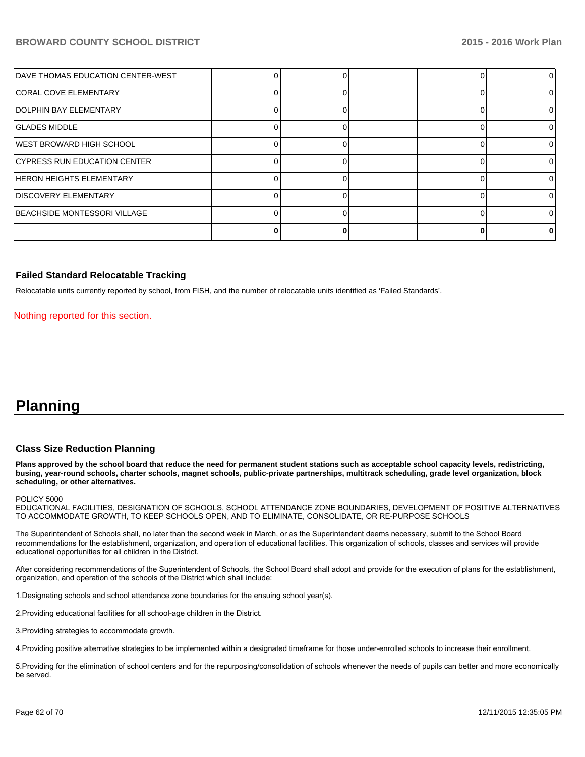| | | | | | |
|---|---|---|---|---|---|
| DAVE THOMAS EDUCATION CENTER-WEST | 0 | 0 | | 0 | 0 |
| CORAL COVE ELEMENTARY | 0 | 0 | | 0 | 0 |
| DOLPHIN BAY ELEMENTARY | 0 | 0 | | 0 | 0 |
| GLADES MIDDLE | 0 | 0 | | 0 | 0 |
| WEST BROWARD HIGH SCHOOL | 0 | 0 | | 0 | 0 |
| CYPRESS RUN EDUCATION CENTER | 0 | 0 | | 0 | 0 |
| HERON HEIGHTS ELEMENTARY | 0 | 0 | | 0 | 0 |
| DISCOVERY ELEMENTARY | 0 | 0 | | 0 | 0 |
| BEACHSIDE MONTESSORI VILLAGE | 0 | 0 | | 0 | 0 |
| | **0** | **0** | | **0** | **0** |

### Failed Standard Relocatable Tracking

Relocatable units currently reported by school, from FISH, and the number of relocatable units identified as 'Failed Standards'.

Nothing reported for this section.

# Planning

### Class Size Reduction Planning

**Plans approved by the school board that reduce the need for permanent student stations such as acceptable school capacity levels, redistricting, busing, year-round schools, charter schools, magnet schools, public-private partnerships, multitrack scheduling, grade level organization, block scheduling, or other alternatives.**

POLICY 5000
EDUCATIONAL FACILITIES, DESIGNATION OF SCHOOLS, SCHOOL ATTENDANCE ZONE BOUNDARIES, DEVELOPMENT OF POSITIVE ALTERNATIVES TO ACCOMMODATE GROWTH, TO KEEP SCHOOLS OPEN, AND TO ELIMINATE, CONSOLIDATE, OR RE-PURPOSE SCHOOLS

The Superintendent of Schools shall, no later than the second week in March, or as the Superintendent deems necessary, submit to the School Board recommendations for the establishment, organization, and operation of educational facilities. This organization of schools, classes and services will provide educational opportunities for all children in the District.

After considering recommendations of the Superintendent of Schools, the School Board shall adopt and provide for the execution of plans for the establishment, organization, and operation of the schools of the District which shall include:

1.Designating schools and school attendance zone boundaries for the ensuing school year(s).

2.Providing educational facilities for all school-age children in the District.

3.Providing strategies to accommodate growth.

4.Providing positive alternative strategies to be implemented within a designated timeframe for those under-enrolled schools to increase their enrollment.

5.Providing for the elimination of school centers and for the repurposing/consolidation of schools whenever the needs of pupils can better and more economically be served.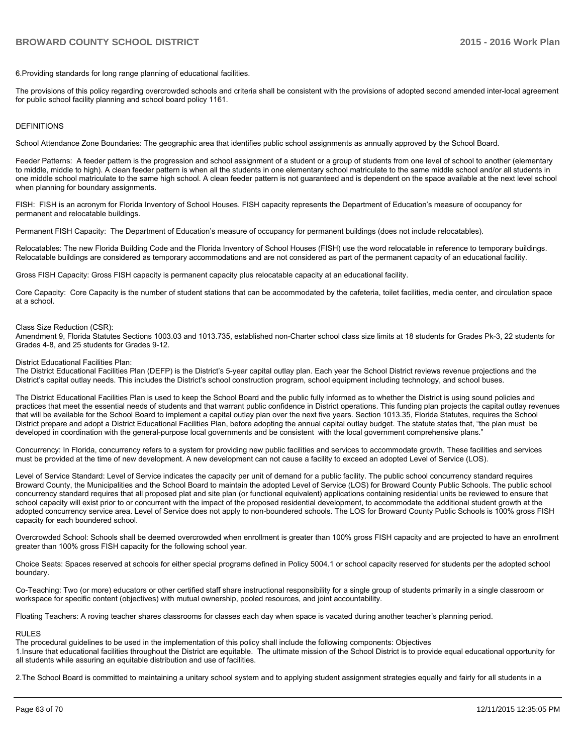6.Providing standards for long range planning of educational facilities.

The provisions of this policy regarding overcrowded schools and criteria shall be consistent with the provisions of adopted second amended inter-local agreement for public school facility planning and school board policy 1161.

DEFINITIONS

School Attendance Zone Boundaries: The geographic area that identifies public school assignments as annually approved by the School Board.

Feeder Patterns: A feeder pattern is the progression and school assignment of a student or a group of students from one level of school to another (elementary to middle, middle to high). A clean feeder pattern is when all the students in one elementary school matriculate to the same middle school and/or all students in one middle school matriculate to the same high school. A clean feeder pattern is not guaranteed and is dependent on the space available at the next level school when planning for boundary assignments.

FISH: FISH is an acronym for Florida Inventory of School Houses. FISH capacity represents the Department of Education's measure of occupancy for permanent and relocatable buildings.

Permanent FISH Capacity: The Department of Education's measure of occupancy for permanent buildings (does not include relocatables).

Relocatables: The new Florida Building Code and the Florida Inventory of School Houses (FISH) use the word relocatable in reference to temporary buildings. Relocatable buildings are considered as temporary accommodations and are not considered as part of the permanent capacity of an educational facility.

Gross FISH Capacity: Gross FISH capacity is permanent capacity plus relocatable capacity at an educational facility.

Core Capacity: Core Capacity is the number of student stations that can be accommodated by the cafeteria, toilet facilities, media center, and circulation space at a school.

Class Size Reduction (CSR):
Amendment 9, Florida Statutes Sections 1003.03 and 1013.735, established non-Charter school class size limits at 18 students for Grades Pk-3, 22 students for Grades 4-8, and 25 students for Grades 9-12.

District Educational Facilities Plan:
The District Educational Facilities Plan (DEFP) is the District's 5-year capital outlay plan. Each year the School District reviews revenue projections and the District's capital outlay needs. This includes the District's school construction program, school equipment including technology, and school buses.

The District Educational Facilities Plan is used to keep the School Board and the public fully informed as to whether the District is using sound policies and practices that meet the essential needs of students and that warrant public confidence in District operations. This funding plan projects the capital outlay revenues that will be available for the School Board to implement a capital outlay plan over the next five years. Section 1013.35, Florida Statutes, requires the School District prepare and adopt a District Educational Facilities Plan, before adopting the annual capital outlay budget. The statute states that, "the plan must be developed in coordination with the general-purpose local governments and be consistent with the local government comprehensive plans."

Concurrency: In Florida, concurrency refers to a system for providing new public facilities and services to accommodate growth. These facilities and services must be provided at the time of new development. A new development can not cause a facility to exceed an adopted Level of Service (LOS).

Level of Service Standard: Level of Service indicates the capacity per unit of demand for a public facility. The public school concurrency standard requires Broward County, the Municipalities and the School Board to maintain the adopted Level of Service (LOS) for Broward County Public Schools. The public school concurrency standard requires that all proposed plat and site plan (or functional equivalent) applications containing residential units be reviewed to ensure that school capacity will exist prior to or concurrent with the impact of the proposed residential development, to accommodate the additional student growth at the adopted concurrency service area. Level of Service does not apply to non-boundered schools. The LOS for Broward County Public Schools is 100% gross FISH capacity for each boundered school.

Overcrowded School: Schools shall be deemed overcrowded when enrollment is greater than 100% gross FISH capacity and are projected to have an enrollment greater than 100% gross FISH capacity for the following school year.

Choice Seats: Spaces reserved at schools for either special programs defined in Policy 5004.1 or school capacity reserved for students per the adopted school boundary.

Co-Teaching: Two (or more) educators or other certified staff share instructional responsibility for a single group of students primarily in a single classroom or workspace for specific content (objectives) with mutual ownership, pooled resources, and joint accountability.

Floating Teachers: A roving teacher shares classrooms for classes each day when space is vacated during another teacher's planning period.

RULES
The procedural guidelines to be used in the implementation of this policy shall include the following components: Objectives
1.Insure that educational facilities throughout the District are equitable. The ultimate mission of the School District is to provide equal educational opportunity for all students while assuring an equitable distribution and use of facilities.

2.The School Board is committed to maintaining a unitary school system and to applying student assignment strategies equally and fairly for all students in a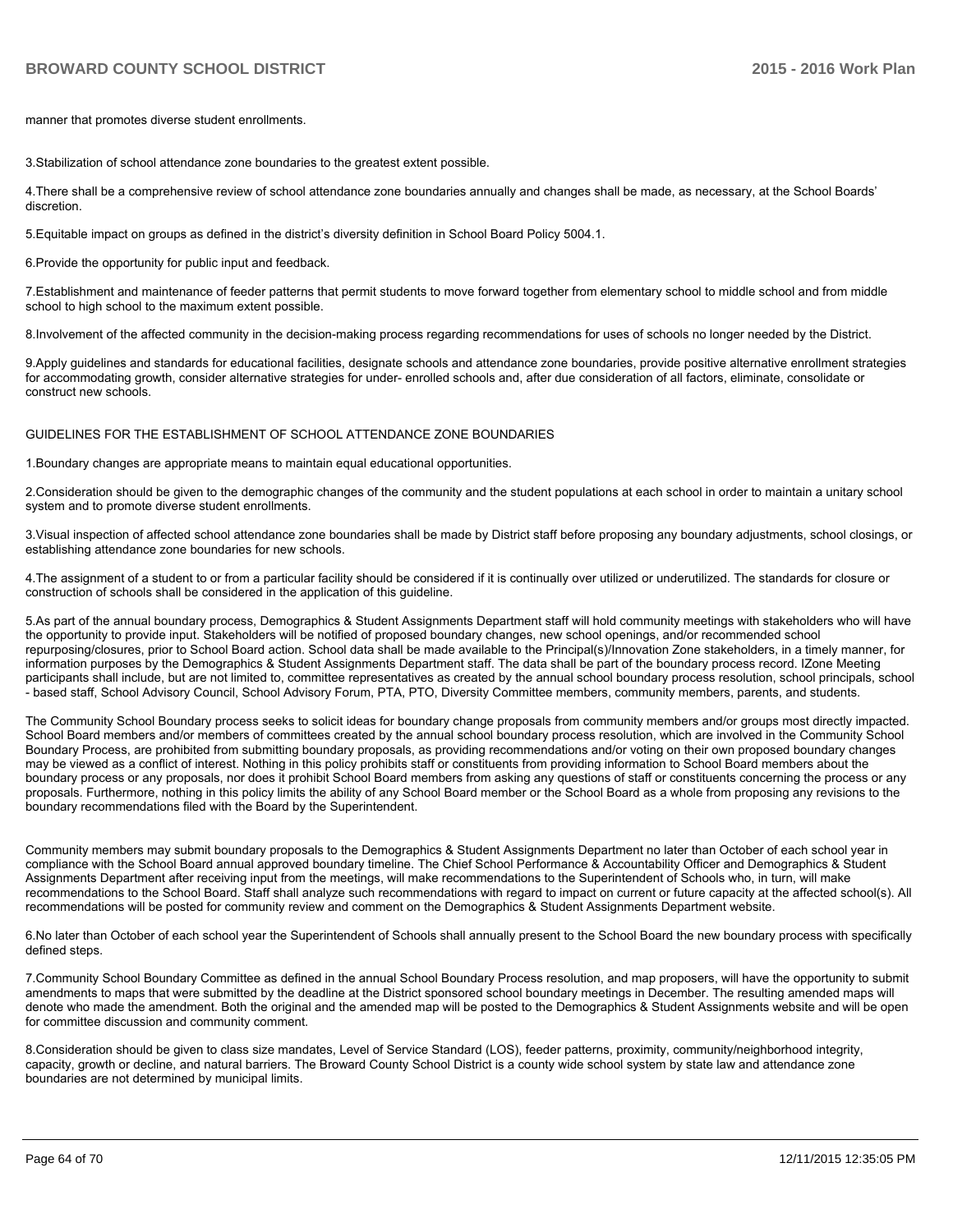manner that promotes diverse student enrollments.

3.Stabilization of school attendance zone boundaries to the greatest extent possible.

4.There shall be a comprehensive review of school attendance zone boundaries annually and changes shall be made, as necessary, at the School Boards' discretion.

5.Equitable impact on groups as defined in the district's diversity definition in School Board Policy 5004.1.

6.Provide the opportunity for public input and feedback.

7.Establishment and maintenance of feeder patterns that permit students to move forward together from elementary school to middle school and from middle school to high school to the maximum extent possible.

8.Involvement of the affected community in the decision-making process regarding recommendations for uses of schools no longer needed by the District.

9.Apply guidelines and standards for educational facilities, designate schools and attendance zone boundaries, provide positive alternative enrollment strategies for accommodating growth, consider alternative strategies for under- enrolled schools and, after due consideration of all factors, eliminate, consolidate or construct new schools.

GUIDELINES FOR THE ESTABLISHMENT OF SCHOOL ATTENDANCE ZONE BOUNDARIES

1.Boundary changes are appropriate means to maintain equal educational opportunities.

2.Consideration should be given to the demographic changes of the community and the student populations at each school in order to maintain a unitary school system and to promote diverse student enrollments.

3.Visual inspection of affected school attendance zone boundaries shall be made by District staff before proposing any boundary adjustments, school closings, or establishing attendance zone boundaries for new schools.

4.The assignment of a student to or from a particular facility should be considered if it is continually over utilized or underutilized. The standards for closure or construction of schools shall be considered in the application of this guideline.

5.As part of the annual boundary process, Demographics & Student Assignments Department staff will hold community meetings with stakeholders who will have the opportunity to provide input. Stakeholders will be notified of proposed boundary changes, new school openings, and/or recommended school repurposing/closures, prior to School Board action. School data shall be made available to the Principal(s)/Innovation Zone stakeholders, in a timely manner, for information purposes by the Demographics & Student Assignments Department staff. The data shall be part of the boundary process record. IZone Meeting participants shall include, but are not limited to, committee representatives as created by the annual school boundary process resolution, school principals, school - based staff, School Advisory Council, School Advisory Forum, PTA, PTO, Diversity Committee members, community members, parents, and students.

The Community School Boundary process seeks to solicit ideas for boundary change proposals from community members and/or groups most directly impacted. School Board members and/or members of committees created by the annual school boundary process resolution, which are involved in the Community School Boundary Process, are prohibited from submitting boundary proposals, as providing recommendations and/or voting on their own proposed boundary changes may be viewed as a conflict of interest. Nothing in this policy prohibits staff or constituents from providing information to School Board members about the boundary process or any proposals, nor does it prohibit School Board members from asking any questions of staff or constituents concerning the process or any proposals. Furthermore, nothing in this policy limits the ability of any School Board member or the School Board as a whole from proposing any revisions to the boundary recommendations filed with the Board by the Superintendent.

Community members may submit boundary proposals to the Demographics & Student Assignments Department no later than October of each school year in compliance with the School Board annual approved boundary timeline. The Chief School Performance & Accountability Officer and Demographics & Student Assignments Department after receiving input from the meetings, will make recommendations to the Superintendent of Schools who, in turn, will make recommendations to the School Board. Staff shall analyze such recommendations with regard to impact on current or future capacity at the affected school(s). All recommendations will be posted for community review and comment on the Demographics & Student Assignments Department website.

6.No later than October of each school year the Superintendent of Schools shall annually present to the School Board the new boundary process with specifically defined steps.

7.Community School Boundary Committee as defined in the annual School Boundary Process resolution, and map proposers, will have the opportunity to submit amendments to maps that were submitted by the deadline at the District sponsored school boundary meetings in December. The resulting amended maps will denote who made the amendment. Both the original and the amended map will be posted to the Demographics & Student Assignments website and will be open for committee discussion and community comment.

8.Consideration should be given to class size mandates, Level of Service Standard (LOS), feeder patterns, proximity, community/neighborhood integrity, capacity, growth or decline, and natural barriers. The Broward County School District is a county wide school system by state law and attendance zone boundaries are not determined by municipal limits.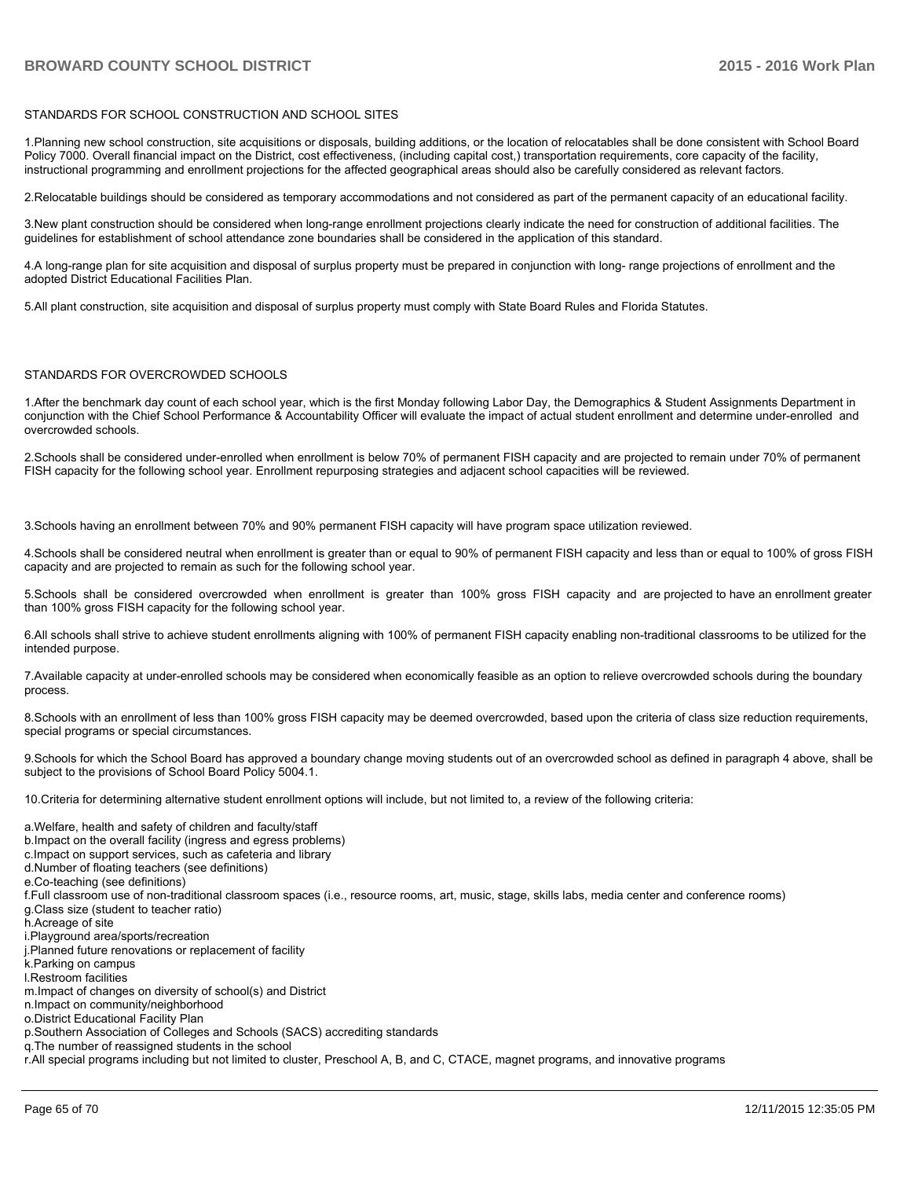## STANDARDS FOR SCHOOL CONSTRUCTION AND SCHOOL SITES

1.Planning new school construction, site acquisitions or disposals, building additions, or the location of relocatables shall be done consistent with School Board Policy 7000. Overall financial impact on the District, cost effectiveness, (including capital cost,) transportation requirements, core capacity of the facility, instructional programming and enrollment projections for the affected geographical areas should also be carefully considered as relevant factors.

2.Relocatable buildings should be considered as temporary accommodations and not considered as part of the permanent capacity of an educational facility.

3.New plant construction should be considered when long-range enrollment projections clearly indicate the need for construction of additional facilities. The guidelines for establishment of school attendance zone boundaries shall be considered in the application of this standard.

4.A long-range plan for site acquisition and disposal of surplus property must be prepared in conjunction with long- range projections of enrollment and the adopted District Educational Facilities Plan.

5.All plant construction, site acquisition and disposal of surplus property must comply with State Board Rules and Florida Statutes.

## STANDARDS FOR OVERCROWDED SCHOOLS

1.After the benchmark day count of each school year, which is the first Monday following Labor Day, the Demographics & Student Assignments Department in conjunction with the Chief School Performance & Accountability Officer will evaluate the impact of actual student enrollment and determine under-enrolled and overcrowded schools.

2.Schools shall be considered under-enrolled when enrollment is below 70% of permanent FISH capacity and are projected to remain under 70% of permanent FISH capacity for the following school year. Enrollment repurposing strategies and adjacent school capacities will be reviewed.

3.Schools having an enrollment between 70% and 90% permanent FISH capacity will have program space utilization reviewed.

4.Schools shall be considered neutral when enrollment is greater than or equal to 90% of permanent FISH capacity and less than or equal to 100% of gross FISH capacity and are projected to remain as such for the following school year.

5.Schools shall be considered overcrowded when enrollment is greater than 100% gross FISH capacity and are projected to have an enrollment greater than 100% gross FISH capacity for the following school year.

6.All schools shall strive to achieve student enrollments aligning with 100% of permanent FISH capacity enabling non-traditional classrooms to be utilized for the intended purpose.

7.Available capacity at under-enrolled schools may be considered when economically feasible as an option to relieve overcrowded schools during the boundary process.

8.Schools with an enrollment of less than 100% gross FISH capacity may be deemed overcrowded, based upon the criteria of class size reduction requirements, special programs or special circumstances.

9.Schools for which the School Board has approved a boundary change moving students out of an overcrowded school as defined in paragraph 4 above, shall be subject to the provisions of School Board Policy 5004.1.

10.Criteria for determining alternative student enrollment options will include, but not limited to, a review of the following criteria:

a.Welfare, health and safety of children and faculty/staff
b.Impact on the overall facility (ingress and egress problems)
c.Impact on support services, such as cafeteria and library
d.Number of floating teachers (see definitions)
e.Co-teaching (see definitions)
f.Full classroom use of non-traditional classroom spaces (i.e., resource rooms, art, music, stage, skills labs, media center and conference rooms)
g.Class size (student to teacher ratio)
h.Acreage of site
i.Playground area/sports/recreation
j.Planned future renovations or replacement of facility
k.Parking on campus
l.Restroom facilities
m.Impact of changes on diversity of school(s) and District
n.Impact on community/neighborhood
o.District Educational Facility Plan
p.Southern Association of Colleges and Schools (SACS) accrediting standards
q.The number of reassigned students in the school
r.All special programs including but not limited to cluster, Preschool A, B, and C, CTACE, magnet programs, and innovative programs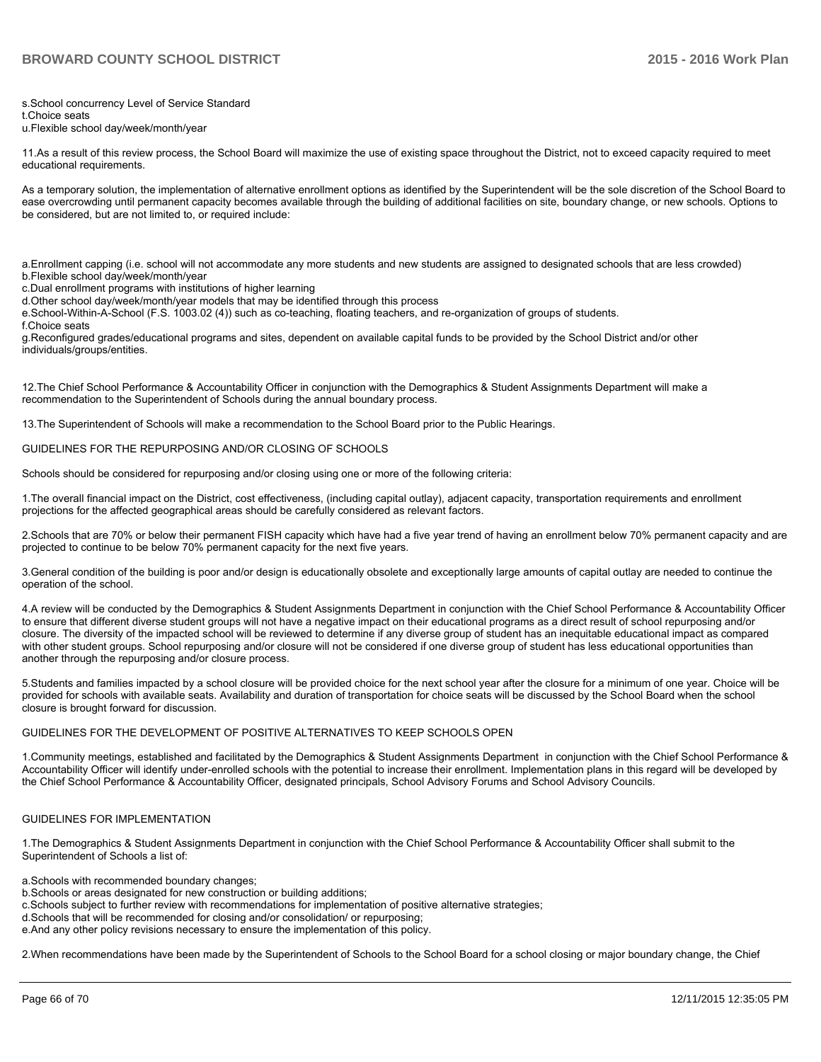s.School concurrency Level of Service Standard
t.Choice seats
u.Flexible school day/week/month/year

11.As a result of this review process, the School Board will maximize the use of existing space throughout the District, not to exceed capacity required to meet educational requirements.

As a temporary solution, the implementation of alternative enrollment options as identified by the Superintendent will be the sole discretion of the School Board to ease overcrowding until permanent capacity becomes available through the building of additional facilities on site, boundary change, or new schools. Options to be considered, but are not limited to, or required include:

a.Enrollment capping (i.e. school will not accommodate any more students and new students are assigned to designated schools that are less crowded)
b.Flexible school day/week/month/year
c.Dual enrollment programs with institutions of higher learning
d.Other school day/week/month/year models that may be identified through this process
e.School-Within-A-School (F.S. 1003.02 (4)) such as co-teaching, floating teachers, and re-organization of groups of students.
f.Choice seats
g.Reconfigured grades/educational programs and sites, dependent on available capital funds to be provided by the School District and/or other individuals/groups/entities.

12.The Chief School Performance & Accountability Officer in conjunction with the Demographics & Student Assignments Department will make a recommendation to the Superintendent of Schools during the annual boundary process.

13.The Superintendent of Schools will make a recommendation to the School Board prior to the Public Hearings.

GUIDELINES FOR THE REPURPOSING AND/OR CLOSING OF SCHOOLS

Schools should be considered for repurposing and/or closing using one or more of the following criteria:

1.The overall financial impact on the District, cost effectiveness, (including capital outlay), adjacent capacity, transportation requirements and enrollment projections for the affected geographical areas should be carefully considered as relevant factors.

2.Schools that are 70% or below their permanent FISH capacity which have had a five year trend of having an enrollment below 70% permanent capacity and are projected to continue to be below 70% permanent capacity for the next five years.

3.General condition of the building is poor and/or design is educationally obsolete and exceptionally large amounts of capital outlay are needed to continue the operation of the school.

4.A review will be conducted by the Demographics & Student Assignments Department in conjunction with the Chief School Performance & Accountability Officer to ensure that different diverse student groups will not have a negative impact on their educational programs as a direct result of school repurposing and/or closure. The diversity of the impacted school will be reviewed to determine if any diverse group of student has an inequitable educational impact as compared with other student groups. School repurposing and/or closure will not be considered if one diverse group of student has less educational opportunities than another through the repurposing and/or closure process.

5.Students and families impacted by a school closure will be provided choice for the next school year after the closure for a minimum of one year. Choice will be provided for schools with available seats. Availability and duration of transportation for choice seats will be discussed by the School Board when the school closure is brought forward for discussion.

GUIDELINES FOR THE DEVELOPMENT OF POSITIVE ALTERNATIVES TO KEEP SCHOOLS OPEN

1.Community meetings, established and facilitated by the Demographics & Student Assignments Department in conjunction with the Chief School Performance & Accountability Officer will identify under-enrolled schools with the potential to increase their enrollment. Implementation plans in this regard will be developed by the Chief School Performance & Accountability Officer, designated principals, School Advisory Forums and School Advisory Councils.

GUIDELINES FOR IMPLEMENTATION

1.The Demographics & Student Assignments Department in conjunction with the Chief School Performance & Accountability Officer shall submit to the Superintendent of Schools a list of:

a.Schools with recommended boundary changes;
b.Schools or areas designated for new construction or building additions;
c.Schools subject to further review with recommendations for implementation of positive alternative strategies;
d.Schools that will be recommended for closing and/or consolidation/ or repurposing;
e.And any other policy revisions necessary to ensure the implementation of this policy.

2.When recommendations have been made by the Superintendent of Schools to the School Board for a school closing or major boundary change, the Chief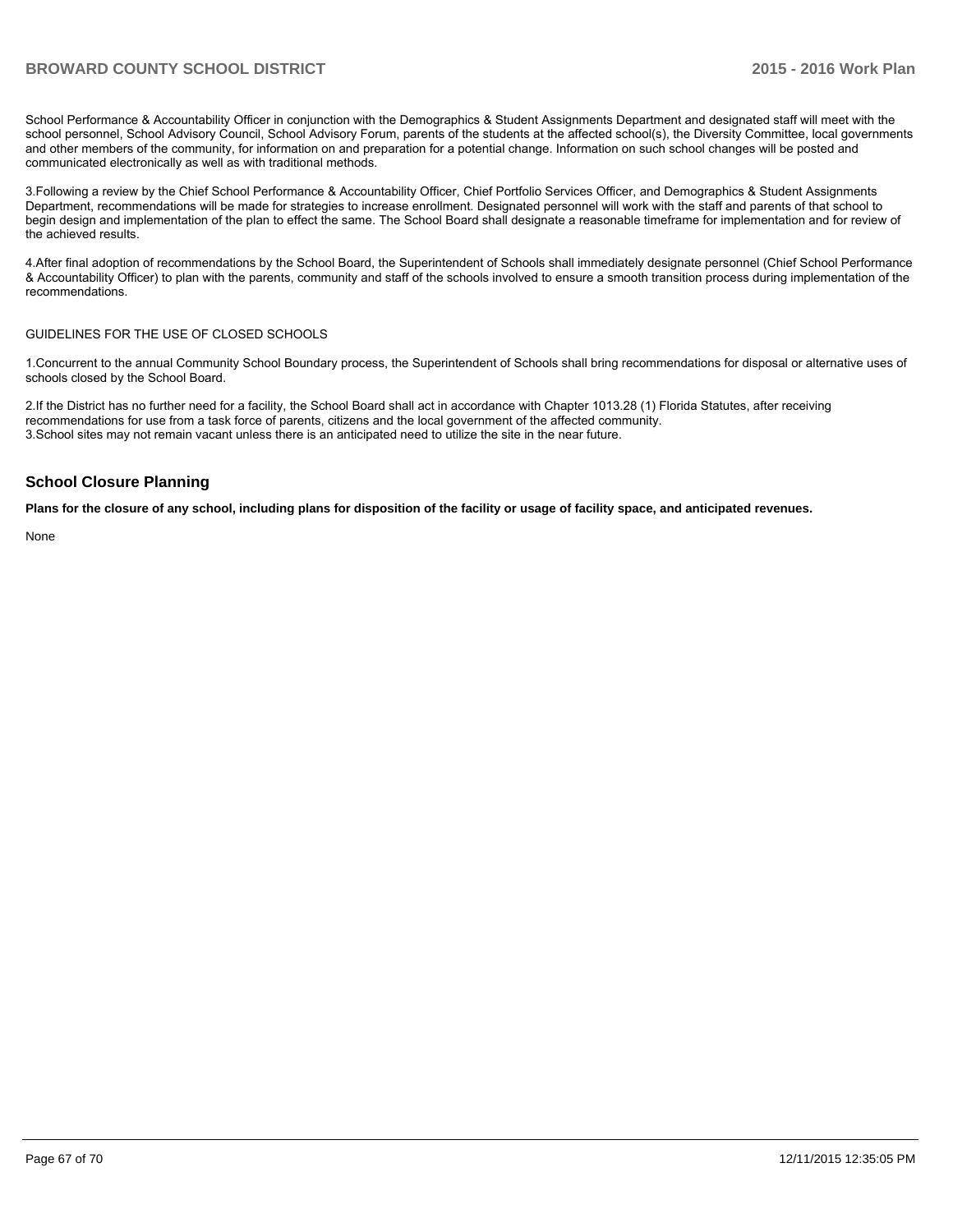School Performance & Accountability Officer in conjunction with the Demographics & Student Assignments Department and designated staff will meet with the school personnel, School Advisory Council, School Advisory Forum, parents of the students at the affected school(s), the Diversity Committee, local governments and other members of the community, for information on and preparation for a potential change. Information on such school changes will be posted and communicated electronically as well as with traditional methods.

3.Following a review by the Chief School Performance & Accountability Officer, Chief Portfolio Services Officer, and Demographics & Student Assignments Department, recommendations will be made for strategies to increase enrollment. Designated personnel will work with the staff and parents of that school to begin design and implementation of the plan to effect the same. The School Board shall designate a reasonable timeframe for implementation and for review of the achieved results.

4.After final adoption of recommendations by the School Board, the Superintendent of Schools shall immediately designate personnel (Chief School Performance & Accountability Officer) to plan with the parents, community and staff of the schools involved to ensure a smooth transition process during implementation of the recommendations.

GUIDELINES FOR THE USE OF CLOSED SCHOOLS

1.Concurrent to the annual Community School Boundary process, the Superintendent of Schools shall bring recommendations for disposal or alternative uses of schools closed by the School Board.

2.If the District has no further need for a facility, the School Board shall act in accordance with Chapter 1013.28 (1) Florida Statutes, after receiving recommendations for use from a task force of parents, citizens and the local government of the affected community.
3.School sites may not remain vacant unless there is an anticipated need to utilize the site in the near future.

## School Closure Planning

**Plans for the closure of any school, including plans for disposition of the facility or usage of facility space, and anticipated revenues.**

None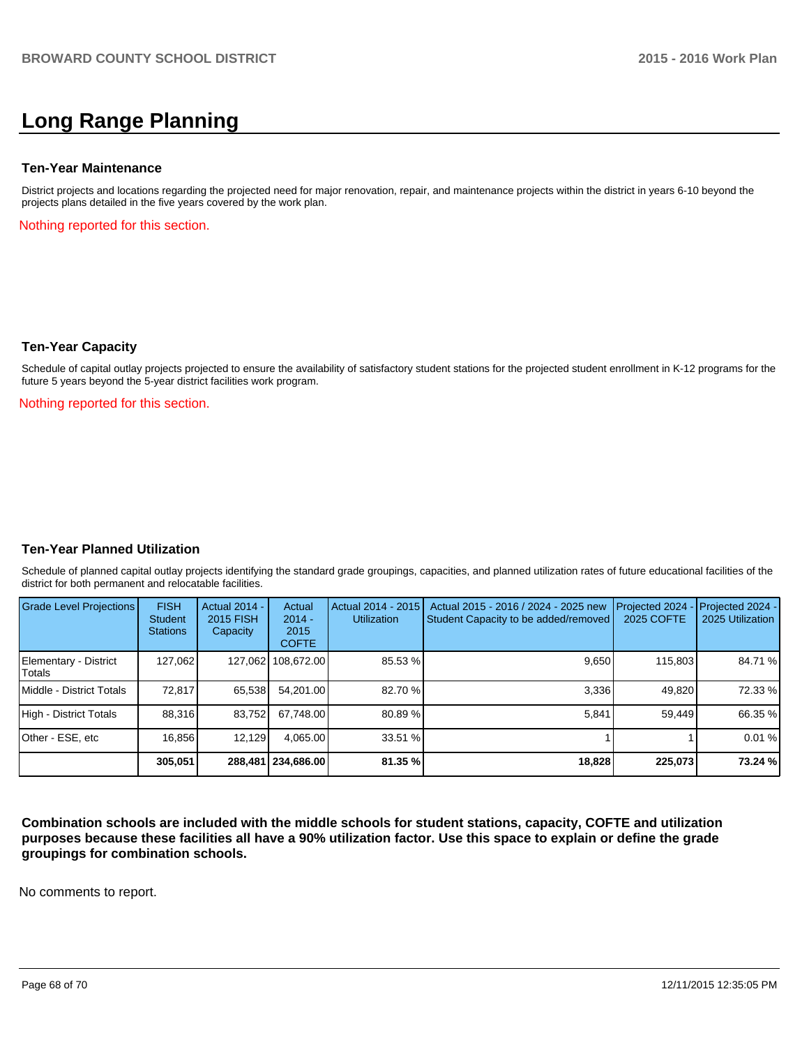# Long Range Planning

### Ten-Year Maintenance

District projects and locations regarding the projected need for major renovation, repair, and maintenance projects within the district in years 6-10 beyond the projects plans detailed in the five years covered by the work plan.

Nothing reported for this section.

### Ten-Year Capacity

Schedule of capital outlay projects projected to ensure the availability of satisfactory student stations for the projected student enrollment in K-12 programs for the future 5 years beyond the 5-year district facilities work program.

Nothing reported for this section.

### Ten-Year Planned Utilization

Schedule of planned capital outlay projects identifying the standard grade groupings, capacities, and planned utilization rates of future educational facilities of the district for both permanent and relocatable facilities.

| Grade Level Projections | FISH Student Stations | Actual 2014 - 2015 FISH Capacity | Actual 2014 - 2015 COFTE | Actual 2014 - 2015 Utilization | Actual 2015 - 2016 / 2024 - 2025 new Student Capacity to be added/removed | Projected 2024 - 2025 COFTE | Projected 2024 - 2025 Utilization |
|---|---|---|---|---|---|---|---|
| Elementary - District Totals | 127,062 | 127,062 | 108,672.00 | 85.53 % | 9,650 | 115,803 | 84.71 % |
| Middle - District Totals | 72,817 | 65,538 | 54,201.00 | 82.70 % | 3,336 | 49,820 | 72.33 % |
| High - District Totals | 88,316 | 83,752 | 67,748.00 | 80.89 % | 5,841 | 59,449 | 66.35 % |
| Other - ESE, etc | 16,856 | 12,129 | 4,065.00 | 33.51 % | 1 | 1 | 0.01 % |
| | **305,051** | **288,481** | **234,686.00** | **81.35 %** | **18,828** | **225,073** | **73.24 %** |

**Combination schools are included with the middle schools for student stations, capacity, COFTE and utilization purposes because these facilities all have a 90% utilization factor. Use this space to explain or define the grade groupings for combination schools.**

No comments to report.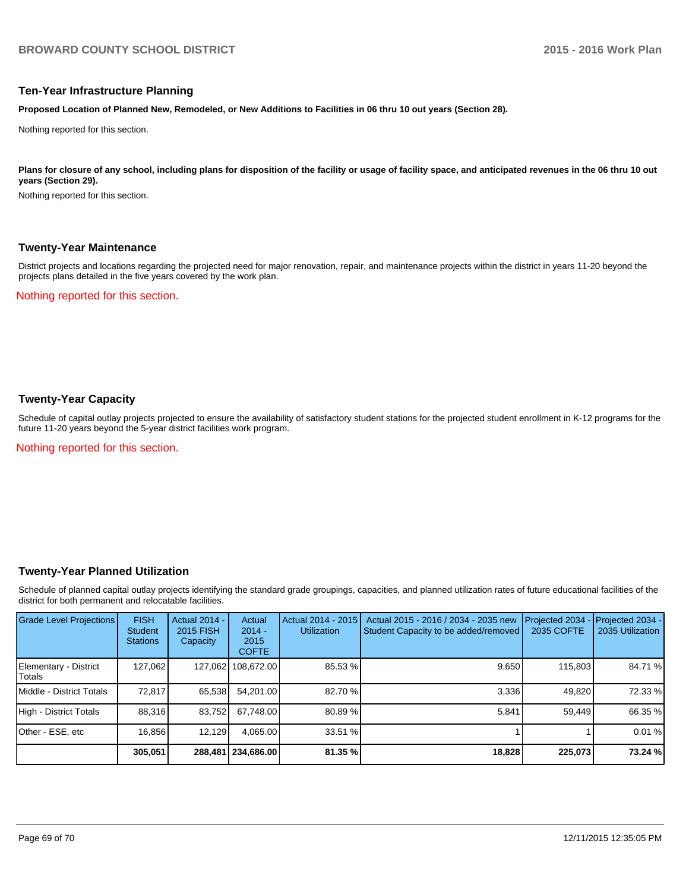## Ten-Year Infrastructure Planning

**Proposed Location of Planned New, Remodeled, or New Additions to Facilities in 06 thru 10 out years (Section 28).**

Nothing reported for this section.

**Plans for closure of any school, including plans for disposition of the facility or usage of facility space, and anticipated revenues in the 06 thru 10 out years (Section 29).**

Nothing reported for this section.

## Twenty-Year Maintenance

District projects and locations regarding the projected need for major renovation, repair, and maintenance projects within the district in years 11-20 beyond the projects plans detailed in the five years covered by the work plan.

Nothing reported for this section.

## Twenty-Year Capacity

Schedule of capital outlay projects projected to ensure the availability of satisfactory student stations for the projected student enrollment in K-12 programs for the future 11-20 years beyond the 5-year district facilities work program.

Nothing reported for this section.

## Twenty-Year Planned Utilization

Schedule of planned capital outlay projects identifying the standard grade groupings, capacities, and planned utilization rates of future educational facilities of the district for both permanent and relocatable facilities.

| Grade Level Projections | FISH Student Stations | Actual 2014 - 2015 FISH Capacity | Actual 2014 - 2015 COFTE | Actual 2014 - 2015 Utilization | Actual 2015 - 2016 / 2034 - 2035 new Student Capacity to be added/removed | Projected 2034 - 2035 COFTE | Projected 2034 - 2035 Utilization |
|---|---|---|---|---|---|---|---|
| Elementary - District Totals | 127,062 | 127,062 | 108,672.00 | 85.53 % | 9,650 | 115,803 | 84.71 % |
| Middle - District Totals | 72,817 | 65,538 | 54,201.00 | 82.70 % | 3,336 | 49,820 | 72.33 % |
| High - District Totals | 88,316 | 83,752 | 67,748.00 | 80.89 % | 5,841 | 59,449 | 66.35 % |
| Other - ESE, etc | 16,856 | 12,129 | 4,065.00 | 33.51 % | 1 | 1 | 0.01 % |
| | **305,051** | **288,481** | **234,686.00** | **81.35 %** | **18,828** | **225,073** | **73.24 %** |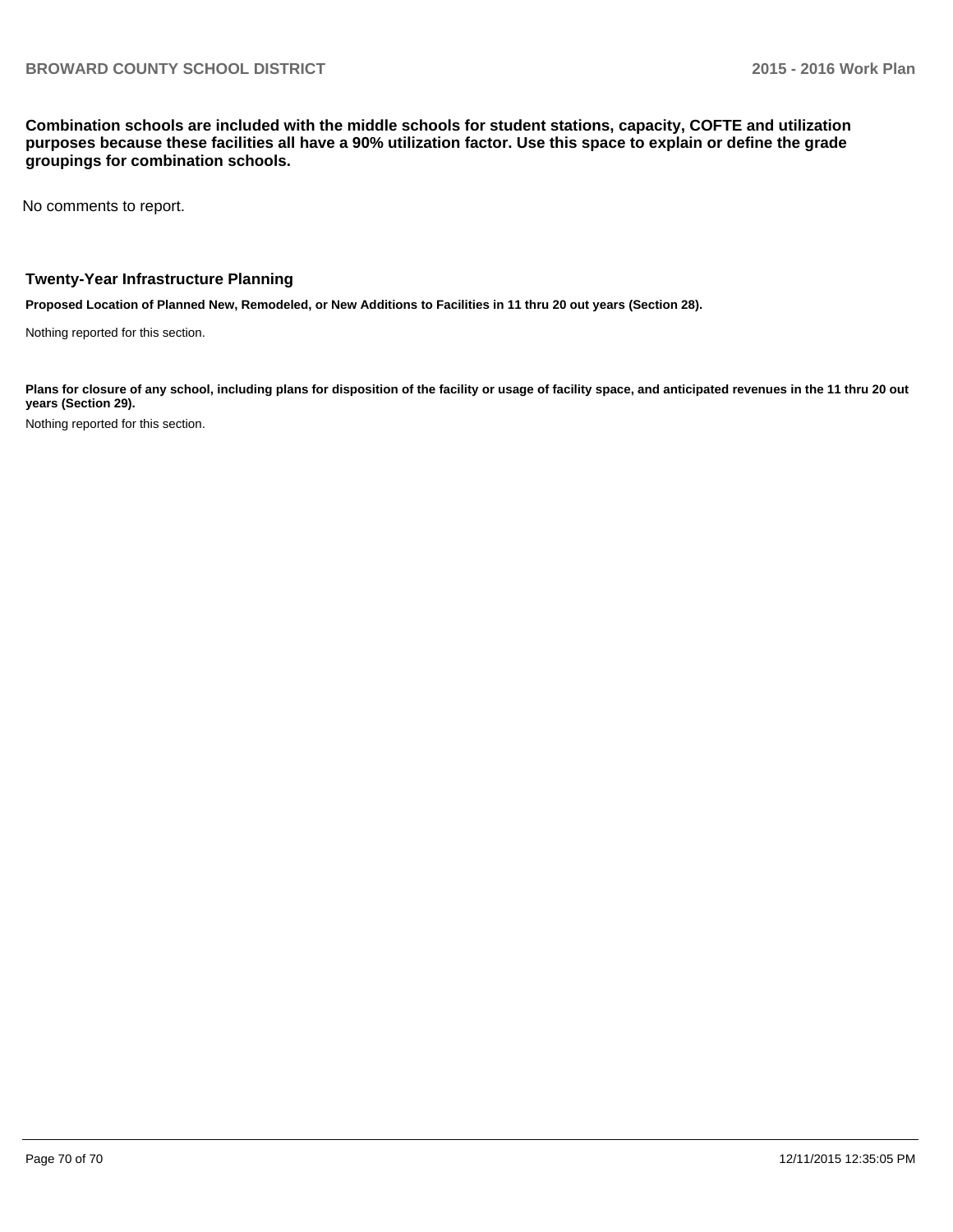**Combination schools are included with the middle schools for student stations, capacity, COFTE and utilization purposes because these facilities all have a 90% utilization factor. Use this space to explain or define the grade groupings for combination schools.**

No comments to report.

## Twenty-Year Infrastructure Planning

**Proposed Location of Planned New, Remodeled, or New Additions to Facilities in 11 thru 20 out years (Section 28).**

Nothing reported for this section.

**Plans for closure of any school, including plans for disposition of the facility or usage of facility space, and anticipated revenues in the 11 thru 20 out years (Section 29).**

Nothing reported for this section.